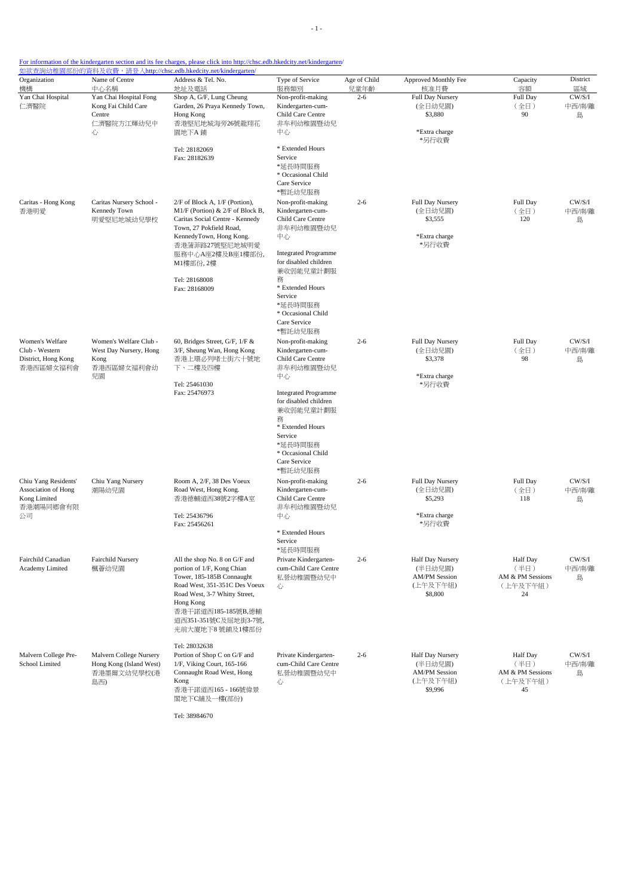For information of the kindergarten section and its fee charges, please click into http://chsc.edb.hkedcity.net/kindergarten/
如欲查詢幼稚園部份的資料及收費，請登入http://chsc.edb.hkedcity.net/kindergarten/

| Organization 機構 | Name of Centre 中心名稱 | Address & Tel. No. 地址及電話 | Type of Service 服務類別 | Age of Child 兒童年齡 | Approved Monthly Fee 核准月費 | Capacity 容額 | District 區域 |
|---|---|---|---|---|---|---|---|
| Yan Chai Hospital 仁濟醫院 | Yan Chai Hospital Fong Kong Fai Child Care Centre 仁濟醫院方江輝幼兒中心 | Shop A, G/F, Lung Cheung Garden, 26 Praya Kennedy Town, Hong Kong 香港堅尼地城海旁26號龍翔花園地下A鋪<br><br>Tel: 28182069<br>Fax: 28182639 | Non-profit-making Kindergarten-cum-Child Care Centre 非牟利幼稚園暨幼兒中心<br><br>* Extended Hours Service *延長時間服務<br>* Occasional Child Care Service *暫託幼兒服務 | 2-6 | Full Day Nursery (全日幼兒園) $3,880<br><br>*Extra charge *另行收費 | Full Day (全日) 90 | CW/S/I 中西/南/離島 |
| Caritas - Hong Kong 香港明愛 | Caritas Nursery School - Kennedy Town 明愛堅尼地城幼兒學校 | 2/F of Block A, 1/F (Portion), M1/F (Portion) & 2/F of Block B, Caritas Social Centre - Kennedy Town, 27 Pokfield Road, KennedyTown, Hong Kong. 香港蒲菲路27號堅尼地城明愛服務中心A座2樓及B座1樓部份, M1樓部份, 2樓<br><br>Tel: 28168008<br>Fax: 28168009 | Non-profit-making Kindergarten-cum-Child Care Centre 非牟利幼稚園暨幼兒中心<br><br>Integrated Programme for disabled children 兼收弱能兒童計劃服務<br>* Extended Hours Service *延長時間服務<br>* Occasional Child Care Service *暫託幼兒服務 | 2-6 | Full Day Nursery (全日幼兒園) $3,555<br><br>*Extra charge *另行收費 | Full Day (全日) 120 | CW/S/I 中西/南/離島 |
| Women's Welfare Club - Western District, Hong Kong 香港西區婦女福利會 | Women's Welfare Club - West Day Nursery, Hong Kong 香港西區婦女福利會幼兒園 | 60, Bridges Street, G/F, 1/F & 3/F, Sheung Wan, Hong Kong 香港上環必列啫士街六十號地下、二樓及四樓<br><br>Tel: 25461030<br>Fax: 25476973 | Non-profit-making Kindergarten-cum-Child Care Centre 非牟利幼稚園暨幼兒中心<br><br>Integrated Programme for disabled children 兼收弱能兒童計劃服務<br>* Extended Hours Service *延長時間服務<br>* Occasional Child Care Service *暫託幼兒服務 | 2-6 | Full Day Nursery (全日幼兒園) $3,378<br><br>*Extra charge *另行收費 | Full Day (全日) 98 | CW/S/I 中西/南/離島 |
| Chiu Yang Residents' Association of Hong Kong Limited 香港潮陽同鄉會有限公司 | Chiu Yang Nursery 潮陽幼兒園 | Room A, 2/F, 38 Des Voeux Road West, Hong Kong. 香港德輔道西38號2字樓A室<br><br>Tel: 25436796<br>Fax: 25456261 | Non-profit-making Kindergarten-cum-Child Care Centre 非牟利幼稚園暨幼兒中心<br><br>* Extended Hours Service *延長時間服務 | 2-6 | Full Day Nursery (全日幼兒園) $5,293<br><br>*Extra charge *另行收費 | Full Day (全日) 118 | CW/S/I 中西/南/離島 |
| Fairchild Canadian Academy Limited | Fairchild Nursery 楓薈幼兒園 | All the shop No. 8 on G/F and portion of 1/F, Kong Chian Tower, 185-185B Connaught Road West, 351-351C Des Voeux Road West, 3-7 Whitty Street, Hong Kong 香港干諾道西185-185號B,德輔道西351-351號C及屈地街3-7號,光前大廈地下8 號鋪及1樓部份<br><br>Tel: 28032638 | Private Kindergarten-cum-Child Care Centre 私營幼稚園暨幼兒中心 | 2-6 | Half Day Nursery (半日幼兒園) AM/PM Session (上午及下午組) $8,800 | Half Day (半日) AM & PM Sessions (上午及下午組) 24 | CW/S/I 中西/南/離島 |
| Malvern College Pre-School Limited | Malvern College Nursery Hong Kong (Island West) 香港墨爾文幼兒學校(港島西) | Portion of Shop C on G/F and 1/F, Viking Court, 165-166 Connaught Road West, Hong Kong 香港干諾道西165 - 166號偉景閣地下C舖及一樓(部份)<br><br>Tel: 38984670 | Private Kindergarten-cum-Child Care Centre 私營幼稚園暨幼兒中心 | 2-6 | Half Day Nursery (半日幼兒園) AM/PM Session (上午及下午組) $9,996 | Half Day (半日) AM & PM Sessions (上午及下午組) 45 | CW/S/I 中西/南/離島 |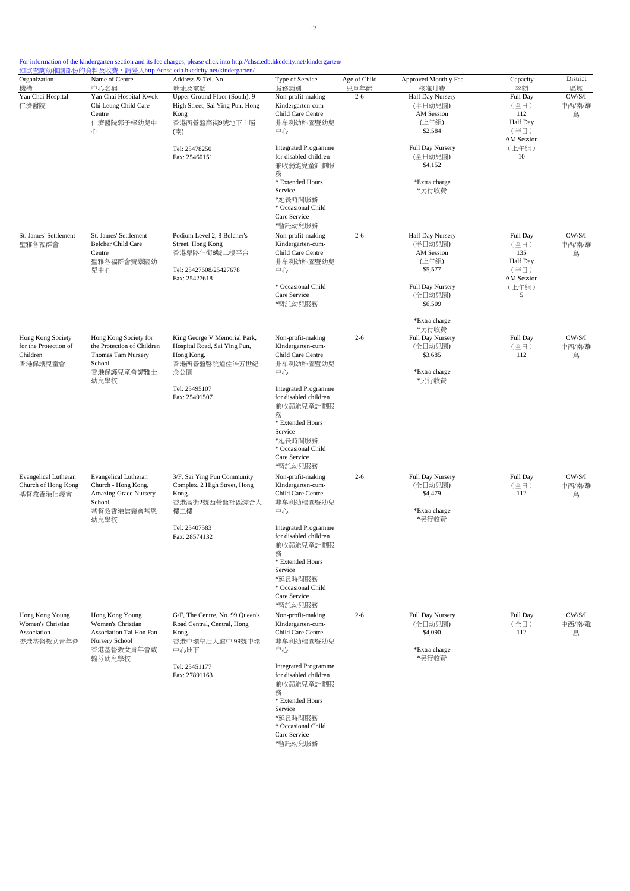For information of the kindergarten section and its fee charges, please click into http://chsc.edb.hkedcity.net/kindergarten/
如欲查詢幼稚園部份的資料及收費，請登入http://chsc.edb.hkedcity.net/kindergarten/

| Organization 機構 | Name of Centre 中心名稱 | Address & Tel. No. 地址及電話 | Type of Service 服務類別 | Age of Child 兒童年齡 | Approved Monthly Fee 核准月費 | Capacity 容額 | District 區域 |
|---|---|---|---|---|---|---|---|
| Yan Chai Hospital 仁濟醫院 | Yan Chai Hospital Kwok Chi Leung Child Care Centre 仁濟醫院郭子樑幼兒中心 | Upper Ground Floor (South), 9 High Street, Sai Ying Pun, Hong Kong 香港西營盤高街9號地下上層(南) Tel: 25478250 Fax: 25460151 | Non-profit-making Kindergarten-cum-Child Care Centre 非牟利幼稚園暨幼兒中心 Integrated Programme for disabled children 兼收弱能兒童計劃服務 * Extended Hours Service *延長時間服務 * Occasional Child Care Service *暫託幼兒服務 | 2-6 | Half Day Nursery (半日幼兒園) AM Session (上午組) $2,584 Full Day Nursery (全日幼兒園) $4,152 *Extra charge *另行收費 | Full Day (全日) 112 Half Day (半日) AM Session (上午組) 10 | CW/S/I 中西/南/離島 |
| St. James' Settlement 聖雅各福群會 | St. James' Settlement Belcher Child Care Centre 聖雅各福群會寶翠園幼兒中心 | Podium Level 2, 8 Belcher's Street, Hong Kong 香港卑路乍街8號二樓平台 Tel: 25427608/25427678 Fax: 25427618 | Non-profit-making Kindergarten-cum-Child Care Centre 非牟利幼稚園暨幼兒中心 * Occasional Child Care Service *暫託幼兒服務 | 2-6 | Half Day Nursery (半日幼兒園) AM Session (上午組) $5,577 Full Day Nursery (全日幼兒園) $6,509 *Extra charge *另行收費 | Full Day (全日) 135 Half Day (半日) AM Session (上午組) 5 | CW/S/I 中西/南/離島 |
| Hong Kong Society for the Protection of Children 香港保護兒童會 | Hong Kong Society for the Protection of Children Thomas Tam Nursery School 香港保護兒童會譚雅士幼兒學校 | King George V Memorial Park, Hospital Road, Sai Ying Pun, Hong Kong. 香港西營盤醫院道佐治五世紀念公園 Tel: 25495107 Fax: 25491507 | Non-profit-making Kindergarten-cum-Child Care Centre 非牟利幼稚園暨幼兒中心 Integrated Programme for disabled children 兼收弱能兒童計劃服務 * Extended Hours Service *延長時間服務 * Occasional Child Care Service *暫託幼兒服務 | 2-6 | Full Day Nursery (全日幼兒園) $3,685 *Extra charge *另行收費 | Full Day (全日) 112 | CW/S/I 中西/南/離島 |
| Evangelical Lutheran Church of Hong Kong 基督教香港信義會 | Evangelical Lutheran Church - Hong Kong, Amazing Grace Nursery School 基督教香港信義會基恩幼兒學校 | 3/F, Sai Ying Pun Community Complex, 2 High Street, Hong Kong. 香港高街2號西營盤社區綜合大樓三樓 Tel: 25407583 Fax: 28574132 | Non-profit-making Kindergarten-cum-Child Care Centre 非牟利幼稚園暨幼兒中心 Integrated Programme for disabled children 兼收弱能兒童計劃服務 * Extended Hours Service *延長時間服務 * Occasional Child Care Service *暫託幼兒服務 | 2-6 | Full Day Nursery (全日幼兒園) $4,479 *Extra charge *另行收費 | Full Day (全日) 112 | CW/S/I 中西/南/離島 |
| Hong Kong Young Women's Christian Association 香港基督教女青年會 | Hong Kong Young Women's Christian Association Tai Hon Fan Nursery School 香港基督教女青年會戴翰芬幼兒學校 | G/F, The Centre, No. 99 Queen's Road Central, Central, Hong Kong. 香港中環皇后大道中99號中環中心地下 Tel: 25451177 Fax: 27891163 | Non-profit-making Kindergarten-cum-Child Care Centre 非牟利幼稚園暨幼兒中心 Integrated Programme for disabled children 兼收弱能兒童計劃服務 * Extended Hours Service *延長時間服務 * Occasional Child Care Service *暫託幼兒服務 | 2-6 | Full Day Nursery (全日幼兒園) $4,090 *Extra charge *另行收費 | Full Day (全日) 112 | CW/S/I 中西/南/離島 |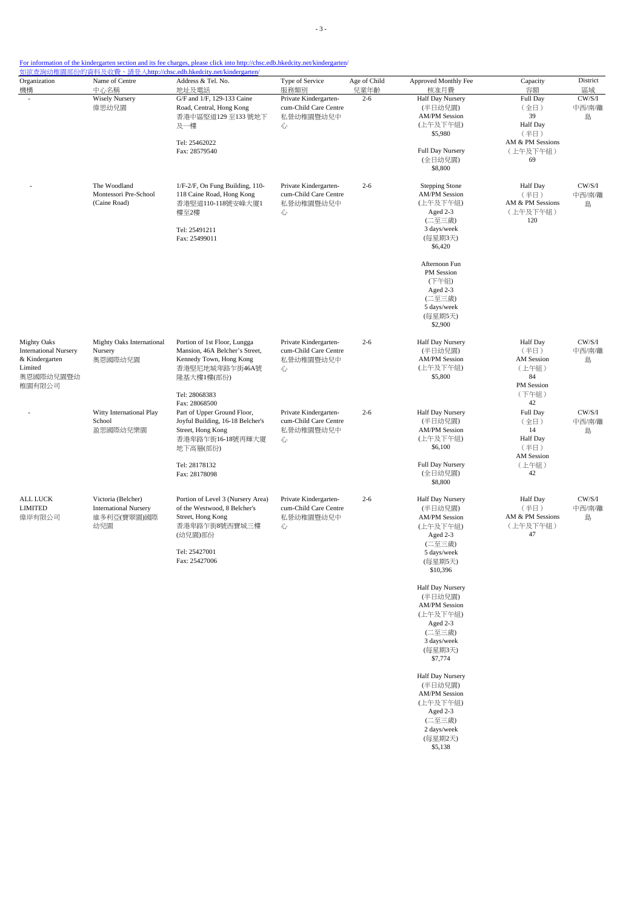For information of the kindergarten section and its fee charges, please click into http://chsc.edb.hkedcity.net/kindergarten/
如欲查詢幼稚園部份的資料及收費，請登入http://chsc.edb.hkedcity.net/kindergarten/

| Organization 機構 | Name of Centre 中心名稱 | Address & Tel. No. 地址及電話 | Type of Service 服務類別 | Age of Child 兒童年齡 | Approved Monthly Fee 核准月費 | Capacity 容額 | District 區域 |
|---|---|---|---|---|---|---|---|
| - | Wisely Nursery 偉思幼兒園 | G/F and 1/F, 129-133 Caine Road, Central, Hong Kong 香港中區堅道129 至133 號地下及一樓<br><br>Tel: 25462022<br>Fax: 28579540 | Private Kindergarten-cum-Child Care Centre 私營幼稚園暨幼兒中心 | 2-6 | Half Day Nursery (半日幼兒園) AM/PM Session (上午及下午組) $5,980<br><br>Full Day Nursery (全日幼兒園) $8,800 | Full Day (全日) 39<br>Half Day (半日) AM & PM Sessions (上午及下午組) 69 | CW/S/I 中西/南/離島 |
| - | The Woodland Montessori Pre-School (Caine Road) | 1/F-2/F, On Fung Building, 110-118 Caine Road, Hong Kong 香港堅道110-118號安峰大廈1樓至2樓<br><br>Tel: 25491211<br>Fax: 25499011 | Private Kindergarten-cum-Child Care Centre 私營幼稚園暨幼兒中心 | 2-6 | Stepping Stone AM/PM Session (上午及下午組) Aged 2-3 (二至三歲) 3 days/week (每星期3天) $6,420<br><br>Afternoon Fun PM Session (下午組) Aged 2-3 (二至三歲) 5 days/week (每星期5天) $2,900 | Half Day (半日) AM & PM Sessions (上午及下午組) 120 | CW/S/I 中西/南/離島 |
| Mighty Oaks International Nursery & Kindergarten Limited 奧恩國際幼兒園暨幼稚園有限公司 | Mighty Oaks International Nursery 奧恩國際幼兒園 | Portion of 1st Floor, Lungga Mansion, 46A Belcher's Street, Kennedy Town, Hong Kong 香港堅尼地城卑路乍街46A號隆基大樓1樓(部份)<br><br>Tel: 28068383<br>Fax: 28068500 | Private Kindergarten-cum-Child Care Centre 私營幼稚園暨幼兒中心 | 2-6 | Half Day Nursery (半日幼兒園) AM/PM Session (上午及下午組) $5,800 | Half Day (半日) AM Session (上午組) 84<br>PM Session (下午組) 42 | CW/S/I 中西/南/離島 |
| - | Witty International Play School 盈思國際幼兒樂園 | Part of Upper Ground Floor, Joyful Building, 16-18 Belcher's Street, Hong Kong 香港卑路乍街16-18號再輝大廈地下高層(部份)<br><br>Tel: 28178132<br>Fax: 28178098 | Private Kindergarten-cum-Child Care Centre 私營幼稚園暨幼兒中心 | 2-6 | Half Day Nursery (半日幼兒園) AM/PM Session (上午及下午組) $6,100<br><br>Full Day Nursery (全日幼兒園) $8,800 | Full Day (全日) 14<br>Half Day (半日) AM Session (上午組) 42 | CW/S/I 中西/南/離島 |
| ALL LUCK LIMITED 偉岸有限公司 | Victoria (Belcher) International Nursery 維多利亞(寶翠園)國際幼兒園 | Portion of Level 3 (Nursery Area) of the Westwood, 8 Belcher's Street, Hong Kong 香港卑路乍街8號西寶城三樓(幼兒園)部份<br><br>Tel: 25427001<br>Fax: 25427006 | Private Kindergarten-cum-Child Care Centre 私營幼稚園暨幼兒中心 | 2-6 | Half Day Nursery (半日幼兒園) AM/PM Session (上午及下午組) Aged 2-3 (二至三歲) 5 days/week (每星期5天) $10,396<br><br>Half Day Nursery (半日幼兒園) AM/PM Session (上午及下午組) Aged 2-3 (二至三歲) 3 days/week (每星期3天) $7,774<br><br>Half Day Nursery (半日幼兒園) AM/PM Session (上午及下午組) Aged 2-3 (二至三歲) 2 days/week (每星期2天) $5,138 | Half Day (半日) AM & PM Sessions (上午及下午組) 47 | CW/S/I 中西/南/離島 |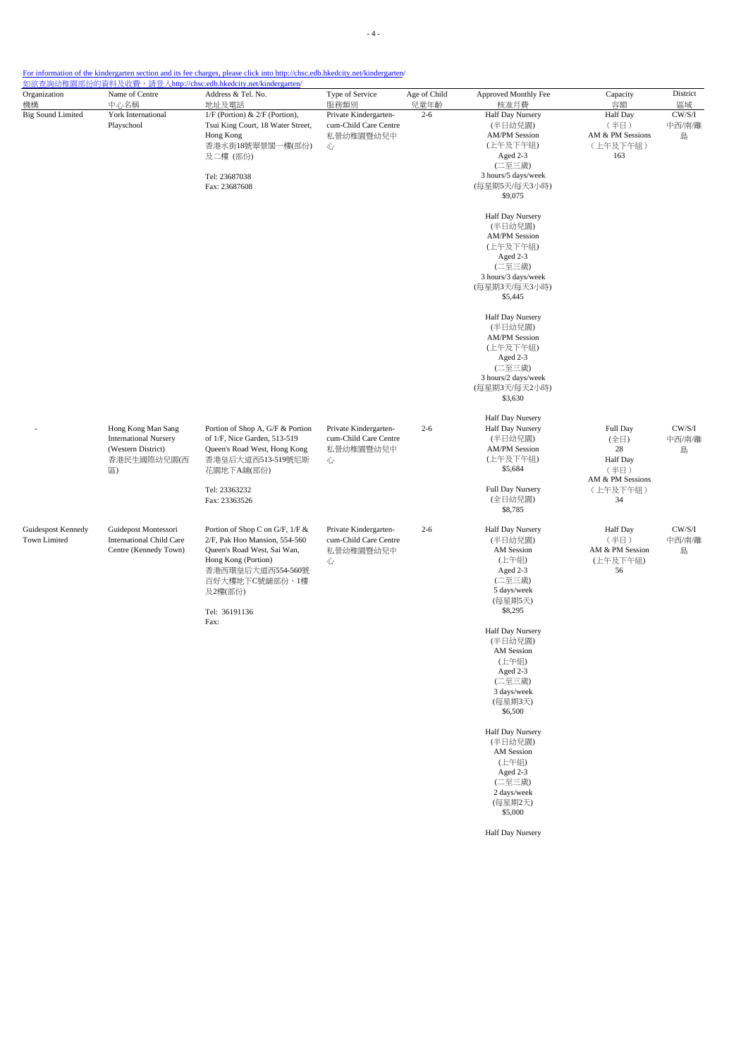For information of the kindergarten section and its fee charges, please click into http://chsc.edb.hkedcity.net/kindergarten/
如欲查詢幼稚園部份的資料及收費，請登入http://chsc.edb.hkedcity.net/kindergarten/

| Organization 機構 | Name of Centre 中心名稱 | Address & Tel. No. 地址及電話 | Type of Service 服務類別 | Age of Child 兒童年齡 | Approved Monthly Fee 核准月費 | Capacity 容額 | District 區域 |
|---|---|---|---|---|---|---|---|
| Big Sound Limited | York International Playschool | 1/F (Portion) & 2/F (Portion), Tsui King Court, 18 Water Street, Hong Kong<br>香港水街18號翠景閣一樓(部份)及二樓 (部份)<br>Tel: 23687038<br>Fax: 23687608 | Private Kindergarten-cum-Child Care Centre<br>私營幼稚園暨幼兒中心 | 2-6 | Half Day Nursery (半日幼兒園) AM/PM Session (上午及下午組) Aged 2-3 (二至三歲) 3 hours/5 days/week (每星期5天/每天3小時) $9,075<br><br>Half Day Nursery (半日幼兒園) AM/PM Session (上午及下午組) Aged 2-3 (二至三歲) 3 hours/3 days/week (每星期3天/每天3小時) $5,445<br><br>Half Day Nursery (半日幼兒園) AM/PM Session (上午及下午組) Aged 2-3 (二至三歲) 3 hours/2 days/week (每星期3天/每天2小時) $3,630<br><br>Half Day Nursery | Half Day (半日) AM & PM Sessions (上午及下午組) 163 | CW/S/I 中西/南/離島 |
| - | Hong Kong Man Sang International Nursery (Western District)<br>香港民生國際幼兒園(西區) | Portion of Shop A, G/F & Portion of 1/F, Nice Garden, 513-519 Queen's Road West, Hong Kong<br>香港皇后大道西513-519號尼斯花園地下A舖(部份)<br>Tel: 23363232<br>Fax: 23363526 | Private Kindergarten-cum-Child Care Centre<br>私營幼稚園暨幼兒中心 | 2-6 | Half Day Nursery (半日幼兒園) AM/PM Session (上午及下午組) $5,684<br><br>Full Day Nursery (全日幼兒園) $8,785 | Full Day (全日) 28<br>Half Day (半日) AM & PM Sessions (上午及下午組) 34 | CW/S/I 中西/南/離島 |
| Guidespost Kennedy Town Limited | Guidepost Montessori International Child Care Centre (Kennedy Town) | Portion of Shop C on G/F, 1/F & 2/F, Pak Hoo Mansion, 554-560 Queen's Road West, Sai Wan, Hong Kong (Portion)<br>香港西環皇后大道西554-560號百好大樓地下C號舖部份、1樓及2樓(部份)<br>Tel: 36191136<br>Fax: | Private Kindergarten-cum-Child Care Centre<br>私營幼稚園暨幼兒中心 | 2-6 | Half Day Nursery (半日幼兒園) AM Session (上午組) Aged 2-3 (二至三歲) 5 days/week (每星期5天) $8,295<br><br>Half Day Nursery (半日幼兒園) AM Session (上午組) Aged 2-3 (二至三歲) 3 days/week (每星期3天) $6,500<br><br>Half Day Nursery (半日幼兒園) AM Session (上午組) Aged 2-3 (二至三歲) 2 days/week (每星期2天) $5,000<br><br>Half Day Nursery | Half Day (半日) AM & PM Session (上午及下午組) 56 | CW/S/I 中西/南/離島 |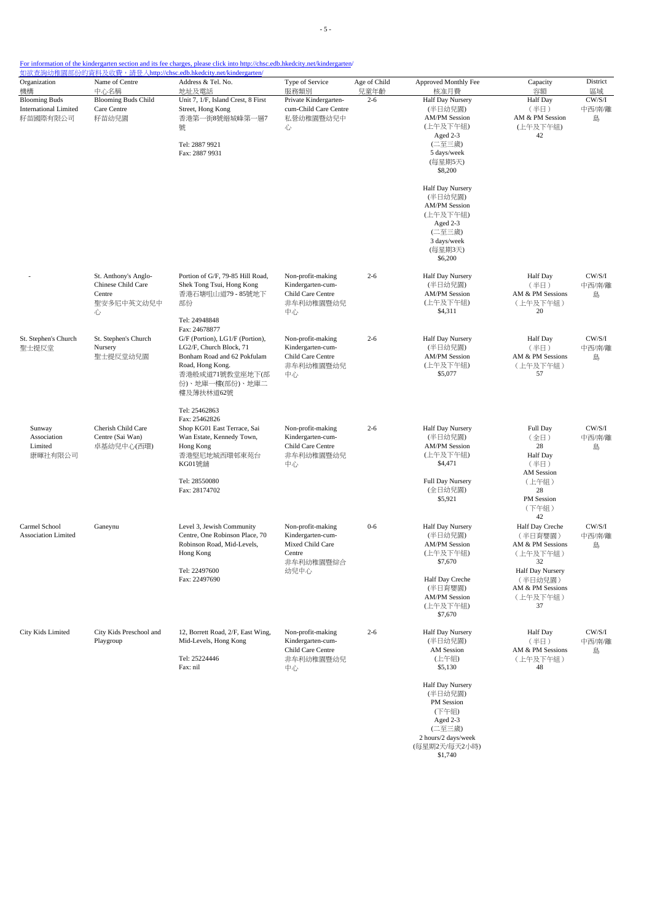For information of the kindergarten section and its fee charges, please click into http://chsc.edb.hkedcity.net/kindergarten/
如欲查詢幼稚園部份的資料及收費，請登入http://chsc.edb.hkedcity.net/kindergarten/

| Organization 機構 | Name of Centre 中心名稱 | Address & Tel. No. 地址及電話 | Type of Service 服務類別 | Age of Child 兒童年齡 | Approved Monthly Fee 核准月費 | Capacity 容額 | District 區域 |
|---|---|---|---|---|---|---|---|
| Blooming Buds International Limited 籽苗國際有限公司 | Blooming Buds Child Care Centre 籽苗幼兒園 | Unit 7, 1/F, Island Crest, 8 First Street, Hong Kong 香港第一街8號縉城峰第一層7號<br><br>Tel: 2887 9921<br>Fax: 2887 9931 | Private Kindergarten-cum-Child Care Centre 私營幼稚園暨幼兒中心 | 2-6 | Half Day Nursery (半日幼兒園) AM/PM Session (上午及下午組) Aged 2-3 (二至三歲) 5 days/week (每星期5天) $8,200<br><br>Half Day Nursery (半日幼兒園) AM/PM Session (上午及下午組) Aged 2-3 (二至三歲) 3 days/week (每星期3天) $6,200 | Half Day (半日) AM & PM Session (上午及下午組) 42 | CW/S/I 中西/南/離島 |
| - | St. Anthony's Anglo-Chinese Child Care Centre 聖安多尼中英文幼兒中心 | Portion of G/F, 79-85 Hill Road, Shek Tong Tsui, Hong Kong 香港石塘咀山道79 - 85號地下部份<br><br>Tel: 24948848<br>Fax: 24678877 | Non-profit-making Kindergarten-cum-Child Care Centre 非牟利幼稚園暨幼兒中心 | 2-6 | Half Day Nursery (半日幼兒園) AM/PM Session (上午及下午組) $4,311 | Half Day (半日) AM & PM Sessions (上午及下午組) 20 | CW/S/I 中西/南/離島 |
| St. Stephen's Church 聖士提反堂 | St. Stephen's Church Nursery 聖士提反堂幼兒園 | G/F (Portion), LG1/F (Portion), LG2/F, Church Block, 71 Bonham Road and 62 Pokfulam Road, Hong Kong. 香港般咸道71號教堂座地下(部份)、地庫一樓(部份)、地庫二樓及薄扶林道62號<br><br>Tel: 25462863<br>Fax: 25462826 | Non-profit-making Kindergarten-cum-Child Care Centre 非牟利幼稚園暨幼兒中心 | 2-6 | Half Day Nursery (半日幼兒園) AM/PM Session (上午及下午組) $5,077 | Half Day (半日) AM & PM Sessions (上午及下午組) 57 | CW/S/I 中西/南/離島 |
| Sunway Association Limited 康暉社有限公司 | Cherish Child Care Centre (Sai Wan) 卓基幼兒中心(西環) | Shop KG01 East Terrace, Sai Wan Estate, Kennedy Town, Hong Kong 香港堅尼地城西環邨東苑台KG01號舖<br><br>Tel: 28550080<br>Fax: 28174702 | Non-profit-making Kindergarten-cum-Child Care Centre 非牟利幼稚園暨幼兒中心 | 2-6 | Half Day Nursery (半日幼兒園) AM/PM Session (上午及下午組) $4,471<br><br>Full Day Nursery (全日幼兒園) $5,921 | Full Day (全日) 28<br>Half Day (半日) AM Session (上午組) 28<br>PM Session (下午組) 42 | CW/S/I 中西/南/離島 |
| Carmel School Association Limited | Ganeynu | Level 3, Jewish Community Centre, One Robinson Place, 70 Robinson Road, Mid-Levels, Hong Kong<br><br>Tel: 22497600<br>Fax: 22497690 | Non-profit-making Kindergarten-cum-Mixed Child Care Centre 非牟利幼稚園暨綜合幼兒中心 | 0-6 | Half Day Nursery (半日幼兒園) AM/PM Session (上午及下午組) $7,670<br><br>Half Day Creche (半日育嬰園) AM/PM Session (上午及下午組) $7,670 | Half Day Creche (半日育嬰園) AM & PM Sessions (上午及下午組) 32<br>Half Day Nursery (半日幼兒園) AM & PM Sessions (上午及下午組) 37 | CW/S/I 中西/南/離島 |
| City Kids Limited | City Kids Preschool and Playgroup | 12, Borrett Road, 2/F, East Wing, Mid-Levels, Hong Kong<br><br>Tel: 25224446<br>Fax: nil | Non-profit-making Kindergarten-cum-Child Care Centre 非牟利幼稚園暨幼兒中心 | 2-6 | Half Day Nursery (半日幼兒園) AM Session (上午組) $5,130<br><br>Half Day Nursery (半日幼兒園) PM Session (下午組) Aged 2-3 (二至三歲) 2 hours/2 days/week (每星期2天/每天2小時) $1,740 | Half Day (半日) AM & PM Sessions (上午及下午組) 48 | CW/S/I 中西/南/離島 |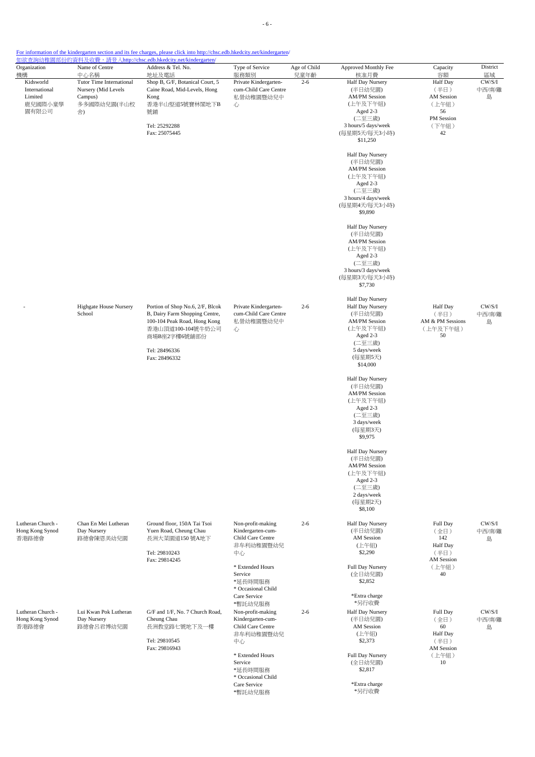For information of the kindergarten section and its fee charges, please click into http://chsc.edb.hkedcity.net/kindergarten/
如欲查詢幼稚園部份的資料及收費，請登入http://chsc.edb.hkedcity.net/kindergarten/

| Organization 機構 | Name of Centre 中心名稱 | Address & Tel. No. 地址及電話 | Type of Service 服務類別 | Age of Child 兒童年齡 | Approved Monthly Fee 核准月費 | Capacity 容額 | District 區域 |
|---|---|---|---|---|---|---|---|
| Kidsworld International Limited 鹿兒國際小童學園有限公司 | Tutor Time International Nursery (Mid Levels Campus) 多多國際幼兒園(半山校舍) | Shop B, G/F, Botanical Court, 5 Caine Road, Mid-Levels, Hong Kong 香港半山堅道5號寶林閣地下B號舖<br>Tel: 25292288<br>Fax: 25075445 | Private Kindergarten-cum-Child Care Centre 私營幼稚園暨幼兒中心 | 2-6 | Half Day Nursery (半日幼兒園) AM/PM Session (上午及下午組) Aged 2-3 (二至三歲) 3 hours/5 days/week (每星期5天/每天3小時) $11,250<br>Half Day Nursery (半日幼兒園) AM/PM Session (上午及下午組) Aged 2-3 (二至三歲) 3 hours/4 days/week (每星期4天/每天3小時) $9,890<br>Half Day Nursery (半日幼兒園) AM/PM Session (上午及下午組) Aged 2-3 (二至三歲) 3 hours/3 days/week (每星期3天/每天3小時) $7,730 | Half Day (半日) AM Session (上午組) 56 PM Session (下午組) 42 | CW/S/I 中西/南/離島 |
| - | Highgate House Nursery School | Portion of Shop No.6, 2/F, Blcok B, Dairy Farm Shopping Centre, 100-104 Peak Road, Hong Kong 香港山頂道100-104號牛奶公司商場B座2字樓6號舖部份<br>Tel: 28496336<br>Fax: 28496332 | Private Kindergarten-cum-Child Care Centre 私營幼稚園暨幼兒中心 | 2-6 | Half Day Nursery<br>Half Day Nursery (半日幼兒園) AM/PM Session (上午及下午組) Aged 2-3 (二至三歲) 5 days/week (每星期5天) $14,000<br>Half Day Nursery (半日幼兒園) AM/PM Session (上午及下午組) Aged 2-3 (二至三歲) 3 days/week (每星期3天) $9,975<br>Half Day Nursery (半日幼兒園) AM/PM Session (上午及下午組) Aged 2-3 (二至三歲) 2 days/week (每星期2天) $8,100 | Half Day AM & PM Sessions (上午及下午組) 50 | CW/S/I 中西/南/離島 |
| Lutheran Church - Hong Kong Synod 香港路德會 | Chan En Mei Lutheran Day Nursery 路德會陳恩美幼兒園 | Ground floor, 150A Tai Tsoi Yuen Road, Cheung Chau 長洲大菜園道150 號A地下<br>Tel: 29810243<br>Fax: 29814245 | Non-profit-making Kindergarten-cum-Child Care Centre 非牟利幼稚園暨幼兒中心<br>* Extended Hours Service *延長時間服務<br>* Occasional Child Care Service *暫託幼兒服務 | 2-6 | Half Day Nursery (半日幼兒園) AM Session (上午組) $2,290<br>Full Day Nursery (全日幼兒園) $2,852<br>*Extra charge *另行收費 | Full Day (全日) 142 Half Day (半日) AM Session (上午組) 40 | CW/S/I 中西/南/離島 |
| Lutheran Church - Hong Kong Synod 香港路德會 | Lui Kwan Pok Lutheran Day Nursery 路德會呂君博幼兒園 | G/F and 1/F, No. 7 Church Road, Cheung Chau 長洲教堂路七號地下及一樓<br>Tel: 29810545<br>Fax: 29816943 | Non-profit-making Kindergarten-cum-Child Care Centre 非牟利幼稚園暨幼兒中心<br>* Extended Hours Service *延長時間服務<br>* Occasional Child Care Service *暫託幼兒服務 | 2-6 | Half Day Nursery (半日幼兒園) AM Session (上午組) $2,373<br>Full Day Nursery (全日幼兒園) $2,817<br>*Extra charge *另行收費 | Full Day (全日) 60 Half Day (半日) AM Session (上午組) 10 | CW/S/I 中西/南/離島 |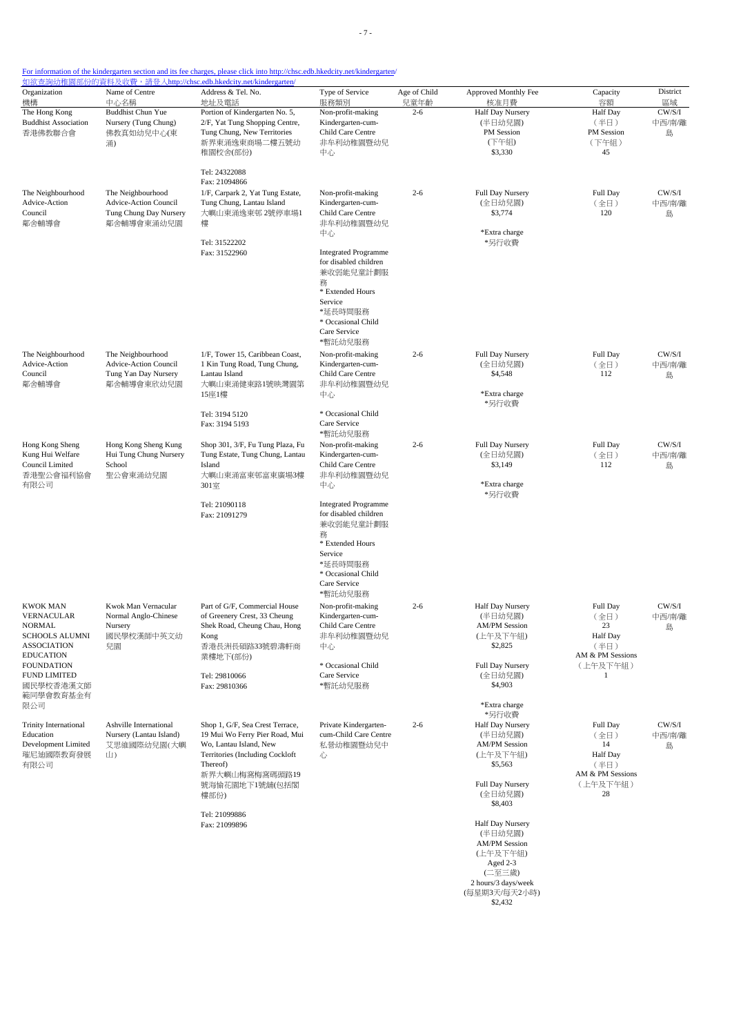For information of the kindergarten section and its fee charges, please click into http://chsc.edb.hkedcity.net/kindergarten/
如欲查詢幼稚園部份的資料及收費，請登入http://chsc.edb.hkedcity.net/kindergarten/

| Organization 機構 | Name of Centre 中心名稱 | Address & Tel. No. 地址及電話 | Type of Service 服務類別 | Age of Child 兒童年齡 | Approved Monthly Fee 核准月費 | Capacity 容額 | District 區域 |
|---|---|---|---|---|---|---|---|
| The Hong Kong Buddhist Association 香港佛教聯合會 | Buddhist Chun Yue Nursery (Tung Chung) 佛教真如幼兒中心(東涌) | Portion of Kindergarten No. 5, 2/F, Yat Tung Shopping Centre, Tung Chung, New Territories 新界東涌逸東商場二樓五號幼稚園校舍(部份) Tel: 24322088 Fax: 21094866 | Non-profit-making Kindergarten-cum-Child Care Centre 非牟利幼稚園暨幼兒中心 | 2-6 | Half Day Nursery (半日幼兒園) PM Session (下午組) $3,330 | Half Day (半日) PM Session (下午組) 45 | CW/S/I 中西/南/離島 |
| The Neighbourhood Advice-Action Council 鄰舍輔導會 | The Neighbourhood Advice-Action Council Tung Chung Day Nursery 鄰舍輔導會東涌幼兒園 | 1/F, Carpark 2, Yat Tung Estate, Tung Chung, Lantau Island 大嶼山東涌逸東邨 2號停車場1樓 Tel: 31522202 Fax: 31522960 | Non-profit-making Kindergarten-cum-Child Care Centre 非牟利幼稚園暨幼兒中心 Integrated Programme for disabled children 兼收弱能兒童計劃服務 * Extended Hours Service *延長時間服務 * Occasional Child Care Service *暫託幼兒服務 | 2-6 | Full Day Nursery (全日幼兒園) $3,774 *Extra charge *另行收費 | Full Day (全日) 120 | CW/S/I 中西/南/離島 |
| The Neighbourhood Advice-Action Council 鄰舍輔導會 | The Neighbourhood Advice-Action Council Tung Yan Day Nursery 鄰舍輔導會東欣幼兒園 | 1/F, Tower 15, Caribbean Coast, 1 Kin Tung Road, Tung Chung, Lantau Island 大嶼山東涌健東路1號映灣園第15座1樓 Tel: 3194 5120 Fax: 3194 5193 | Non-profit-making Kindergarten-cum-Child Care Centre 非牟利幼稚園暨幼兒中心 * Occasional Child Care Service *暫託幼兒服務 | 2-6 | Full Day Nursery (全日幼兒園) $4,548 *Extra charge *另行收費 | Full Day (全日) 112 | CW/S/I 中西/南/離島 |
| Hong Kong Sheng Kung Hui Welfare Council Limited 香港聖公會福利協會有限公司 | Hong Kong Sheng Kung Hui Tung Chung Nursery School 聖公會東涌幼兒園 | Shop 301, 3/F, Fu Tung Plaza, Fu Tung Estate, Tung Chung, Lantau Island 大嶼山東涌富東邨富東廣場3樓301室 Tel: 21090118 Fax: 21091279 | Non-profit-making Kindergarten-cum-Child Care Centre 非牟利幼稚園暨幼兒中心 Integrated Programme for disabled children 兼收弱能兒童計劃服務 * Extended Hours Service *延長時間服務 * Occasional Child Care Service *暫託幼兒服務 | 2-6 | Full Day Nursery (全日幼兒園) $3,149 *Extra charge *另行收費 | Full Day (全日) 112 | CW/S/I 中西/南/離島 |
| KWOK MAN VERNACULAR NORMAL SCHOOLS ALUMNI ASSOCIATION EDUCATION FOUNDATION FUND LIMITED 國民學校香港漢文師範同學會教育基金有限公司 | Kwok Man Vernacular Normal Anglo-Chinese Nursery 國民學校漢師中英文幼兒園 | Part of G/F, Commercial House of Greenery Crest, 33 Cheung Shek Road, Cheung Chau, Hong Kong 香港長洲長碩路33號碧濤軒商業樓地下(部份) Tel: 29810066 Fax: 29810366 | Non-profit-making Kindergarten-cum-Child Care Centre 非牟利幼稚園暨幼兒中心 * Occasional Child Care Service *暫託幼兒服務 | 2-6 | Half Day Nursery (半日幼兒園) AM/PM Session (上午及下午組) $2,825 Full Day Nursery (全日幼兒園) $4,903 *Extra charge *另行收費 | Full Day (全日) 23 Half Day (半日) AM & PM Sessions (上午及下午組) 1 | CW/S/I 中西/南/離島 |
| Trinity International Education Development Limited �congressional... | | | | | | | |

For information of the kindergarten section and its fee charges, please click into http://chsc.edb.hkedcity.net/kindergarten/
如欲查詢幼稚園部份的資料及收費，請登入http://chsc.edb.hkedcity.net/kindergarten/

| Organization 機構 | Name of Centre 中心名稱 | Address & Tel. No. 地址及電話 | Type of Service 服務類別 | Age of Child 兒童年齡 | Approved Monthly Fee 核准月費 | Capacity 容額 | District 區域 |
|---|---|---|---|---|---|---|---|
| The Hong Kong Buddhist Association 香港佛教聯合會 | Buddhist Chun Yue Nursery (Tung Chung) 佛教真如幼兒中心(東涌) | Portion of Kindergarten No. 5, 2/F, Yat Tung Shopping Centre, Tung Chung, New Territories 新界東涌逸東商場二樓五號幼稚園校舍(部份) Tel: 24322088 Fax: 21094866 | Non-profit-making Kindergarten-cum-Child Care Centre 非牟利幼稚園暨幼兒中心 | 2-6 | Half Day Nursery (半日幼兒園) PM Session (下午組) $3,330 | Half Day (半日) PM Session (下午組) 45 | CW/S/I 中西/南/離島 |
| The Neighbourhood Advice-Action Council 鄰舍輔導會 | The Neighbourhood Advice-Action Council Tung Chung Day Nursery 鄰舍輔導會東涌幼兒園 | 1/F, Carpark 2, Yat Tung Estate, Tung Chung, Lantau Island 大嶼山東涌逸東邨 2號停車場1樓 Tel: 31522202 Fax: 31522960 | Non-profit-making Kindergarten-cum-Child Care Centre 非牟利幼稚園暨幼兒中心 Integrated Programme for disabled children 兼收弱能兒童計劃服務 * Extended Hours Service *延長時間服務 * Occasional Child Care Service *暫託幼兒服務 | 2-6 | Full Day Nursery (全日幼兒園) $3,774 *Extra charge *另行收費 | Full Day (全日) 120 | CW/S/I 中西/南/離島 |
| The Neighbourhood Advice-Action Council 鄰舍輔導會 | The Neighbourhood Advice-Action Council Tung Yan Day Nursery 鄰舍輔導會東欣幼兒園 | 1/F, Tower 15, Caribbean Coast, 1 Kin Tung Road, Tung Chung, Lantau Island 大嶼山東涌健東路1號映灣園第15座1樓 Tel: 3194 5120 Fax: 3194 5193 | Non-profit-making Kindergarten-cum-Child Care Centre 非牟利幼稚園暨幼兒中心 * Occasional Child Care Service *暫託幼兒服務 | 2-6 | Full Day Nursery (全日幼兒園) $4,548 *Extra charge *另行收費 | Full Day (全日) 112 | CW/S/I 中西/南/離島 |
| Hong Kong Sheng Kung Hui Welfare Council Limited 香港聖公會福利協會有限公司 | Hong Kong Sheng Kung Hui Tung Chung Nursery School 聖公會東涌幼兒園 | Shop 301, 3/F, Fu Tung Plaza, Fu Tung Estate, Tung Chung, Lantau Island 大嶼山東涌富東邨富東廣場3樓301室 Tel: 21090118 Fax: 21091279 | Non-profit-making Kindergarten-cum-Child Care Centre 非牟利幼稚園暨幼兒中心 Integrated Programme for disabled children 兼收弱能兒童計劃服務 * Extended Hours Service *延長時間服務 * Occasional Child Care Service *暫託幼兒服務 | 2-6 | Full Day Nursery (全日幼兒園) $3,149 *Extra charge *另行收費 | Full Day (全日) 112 | CW/S/I 中西/南/離島 |
| KWOK MAN VERNACULAR NORMAL SCHOOLS ALUMNI ASSOCIATION EDUCATION FOUNDATION FUND LIMITED 國民學校香港漢文師範同學會教育基金有限公司 | Kwok Man Vernacular Normal Anglo-Chinese Nursery 國民學校漢師中英文幼兒園 | Part of G/F, Commercial House of Greenery Crest, 33 Cheung Shek Road, Cheung Chau, Hong Kong 香港長洲長碩路33號碧濤軒商業樓地下(部份) Tel: 29810066 Fax: 29810366 | Non-profit-making Kindergarten-cum-Child Care Centre 非牟利幼稚園暨幼兒中心 * Occasional Child Care Service *暫託幼兒服務 | 2-6 | Half Day Nursery (半日幼兒園) AM/PM Session (上午及下午組) $2,825 Full Day Nursery (全日幼兒園) $4,903 *Extra charge *另行收費 | Full Day (全日) 23 Half Day (半日) AM & PM Sessions (上午及下午組) 1 | CW/S/I 中西/南/離島 |
| Trinity International Education Development Limited 瑞尼迪國際教育發展有限公司 | Ashville International Nursery (Lantau Island) 艾思維國際幼兒園(大嶼山) | Shop 1, G/F, Sea Crest Terrace, 19 Mui Wo Ferry Pier Road, Mui Wo, Lantau Island, New Territories (Including Cockloft Thereof) 新界大嶼山梅窩梅窩碼頭路19號海愉花園地下1號舖(包括閣樓部份) Tel: 21099886 Fax: 21099896 | Private Kindergarten-cum-Child Care Centre 私營幼稚園暨幼兒中心 | 2-6 | Half Day Nursery (半日幼兒園) AM/PM Session (上午及下午組) $5,563 Full Day Nursery (全日幼兒園) $8,403 Half Day Nursery (半日幼兒園) AM/PM Session (上午及下午組) Aged 2-3 (二至三歲) 2 hours/3 days/week (每星期3天/每天2小時) $2,432 | Full Day (全日) 14 Half Day (半日) AM & PM Sessions (上午及下午組) 28 | CW/S/I 中西/南/離島 |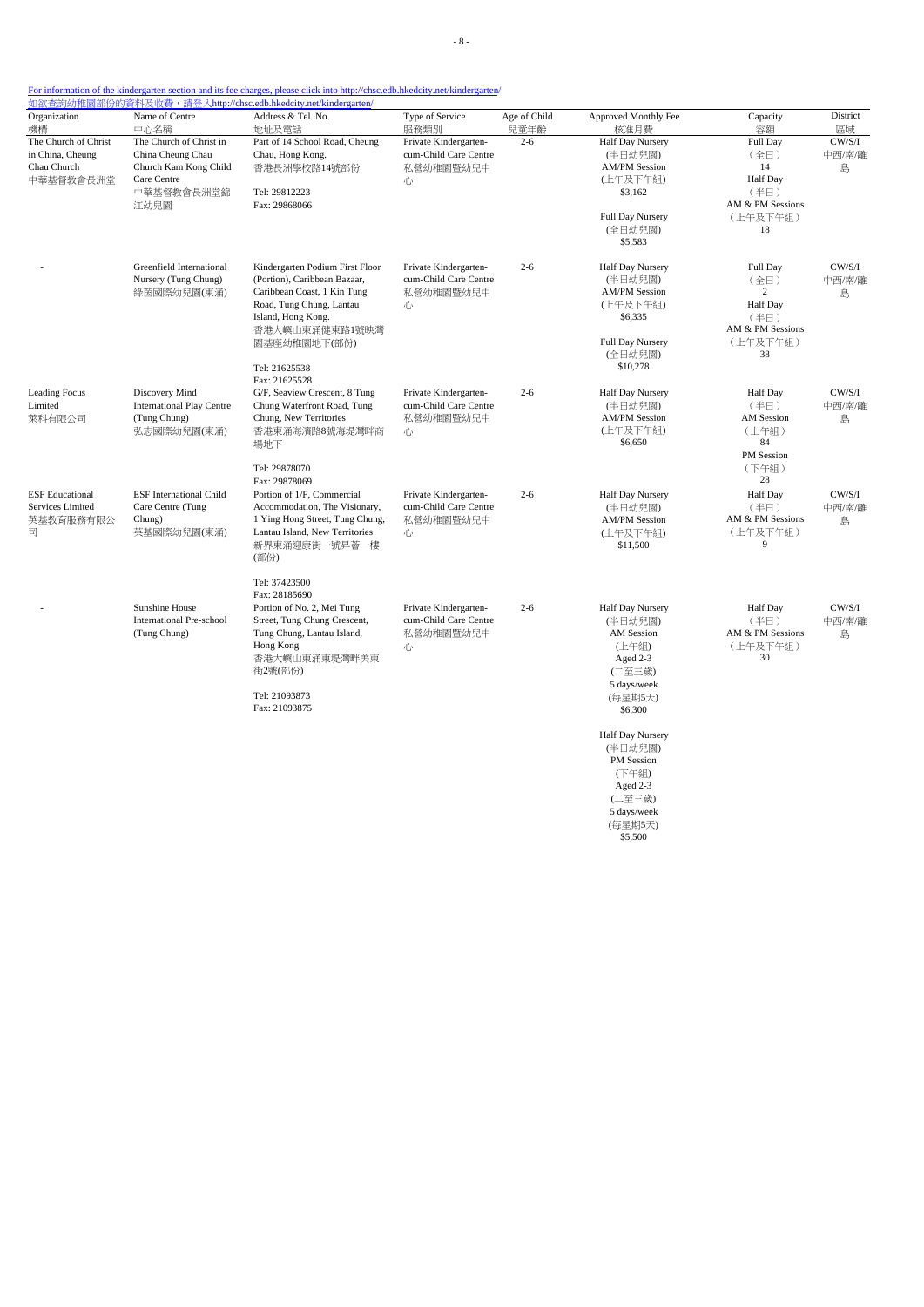For information of the kindergarten section and its fee charges, please click into http://chsc.edb.hkedcity.net/kindergarten/
如欲查詢幼稚園部份的資料及收費，請登入http://chsc.edb.hkedcity.net/kindergarten/

| Organization 機構 | Name of Centre 中心名稱 | Address & Tel. No. 地址及電話 | Type of Service 服務類別 | Age of Child 兒童年齡 | Approved Monthly Fee 核准月費 | Capacity 容額 | District 區域 |
|---|---|---|---|---|---|---|---|
| The Church of Christ in China, Cheung Chau Church 中華基督教會長洲堂 | The Church of Christ in China Cheung Chau Church Kam Kong Child Care Centre 中華基督教會長洲堂錦江幼兒園 | Part of 14 School Road, Cheung Chau, Hong Kong. 香港長洲學校路14號部份<br>Tel: 29812223<br>Fax: 29868066 | Private Kindergarten-cum-Child Care Centre 私營幼稚園暨幼兒中心 | 2-6 | Half Day Nursery (半日幼兒園) AM/PM Session (上午及下午組) $3,162<br>Full Day Nursery (全日幼兒園) $5,583 | Full Day (全日) 14<br>Half Day (半日) AM & PM Sessions (上午及下午組) 18 | CW/S/I 中西/南/離島 |
| - | Greenfield International Nursery (Tung Chung) 綠茵國際幼兒園(東涌) | Kindergarten Podium First Floor (Portion), Caribbean Bazaar, Caribbean Coast, 1 Kin Tung Road, Tung Chung, Lantau Island, Hong Kong. 香港大嶼山東涌健東路1號映灣園基座幼稚園地下(部份)<br>Tel: 21625538<br>Fax: 21625528 | Private Kindergarten-cum-Child Care Centre 私營幼稚園暨幼兒中心 | 2-6 | Half Day Nursery (半日幼兒園) AM/PM Session (上午及下午組) $6,335<br>Full Day Nursery (全日幼兒園) $10,278 | Full Day (全日) 2<br>Half Day (半日) AM & PM Sessions (上午及下午組) 38 | CW/S/I 中西/南/離島 |
| Leading Focus Limited 萊科有限公司 | Discovery Mind International Play Centre (Tung Chung) 弘志國際幼兒園(東涌) | G/F, Seaview Crescent, 8 Tung Chung Waterfront Road, Tung Chung, New Territories 香港東涌海濱路8號海堤灣畔商場地下<br>Tel: 29878070<br>Fax: 29878069 | Private Kindergarten-cum-Child Care Centre 私營幼稚園暨幼兒中心 | 2-6 | Half Day Nursery (半日幼兒園) AM/PM Session (上午及下午組) $6,650 | Half Day (半日) AM Session (上午組) 84<br>PM Session (下午組) 28 | CW/S/I 中西/南/離島 |
| ESF Educational Services Limited 英基教育服務有限公司 | ESF International Child Care Centre (Tung Chung) 英基國際幼兒園(東涌) | Portion of 1/F, Commercial Accommodation, The Visionary, 1 Ying Hong Street, Tung Chung, Lantau Island, New Territories 新界東涌迎康街一號昇薈一樓(部份)<br>Tel: 37423500<br>Fax: 28185690 | Private Kindergarten-cum-Child Care Centre 私營幼稚園暨幼兒中心 | 2-6 | Half Day Nursery (半日幼兒園) AM/PM Session (上午及下午組) $11,500 | Half Day (半日) AM & PM Sessions (上午及下午組) 9 | CW/S/I 中西/南/離島 |
| - | Sunshine House International Pre-school (Tung Chung) | Portion of No. 2, Mei Tung Street, Tung Chung Crescent, Tung Chung, Lantau Island, Hong Kong 香港大嶼山東涌東堤灣畔美東街2號(部份)<br>Tel: 21093873<br>Fax: 21093875 | Private Kindergarten-cum-Child Care Centre 私營幼稚園暨幼兒中心 | 2-6 | Half Day Nursery (半日幼兒園) AM Session (上午組) Aged 2-3 (二至三歲) 5 days/week (每星期5天) $6,300<br>Half Day Nursery (半日幼兒園) PM Session (下午組) Aged 2-3 (二至三歲) 5 days/week (每星期5天) $5,500 | Half Day (半日) AM & PM Sessions (上午及下午組) 30 | CW/S/I 中西/南/離島 |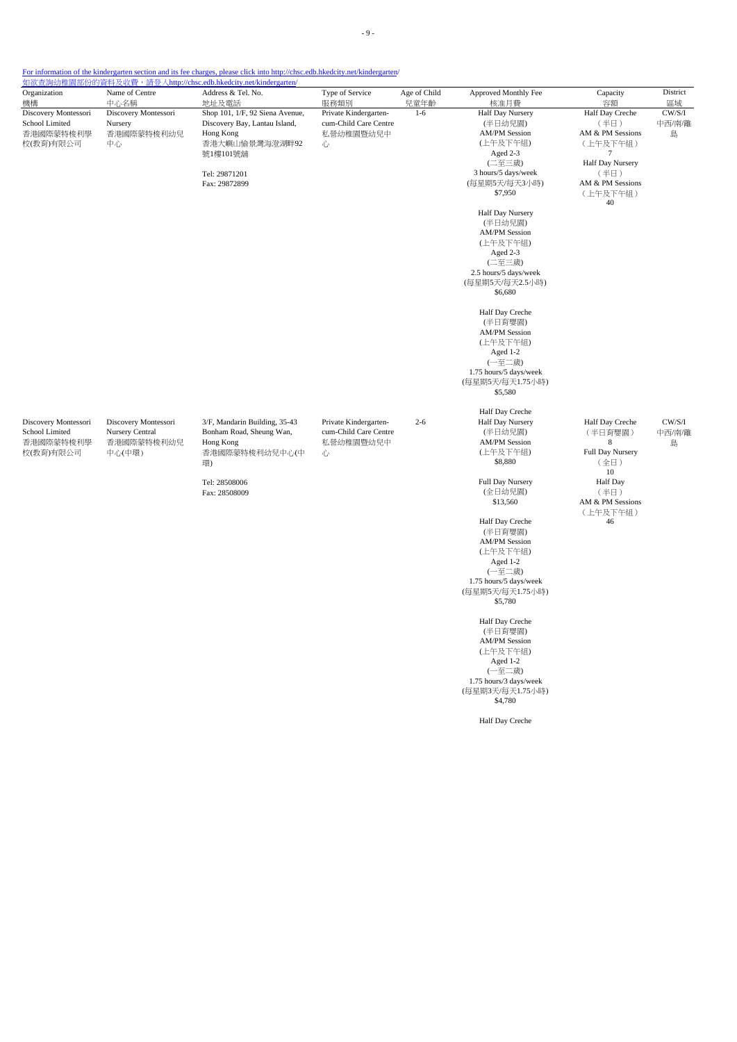For information of the kindergarten section and its fee charges, please click into http://chsc.edb.hkedcity.net/kindergarten/
如欲查詢幼稚園部份的資料及收費，請登入http://chsc.edb.hkedcity.net/kindergarten/

| Organization 機構 | Name of Centre 中心名稱 | Address & Tel. No. 地址及電話 | Type of Service 服務類別 | Age of Child 兒童年齡 | Approved Monthly Fee 核准月費 | Capacity 容額 | District 區域 |
|---|---|---|---|---|---|---|---|
| Discovery Montessori School Limited 香港國際蒙特梭利學校(教育)有限公司 | Discovery Montessori Nursery 香港國際蒙特梭利幼兒中心 | Shop 101, 1/F, 92 Siena Avenue, Discovery Bay, Lantau Island, Hong Kong 香港大嶼山愉景灣海澄湖畔92號1樓101號舖<br><br>Tel: 29871201<br>Fax: 29872899 | Private Kindergarten-cum-Child Care Centre 私營幼稚園暨幼兒中心 | 1-6 | Half Day Nursery (半日幼兒園) AM/PM Session (上午及下午組) Aged 2-3 (二至三歲) 3 hours/5 days/week (每星期5天/每天3小時) $7,950<br><br>Half Day Nursery (半日幼兒園) AM/PM Session (上午及下午組) Aged 2-3 (二至三歲) 2.5 hours/5 days/week (每星期5天/每天2.5小時) $6,680<br><br>Half Day Creche (半日育嬰園) AM/PM Session (上午及下午組) Aged 1-2 (一至二歲) 1.75 hours/5 days/week (每星期5天/每天1.75小時) $5,580<br><br>Half Day Creche | Half Day Creche (半日) AM & PM Sessions (上午及下午組) 7<br>Half Day Nursery (半日) AM & PM Sessions (上午及下午組) 40 | CW/S/I 中西/南/離島 |
| Discovery Montessori School Limited 香港國際蒙特梭利學校(教育)有限公司 | Discovery Montessori Nursery Central 香港國際蒙特梭利幼兒中心(中環) | 3/F, Mandarin Building, 35-43 Bonham Road, Sheung Wan, Hong Kong 香港國際蒙特梭利幼兒中心(中環)<br><br>Tel: 28508006<br>Fax: 28508009 | Private Kindergarten-cum-Child Care Centre 私營幼稚園暨幼兒中心 | 2-6 | Half Day Nursery (半日幼兒園) AM/PM Session (上午及下午組) $8,880<br><br>Full Day Nursery (全日幼兒園) $13,560<br><br>Half Day Creche (半日育嬰園) AM/PM Session (上午及下午組) Aged 1-2 (一至二歲) 1.75 hours/5 days/week (每星期5天/每天1.75小時) $5,780<br><br>Half Day Creche (半日育嬰園) AM/PM Session (上午及下午組) Aged 1-2 (一至二歲) 1.75 hours/3 days/week (每星期3天/每天1.75小時) $4,780<br><br>Half Day Creche | Half Day Creche (半日育嬰園) 8<br>Full Day Nursery (全日) 10<br>Half Day (半日) AM & PM Sessions (上午及下午組) 46 | CW/S/I 中西/南/離島 |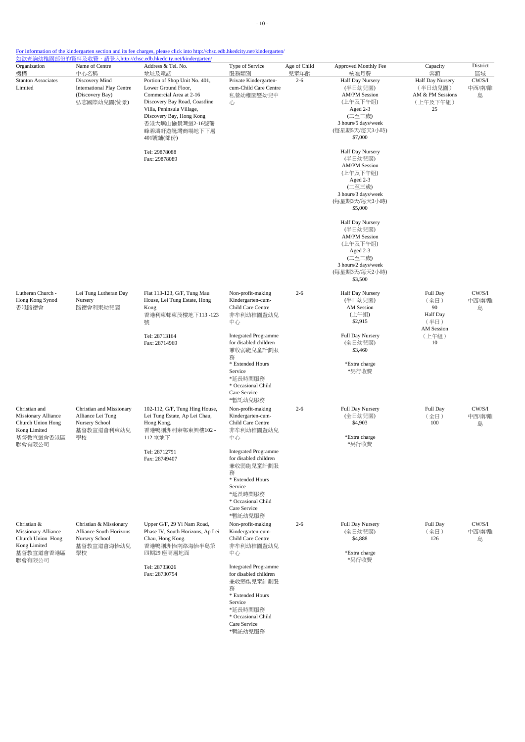For information of the kindergarten section and its fee charges, please click into http://chsc.edb.hkedcity.net/kindergarten/
如欲查詢幼稚園部份的資料及收費，請登入http://chsc.edb.hkedcity.net/kindergarten/

| Organization 機構 | Name of Centre 中心名稱 | Address & Tel. No. 地址及電話 | Type of Service 服務類別 | Age of Child 兒童年齡 | Approved Monthly Fee 核准月費 | Capacity 容額 | District 區域 |
|---|---|---|---|---|---|---|---|
| Stanton Associates Limited | Discovery Mind International Play Centre (Discovery Bay) 弘志國際幼兒園(愉景) | Portion of Shop Unit No. 401, Lower Ground Floor, Commercial Area at 2-16 Discovery Bay Road, Coastline Villa, Peninsula Village, Discovery Bay, Hong Kong 香港大嶼山愉景灣道2-16號蔚峰碧濤軒遊艇灣商場地下下層401號舖(部份) <br><br> Tel: 29878088 <br> Fax: 29878089 | Private Kindergarten-cum-Child Care Centre 私營幼稚園暨幼兒中心 | 2-6 | Half Day Nursery (半日幼兒園) AM/PM Session (上午及下午組) Aged 2-3 (二至三歲) 3 hours/5 days/week (每星期5天/每天3小時) $7,000 <br><br> Half Day Nursery (半日幼兒園) AM/PM Session (上午及下午組) Aged 2-3 (二至三歲) 3 hours/3 days/week (每星期3天/每天3小時) $5,000 <br><br> Half Day Nursery (半日幼兒園) AM/PM Session (上午及下午組) Aged 2-3 (二至三歲) 3 hours/2 days/week (每星期3天/每天2小時) $3,500 | Half Day Nursery (半日幼兒園) AM & PM Sessions (上午及下午組) 25 | CW/S/I 中西/南/離島 |
| Lutheran Church - Hong Kong Synod 香港路德會 | Lei Tung Lutheran Day Nursery 路德會利東幼兒園 | Flat 113-123, G/F, Tung Mau House, Lei Tung Estate, Hong Kong 香港利東邨東茂樓地下113 -123號 <br><br> Tel: 28713164 <br> Fax: 28714969 | Non-profit-making Kindergarten-cum-Child Care Centre 非牟利幼稚園暨幼兒中心 <br><br> Integrated Programme for disabled children 兼收弱能兒童計劃服務 <br> * Extended Hours Service *延長時間服務 <br> * Occasional Child Care Service *暫託幼兒服務 | 2-6 | Half Day Nursery (半日幼兒園) AM Session (上午組) $2,915 <br><br> Full Day Nursery (全日幼兒園) $3,460 <br><br> *Extra charge *另行收費 | Full Day (全日) 90 <br> Half Day (半日) AM Session (上午組) 10 | CW/S/I 中西/南/離島 |
| Christian and Missionary Alliance Church Union Hong Kong Limited 基督教宣道會香港區聯會有限公司 | Christian and Missionary Alliance Lei Tung Nursery School 基督教宣道會利東幼兒學校 | 102-112, G/F, Tung Hing House, Lei Tung Estate, Ap Lei Chau, Hong Kong. 香港鴨脷洲利東邨東興樓102 - 112 室地下 <br><br> Tel: 28712791 <br> Fax: 28749407 | Non-profit-making Kindergarten-cum-Child Care Centre 非牟利幼稚園暨幼兒中心 <br><br> Integrated Programme for disabled children 兼收弱能兒童計劃服務 <br> * Extended Hours Service *延長時間服務 <br> * Occasional Child Care Service *暫託幼兒服務 | 2-6 | Full Day Nursery (全日幼兒園) $4,903 <br><br> *Extra charge *另行收費 | Full Day (全日) 100 | CW/S/I 中西/南/離島 |
| Christian & Missionary Alliance Church Union Hong Kong Limited 基督教宣道會香港區聯會有限公司 | Christian & Missionary Alliance South Horizons Nursery School 基督教宣道會海怡幼兒學校 | Upper G/F, 29 Yi Nam Road, Phase IV, South Horizons, Ap Lei Chau, Hong Kong. 香港鴨脷洲怡南路海怡半島第四期29 座高層地面 <br><br> Tel: 28733026 <br> Fax: 28730754 | Non-profit-making Kindergarten-cum-Child Care Centre 非牟利幼稚園暨幼兒中心 <br><br> Integrated Programme for disabled children 兼收弱能兒童計劃服務 <br> * Extended Hours Service *延長時間服務 <br> * Occasional Child Care Service *暫託幼兒服務 | 2-6 | Full Day Nursery (全日幼兒園) $4,888 <br><br> *Extra charge *另行收費 | Full Day (全日) 126 | CW/S/I 中西/南/離島 |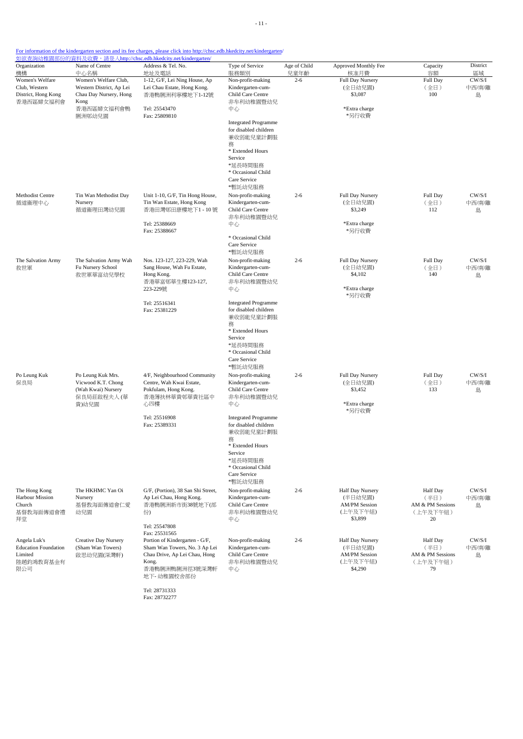For information of the kindergarten section and its fee charges, please click into http://chsc.edb.hkedcity.net/kindergarten/
如欲查詢幼稚園部份的資料及收費，請登入http://chsc.edb.hkedcity.net/kindergarten/

| Organization 機構 | Name of Centre 中心名稱 | Address & Tel. No. 地址及電話 | Type of Service 服務類別 | Age of Child 兒童年齡 | Approved Monthly Fee 核准月費 | Capacity 容額 | District 區域 |
|---|---|---|---|---|---|---|---|
| Women's Welfare Club, Western District, Hong Kong 香港西區婦女福利會 | Women's Welfare Club, Western District, Ap Lei Chau Day Nursery, Hong Kong 香港西區婦女福利會鴨脷洲邨幼兒園 | 1-12, G/F, Lei Ning House, Ap Lei Chau Estate, Hong Kong. 香港鴨脷洲利寧樓地下1-12號 Tel: 25543470 Fax: 25809810 | Non-profit-making Kindergarten-cum-Child Care Centre 非牟利幼稚園暨幼兒中心 Integrated Programme for disabled children 兼收弱能兒童計劃服務 * Extended Hours Service *延長時間服務 * Occasional Child Care Service *暫託幼兒服務 | 2-6 | Full Day Nursery (全日幼兒園) $3,087 *Extra charge *另行收費 | Full Day (全日) 100 | CW/S/I 中西/南/離島 |
| Methodist Centre 循道衛理中心 | Tin Wan Methodist Day Nursery 循道衛理田灣幼兒園 | Unit 1-10, G/F, Tin Hong House, Tin Wan Estate, Hong Kong 香港田灣邨田康樓地下1 - 10 號 Tel: 25388669 Fax: 25388667 | Non-profit-making Kindergarten-cum-Child Care Centre 非牟利幼稚園暨幼兒中心 * Occasional Child Care Service *暫託幼兒服務 | 2-6 | Full Day Nursery (全日幼兒園) $3,249 *Extra charge *另行收費 | Full Day (全日) 112 | CW/S/I 中西/南/離島 |
| The Salvation Army 救世軍 | The Salvation Army Wah Fu Nursery School 救世軍華富幼兒學校 | Nos. 123-127, 223-229, Wah Sang House, Wah Fu Estate, Hong Kong. 香港華富邨華生樓123-127, 223-229號 Tel: 25516341 Fax: 25381229 | Non-profit-making Kindergarten-cum-Child Care Centre 非牟利幼稚園暨幼兒中心 Integrated Programme for disabled children 兼收弱能兒童計劃服務 * Extended Hours Service *延長時間服務 * Occasional Child Care Service *暫託幼兒服務 | 2-6 | Full Day Nursery (全日幼兒園) $4,102 *Extra charge *另行收費 | Full Day (全日) 140 | CW/S/I 中西/南/離島 |
| Po Leung Kuk 保良局 | Po Leung Kuk Mrs. Vicwood K.T. Chong (Wah Kwai) Nursery 保良局莊啟程夫人(華貴)幼兒園 | 4/F, Neighbourhood Community Centre, Wah Kwai Estate, Pokfulam, Hong Kong. 香港薄扶林華貴邨華貴社區中心四樓 Tel: 25516908 Fax: 25389331 | Non-profit-making Kindergarten-cum-Child Care Centre 非牟利幼稚園暨幼兒中心 Integrated Programme for disabled children 兼收弱能兒童計劃服務 * Extended Hours Service *延長時間服務 * Occasional Child Care Service *暫託幼兒服務 | 2-6 | Full Day Nursery (全日幼兒園) $3,452 *Extra charge *另行收費 | Full Day (全日) 133 | CW/S/I 中西/南/離島 |
| The Hong Kong Harbour Mission Church 基督教海面傳道會禮拜堂 | The HKHMC Yan Oi Nursery 基督教海面傳道會仁愛幼兒園 | G/F, (Portion), 38 San Shi Street, Ap Lei Chau, Hong Kong. 香港鴨脷洲新市街38號地下(部份) Tel: 25547808 Fax: 25531565 | Non-profit-making Kindergarten-cum-Child Care Centre 非牟利幼稚園暨幼兒中心 | 2-6 | Half Day Nursery (半日幼兒園) AM/PM Session (上午及下午組) $3,899 | Half Day (半日) AM & PM Sessions (上午及下午組) 20 | CW/S/I 中西/南/離島 |
| Angela Luk's Education Foundation Limited 陸趙鈞鴻教育基金有限公司 | Creative Day Nursery (Sham Wan Towers) 啟思幼兒園(深灣軒) | Portion of Kindergarten - G/F, Sham Wan Towers, No. 3 Ap Lei Chau Drive, Ap Lei Chau, Hong Kong. 香港鴨脷洲鴨脷洲徑3號深灣軒地下- 幼稚園校舍部份 Tel: 28731333 Fax: 28732277 | Non-profit-making Kindergarten-cum-Child Care Centre 非牟利幼稚園暨幼兒中心 | 2-6 | Half Day Nursery (半日幼兒園) AM/PM Session (上午及下午組) $4,290 | Half Day (半日) AM & PM Sessions (上午及下午組) 79 | CW/S/I 中西/南/離島 |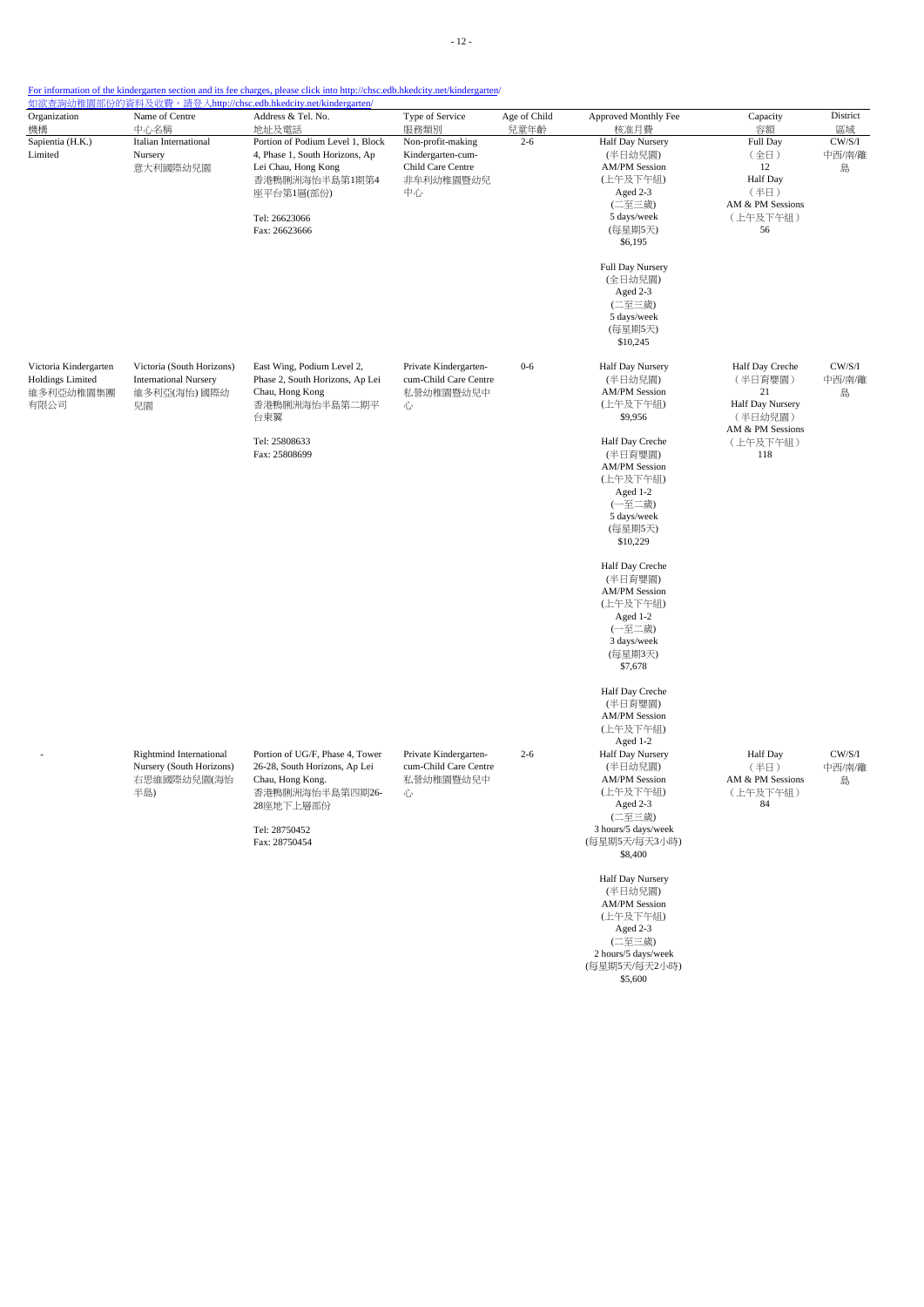For information of the kindergarten section and its fee charges, please click into http://chsc.edb.hkedcity.net/kindergarten/
如欲查詢幼稚園部份的資料及收費，請登入http://chsc.edb.hkedcity.net/kindergarten/

| Organization 機構 | Name of Centre 中心名稱 | Address & Tel. No. 地址及電話 | Type of Service 服務類別 | Age of Child 兒童年齡 | Approved Monthly Fee 核准月費 | Capacity 容額 | District 區域 |
|---|---|---|---|---|---|---|---|
| Sapientia (H.K.) Limited | Italian International Nursery 意大利國際幼兒園 | Portion of Podium Level 1, Block 4, Phase 1, South Horizons, Ap Lei Chau, Hong Kong 香港鴨脷洲海怡半島第1期第4座平台第1層(部份) Tel: 26623066 Fax: 26623666 | Non-profit-making Kindergarten-cum-Child Care Centre 非牟利幼稚園暨幼兒中心 | 2-6 | Half Day Nursery (半日幼兒園) AM/PM Session (上午及下午組) Aged 2-3 (二至三歲) 5 days/week (每星期5天) $6,195<br><br>Full Day Nursery (全日幼兒園) Aged 2-3 (二至三歲) 5 days/week (每星期5天) $10,245 | Full Day (全日) 12<br>Half Day (半日) AM & PM Sessions (上午及下午組) 56 | CW/S/I 中西/南/離島 |
| Victoria Kindergarten Holdings Limited 維多利亞幼稚園集團有限公司 | Victoria (South Horizons) International Nursery 維多利亞(海怡) 國際幼兒園 | East Wing, Podium Level 2, Phase 2, South Horizons, Ap Lei Chau, Hong Kong 香港鴨脷洲海怡半島第二期平台東翼 Tel: 25808633 Fax: 25808699 | Private Kindergarten-cum-Child Care Centre 私營幼稚園暨幼兒中心 | 0-6 | Half Day Nursery (半日幼兒園) AM/PM Session (上午及下午組) $9,956<br><br>Half Day Creche (半日育嬰園) AM/PM Session (上午及下午組) Aged 1-2 (一至二歲) 5 days/week (每星期5天) $10,229<br><br>Half Day Creche (半日育嬰園) AM/PM Session (上午及下午組) Aged 1-2 (一至二歲) 3 days/week (每星期3天) $7,678<br><br>Half Day Creche (半日育嬰園) AM/PM Session (上午及下午組) Aged 1-2 | Half Day Creche (半日育嬰園) 21<br>Half Day Nursery (半日幼兒園) AM & PM Sessions (上午及下午組) 118 | CW/S/I 中西/南/離島 |
| - | Rightmind International Nursery (South Horizons) 右思維國際幼兒園(海怡半島) | Portion of UG/F, Phase 4, Tower 26-28, South Horizons, Ap Lei Chau, Hong Kong. 香港鴨脷洲海怡半島第四期26-28座地下上層部份 Tel: 28750452 Fax: 28750454 | Private Kindergarten-cum-Child Care Centre 私營幼稚園暨幼兒中心 | 2-6 | Half Day Nursery (半日幼兒園) AM/PM Session (上午及下午組) Aged 2-3 (二至三歲) 3 hours/5 days/week (每星期5天/每天3小時) $8,400<br><br>Half Day Nursery (半日幼兒園) AM/PM Session (上午及下午組) Aged 2-3 (二至三歲) 2 hours/5 days/week (每星期5天/每天2小時) $5,600 | Half Day (半日) AM & PM Sessions (上午及下午組) 84 | CW/S/I 中西/南/離島 |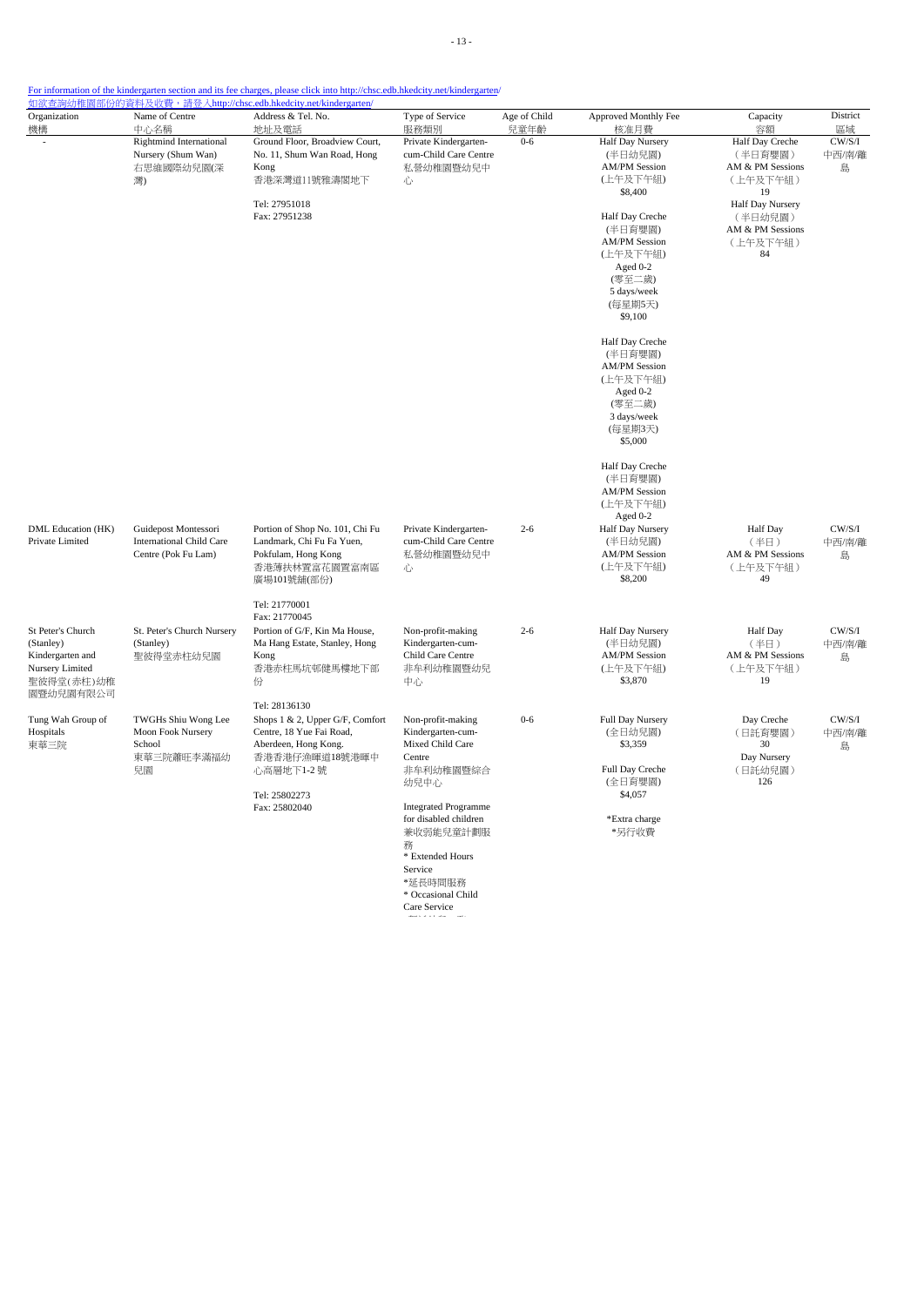For information of the kindergarten section and its fee charges, please click into http://chsc.edb.hkedcity.net/kindergarten/
如欲查詢幼稚園部份的資料及收費，請登入http://chsc.edb.hkedcity.net/kindergarten/

| Organization 機構 | Name of Centre 中心名稱 | Address & Tel. No. 地址及電話 | Type of Service 服務類別 | Age of Child 兒童年齡 | Approved Monthly Fee 核准月費 | Capacity 容額 | District 區域 |
|---|---|---|---|---|---|---|---|
| - | Rightmind International Nursery (Shum Wan) 右思維國際幼兒園(深灣) | Ground Floor, Broadview Court, No. 11, Shum Wan Road, Hong Kong 香港深灣道11號雅濤閣地下 Tel: 27951018 Fax: 27951238 | Private Kindergarten-cum-Child Care Centre 私營幼稚園暨幼兒中心 | 0-6 | Half Day Nursery (半日幼兒園) AM/PM Session (上午及下午組) $8,400<br>Half Day Creche (半日育嬰園) AM/PM Session (上午及下午組) Aged 0-2 (零至二歲) 5 days/week (每星期5天) $9,100<br>Half Day Creche (半日育嬰園) AM/PM Session (上午及下午組) Aged 0-2 (零至二歲) 3 days/week (每星期3天) $5,000<br>Half Day Creche (半日育嬰園) AM/PM Session (上午及下午組) Aged 0-2 | Half Day Creche (半日育嬰園) AM & PM Sessions (上午及下午組) 19<br>Half Day Nursery (半日幼兒園) AM & PM Sessions (上午及下午組) 84 | CW/S/I 中西/南/離島 |
| DML Education (HK) Private Limited | Guidepost Montessori International Child Care Centre (Pok Fu Lam) | Portion of Shop No. 101, Chi Fu Landmark, Chi Fu Fa Yuen, Pokfulam, Hong Kong 香港薄扶林置富花園置富南區廣場101號舖(部份) Tel: 21770001 Fax: 21770045 | Private Kindergarten-cum-Child Care Centre 私營幼稚園暨幼兒中心 | 2-6 | Half Day Nursery (半日幼兒園) AM/PM Session (上午及下午組) $8,200 | Half Day (半日) AM & PM Sessions (上午及下午組) 49 | CW/S/I 中西/南/離島 |
| St Peter's Church (Stanley) Kindergarten and Nursery Limited 聖彼得堂(赤柱)幼稚園暨幼兒園有限公司 | St. Peter's Church Nursery (Stanley) 聖彼得堂赤柱幼兒園 | Portion of G/F, Kin Ma House, Ma Hang Estate, Stanley, Hong Kong 香港赤柱馬坑邨健馬樓地下部份 Tel: 28136130 | Non-profit-making Kindergarten-cum-Child Care Centre 非牟利幼稚園暨幼兒中心 | 2-6 | Half Day Nursery (半日幼兒園) AM/PM Session (上午及下午組) $3,870 | Half Day (半日) AM & PM Sessions (上午及下午組) 19 | CW/S/I 中西/南/離島 |
| Tung Wah Group of Hospitals 東華三院 | TWGHs Shiu Wong Lee Moon Fook Nursery School 東華三院蕭旺李滿福幼兒園 | Shops 1 & 2, Upper G/F, Comfort Centre, 18 Yue Fai Road, Aberdeen, Hong Kong. 香港香港仔漁暉道18號港暉中心高層地下1-2號 Tel: 25802273 Fax: 25802040 | Non-profit-making Kindergarten-cum-Mixed Child Care Centre 非牟利幼稚園暨綜合幼兒中心<br>Integrated Programme for disabled children 兼收弱能兒童計劃服務<br>* Extended Hours Service *延長時間服務<br>* Occasional Child Care Service | 0-6 | Full Day Nursery (全日幼兒園) $3,359<br>Full Day Creche (全日育嬰園) $4,057<br>*Extra charge *另行收費 | Day Creche (日託育嬰園) 30<br>Day Nursery (日託幼兒園) 126 | CW/S/I 中西/南/離島 |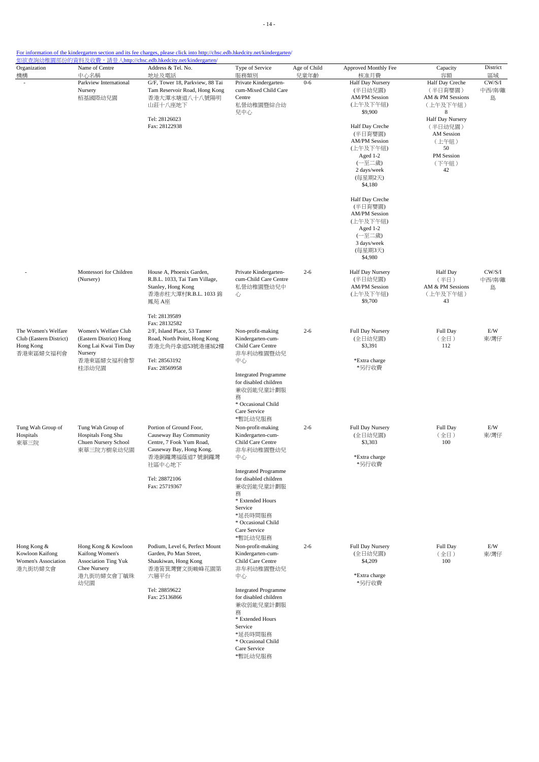For information of the kindergarten section and its fee charges, please click into http://chsc.edb.hkedcity.net/kindergarten/
如欲查詢幼稚園部份的資料及收費，請登入http://chsc.edb.hkedcity.net/kindergarten/

| Organization 機構 | Name of Centre 中心名稱 | Address & Tel. No. 地址及電話 | Type of Service 服務類別 | Age of Child 兒童年齡 | Approved Monthly Fee 核准月費 | Capacity 容額 | District 區域 |
|---|---|---|---|---|---|---|---|
| - | Parkview International Nursery 栢基國際幼兒園 | G/F, Tower 18, Parkview, 88 Tai Tam Reservoir Road, Hong Kong 香港大潭水塘道八十八號陽明山莊十八座地下 Tel: 28126023 Fax: 28122938 | Private Kindergarten-cum-Mixed Child Care Centre 私營幼稚園暨綜合幼兒中心 | 0-6 | Half Day Nursery (半日幼兒園) AM/PM Session (上午及下午組) $9,900<br>Half Day Creche (半日育嬰園) AM/PM Session (上午及下午組) Aged 1-2 (一至二歲) 2 days/week (每星期2天) $4,180<br>Half Day Creche (半日育嬰園) AM/PM Session (上午及下午組) Aged 1-2 (一至二歲) 3 days/week (每星期3天) $4,980 | Half Day Creche (半日育嬰園) AM & PM Sessions (上午及下午組) 8<br>Half Day Nursery (半日幼兒園) AM Session (上午組) 50 PM Session (下午組) 42 | CW/S/I 中西/南/離島 |
| - | Montessori for Children (Nursery) | House A, Phoenix Garden, R.B.L. 1033, Tai Tam Village, Stanley, Hong Kong 香港赤柱大潭村R.B.L. 1033 錦鳳苑 A座 Tel: 28139589 Fax: 28132582 | Private Kindergarten-cum-Child Care Centre 私營幼稚園暨幼兒中心 | 2-6 | Half Day Nursery (半日幼兒園) AM/PM Session (上午及下午組) $9,700 | Half Day (半日) AM & PM Sessions (上午及下午組) 43 | CW/S/I 中西/南/離島 |
| The Women's Welfare Club (Eastern District) Hong Kong 香港東區婦女福利會 | Women's Welfare Club (Eastern District) Hong Kong Lai Kwai Tim Day Nursery 香港東區婦女福利會黎桂添幼兒園 | 2/F, Island Place, 53 Tanner Road, North Point, Hong Kong 香港北角丹拿道53號港運城2樓 Tel: 28563192 Fax: 28569958 | Non-profit-making Kindergarten-cum-Child Care Centre 非牟利幼稚園暨幼兒中心<br>Integrated Programme for disabled children 兼收弱能兒童計劃服務<br>* Occasional Child Care Service *暫託幼兒服務 | 2-6 | Full Day Nursery (全日幼兒園) $3,391<br>*Extra charge *另行收費 | Full Day (全日) 112 | E/W 東/灣仔 |
| Tung Wah Group of Hospitals 東華三院 | Tung Wah Group of Hospitals Fong Shu Chuen Nursery School 東華三院方樹泉幼兒園 | Portion of Ground Foor, Causeway Bay Community Centre, 7 Fook Yum Road, Causeway Bay, Hong Kong. 香港銅鑼灣福蔭道7 號銅鑼灣社區中心地下 Tel: 28872106 Fax: 25719367 | Non-profit-making Kindergarten-cum-Child Care Centre 非牟利幼稚園暨幼兒中心<br>Integrated Programme for disabled children 兼收弱能兒童計劃服務<br>* Extended Hours Service *延長時間服務<br>* Occasional Child Care Service *暫託幼兒服務 | 2-6 | Full Day Nursery (全日幼兒園) $3,303<br>*Extra charge *另行收費 | Full Day (全日) 100 | E/W 東/灣仔 |
| Hong Kong & Kowloon Kaifong Women's Association 港九街坊婦女會 | Hong Kong & Kowloon Kaifong Women's Association Ting Yuk Chee Nursery 港九街坊婦女會丁毓珠幼兒園 | Podium, Level 6, Perfect Mount Garden, Po Man Street, Shaukiwan, Hong Kong 香港筲箕灣寶文街峻峰花園第六層平台 Tel: 28859622 Fax: 25136866 | Non-profit-making Kindergarten-cum-Child Care Centre 非牟利幼稚園暨幼兒中心<br>Integrated Programme for disabled children 兼收弱能兒童計劃服務<br>* Extended Hours Service *延長時間服務<br>* Occasional Child Care Service *暫託幼兒服務 | 2-6 | Full Day Nursery (全日幼兒園) $4,209<br>*Extra charge *另行收費 | Full Day (全日) 100 | E/W 東/灣仔 |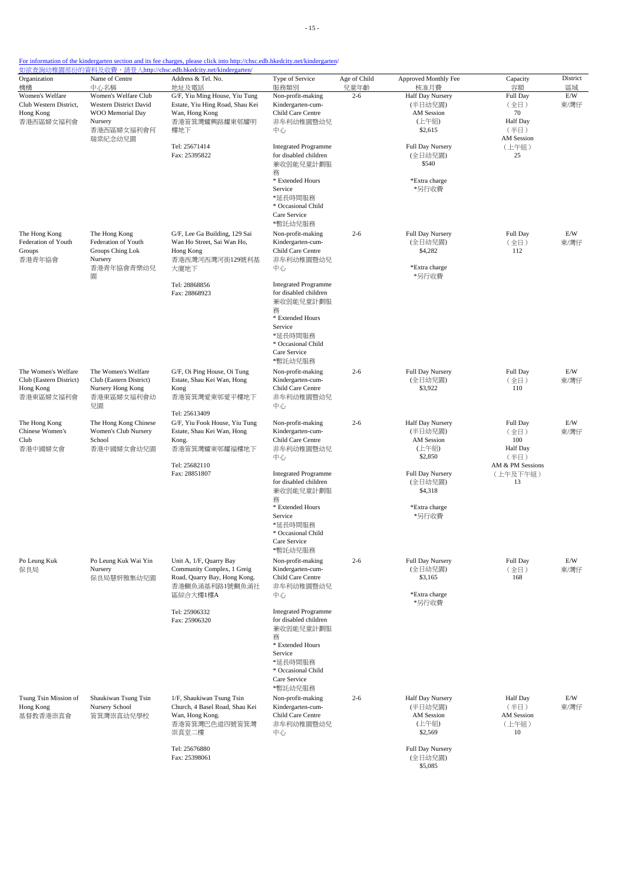For information of the kindergarten section and its fee charges, please click into http://chsc.edb.hkedcity.net/kindergarten/
如欲查詢幼稚園部份的資料及收費，請登入http://chsc.edb.hkedcity.net/kindergarten/

| Organization 機構 | Name of Centre 中心名稱 | Address & Tel. No. 地址及電話 | Type of Service 服務類別 | Age of Child 兒童年齡 | Approved Monthly Fee 核准月費 | Capacity 容額 | District 區域 |
|---|---|---|---|---|---|---|---|
| Women's Welfare Club Western District, Hong Kong 香港西區婦女福利會 | Women's Welfare Club Western District David WOO Memorial Day Nursery 香港西區婦女福利會何瑞棠紀念幼兒園 | G/F, Yiu Ming House, Yiu Tung Estate, Yiu Hing Road, Shau Kei Wan, Hong Kong 香港筲箕灣耀興路耀東邨耀明樓地下 Tel: 25671414 Fax: 25395822 | Non-profit-making Kindergarten-cum-Child Care Centre 非牟利幼稚園暨幼兒中心 Integrated Programme for disabled children 兼收弱能兒童計劃服務 * Extended Hours Service *延長時間服務 * Occasional Child Care Service *暫託幼兒服務 | 2-6 | Half Day Nursery (半日幼兒園) AM Session (上午組) $2,615 Full Day Nursery (全日幼兒園) $540 *Extra charge *另行收費 | Full Day (全日) 70 Half Day (半日) AM Session (上午組) 25 | E/W 東/灣仔 |
| The Hong Kong Federation of Youth Groups 香港青年協會 | The Hong Kong Federation of Youth Groups Ching Lok Nursery 香港青年協會青樂幼兒園 | G/F, Lee Ga Building, 129 Sai Wan Ho Street, Sai Wan Ho, Hong Kong 香港西灣河西灣河街129號利基大廈地下 Tel: 28868856 Fax: 28868923 | Non-profit-making Kindergarten-cum-Child Care Centre 非牟利幼稚園暨幼兒中心 Integrated Programme for disabled children 兼收弱能兒童計劃服務 * Extended Hours Service *延長時間服務 * Occasional Child Care Service *暫託幼兒服務 | 2-6 | Full Day Nursery (全日幼兒園) $4,282 *Extra charge *另行收費 | Full Day (全日) 112 | E/W 東/灣仔 |
| The Women's Welfare Club (Eastern District) Hong Kong 香港東區婦女福利會 | The Women's Welfare Club (Eastern District) Nursery Hong Kong 香港東區婦女福利會幼兒園 | G/F, Oi Ping House, Oi Tung Estate, Shau Kei Wan, Hong Kong 香港筲箕灣愛東邨愛平樓地下 Tel: 25613409 | Non-profit-making Kindergarten-cum-Child Care Centre 非牟利幼稚園暨幼兒中心 | 2-6 | Full Day Nursery (全日幼兒園) $3,922 | Full Day (全日) 110 | E/W 東/灣仔 |
| The Hong Kong Chinese Women's Club 香港中國婦女會 | The Hong Kong Chinese Women's Club Nursery School 香港中國婦女會幼兒園 | G/F, Yiu Fook House, Yiu Tung Estate, Shau Kei Wan, Hong Kong. 香港筲箕灣耀東邨耀福樓地下 Tel: 25682110 Fax: 28851807 | Non-profit-making Kindergarten-cum-Child Care Centre 非牟利幼稚園暨幼兒中心 Integrated Programme for disabled children 兼收弱能兒童計劃服務 * Extended Hours Service *延長時間服務 * Occasional Child Care Service *暫託幼兒服務 | 2-6 | Half Day Nursery (半日幼兒園) AM Session (上午組) $2,850 Full Day Nursery (全日幼兒園) $4,318 *Extra charge *另行收費 | Full Day (全日) 100 Half Day (半日) AM & PM Sessions (上午及下午組) 13 | E/W 東/灣仔 |
| Po Leung Kuk 保良局 | Po Leung Kuk Wai Yin Nursery 保良局慧妍雅集幼兒園 | Unit A, 1/F, Quarry Bay Community Complex, 1 Greig Road, Quarry Bay, Hong Kong 香港鰂魚涌基利路1號鰂魚涌社區綜合大樓1樓A Tel: 25906332 Fax: 25906320 | Non-profit-making Kindergarten-cum-Child Care Centre 非牟利幼稚園暨幼兒中心 Integrated Programme for disabled children 兼收弱能兒童計劃服務 * Extended Hours Service *延長時間服務 * Occasional Child Care Service *暫託幼兒服務 | 2-6 | Full Day Nursery (全日幼兒園) $3,165 *Extra charge *另行收費 | Full Day (全日) 168 | E/W 東/灣仔 |
| Tsung Tsin Mission of Hong Kong 基督教香港崇真會 | Shaukiwan Tsung Tsin Nursery School 筲箕灣崇真幼兒學校 | 1/F, Shaukiwan Tsung Tsin Church, 4 Basel Road, Shau Kei Wan, Hong Kong. 香港筲箕灣巴色道四號筲箕灣崇真堂二樓 Tel: 25676880 Fax: 25398061 | Non-profit-making Kindergarten-cum-Child Care Centre 非牟利幼稚園暨幼兒中心 | 2-6 | Half Day Nursery (半日幼兒園) AM Session (上午組) $2,569 Full Day Nursery (全日幼兒園) $5,085 | Half Day (半日) AM Session (上午組) 10 | E/W 東/灣仔 |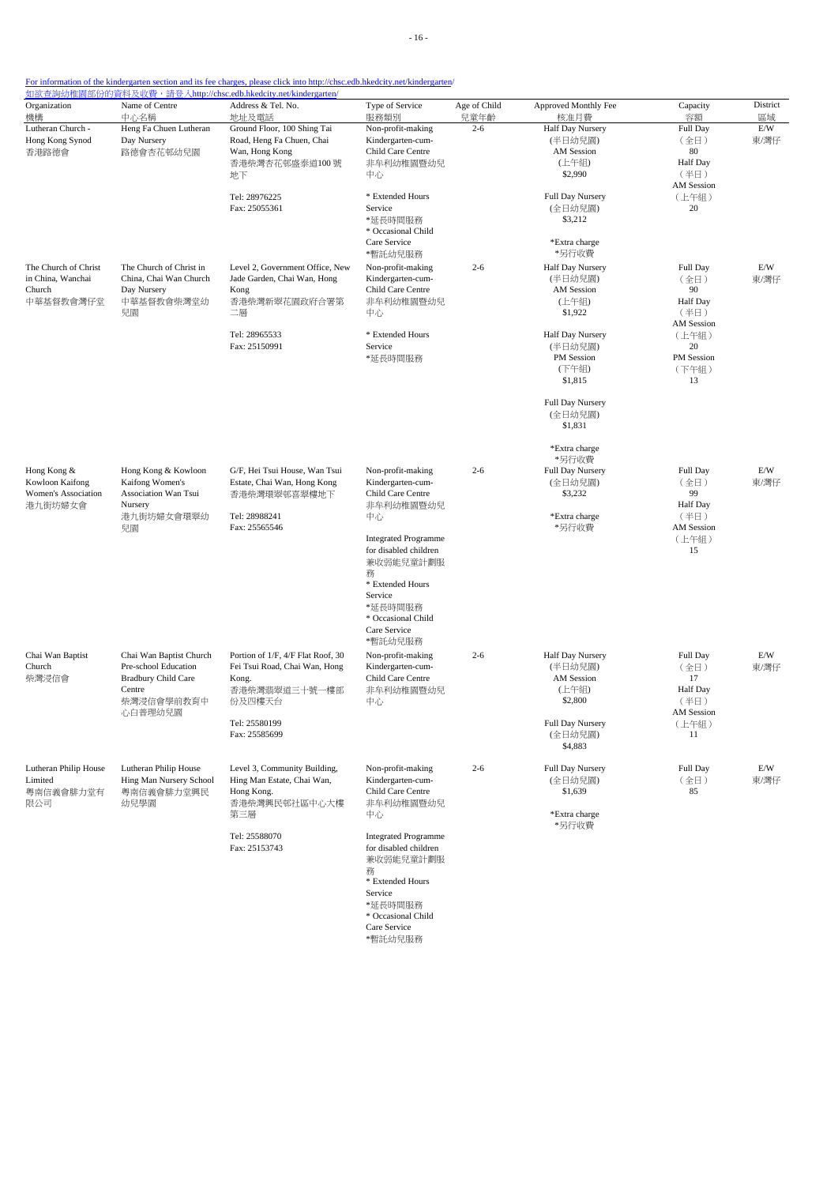For information of the kindergarten section and its fee charges, please click into http://chsc.edb.hkedcity.net/kindergarten/
如欲查詢幼稚園部份的資料及收費，請登入http://chsc.edb.hkedcity.net/kindergarten/

| Organization 機構 | Name of Centre 中心名稱 | Address & Tel. No. 地址及電話 | Type of Service 服務類別 | Age of Child 兒童年齡 | Approved Monthly Fee 核准月費 | Capacity 容額 | District 區域 |
|---|---|---|---|---|---|---|---|
| Lutheran Church - Hong Kong Synod 香港路德會 | Heng Fa Chuen Lutheran Day Nursery 路德會杏花邨幼兒園 | Ground Floor, 100 Shing Tai Road, Heng Fa Chuen, Chai Wan, Hong Kong 香港柴灣杏花邨盛泰道100 號地下<br><br>Tel: 28976225<br>Fax: 25055361 | Non-profit-making Kindergarten-cum-Child Care Centre 非牟利幼稚園暨幼兒中心<br><br>* Extended Hours Service *延長時間服務<br>* Occasional Child Care Service *暫託幼兒服務 | 2-6 | Half Day Nursery (半日幼兒園) AM Session (上午組) $2,990<br><br>Full Day Nursery (全日幼兒園) $3,212<br><br>*Extra charge *另行收費 | Full Day (全日) 80<br>Half Day (半日) AM Session (上午組) 20 | E/W 東/灣仔 |
| The Church of Christ in China, Wanchai Church 中華基督教會灣仔堂 | The Church of Christ in China, Chai Wan Church Day Nursery 中華基督教會柴灣堂幼兒園 | Level 2, Government Office, New Jade Garden, Chai Wan, Hong Kong 香港柴灣新翠花園政府合署第二層<br><br>Tel: 28965533<br>Fax: 25150991 | Non-profit-making Kindergarten-cum-Child Care Centre 非牟利幼稚園暨幼兒中心<br><br>* Extended Hours Service *延長時間服務 | 2-6 | Half Day Nursery (半日幼兒園) AM Session (上午組) $1,922<br><br>Half Day Nursery (半日幼兒園) PM Session (下午組) $1,815<br><br>Full Day Nursery (全日幼兒園) $1,831<br><br>*Extra charge *另行收費 | Full Day (全日) 90<br>Half Day (半日) AM Session (上午組) 20<br>PM Session (下午組) 13 | E/W 東/灣仔 |
| Hong Kong & Kowloon Kaifong Women's Association 港九街坊婦女會 | Hong Kong & Kowloon Kaifong Women's Association Wan Tsui Nursery 港九街坊婦女會環翠幼兒園 | G/F, Hei Tsui House, Wan Tsui Estate, Chai Wan, Hong Kong 香港柴灣環翠邨喜翠樓地下<br><br>Tel: 28988241<br>Fax: 25565546 | Non-profit-making Kindergarten-cum-Child Care Centre 非牟利幼稚園暨幼兒中心<br><br>Integrated Programme for disabled children 兼收弱能兒童計劃服務<br>* Extended Hours Service *延長時間服務<br>* Occasional Child Care Service *暫託幼兒服務 | 2-6 | Full Day Nursery (全日幼兒園) $3,232<br><br>*Extra charge *另行收費 | Full Day (全日) 99<br>Half Day (半日) AM Session (上午組) 15 | E/W 東/灣仔 |
| Chai Wan Baptist Church 柴灣浸信會 | Chai Wan Baptist Church Pre-school Education Bradbury Child Care Centre 柴灣浸信會學前教育中心白普理幼兒園 | Portion of 1/F, 4/F Flat Roof, 30 Fei Tsui Road, Chai Wan, Hong Kong. 香港柴灣翡翠道三十號一樓部份及四樓天台<br><br>Tel: 25580199<br>Fax: 25585699 | Non-profit-making Kindergarten-cum-Child Care Centre 非牟利幼稚園暨幼兒中心 | 2-6 | Half Day Nursery (半日幼兒園) AM Session (上午組) $2,800<br><br>Full Day Nursery (全日幼兒園) $4,883 | Full Day (全日) 17<br>Half Day (半日) AM Session (上午組) 11 | E/W 東/灣仔 |
| Lutheran Philip House Limited 粵南信義會腓力堂有限公司 | Lutheran Philip House Hing Man Nursery School 粵南信義會腓力堂興民幼兒學園 | Level 3, Community Building, Hing Man Estate, Chai Wan, Hong Kong. 香港柴灣興民邨社區中心大樓第三層<br><br>Tel: 25588070<br>Fax: 25153743 | Non-profit-making Kindergarten-cum-Child Care Centre 非牟利幼稚園暨幼兒中心<br><br>Integrated Programme for disabled children 兼收弱能兒童計劃服務<br>* Extended Hours Service *延長時間服務<br>* Occasional Child Care Service *暫託幼兒服務 | 2-6 | Full Day Nursery (全日幼兒園) $1,639<br><br>*Extra charge *另行收費 | Full Day (全日) 85 | E/W 東/灣仔 |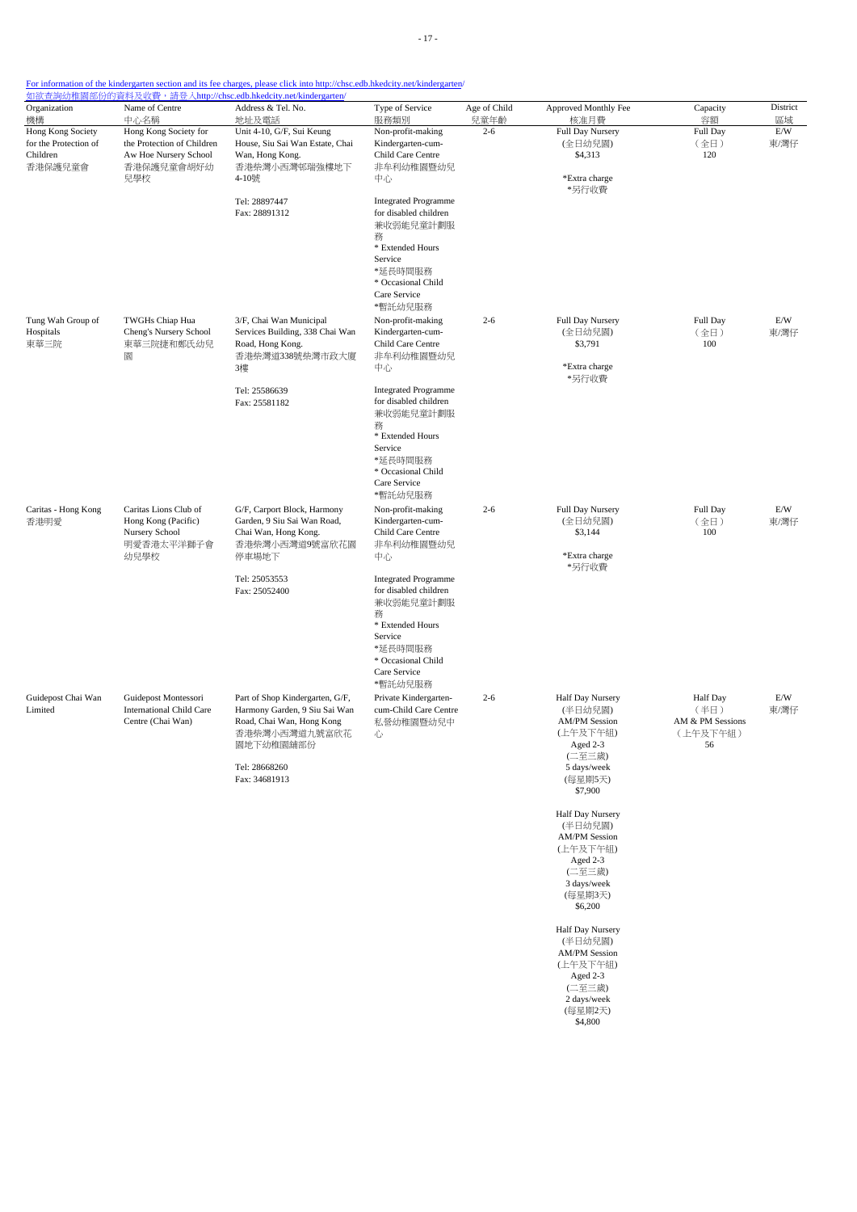For information of the kindergarten section and its fee charges, please click into http://chsc.edb.hkedcity.net/kindergarten/
如欲查詢幼稚園部份的資料及收費，請登入http://chsc.edb.hkedcity.net/kindergarten/

| Organization 機構 | Name of Centre 中心名稱 | Address & Tel. No. 地址及電話 | Type of Service 服務類別 | Age of Child 兒童年齡 | Approved Monthly Fee 核准月費 | Capacity 容額 | District 區域 |
|---|---|---|---|---|---|---|---|
| Hong Kong Society for the Protection of Children 香港保護兒童會 | Hong Kong Society for the Protection of Children Aw Hoe Nursery School 香港保護兒童會胡好幼兒學校 | Unit 4-10, G/F, Sui Keung House, Siu Sai Wan Estate, Chai Wan, Hong Kong. 香港柴灣小西灣邨瑞強樓地下4-10號<br><br>Tel: 28897447<br>Fax: 28891312 | Non-profit-making Kindergarten-cum-Child Care Centre 非牟利幼稚園暨幼兒中心<br><br>Integrated Programme for disabled children 兼收弱能兒童計劃服務<br>* Extended Hours Service<br>*延長時間服務<br>* Occasional Child Care Service<br>*暫託幼兒服務 | 2-6 | Full Day Nursery (全日幼兒園) $4,313<br><br>*Extra charge<br>*另行收費 | Full Day (全日) 120 | E/W 東/灣仔 |
| Tung Wah Group of Hospitals 東華三院 | TWGHs Chiap Hua Cheng's Nursery School 東華三院捷和鄭氏幼兒園 | 3/F, Chai Wan Municipal Services Building, 338 Chai Wan Road, Hong Kong. 香港柴灣道338號柴灣市政大廈3樓<br><br>Tel: 25586639<br>Fax: 25581182 | Non-profit-making Kindergarten-cum-Child Care Centre 非牟利幼稚園暨幼兒中心<br><br>Integrated Programme for disabled children 兼收弱能兒童計劃服務<br>* Extended Hours Service<br>*延長時間服務<br>* Occasional Child Care Service<br>*暫託幼兒服務 | 2-6 | Full Day Nursery (全日幼兒園) $3,791<br><br>*Extra charge<br>*另行收費 | Full Day (全日) 100 | E/W 東/灣仔 |
| Caritas - Hong Kong 香港明愛 | Caritas Lions Club of Hong Kong (Pacific) Nursery School 明愛香港太平洋獅子會幼兒學校 | G/F, Carport Block, Harmony Garden, 9 Siu Sai Wan Road, Chai Wan, Hong Kong. 香港柴灣小西灣道9號富欣花園停車場地下<br><br>Tel: 25053553<br>Fax: 25052400 | Non-profit-making Kindergarten-cum-Child Care Centre 非牟利幼稚園暨幼兒中心<br><br>Integrated Programme for disabled children 兼收弱能兒童計劃服務<br>* Extended Hours Service<br>*延長時間服務<br>* Occasional Child Care Service<br>*暫託幼兒服務 | 2-6 | Full Day Nursery (全日幼兒園) $3,144<br><br>*Extra charge<br>*另行收費 | Full Day (全日) 100 | E/W 東/灣仔 |
| Guidepost Chai Wan Limited | Guidepost Montessori International Child Care Centre (Chai Wan) | Part of Shop Kindergarten, G/F, Harmony Garden, 9 Siu Sai Wan Road, Chai Wan, Hong Kong 香港柴灣小西灣道九號富欣花園地下幼稚園舖部份<br><br>Tel: 28668260<br>Fax: 34681913 | Private Kindergarten-cum-Child Care Centre 私營幼稚園暨幼兒中心 | 2-6 | Half Day Nursery (半日幼兒園) AM/PM Session (上午及下午組) Aged 2-3 (二至三歲) 5 days/week (每星期5天) $7,900<br><br>Half Day Nursery (半日幼兒園) AM/PM Session (上午及下午組) Aged 2-3 (二至三歲) 3 days/week (每星期3天) $6,200<br><br>Half Day Nursery (半日幼兒園) AM/PM Session (上午及下午組) Aged 2-3 (二至三歲) 2 days/week (每星期2天) $4,800 | Half Day (半日) AM & PM Sessions (上午及下午組) 56 | E/W 東/灣仔 |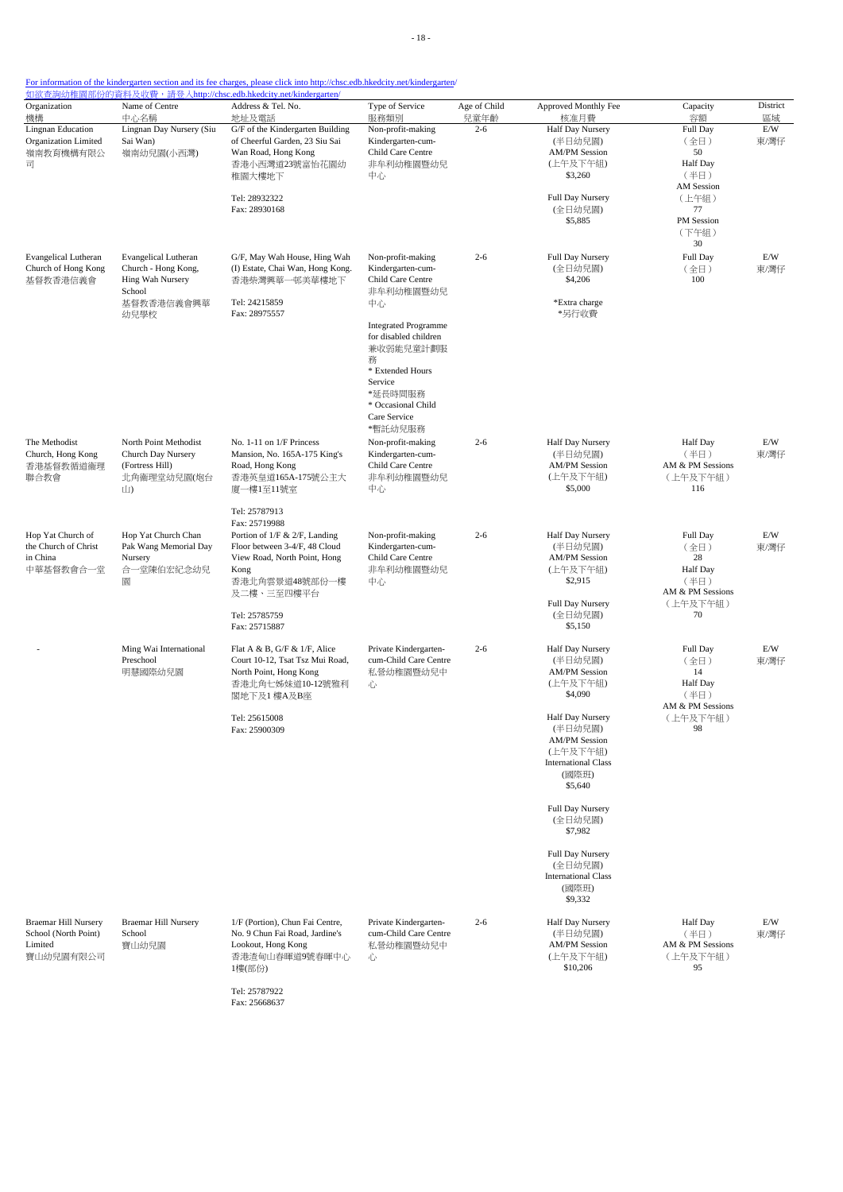For information of the kindergarten section and its fee charges, please click into http://chsc.edb.hkedcity.net/kindergarten/
如欲查詢幼稚園部份的資料及收費，請登入http://chsc.edb.hkedcity.net/kindergarten/

| Organization 機構 | Name of Centre 中心名稱 | Address & Tel. No. 地址及電話 | Type of Service 服務類別 | Age of Child 兒童年齡 | Approved Monthly Fee 核准月費 | Capacity 容額 | District 區域 |
|---|---|---|---|---|---|---|---|
| Lingnan Education Organization Limited 嶺南教育機構有限公司 | Lingnan Day Nursery (Siu Sai Wan) 嶺南幼兒園(小西灣) | G/F of the Kindergarten Building of Cheerful Garden, 23 Siu Sai Wan Road, Hong Kong 香港小西灣道23號富怡花園幼稚園大樓地下 Tel: 28932322 Fax: 28930168 | Non-profit-making Kindergarten-cum-Child Care Centre 非牟利幼稚園暨幼兒中心 | 2-6 | Half Day Nursery (半日幼兒園) AM/PM Session (上午及下午組) $3,260 Full Day Nursery (全日幼兒園) $5,885 | Full Day (全日) 50 Half Day (半日) AM Session (上午組) 77 PM Session (下午組) 30 | E/W 東/灣仔 |
| Evangelical Lutheran Church of Hong Kong 基督教香港信義會 | Evangelical Lutheran Church - Hong Kong, Hing Wah Nursery School 基督教香港信義會興華幼兒學校 | G/F, May Wah House, Hing Wah (I) Estate, Chai Wan, Hong Kong. 香港柴灣興華一邨美華樓地下 Tel: 24215859 Fax: 28975557 | Non-profit-making Kindergarten-cum-Child Care Centre 非牟利幼稚園暨幼兒中心 Integrated Programme for disabled children 兼收弱能兒童計劃服務 * Extended Hours Service *延長時間服務 * Occasional Child Care Service *暫託幼兒服務 | 2-6 | Full Day Nursery (全日幼兒園) $4,206 *Extra charge *另行收費 | Full Day (全日) 100 | E/W 東/灣仔 |
| The Methodist Church, Hong Kong 香港基督教循道衛理聯合教會 | North Point Methodist Church Day Nursery (Fortress Hill) 北角衛理堂幼兒園(炮台山) | No. 1-11 on 1/F Princess Mansion, No. 165A-175 King's Road, Hong Kong 香港英皇道165A-175號公主大廈一樓1至11號室 Tel: 25787913 Fax: 25719988 | Non-profit-making Kindergarten-cum-Child Care Centre 非牟利幼稚園暨幼兒中心 | 2-6 | Half Day Nursery (半日幼兒園) AM/PM Session (上午及下午組) $5,000 | Half Day AM & PM Sessions (上午及下午組) 116 | E/W 東/灣仔 |
| Hop Yat Church of the Church of Christ in China 中華基督教會合一堂 | Hop Yat Church Chan Pak Wang Memorial Day Nursery 合一堂陳伯宏紀念幼兒園 | Portion of 1/F & 2/F, Landing Floor between 3-4/F, 48 Cloud View Road, North Point, Hong Kong 香港北角雲景道48號部份一樓及二樓、三至四樓平台 Tel: 25785759 Fax: 25715887 | Non-profit-making Kindergarten-cum-Child Care Centre 非牟利幼稚園暨幼兒中心 | 2-6 | Half Day Nursery (半日幼兒園) AM/PM Session (上午及下午組) $2,915 Full Day Nursery (全日幼兒園) $5,150 | Full Day (全日) 28 Half Day AM & PM Sessions (上午及下午組) 70 | E/W 東/灣仔 |
| - | Ming Wai International Preschool 明慧國際幼兒園 | Flat A & B, G/F & 1/F, Alice Court 10-12, Tsat Tsz Mui Road, North Point, Hong Kong 香港北角七姊妹道10-12號雅利閣地下及1樓A及B座 Tel: 25615008 Fax: 25900309 | Private Kindergarten-cum-Child Care Centre 私營幼稚園暨幼兒中心 | 2-6 | Half Day Nursery (半日幼兒園) AM/PM Session (上午及下午組) $4,090 Half Day Nursery (半日幼兒園) AM/PM Session (上午及下午組) International Class (國際班) $5,640 Full Day Nursery (全日幼兒園) $7,982 Full Day Nursery (全日幼兒園) International Class (國際班) $9,332 | Full Day (全日) 14 Half Day (半日) AM & PM Sessions (上午及下午組) 98 | E/W 東/灣仔 |
| Braemar Hill Nursery School (North Point) Limited 寶山幼兒園有限公司 | Braemar Hill Nursery School 寶山幼兒園 | 1/F (Portion), Chun Fai Centre, No. 9 Chun Fai Road, Jardine's Lookout, Hong Kong 香港渣甸山春暉道9號春暉中心1樓(部份) Tel: 25787922 Fax: 25668637 | Private Kindergarten-cum-Child Care Centre 私營幼稚園暨幼兒中心 | 2-6 | Half Day Nursery (半日幼兒園) AM/PM Session (上午及下午組) $10,206 | Half Day (半日) AM & PM Sessions (上午及下午組) 95 | E/W 東/灣仔 |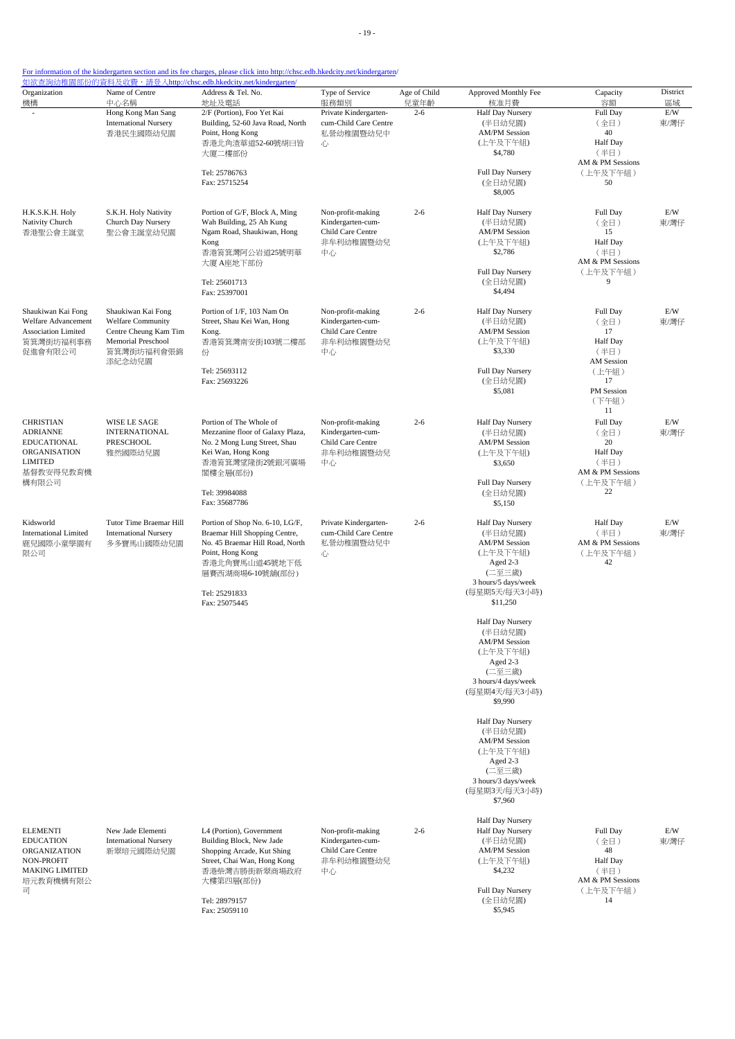For information of the kindergarten section and its fee charges, please click into http://chsc.edb.hkedcity.net/kindergarten/
如欲查詢幼稚園部份的資料及收費，請登入http://chsc.edb.hkedcity.net/kindergarten/

| Organization 機構 | Name of Centre 中心名稱 | Address & Tel. No. 地址及電話 | Type of Service 服務類別 | Age of Child 兒童年齡 | Approved Monthly Fee 核准月費 | Capacity 容額 | District 區域 |
|---|---|---|---|---|---|---|---|
| - | Hong Kong Man Sang International Nursery 香港民生國際幼兒園 | 2/F (Portion), Foo Yet Kai Building, 52-60 Java Road, North Point, Hong Kong 香港北角渣華道52-60號胡日皆大廈二樓部份<br>Tel: 25786763<br>Fax: 25715254 | Private Kindergarten-cum-Child Care Centre 私營幼稚園暨幼兒中心 | 2-6 | Half Day Nursery (半日幼兒園) AM/PM Session (上午及下午組) $4,780<br>Full Day Nursery (全日幼兒園) $8,005 | Full Day (全日) 40<br>AM & PM Sessions (上午及下午組) 50 | E/W 東/灣仔 |
| H.K.S.K.H. Holy Nativity Church 香港聖公會主誕堂 | S.K.H. Holy Nativity Church Day Nursery 聖公會主誕堂幼兒園 | Portion of G/F, Block A, Ming Wah Building, 25 Ah Kung Ngam Road, Shaukiwan, Hong Kong 香港筲箕灣阿公岩道25號明華大廈A座地下部份<br>Tel: 25601713<br>Fax: 25397001 | Non-profit-making Kindergarten-cum-Child Care Centre 非牟利幼稚園暨幼兒中心 | 2-6 | Half Day Nursery (半日幼兒園) AM/PM Session (上午及下午組) $2,786<br>Full Day Nursery (全日幼兒園) $4,494 | Full Day (全日) 15<br>Half Day (半日) AM & PM Sessions (上午及下午組) 9 | E/W 東/灣仔 |
| Shaukiwan Kai Fong Welfare Advancement Association Limited 筲箕灣街坊福利事務促進會有限公司 | Shaukiwan Kai Fong Welfare Community Centre Cheung Kam Tim Memorial Preschool 筲箕灣街坊福利會張錦添紀念幼兒園 | Portion of 1/F, 103 Nam On Street, Shau Kei Wan, Hong Kong. 香港筲箕灣南安街103號二樓部份<br>Tel: 25693112<br>Fax: 25693226 | Non-profit-making Kindergarten-cum-Child Care Centre 非牟利幼稚園暨幼兒中心 | 2-6 | Half Day Nursery (半日幼兒園) AM/PM Session (上午及下午組) $3,330<br>Full Day Nursery (全日幼兒園) $5,081 | Full Day (全日) 17<br>Half Day (半日) AM Session (上午組) 17<br>PM Session (下午組) 11 | E/W 東/灣仔 |
| CHRISTIAN ADRIANNE EDUCATIONAL ORGANISATION LIMITED 基督教安得兒教育機構有限公司 | WISE LE SAGE INTERNATIONAL PRESCHOOL 雅然國際幼兒園 | Portion of The Whole of Mezzanine floor of Galaxy Plaza, No. 2 Mong Lung Street, Shau Kei Wan, Hong Kong 香港筲箕灣望隆街2號銀河廣場閣樓全層(部份)<br>Tel: 39984088<br>Fax: 35687786 | Non-profit-making Kindergarten-cum-Child Care Centre 非牟利幼稚園暨幼兒中心 | 2-6 | Half Day Nursery (半日幼兒園) AM/PM Session (上午及下午組) $3,650<br>Full Day Nursery (全日幼兒園) $5,150 | Full Day (全日) 20<br>Half Day (半日) AM & PM Sessions (上午及下午組) 22 | E/W 東/灣仔 |
| Kidsworld International Limited 鹿兒國際小童學園有限公司 | Tutor Time Braemar Hill International Nursery 多多寶馬山國際幼兒園 | Portion of Shop No. 6-10, LG/F, Braemar Hill Shopping Centre, No. 45 Braemar Hill Road, North Point, Hong Kong 香港北角寶馬山道45號地下低層賽西湖商場6-10號舖(部份)<br>Tel: 25291833<br>Fax: 25075445 | Private Kindergarten-cum-Child Care Centre 私營幼稚園暨幼兒中心 | 2-6 | Half Day Nursery (半日幼兒園) AM/PM Session (上午及下午組) Aged 2-3 (二至三歲) 3 hours/5 days/week (每星期5天/每天3小時) $11,250<br>Half Day Nursery (半日幼兒園) AM/PM Session (上午及下午組) Aged 2-3 (二至三歲) 3 hours/4 days/week (每星期4天/每天3小時) $9,990<br>Half Day Nursery (半日幼兒園) AM/PM Session (上午及下午組) Aged 2-3 (二至三歲) 3 hours/3 days/week (每星期3天/每天3小時) $7,960<br>Half Day Nursery | Half Day (半日) AM & PM Sessions (上午及下午組) 42 | E/W 東/灣仔 |
| ELEMENTI EDUCATION ORGANIZATION NON-PROFIT MAKING LIMITED 培元教育機構有限公司 | New Jade Elementi International Nursery 新翠培元國際幼兒園 | L4 (Portion), Government Building Block, New Jade Shopping Arcade, Kut Shing Street, Chai Wan, Hong Kong 香港柴灣吉勝街新翠商場政府大樓第四層(部份)<br>Tel: 28979157<br>Fax: 25059110 | Non-profit-making Kindergarten-cum-Child Care Centre 非牟利幼稚園暨幼兒中心 | 2-6 | Half Day Nursery (半日幼兒園) AM/PM Session (上午及下午組) $4,232<br>Full Day Nursery (全日幼兒園) $5,945 | Full Day (全日) 48<br>Half Day (半日) AM & PM Sessions (上午及下午組) 14 | E/W 東/灣仔 |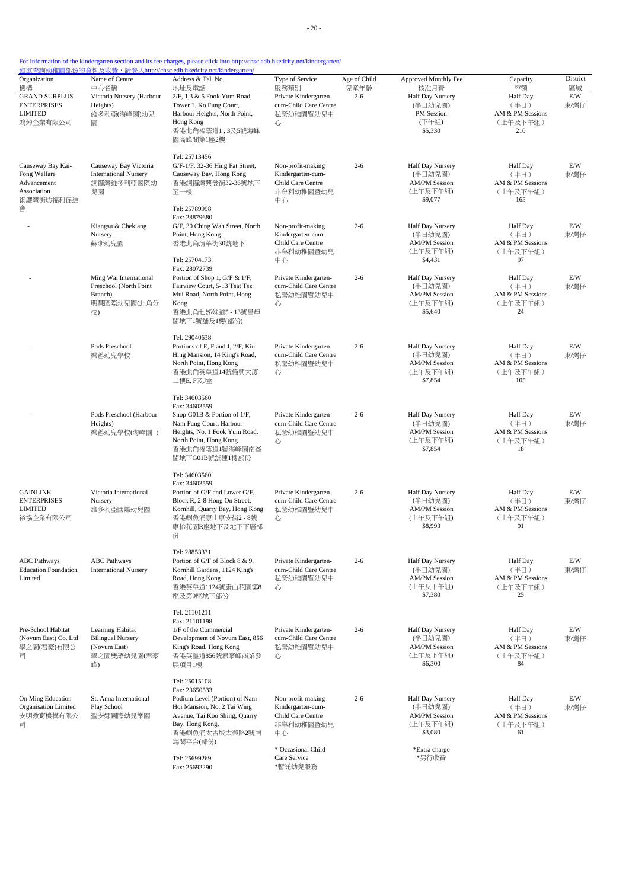For information of the kindergarten section and its fee charges, please click into http://chsc.edb.hkedcity.net/kindergarten/
如欲查詢幼稚園部份的資料及收費，請登入http://chsc.edb.hkedcity.net/kindergarten/

| Organization 機構 | Name of Centre 中心名稱 | Address & Tel. No. 地址及電話 | Type of Service 服務類別 | Age of Child 兒童年齡 | Approved Monthly Fee 核准月費 | Capacity 容額 | District 區域 |
|---|---|---|---|---|---|---|---|
| GRAND SURPLUS ENTERPRISES LIMITED 鴻焯企業有限公司 | Victoria Nursery (Harbour Heights) 維多利亞(海峰園)幼兒園 | 2/F, 1,3 & 5 Fook Yum Road, Tower 1, Ko Fung Court, Harbour Heights, North Point, Hong Kong 香港北角福蔭道1，3及5號海峰園高峰閣第1座2樓 Tel: 25713456 | Private Kindergarten-cum-Child Care Centre 私營幼稚園暨幼兒中心 | 2-6 | Half Day Nursery (半日幼兒園) PM Session (下午組) $5,330 | Half Day (半日) AM & PM Sessions (上午及下午組) 210 | E/W 東/灣仔 |
| Causeway Bay Kai-Fong Welfare Advancement Association 銅鑼灣街坊福利促進會 | Causeway Bay Victoria International Nursery 銅鑼灣維多利亞國際幼兒園 | G/F-1/F, 32-36 Hing Fat Street, Causeway Bay, Hong Kong 香港銅鑼灣興發街32-36號地下至一樓 Tel: 25789998 Fax: 28879680 | Non-profit-making Kindergarten-cum-Child Care Centre 非牟利幼稚園暨幼兒中心 | 2-6 | Half Day Nursery (半日幼兒園) AM/PM Session (上午及下午組) $9,077 | Half Day (半日) AM & PM Sessions (上午及下午組) 165 | E/W 東/灣仔 |
| - | Kiangsu & Chekiang Nursery 蘇浙幼兒園 | G/F, 30 Ching Wah Street, North Point, Hong Kong 香港北角清華街30號地下 Tel: 25704173 Fax: 28072739 | Non-profit-making Kindergarten-cum-Child Care Centre 非牟利幼稚園暨幼兒中心 | 2-6 | Half Day Nursery (半日幼兒園) AM/PM Session (上午及下午組) $4,431 | Half Day (半日) AM & PM Sessions (上午及下午組) 97 | E/W 東/灣仔 |
| - | Ming Wai International Preschool (North Point Branch) 明慧國際幼兒園(北角分校) | Portion of Shop 1, G/F & 1/F, Fairview Court, 5-13 Tsat Tsz Mui Road, North Point, Hong Kong 香港北角七姊妹道5 - 13號昌輝閣地下1號舖及1樓(部份) Tel: 29040638 | Private Kindergarten-cum-Child Care Centre 私營幼稚園暨幼兒中心 | 2-6 | Half Day Nursery (半日幼兒園) AM/PM Session (上午及下午組) $5,640 | Half Day (半日) AM & PM Sessions (上午及下午組) 24 | E/W 東/灣仔 |
| - | Pods Preschool 樂蒿幼兒學校 | Portions of E, F and J, 2/F, Kiu Hing Mansion, 14 King's Road, North Point, Hong Kong 香港北角英皇道14號僑興大廈二樓E, F及J室 Tel: 34603560 Fax: 34603559 | Private Kindergarten-cum-Child Care Centre 私營幼稚園暨幼兒中心 | 2-6 | Half Day Nursery (半日幼兒園) AM/PM Session (上午及下午組) $7,854 | Half Day (半日) AM & PM Sessions (上午及下午組) 105 | E/W 東/灣仔 |
| - | Pods Preschool (Harbour Heights) 樂蒿幼兒學校(海峰園 ) | Shop G01B & Portion of 1/F, Nam Fung Court, Harbour Heights, No. 1 Fook Yum Road, North Point, Hong Kong 香港北角福蔭道1號海峰園南峯閣地下G01B號舖連1樓部份 Tel: 34603560 Fax: 34603559 | Private Kindergarten-cum-Child Care Centre 私營幼稚園暨幼兒中心 | 2-6 | Half Day Nursery (半日幼兒園) AM/PM Session (上午及下午組) $7,854 | Half Day (半日) AM & PM Sessions (上午及下午組) 18 | E/W 東/灣仔 |
| GAINLINK ENTERPRISES LIMITED 裕協企業有限公司 | Victoria International Nursery 維多利亞國際幼兒園 | Portion of G/F and Lower G/F, Block R, 2-8 Hong On Street, Kornhill, Quarry Bay, Hong Kong 香港鰂魚涌康山康安街2 - 8號康怡花園R座地下及地下下層部份 Tel: 28853331 | Private Kindergarten-cum-Child Care Centre 私營幼稚園暨幼兒中心 | 2-6 | Half Day Nursery (半日幼兒園) AM/PM Session (上午及下午組) $8,993 | Half Day (半日) AM & PM Sessions (上午及下午組) 91 | E/W 東/灣仔 |
| ABC Pathways Education Foundation Limited | ABC Pathways International Nursery | Portion of G/F of Block 8 & 9, Kornhill Gardens, 1124 King's Road, Hong Kong 香港英皇道1124號康山花園第8座及第9座地下部份 Tel: 21101211 Fax: 21101198 | Private Kindergarten-cum-Child Care Centre 私營幼稚園暨幼兒中心 | 2-6 | Half Day Nursery (半日幼兒園) AM/PM Session (上午及下午組) $7,380 | Half Day (半日) AM & PM Sessions (上午及下午組) 25 | E/W 東/灣仔 |
| Pre-School Habitat (Novum East) Co. Ltd 學之園(君豪)有限公司 | Learning Habitat Bilingual Nursery (Novum East) 學之園雙語幼兒園(君豪峰) | 1/F of the Commercial Development of Novum East, 856 King's Road, Hong Kong 香港英皇道856號君豪峰商業發展項目1樓 Tel: 25015108 Fax: 23650533 | Private Kindergarten-cum-Child Care Centre 私營幼稚園暨幼兒中心 | 2-6 | Half Day Nursery (半日幼兒園) AM/PM Session (上午及下午組) $6,300 | Half Day (半日) AM & PM Sessions (上午及下午組) 84 | E/W 東/灣仔 |
| On Ming Education Organisation Limited 安明教育機構有限公司 | St. Anna International Play School 聖安娜國際幼兒樂園 | Podium Level (Portion) of Nam Hoi Mansion, No. 2 Tai Wing Avenue, Tai Koo Shing, Quarry Bay, Hong Kong. 香港鰂魚涌太古城太榮路2號南海閣平台(部份) Tel: 25699269 Fax: 25692290 | Non-profit-making Kindergarten-cum-Child Care Centre 非牟利幼稚園暨幼兒中心 * Occasional Child Care Service *暫託幼兒服務 | 2-6 | Half Day Nursery (半日幼兒園) AM/PM Session (上午及下午組) $3,080 *Extra charge *另行收費 | Half Day (半日) AM & PM Sessions (上午及下午組) 61 | E/W 東/灣仔 |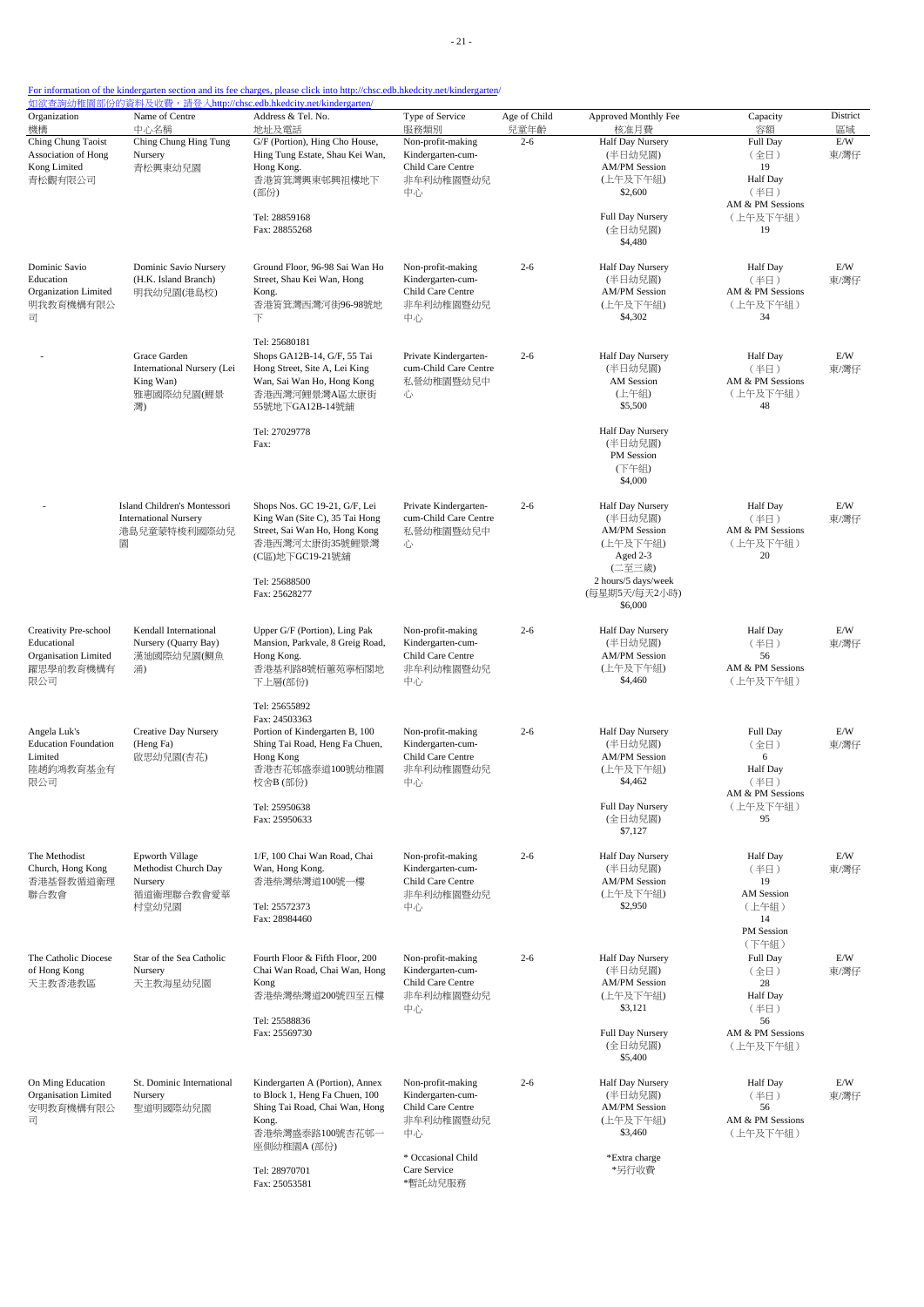For information of the kindergarten section and its fee charges, please click into http://chsc.edb.hkedcity.net/kindergarten/
如欲查詢幼稚園部份的資料及收費，請登入http://chsc.edb.hkedcity.net/kindergarten/

| Organization 機構 | Name of Centre 中心名稱 | Address & Tel. No. 地址及電話 | Type of Service 服務類別 | Age of Child 兒童年齡 | Approved Monthly Fee 核准月費 | Capacity 容額 | District 區域 |
|---|---|---|---|---|---|---|---|
| Ching Chung Taoist Association of Hong Kong Limited 青松觀有限公司 | Ching Chung Hing Tung Nursery 青松興東幼兒園 | G/F (Portion), Hing Cho House, Hing Tung Estate, Shau Kei Wan, Hong Kong. 香港筲箕灣興東邨興祖樓地下(部份) Tel: 28859168 Fax: 28855268 | Non-profit-making Kindergarten-cum-Child Care Centre 非牟利幼稚園暨幼兒中心 | 2-6 | Half Day Nursery (半日幼兒園) AM/PM Session (上午及下午組) $2,600 Full Day Nursery (全日幼兒園) $4,480 | Full Day (全日) 19 Half Day (半日) AM & PM Sessions (上午及下午組) 19 | E/W 東/灣仔 |
| Dominic Savio Education Organization Limited 明我教育機構有限公司 | Dominic Savio Nursery (H.K. Island Branch) 明我幼兒園(港島校) | Ground Floor, 96-98 Sai Wan Ho Street, Shau Kei Wan, Hong Kong. 香港筲箕灣西灣河街96-98號地下 Tel: 25680181 | Non-profit-making Kindergarten-cum-Child Care Centre 非牟利幼稚園暨幼兒中心 | 2-6 | Half Day Nursery (半日幼兒園) AM/PM Session (上午及下午組) $4,302 | Half Day (半日) AM & PM Sessions (上午及下午組) 34 | E/W 東/灣仔 |
| - | Grace Garden International Nursery (Lei King Wan) 雅蕙國際幼兒園(鯉景灣) | Shops GA12B-14, G/F, 55 Tai Hong Street, Site A, Lei King Wan, Sai Wan Ho, Hong Kong 香港西灣河鯉景灣A區太康街55號地下GA12B-14號舖 Tel: 27029778 Fax: | Private Kindergarten-cum-Child Care Centre 私營幼稚園暨幼兒中心 | 2-6 | Half Day Nursery (半日幼兒園) AM Session (上午組) $5,500 Half Day Nursery (半日幼兒園) PM Session (下午組) $4,000 | Half Day (半日) AM & PM Sessions (上午及下午組) 48 | E/W 東/灣仔 |
| - | Island Children's Montessori International Nursery 港島兒童蒙特梭利國際幼兒園 | Shops Nos. GC 19-21, G/F, Lei King Wan (Site C), 35 Tai Hong Street, Sai Wan Ho, Hong Kong 香港西灣河太康街35號鯉景灣(C區)地下GC19-21號舖 Tel: 25688500 Fax: 25628277 | Private Kindergarten-cum-Child Care Centre 私營幼稚園暨幼兒中心 | 2-6 | Half Day Nursery (半日幼兒園) AM/PM Session (上午及下午組) Aged 2-3 (二至三歲) 2 hours/5 days/week (每星期5天/每天2小時) $6,000 | Half Day (半日) AM & PM Sessions (上午及下午組) 20 | E/W 東/灣仔 |
| Creativity Pre-school Educational Organisation Limited 躍思學前教育機構有限公司 | Kendall International Nursery (Quarry Bay) 滿廸國際幼兒園(鰂魚涌) | Upper G/F (Portion), Ling Pak Mansion, Parkvale, 8 Greig Road, Hong Kong. 香港基利路8號栢蕙苑寧栢閣地下上層(部份) Tel: 25655892 Fax: 24503363 | Non-profit-making Kindergarten-cum-Child Care Centre 非牟利幼稚園暨幼兒中心 | 2-6 | Half Day Nursery (半日幼兒園) AM/PM Session (上午及下午組) $4,460 | Half Day (半日) 56 AM & PM Sessions (上午及下午組) | E/W 東/灣仔 |
| Angela Luk's Education Foundation Limited 陸趙鈞鴻教育基金有限公司 | Creative Day Nursery (Heng Fa) 啟思幼兒園(杏花) | Portion of Kindergarten B, 100 Shing Tai Road, Heng Fa Chuen, Hong Kong 香港杏花邨盛泰道100號幼稚園校舍B (部份) Tel: 25950638 Fax: 25950633 | Non-profit-making Kindergarten-cum-Child Care Centre 非牟利幼稚園暨幼兒中心 | 2-6 | Half Day Nursery (半日幼兒園) AM/PM Session (上午及下午組) $4,462 Full Day Nursery (全日幼兒園) $7,127 | Full Day (全日) 6 Half Day (半日) AM & PM Sessions (上午及下午組) 95 | E/W 東/灣仔 |
| The Methodist Church, Hong Kong 香港基督教循道衛理聯合教會 | Epworth Village Methodist Church Day Nursery 循道衛理聯合教會愛華村堂幼兒園 | 1/F, 100 Chai Wan Road, Chai Wan, Hong Kong. 香港柴灣柴灣道100號一樓 Tel: 25572373 Fax: 28984460 | Non-profit-making Kindergarten-cum-Child Care Centre 非牟利幼稚園暨幼兒中心 | 2-6 | Half Day Nursery (半日幼兒園) AM/PM Session (上午及下午組) $2,950 | Half Day (半日) 19 AM Session (上午組) 14 PM Session (下午組) | E/W 東/灣仔 |
| The Catholic Diocese of Hong Kong 天主教香港教區 | Star of the Sea Catholic Nursery 天主教海星幼兒園 | Fourth Floor & Fifth Floor, 200 Chai Wan Road, Chai Wan, Hong Kong 香港柴灣柴灣道200號四至五樓 Tel: 25588836 Fax: 25569730 | Non-profit-making Kindergarten-cum-Child Care Centre 非牟利幼稚園暨幼兒中心 | 2-6 | Half Day Nursery (半日幼兒園) AM/PM Session (上午及下午組) $3,121 Full Day Nursery (全日幼兒園) $5,400 | Full Day (全日) 28 Half Day (半日) 56 AM & PM Sessions (上午及下午組) | E/W 東/灣仔 |
| On Ming Education Organisation Limited 安明教育機構有限公司 | St. Dominic International Nursery 聖道明國際幼兒園 | Kindergarten A (Portion), Annex to Block 1, Heng Fa Chuen, 100 Shing Tai Road, Chai Wan, Hong Kong. 香港柴灣盛泰路100號杏花邨一座側幼稚園A (部份) Tel: 28970701 Fax: 25053581 | Non-profit-making Kindergarten-cum-Child Care Centre 非牟利幼稚園暨幼兒中心 * Occasional Child Care Service *暫託幼兒服務 | 2-6 | Half Day Nursery (半日幼兒園) AM/PM Session (上午及下午組) $3,460 *Extra charge *另行收費 | Half Day (半日) 56 AM & PM Sessions (上午及下午組) | E/W 東/灣仔 |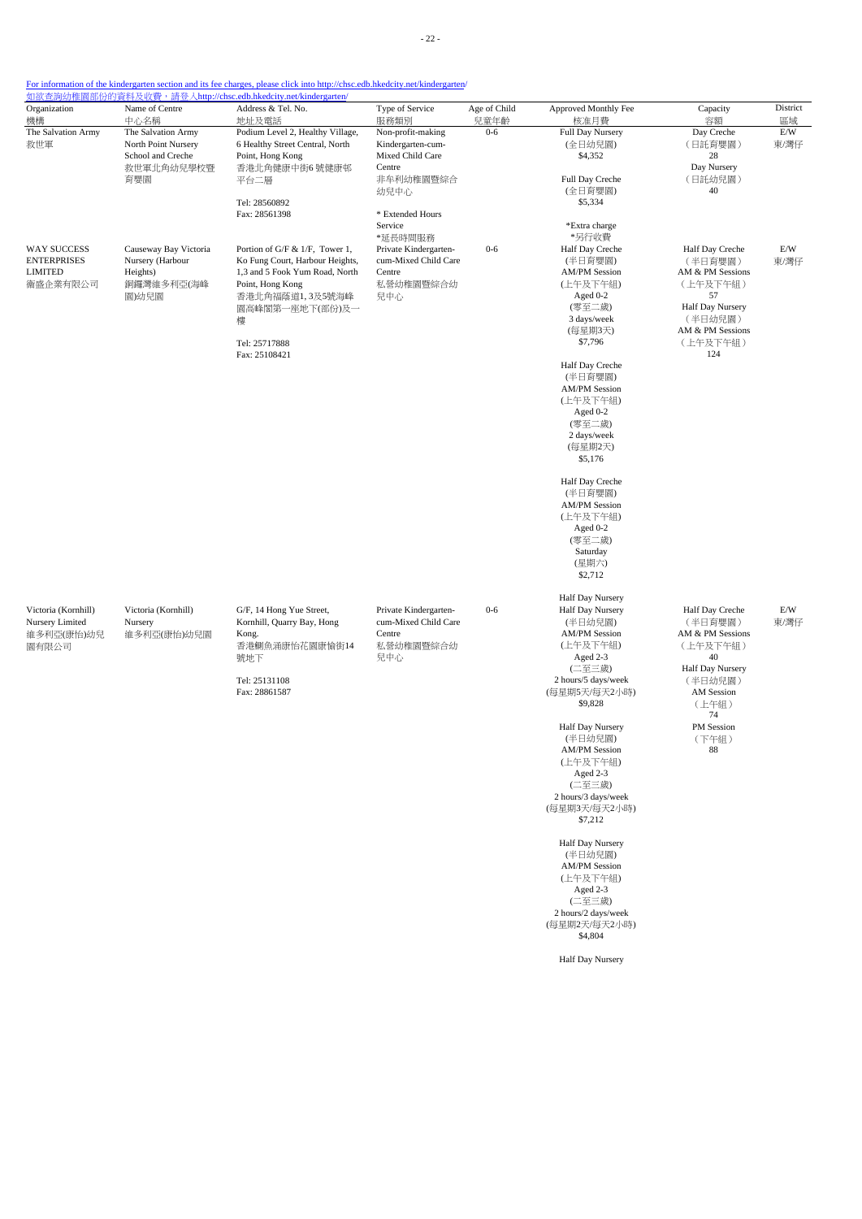For information of the kindergarten section and its fee charges, please click into http://chsc.edb.hkedcity.net/kindergarten/
如欲查詢幼稚園部份的資料及收費，請登入http://chsc.edb.hkedcity.net/kindergarten/

| Organization 機構 | Name of Centre 中心名稱 | Address & Tel. No. 地址及電話 | Type of Service 服務類別 | Age of Child 兒童年齡 | Approved Monthly Fee 核准月費 | Capacity 容額 | District 區域 |
|---|---|---|---|---|---|---|---|
| The Salvation Army 救世軍 | The Salvation Army North Point Nursery School and Creche 救世軍北角幼兒學校暨育嬰園 | Podium Level 2, Healthy Village, 6 Healthy Street Central, North Point, Hong Kong 香港北角健康中街6 號健康邨平台二層<br><br>Tel: 28560892<br>Fax: 28561398 | Non-profit-making Kindergarten-cum-Mixed Child Care Centre 非牟利幼稚園暨綜合幼兒中心<br><br>* Extended Hours Service *延長時間服務 | 0-6 | Full Day Nursery (全日幼兒園) $4,352<br><br>Full Day Creche (全日育嬰園) $5,334<br><br>*Extra charge *另行收費 | Day Creche (日託育嬰園) 28<br>Day Nursery (日託幼兒園) 40 | E/W 東/灣仔 |
| WAY SUCCESS ENTERPRISES LIMITED 衞盛企業有限公司 | Causeway Bay Victoria Nursery (Harbour Heights) 銅鑼灣維多利亞(海峰園)幼兒園 | Portion of G/F & 1/F, Tower 1, Ko Fung Court, Harbour Heights, 1,3 and 5 Fook Yum Road, North Point, Hong Kong 香港北角福蔭道1, 3及5號海峰園高峰閣第一座地下(部份)及一樓<br><br>Tel: 25717888<br>Fax: 25108421 | Private Kindergarten-cum-Mixed Child Care Centre 私營幼稚園暨綜合幼兒中心 | 0-6 | Half Day Creche (半日育嬰園) AM/PM Session (上午及下午組) Aged 0-2 (零至二歲) 3 days/week (每星期3天) $7,796<br><br>Half Day Creche (半日育嬰園) AM/PM Session (上午及下午組) Aged 0-2 (零至二歲) 2 days/week (每星期2天) $5,176<br><br>Half Day Creche (半日育嬰園) AM/PM Session (上午及下午組) Aged 0-2 (零至二歲) Saturday (星期六) $2,712<br><br>Half Day Nursery | Half Day Creche (半日育嬰園) AM & PM Sessions (上午及下午組) 57<br>Half Day Nursery (半日幼兒園) AM & PM Sessions (上午及下午組) 124 | E/W 東/灣仔 |
| Victoria (Kornhill) Nursery Limited 維多利亞(康怡)幼兒園有限公司 | Victoria (Kornhill) Nursery 維多利亞(康怡)幼兒園 | G/F, 14 Hong Yue Street, Kornhill, Quarry Bay, Hong Kong. 香港鰂魚涌康怡花園康愉街14號地下<br><br>Tel: 25131108<br>Fax: 28861587 | Private Kindergarten-cum-Mixed Child Care Centre 私營幼稚園暨綜合幼兒中心 | 0-6 | Half Day Nursery (半日幼兒園) AM/PM Session (上午及下午組) Aged 2-3 (二至三歲) 2 hours/5 days/week (每星期5天/每天2小時) $9,828<br><br>Half Day Nursery (半日幼兒園) AM/PM Session (上午及下午組) Aged 2-3 (二至三歲) 2 hours/3 days/week (每星期3天/每天2小時) $7,212<br><br>Half Day Nursery (半日幼兒園) AM/PM Session (上午及下午組) Aged 2-3 (二至三歲) 2 hours/2 days/week (每星期2天/每天2小時) $4,804<br><br>Half Day Nursery | Half Day Creche (半日育嬰園) AM & PM Sessions (上午及下午組) 40<br>Half Day Nursery (半日幼兒園) AM Session (上午組) 74<br>PM Session (下午組) 88 | E/W 東/灣仔 |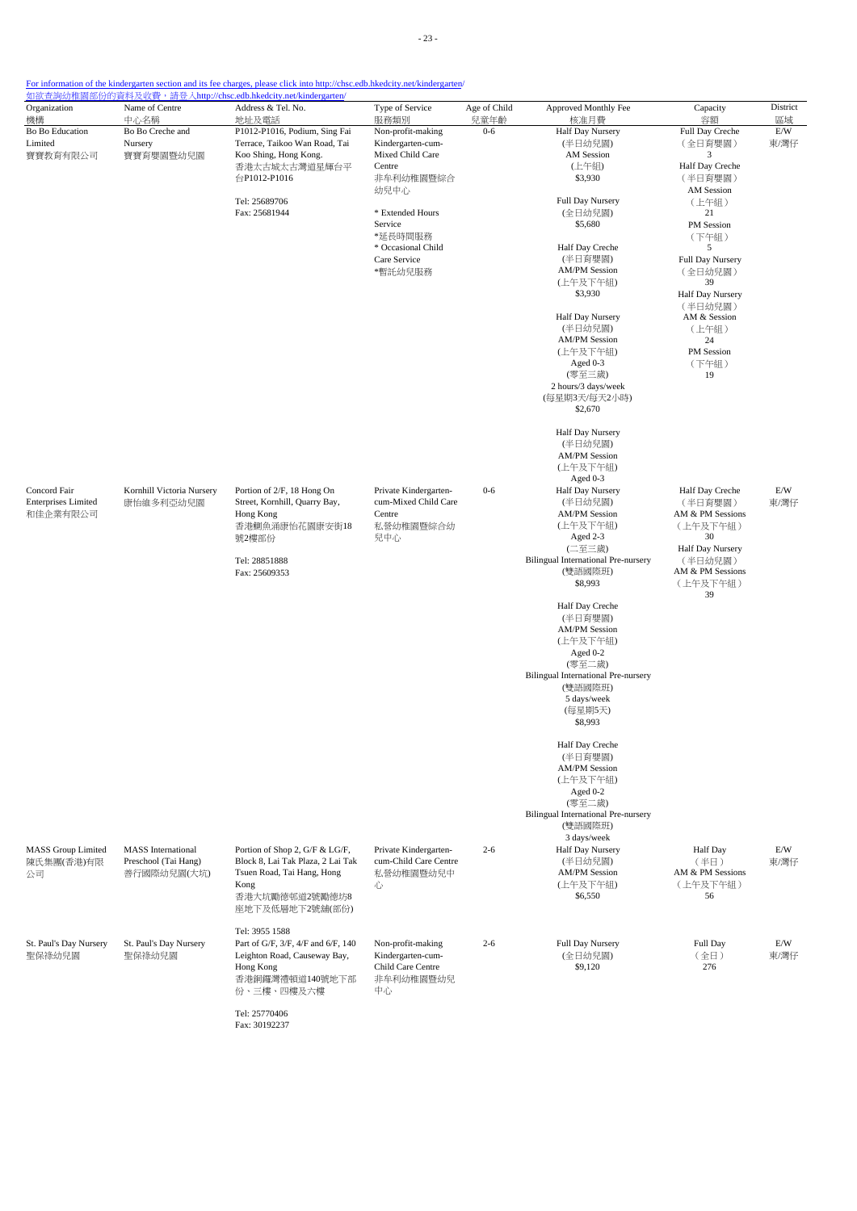For information of the kindergarten section and its fee charges, please click into http://chsc.edb.hkedcity.net/kindergarten/
如欲查詢幼稚園部份的資料及收費，請登入http://chsc.edb.hkedcity.net/kindergarten/

| Organization 機構 | Name of Centre 中心名稱 | Address & Tel. No. 地址及電話 | Type of Service 服務類別 | Age of Child 兒童年齡 | Approved Monthly Fee 核准月費 | Capacity 容額 | District 區域 |
|---|---|---|---|---|---|---|---|
| Bo Bo Education Limited 寶寶教育有限公司 | Bo Bo Creche and Nursery 寶寶育嬰園暨幼兒園 | P1012-P1016, Podium, Sing Fai Terrace, Taikoo Wan Road, Tai Koo Shing, Hong Kong. 香港太古城太古灣道星輝台平台P1012-P1016<br><br>Tel: 25689706<br>Fax: 25681944 | Non-profit-making Kindergarten-cum-Mixed Child Care Centre 非牟利幼稚園暨綜合幼兒中心<br><br>* Extended Hours Service *延長時間服務<br>* Occasional Child Care Service *暫託幼兒服務 | 0-6 | Half Day Nursery (半日幼兒園) AM Session (上午組) $3,930<br><br>Full Day Nursery (全日幼兒園) $5,680<br><br>Half Day Creche (半日育嬰園) AM/PM Session (上午及下午組) $3,930<br><br>Half Day Nursery (半日幼兒園) AM/PM Session (上午及下午組) Aged 0-3 (零至三歲) 2 hours/3 days/week (每星期3天/每天2小時) $2,670<br><br>Half Day Nursery (半日幼兒園) AM/PM Session (上午及下午組) Aged 0-3 | Full Day Creche (全日育嬰園) 3<br>Half Day Creche (半日育嬰園) AM Session (上午組) 21<br>PM Session (下午組) 5<br>Full Day Nursery (全日幼兒園) 39<br>Half Day Nursery (半日幼兒園) AM & Session (上午組) 24<br>PM Session (下午組) 19 | E/W 東/灣仔 |
| Concord Fair Enterprises Limited 和佳企業有限公司 | Kornhill Victoria Nursery 康怡維多利亞幼兒園 | Portion of 2/F, 18 Hong On Street, Kornhill, Quarry Bay, Hong Kong 香港鰂魚涌康怡花園康安街18號2樓部份<br><br>Tel: 28851888<br>Fax: 25609353 | Private Kindergarten-cum-Mixed Child Care Centre 私營幼稚園暨綜合幼兒中心 | 0-6 | Half Day Nursery (半日幼兒園) AM/PM Session (上午及下午組) Aged 2-3 (二至三歲) Bilingual International Pre-nursery (雙語國際班) $8,993<br><br>Half Day Creche (半日育嬰園) AM/PM Session (上午及下午組) Aged 0-2 (零至二歲) Bilingual International Pre-nursery (雙語國際班) 5 days/week (每星期5天) $8,993<br><br>Half Day Creche (半日育嬰園) AM/PM Session (上午及下午組) Aged 0-2 (零至二歲) Bilingual International Pre-nursery (雙語國際班) 3 days/week | Half Day Creche (半日育嬰園) AM & PM Sessions (上午及下午組) 30<br>Half Day Nursery (半日幼兒園) AM & PM Sessions (上午及下午組) 39 | E/W 東/灣仔 |
| MASS Group Limited 陳氏集團(香港)有限公司 | MASS International Preschool (Tai Hang) 善行國際幼兒園(大坑) | Portion of Shop 2, G/F & LG/F, Block 8, Lai Tak Plaza, 2 Lai Tak Tsuen Road, Tai Hang, Hong Kong 香港大坑勵德邨道2號勵德坊8座地下及低層地下2號舖(部份)<br><br>Tel: 3955 1588 | Private Kindergarten-cum-Child Care Centre 私營幼稚園暨幼兒中心 | 2-6 | Half Day Nursery (半日幼兒園) AM/PM Session (上午及下午組) $6,550 | Half Day (半日) AM & PM Sessions (上午及下午組) 56 | E/W 東/灣仔 |
| St. Paul's Day Nursery 聖保祿幼兒園 | St. Paul's Day Nursery 聖保祿幼兒園 | Part of G/F, 3/F, 4/F and 6/F, 140 Leighton Road, Causeway Bay, Hong Kong 香港銅鑼灣禮頓道140號地下部份、三樓、四樓及六樓<br><br>Tel: 25770406<br>Fax: 30192237 | Non-profit-making Kindergarten-cum-Child Care Centre 非牟利幼稚園暨幼兒中心 | 2-6 | Full Day Nursery (全日幼兒園) $9,120 | Full Day (全日) 276 | E/W 東/灣仔 |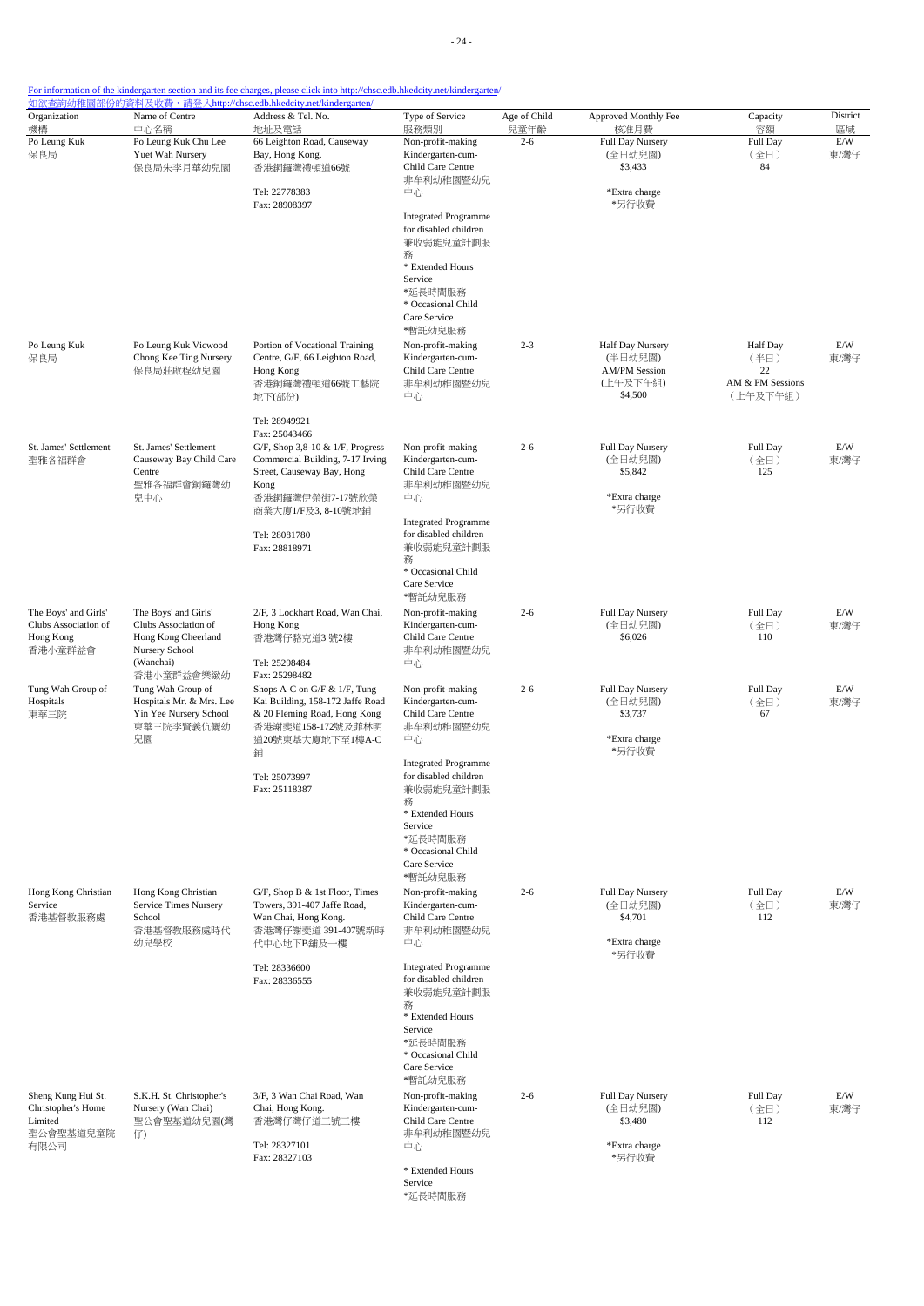For information of the kindergarten section and its fee charges, please click into http://chsc.edb.hkedcity.net/kindergarten/
如欲查詢幼稚園部份的資料及收費，請登入http://chsc.edb.hkedcity.net/kindergarten/

| Organization 機構 | Name of Centre 中心名稱 | Address & Tel. No. 地址及電話 | Type of Service 服務類別 | Age of Child 兒童年齡 | Approved Monthly Fee 核准月費 | Capacity 容額 | District 區域 |
|---|---|---|---|---|---|---|---|
| Po Leung Kuk 保良局 | Po Leung Kuk Chu Lee Yuet Wah Nursery 保良局朱李月華幼兒園 | 66 Leighton Road, Causeway Bay, Hong Kong. 香港銅鑼灣禮頓道66號 Tel: 22778383 Fax: 28908397 | Non-profit-making Kindergarten-cum-Child Care Centre 非牟利幼稚園暨幼兒中心 Integrated Programme for disabled children 兼收弱能兒童計劃服務 * Extended Hours Service *延長時間服務 * Occasional Child Care Service *暫託幼兒服務 | 2-6 | Full Day Nursery (全日幼兒園) $3,433 *Extra charge *另行收費 | Full Day (全日) 84 | E/W 東/灣仔 |
| Po Leung Kuk 保良局 | Po Leung Kuk Vicwood Chong Kee Ting Nursery 保良局莊啟程幼兒園 | Portion of Vocational Training Centre, G/F, 66 Leighton Road, Hong Kong 香港銅鑼灣禮頓道66號工藝院地下(部份) Tel: 28949921 Fax: 25043466 | Non-profit-making Kindergarten-cum-Child Care Centre 非牟利幼稚園暨幼兒中心 | 2-3 | Half Day Nursery (半日幼兒園) AM/PM Session (上午及下午組) $4,500 | Half Day (半日) 22 AM & PM Sessions (上午及下午組) | E/W 東/灣仔 |
| St. James' Settlement 聖雅各福群會 | St. James' Settlement Causeway Bay Child Care Centre 聖雅各福群會銅鑼灣幼兒中心 | G/F, Shop 3,8-10 & 1/F, Progress Commercial Building, 7-17 Irving Street, Causeway Bay, Hong Kong 香港銅鑼灣伊榮街7-17號欣榮商業大廈1/F及3, 8-10號地舖 Tel: 28081780 Fax: 28818971 | Non-profit-making Kindergarten-cum-Child Care Centre 非牟利幼稚園暨幼兒中心 Integrated Programme for disabled children 兼收弱能兒童計劃服務 * Occasional Child Care Service *暫託幼兒服務 | 2-6 | Full Day Nursery (全日幼兒園) $5,842 *Extra charge *另行收費 | Full Day (全日) 125 | E/W 東/灣仔 |
| The Boys' and Girls' Clubs Association of Hong Kong 香港小童群益會 | The Boys' and Girls' Clubs Association of Hong Kong Cheerland Nursery School (Wanchai) 香港小童群益會樂緻幼 | 2/F, 3 Lockhart Road, Wan Chai, Hong Kong 香港灣仔駱克道3 號2樓 Tel: 25298484 Fax: 25298482 | Non-profit-making Kindergarten-cum-Child Care Centre 非牟利幼稚園暨幼兒中心 | 2-6 | Full Day Nursery (全日幼兒園) $6,026 | Full Day (全日) 110 | E/W 東/灣仔 |
| Tung Wah Group of Hospitals 東華三院 | Tung Wah Group of Hospitals Mr. & Mrs. Lee Yin Yee Nursery School 東華三院李賢義伉儷幼兒園 | Shops A-C on G/F & 1/F, Tung Kai Building, 158-172 Jaffe Road & 20 Fleming Road, Hong Kong 香港謝斐道158-172號及菲林明道20號東基大廈地下至1樓A-C舖 Tel: 25073997 Fax: 25118387 | Non-profit-making Kindergarten-cum-Child Care Centre 非牟利幼稚園暨幼兒中心 Integrated Programme for disabled children 兼收弱能兒童計劃服務 * Extended Hours Service *延長時間服務 * Occasional Child Care Service *暫託幼兒服務 | 2-6 | Full Day Nursery (全日幼兒園) $3,737 *Extra charge *另行收費 | Full Day (全日) 67 | E/W 東/灣仔 |
| Hong Kong Christian Service 香港基督教服務處 | Hong Kong Christian Service Times Nursery School 香港基督教服務處時代幼兒學校 | G/F, Shop B & 1st Floor, Times Towers, 391-407 Jaffe Road, Wan Chai, Hong Kong. 香港灣仔謝斐道 391-407號新時代中心地下B舖及一樓 Tel: 28336600 Fax: 28336555 | Non-profit-making Kindergarten-cum-Child Care Centre 非牟利幼稚園暨幼兒中心 Integrated Programme for disabled children 兼收弱能兒童計劃服務 * Extended Hours Service *延長時間服務 * Occasional Child Care Service *暫託幼兒服務 | 2-6 | Full Day Nursery (全日幼兒園) $4,701 *Extra charge *另行收費 | Full Day (全日) 112 | E/W 東/灣仔 |
| Sheng Kung Hui St. Christopher's Home Limited 聖公會聖基道兒童院有限公司 | S.K.H. St. Christopher's Nursery (Wan Chai) 聖公會聖基道幼兒園(灣仔) | 3/F, 3 Wan Chai Road, Wan Chai, Hong Kong. 香港灣仔灣仔道三號三樓 Tel: 28327101 Fax: 28327103 | Non-profit-making Kindergarten-cum-Child Care Centre 非牟利幼稚園暨幼兒中心 * Extended Hours Service *延長時間服務 | 2-6 | Full Day Nursery (全日幼兒園) $3,480 *Extra charge *另行收費 | Full Day (全日) 112 | E/W 東/灣仔 |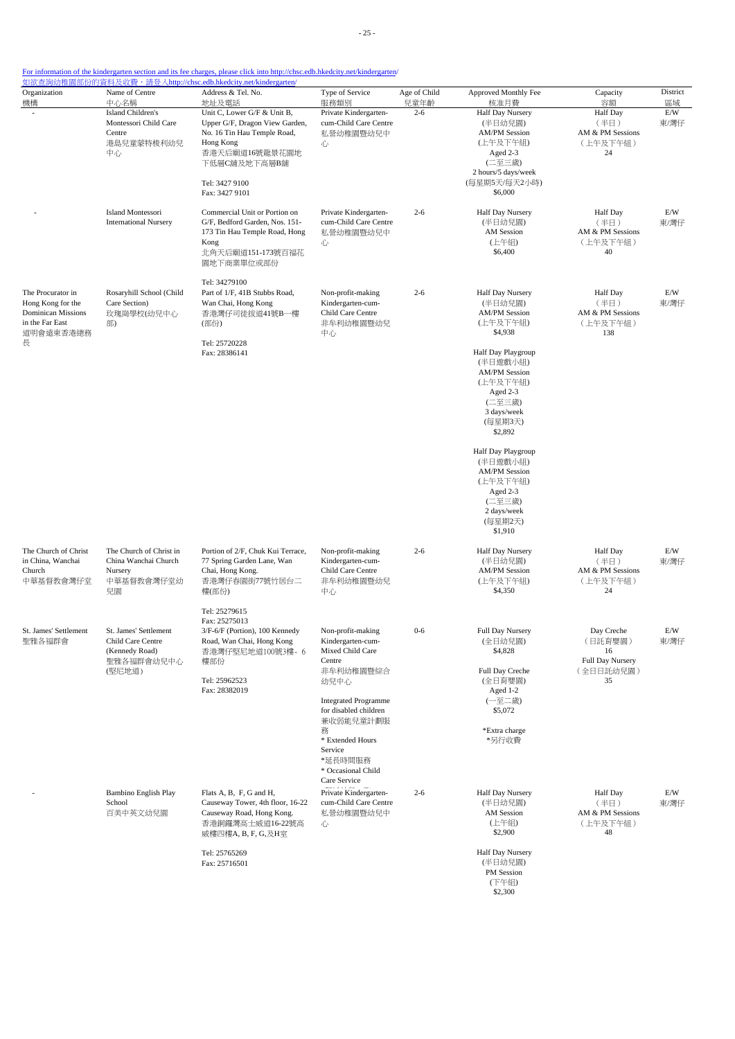For information of the kindergarten section and its fee charges, please click into http://chsc.edb.hkedcity.net/kindergarten/
如欲查詢幼稚園部份的資料及收費，請登入http://chsc.edb.hkedcity.net/kindergarten/

| Organization 機構 | Name of Centre 中心名稱 | Address & Tel. No. 地址及電話 | Type of Service 服務類別 | Age of Child 兒童年齡 | Approved Monthly Fee 核准月費 | Capacity 容額 | District 區域 |
|---|---|---|---|---|---|---|---|
| - | Island Children's Montessori Child Care Centre 港島兒童蒙特梭利幼兒中心 | Unit C, Lower G/F & Unit B, Upper G/F, Dragon View Garden, No. 16 Tin Hau Temple Road, Hong Kong 香港天后廟道16號龍景花園地下低層C舖及地下高層B舖 Tel: 3427 9100 Fax: 3427 9101 | Private Kindergarten-cum-Child Care Centre 私營幼稚園暨幼兒中心 | 2-6 | Half Day Nursery (半日幼兒園) AM/PM Session (上午及下午組) Aged 2-3 (二至三歲) 2 hours/5 days/week (每星期5天/每天2小時) $6,000 | Half Day (半日) AM & PM Sessions (上午及下午組) 24 | E/W 東/灣仔 |
| - | Island Montessori International Nursery | Commercial Unit or Portion on G/F, Bedford Garden, Nos. 151-173 Tin Hau Temple Road, Hong Kong 北角天后廟道151-173號百福花園地下商業單位或部份 Tel: 34279100 | Private Kindergarten-cum-Child Care Centre 私營幼稚園暨幼兒中心 | 2-6 | Half Day Nursery (半日幼兒園) AM Session (上午組) $6,400 | Half Day (半日) AM & PM Sessions (上午及下午組) 40 | E/W 東/灣仔 |
| The Procurator in Hong Kong for the Dominican Missions in the Far East 道明會遠東香港總務長 | Rosaryhill School (Child Care Section) 玫瑰崗學校(幼兒中心部) | Part of 1/F, 41B Stubbs Road, Wan Chai, Hong Kong 香港灣仔司徒拔道41號B一樓(部份) Tel: 25720228 Fax: 28386141 | Non-profit-making Kindergarten-cum-Child Care Centre 非牟利幼稚園暨幼兒中心 | 2-6 | Half Day Nursery (半日幼兒園) AM/PM Session (上午及下午組) $4,938<br><br>Half Day Playgroup (半日遊戲小組) AM/PM Session (上午及下午組) Aged 2-3 (二至三歲) 3 days/week (每星期3天) $2,892<br><br>Half Day Playgroup (半日遊戲小組) AM/PM Session (上午及下午組) Aged 2-3 (二至三歲) 2 days/week (每星期2天) $1,910 | Half Day (半日) AM & PM Sessions (上午及下午組) 138 | E/W 東/灣仔 |
| The Church of Christ in China, Wanchai Church 中華基督教會灣仔堂 | The Church of Christ in China Wanchai Church Nursery 中華基督教會灣仔堂幼兒園 | Portion of 2/F, Chuk Kui Terrace, 77 Spring Garden Lane, Wan Chai, Hong Kong. 香港灣仔春園街77號竹居台二樓(部份) Tel: 25279615 Fax: 25275013 | Non-profit-making Kindergarten-cum-Child Care Centre 非牟利幼稚園暨幼兒中心 | 2-6 | Half Day Nursery (半日幼兒園) AM/PM Session (上午及下午組) $4,350 | Half Day (半日) AM & PM Sessions (上午及下午組) 24 | E/W 東/灣仔 |
| St. James' Settlement 聖雅各福群會 | St. James' Settlement Child Care Centre (Kennedy Road) 聖雅各福群會幼兒中心(堅尼地道) | 3/F-6/F (Portion), 100 Kennedy Road, Wan Chai, Hong Kong 香港灣仔堅尼地道100號3樓- 6樓部份 Tel: 25962523 Fax: 28382019 | Non-profit-making Kindergarten-cum-Mixed Child Care Centre 非牟利幼稚園暨綜合幼兒中心<br><br>Integrated Programme for disabled children 兼收弱能兒童計劃服務<br>* Extended Hours Service *延長時間服務<br>* Occasional Child Care Service | 0-6 | Full Day Nursery (全日幼兒園) $4,828<br><br>Full Day Creche (全日育嬰園) Aged 1-2 (一至二歲) $5,072<br><br>*Extra charge *另行收費 | Day Creche (日託育嬰園) 16<br>Full Day Nursery (全日日託幼兒園) 35 | E/W 東/灣仔 |
| - | Bambino English Play School 百美中英文幼兒園 | Flats A, B, F, G and H, Causeway Tower, 4th floor, 16-22 Causeway Road, Hong Kong. 香港銅鑼灣高士威道16-22號高威樓四樓A, B, F, G,及H室 Tel: 25765269 Fax: 25716501 | Private Kindergarten-cum-Child Care Centre 私營幼稚園暨幼兒中心 | 2-6 | Half Day Nursery (半日幼兒園) AM Session (上午組) $2,900<br><br>Half Day Nursery (半日幼兒園) PM Session (下午組) $2,300 | Half Day (半日) AM & PM Sessions (上午及下午組) 48 | E/W 東/灣仔 |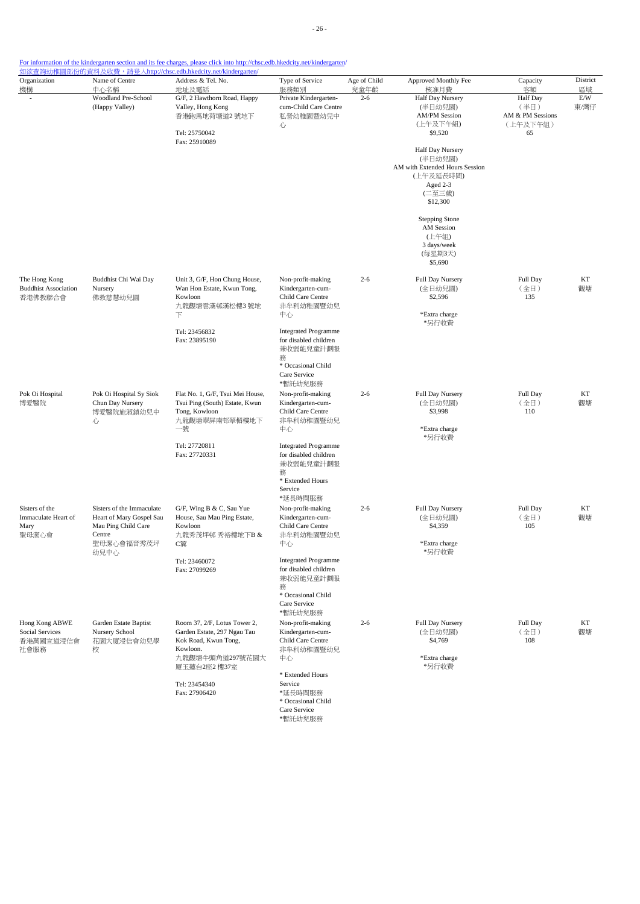For information of the kindergarten section and its fee charges, please click into http://chsc.edb.hkedcity.net/kindergarten/
如欲查詢幼稚園部份的資料及收費，請登入http://chsc.edb.hkedcity.net/kindergarten/

| Organization 機構 | Name of Centre 中心名稱 | Address & Tel. No. 地址及電話 | Type of Service 服務類別 | Age of Child 兒童年齡 | Approved Monthly Fee 核准月費 | Capacity 容額 | District 區域 |
|---|---|---|---|---|---|---|---|
| - | Woodland Pre-School (Happy Valley) | G/F, 2 Hawthorn Road, Happy Valley, Hong Kong<br>香港跑馬地荷塘道2 號地下<br><br>Tel: 25750042<br>Fax: 25910089 | Private Kindergarten-cum-Child Care Centre<br>私營幼稚園暨幼兒中心 | 2-6 | Half Day Nursery<br>(半日幼兒園)<br>AM/PM Session<br>(上午及下午組)<br>$9,520<br><br>Half Day Nursery<br>(半日幼兒園)<br>AM with Extended Hours Session<br>(上午及延長時間)<br>Aged 2-3<br>(二至三歲)<br>$12,300<br><br>Stepping Stone<br>AM Session<br>(上午組)<br>3 days/week<br>(每星期3天)<br>$5,690 | Half Day<br>（半日）<br>AM & PM Sessions<br>（上午及下午組）<br>65 | E/W<br>東/灣仔 |
| The Hong Kong Buddhist Association<br>香港佛教聯合會 | Buddhist Chi Wai Day Nursery<br>佛教慈慧幼兒園 | Unit 3, G/F, Hon Chung House, Wan Hon Estate, Kwun Tong, Kowloon<br>九龍觀塘雲漢邨漢松樓3 號地下<br><br>Tel: 23456832<br>Fax: 23895190 | Non-profit-making Kindergarten-cum-Child Care Centre<br>非牟利幼稚園暨幼兒中心<br><br>Integrated Programme for disabled children<br>兼收弱能兒童計劃服務<br>* Occasional Child Care Service<br>*暫託幼兒服務 | 2-6 | Full Day Nursery<br>(全日幼兒園)<br>$2,596<br><br>*Extra charge<br>*另行收費 | Full Day<br>（全日）<br>135 | KT<br>觀塘 |
| Pok Oi Hospital<br>博愛醫院 | Pok Oi Hospital Sy Siok Chun Day Nursery<br>博愛醫院施淑鎮幼兒中心 | Flat No. 1, G/F, Tsui Mei House, Tsui Ping (South) Estate, Kwun Tong, Kowloon<br>九龍觀塘翠屏南邨翠楣樓地下一號<br><br>Tel: 27720811<br>Fax: 27720331 | Non-profit-making Kindergarten-cum-Child Care Centre<br>非牟利幼稚園暨幼兒中心<br><br>Integrated Programme for disabled children<br>兼收弱能兒童計劃服務<br>* Extended Hours Service<br>*延長時間服務 | 2-6 | Full Day Nursery<br>(全日幼兒園)<br>$3,998<br><br>*Extra charge<br>*另行收費 | Full Day<br>（全日）<br>110 | KT<br>觀塘 |
| Sisters of the Immaculate Heart of Mary<br>聖母潔心會 | Sisters of the Immaculate Heart of Mary Gospel Sau Mau Ping Child Care Centre<br>聖母潔心會福音秀茂坪幼兒中心 | G/F, Wing B & C, Sau Yue House, Sau Mau Ping Estate, Kowloon<br>九龍秀茂坪邨 秀裕樓地下B & C翼<br><br>Tel: 23460072<br>Fax: 27099269 | Non-profit-making Kindergarten-cum-Child Care Centre<br>非牟利幼稚園暨幼兒中心<br><br>Integrated Programme for disabled children<br>兼收弱能兒童計劃服務<br>* Occasional Child Care Service<br>*暫託幼兒服務 | 2-6 | Full Day Nursery<br>(全日幼兒園)<br>$4,359<br><br>*Extra charge<br>*另行收費 | Full Day<br>（全日）<br>105 | KT<br>觀塘 |
| Hong Kong ABWE Social Services<br>香港萬國宣道浸信會社會服務 | Garden Estate Baptist Nursery School<br>花園大廈浸信會幼兒學校 | Room 37, 2/F, Lotus Tower 2, Garden Estate, 297 Ngau Tau Kok Road, Kwun Tong, Kowloon.<br>九龍觀塘牛頭角道297號花園大廈玉蓮台2座2 樓37室<br><br>Tel: 23454340<br>Fax: 27906420 | Non-profit-making Kindergarten-cum-Child Care Centre<br>非牟利幼稚園暨幼兒中心<br><br>* Extended Hours Service<br>*延長時間服務<br>* Occasional Child Care Service<br>*暫託幼兒服務 | 2-6 | Full Day Nursery<br>(全日幼兒園)<br>$4,769<br><br>*Extra charge<br>*另行收費 | Full Day<br>（全日）<br>108 | KT<br>觀塘 |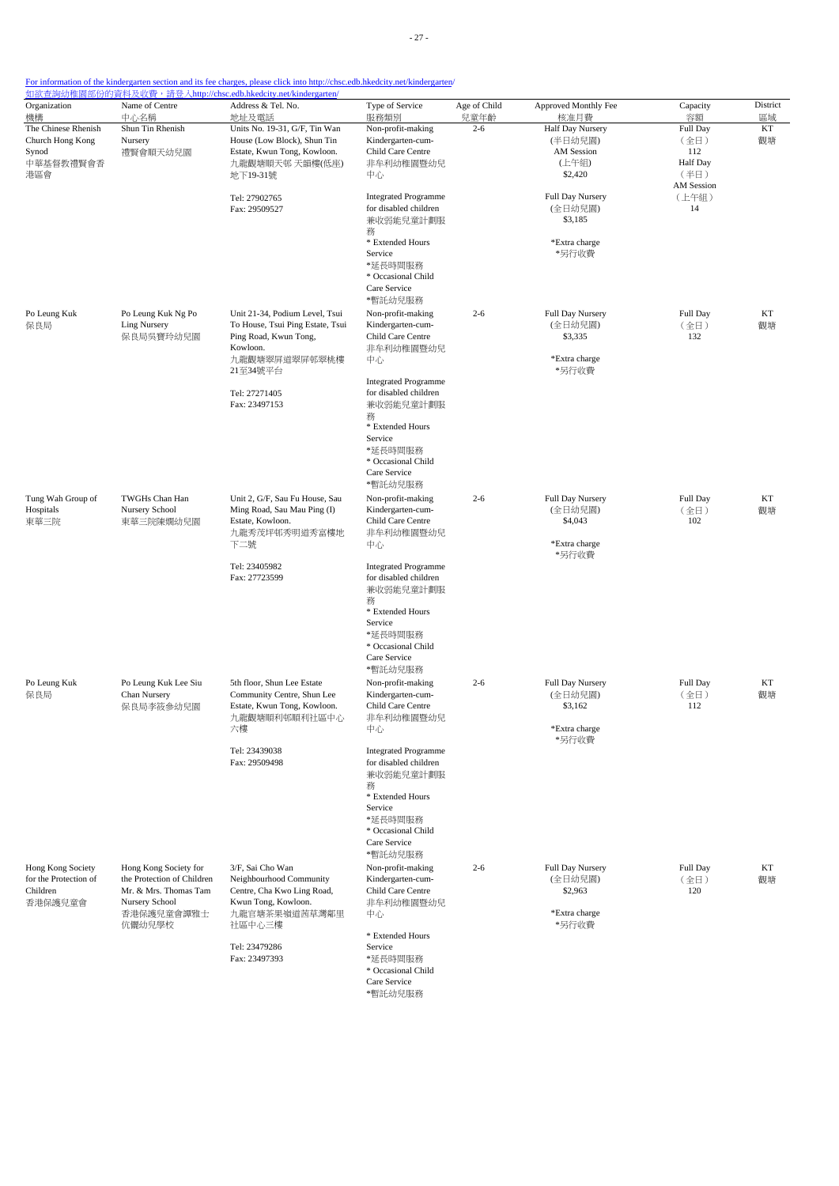For information of the kindergarten section and its fee charges, please click into http://chsc.edb.hkedcity.net/kindergarten/
如欲查詢幼稚園部份的資料及收費，請登入http://chsc.edb.hkedcity.net/kindergarten/

| Organization 機構 | Name of Centre 中心名稱 | Address & Tel. No. 地址及電話 | Type of Service 服務類別 | Age of Child 兒童年齡 | Approved Monthly Fee 核准月費 | Capacity 容額 | District 區域 |
|---|---|---|---|---|---|---|---|
| The Chinese Rhenish Church Hong Kong Synod 中華基督教禮賢會香港區會 | Shun Tin Rhenish Nursery 禮賢會順天幼兒園 | Units No. 19-31, G/F, Tin Wan House (Low Block), Shun Tin Estate, Kwun Tong, Kowloon. 九龍觀塘順天邨 天韻樓(低座) 地下19-31號<br>Tel: 27902765<br>Fax: 29509527 | Non-profit-making Kindergarten-cum-Child Care Centre 非牟利幼稚園暨幼兒中心<br>Integrated Programme for disabled children 兼收弱能兒童計劃服務<br>* Extended Hours Service *延長時間服務<br>* Occasional Child Care Service *暫託幼兒服務 | 2-6 | Half Day Nursery (半日幼兒園) AM Session (上午組) $2,420<br>Full Day Nursery (全日幼兒園) $3,185<br>*Extra charge *另行收費 | Full Day (全日) 112<br>Half Day (半日) AM Session (上午組) 14 | KT 觀塘 |
| Po Leung Kuk 保良局 | Po Leung Kuk Ng Po Ling Nursery 保良局吳寶玲幼兒園 | Unit 21-34, Podium Level, Tsui To House, Tsui Ping Estate, Tsui Ping Road, Kwun Tong, Kowloon. 九龍觀塘翠屏道翠屏邨翠桃樓21至34號平台<br>Tel: 27271405<br>Fax: 23497153 | Non-profit-making Kindergarten-cum-Child Care Centre 非牟利幼稚園暨幼兒中心<br>Integrated Programme for disabled children 兼收弱能兒童計劃服務<br>* Extended Hours Service *延長時間服務<br>* Occasional Child Care Service *暫託幼兒服務 | 2-6 | Full Day Nursery (全日幼兒園) $3,335<br>*Extra charge *另行收費 | Full Day (全日) 132 | KT 觀塘 |
| Tung Wah Group of Hospitals 東華三院 | TWGHs Chan Han Nursery School 東華三院陳嫺幼兒園 | Unit 2, G/F, Sau Fu House, Sau Ming Road, Sau Mau Ping (I) Estate, Kowloon. 九龍秀茂坪邨秀明道秀富樓地下二號<br>Tel: 23405982<br>Fax: 27723599 | Non-profit-making Kindergarten-cum-Child Care Centre 非牟利幼稚園暨幼兒中心<br>Integrated Programme for disabled children 兼收弱能兒童計劃服務<br>* Extended Hours Service *延長時間服務<br>* Occasional Child Care Service *暫託幼兒服務 | 2-6 | Full Day Nursery (全日幼兒園) $4,043<br>*Extra charge *另行收費 | Full Day (全日) 102 | KT 觀塘 |
| Po Leung Kuk 保良局 | Po Leung Kuk Lee Siu Chan Nursery 保良局李筱參幼兒園 | 5th floor, Shun Lee Estate Community Centre, Shun Lee Estate, Kwun Tong, Kowloon. 九龍觀塘順利邨順利社區中心六樓<br>Tel: 23439038<br>Fax: 29509498 | Non-profit-making Kindergarten-cum-Child Care Centre 非牟利幼稚園暨幼兒中心<br>Integrated Programme for disabled children 兼收弱能兒童計劃服務<br>* Extended Hours Service *延長時間服務<br>* Occasional Child Care Service *暫託幼兒服務 | 2-6 | Full Day Nursery (全日幼兒園) $3,162<br>*Extra charge *另行收費 | Full Day (全日) 112 | KT 觀塘 |
| Hong Kong Society for the Protection of Children 香港保護兒童會 | Hong Kong Society for the Protection of Children Mr. & Mrs. Thomas Tam Nursery School 香港保護兒童會譚雅士伉儷幼兒學校 | 3/F, Sai Cho Wan Neighbourhood Community Centre, Cha Kwo Ling Road, Kwun Tong, Kowloon. 九龍官塘茶果嶺道茜草灣鄰里社區中心三樓<br>Tel: 23479286<br>Fax: 23497393 | Non-profit-making Kindergarten-cum-Child Care Centre 非牟利幼稚園暨幼兒中心<br>* Extended Hours Service *延長時間服務<br>* Occasional Child Care Service *暫託幼兒服務 | 2-6 | Full Day Nursery (全日幼兒園) $2,963<br>*Extra charge *另行收費 | Full Day (全日) 120 | KT 觀塘 |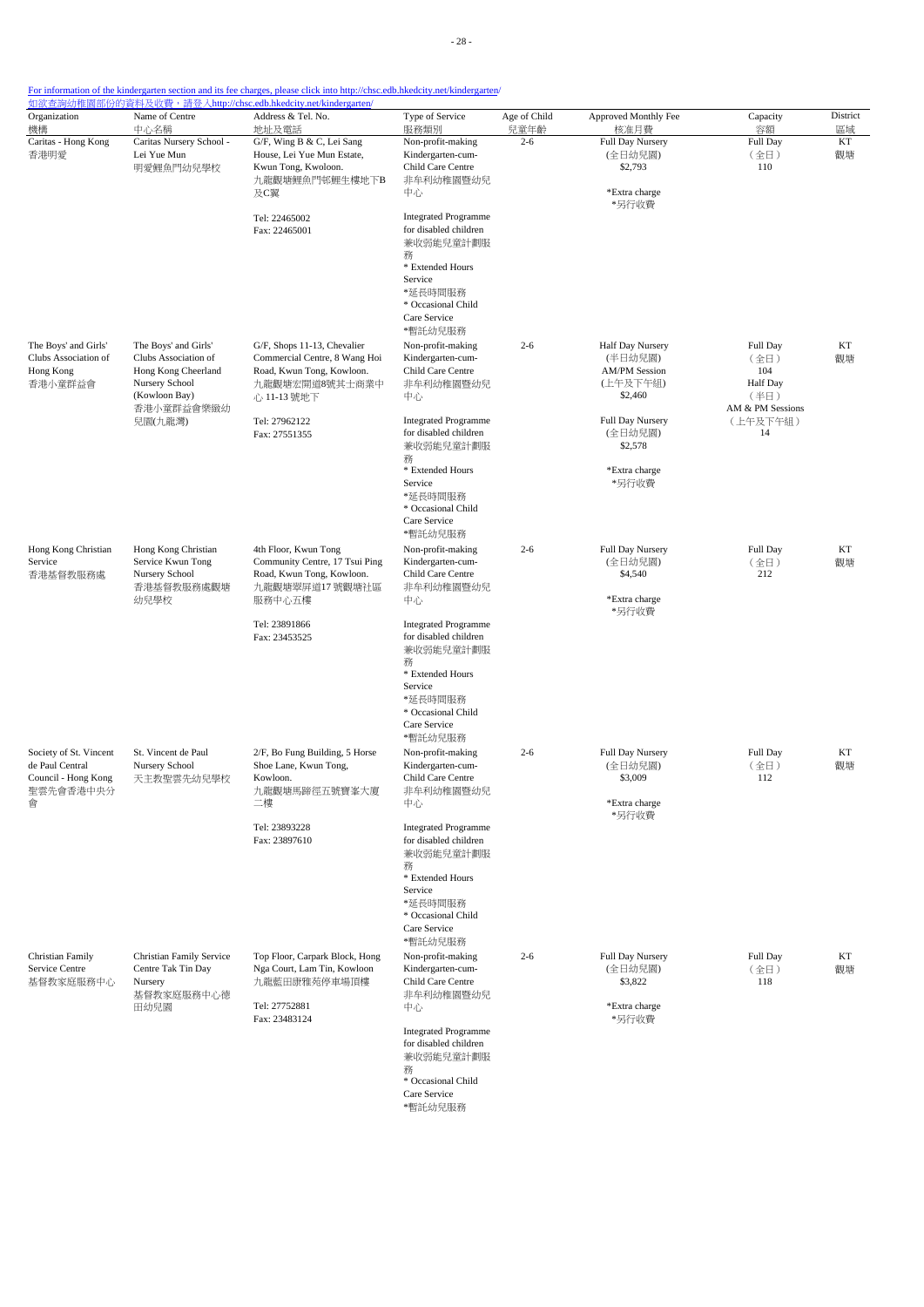[For information of the kindergarten section and its fee charges, please click into http://chsc.edb.hkedcity.net/kindergarten/](http://chsc.edb.hkedcity.net/kindergarten/)
[如欲查詢幼稚園部份的資料及收費，請登入http://chsc.edb.hkedcity.net/kindergarten/](http://chsc.edb.hkedcity.net/kindergarten/)

| Organization 機構 | Name of Centre 中心名稱 | Address & Tel. No. 地址及電話 | Type of Service 服務類別 | Age of Child 兒童年齡 | Approved Monthly Fee 核准月費 | Capacity 容額 | District 區域 |
|---|---|---|---|---|---|---|---|
| Caritas - Hong Kong 香港明愛 | Caritas Nursery School - Lei Yue Mun 明愛鯉魚門幼兒學校 | G/F, Wing B & C, Lei Sang House, Lei Yue Mun Estate, Kwun Tong, Kwoloon. 九龍觀塘鯉魚門邨鯉生樓地下B及C翼<br>Tel: 22465002<br>Fax: 22465001 | Non-profit-making Kindergarten-cum-Child Care Centre 非牟利幼稚園暨幼兒中心<br>Integrated Programme for disabled children 兼收弱能兒童計劃服務<br>* Extended Hours Service *延長時間服務<br>* Occasional Child Care Service *暫託幼兒服務 | 2-6 | Full Day Nursery (全日幼兒園) $2,793<br>*Extra charge *另行收費 | Full Day (全日) 110 | KT 觀塘 |
| The Boys' and Girls' Clubs Association of Hong Kong 香港小童群益會 | The Boys' and Girls' Clubs Association of Hong Kong Cheerland Nursery School (Kowloon Bay) 香港小童群益會樂緻幼兒園(九龍灣) | G/F, Shops 11-13, Chevalier Commercial Centre, 8 Wang Hoi Road, Kwun Tong, Kowloon. 九龍觀塘宏開道8號其士商業中心 11-13 號地下<br>Tel: 27962122<br>Fax: 27551355 | Non-profit-making Kindergarten-cum-Child Care Centre 非牟利幼稚園暨幼兒中心<br>Integrated Programme for disabled children 兼收弱能兒童計劃服務<br>* Extended Hours Service *延長時間服務<br>* Occasional Child Care Service *暫託幼兒服務 | 2-6 | Half Day Nursery (半日幼兒園) AM/PM Session (上午及下午組) $2,460<br>Full Day Nursery (全日幼兒園) $2,578<br>*Extra charge *另行收費 | Full Day (全日) 104<br>Half Day AM & PM Sessions (半日) (上午及下午組) 14 | KT 觀塘 |
| Hong Kong Christian Service 香港基督教服務處 | Hong Kong Christian Service Kwun Tong Nursery School 香港基督教服務處觀塘幼兒學校 | 4th Floor, Kwun Tong Community Centre, 17 Tsui Ping Road, Kwun Tong, Kowloon. 九龍觀塘翠屏道17 號觀塘社區服務中心五樓<br>Tel: 23891866<br>Fax: 23453525 | Non-profit-making Kindergarten-cum-Child Care Centre 非牟利幼稚園暨幼兒中心<br>Integrated Programme for disabled children 兼收弱能兒童計劃服務<br>* Extended Hours Service *延長時間服務<br>* Occasional Child Care Service *暫託幼兒服務 | 2-6 | Full Day Nursery (全日幼兒園) $4,540<br>*Extra charge *另行收費 | Full Day (全日) 212 | KT 觀塘 |
| Society of St. Vincent de Paul Central Council - Hong Kong 聖雲先會香港中央分會 | St. Vincent de Paul Nursery School 天主教聖雲先幼兒學校 | 2/F, Bo Fung Building, 5 Horse Shoe Lane, Kwun Tong, Kowloon. 九龍觀塘馬蹄徑五號寶峯大廈二樓<br>Tel: 23893228<br>Fax: 23897610 | Non-profit-making Kindergarten-cum-Child Care Centre 非牟利幼稚園暨幼兒中心<br>Integrated Programme for disabled children 兼收弱能兒童計劃服務<br>* Extended Hours Service *延長時間服務<br>* Occasional Child Care Service *暫託幼兒服務 | 2-6 | Full Day Nursery (全日幼兒園) $3,009<br>*Extra charge *另行收費 | Full Day (全日) 112 | KT 觀塘 |
| Christian Family Service Centre 基督教家庭服務中心 | Christian Family Service Centre Tak Tin Day Nursery 基督教家庭服務中心德田幼兒園 | Top Floor, Carpark Block, Hong Nga Court, Lam Tin, Kowloon 九龍藍田康雅苑停車場頂樓<br>Tel: 27752881<br>Fax: 23483124 | Non-profit-making Kindergarten-cum-Child Care Centre 非牟利幼稚園暨幼兒中心<br>Integrated Programme for disabled children 兼收弱能兒童計劃服務<br>* Occasional Child Care Service *暫託幼兒服務 | 2-6 | Full Day Nursery (全日幼兒園) $3,822<br>*Extra charge *另行收費 | Full Day (全日) 118 | KT 觀塘 |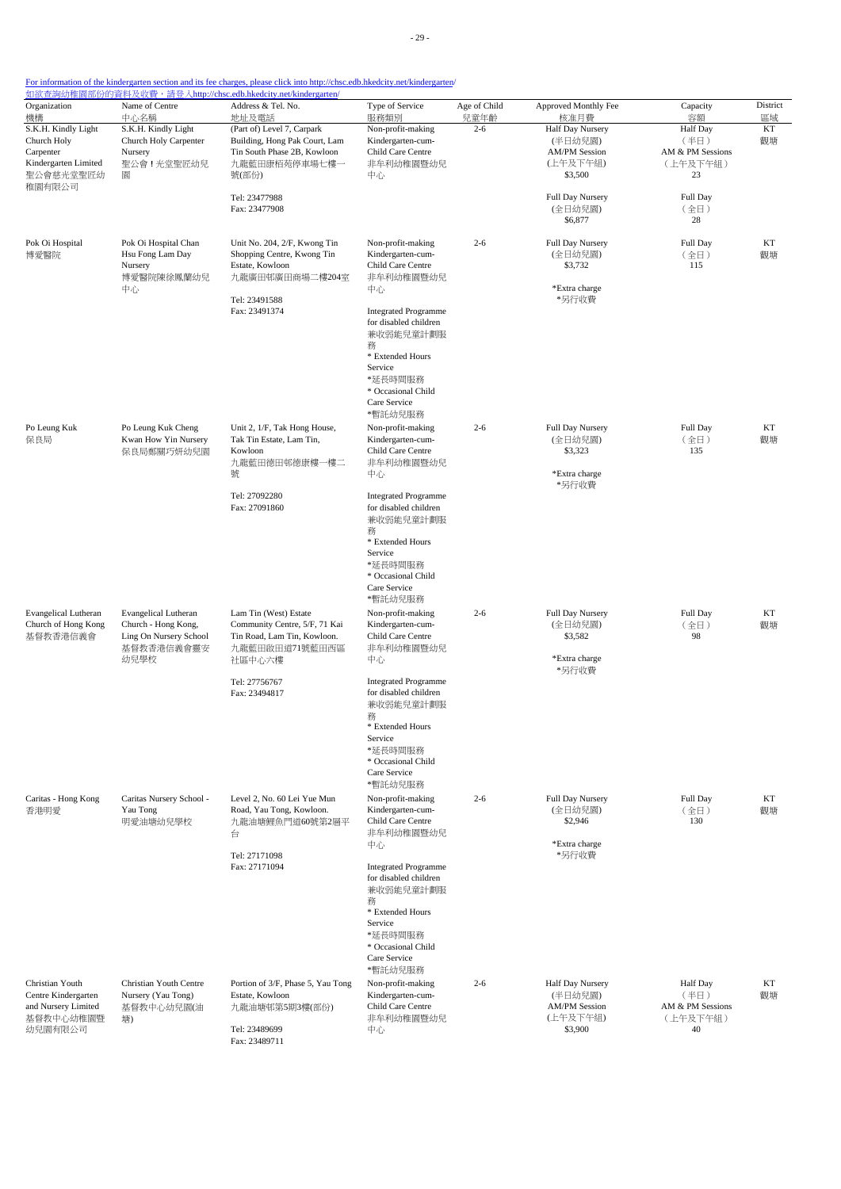For information of the kindergarten section and its fee charges, please click into http://chsc.edb.hkedcity.net/kindergarten/
如欲查詢幼稚園部份的資料及收費，請登入http://chsc.edb.hkedcity.net/kindergarten/

| Organization<br>機構 | Name of Centre<br>中心名稱 | Address & Tel. No.<br>地址及電話 | Type of Service<br>服務類別 | Age of Child<br>兒童年齡 | Approved Monthly Fee<br>核准月費 | Capacity<br>容額 | District<br>區域 |
|---|---|---|---|---|---|---|---|
| S.K.H. Kindly Light Church Holy Carpenter Kindergarten Limited<br>聖公會慈光堂聖匠幼稚園有限公司 | S.K.H. Kindly Light Church Holy Carpenter Nursery<br>聖公會！光堂聖匠幼兒園 | (Part of) Level 7, Carpark Building, Hong Pak Court, Lam Tin South Phase 2B, Kowloon<br>九龍藍田康栢苑停車場七樓一號(部份)<br>Tel: 23477988<br>Fax: 23477908 | Non-profit-making Kindergarten-cum-Child Care Centre<br>非牟利幼稚園暨幼兒中心 | 2-6 | Half Day Nursery<br>(半日幼兒園)<br>AM/PM Session<br>(上午及下午組)<br>$3,500<br>Full Day Nursery<br>(全日幼兒園)<br>$6,877 | Half Day<br>（半日）<br>AM & PM Sessions<br>（上午及下午組）<br>23<br>Full Day<br>（全日）<br>28 | KT<br>觀塘 |
| Pok Oi Hospital<br>博愛醫院 | Pok Oi Hospital Chan Hsu Fong Lam Day Nursery<br>博愛醫院陳徐鳳蘭幼兒中心 | Unit No. 204, 2/F, Kwong Tin Shopping Centre, Kwong Tin Estate, Kowloon<br>九龍廣田邨廣田商場二樓204室<br>Tel: 23491588<br>Fax: 23491374 | Non-profit-making Kindergarten-cum-Child Care Centre<br>非牟利幼稚園暨幼兒中心<br>Integrated Programme for disabled children<br>兼收弱能兒童計劃服務<br>* Extended Hours Service<br>*延長時間服務<br>* Occasional Child Care Service<br>*暫託幼兒服務 | 2-6 | Full Day Nursery<br>(全日幼兒園)<br>$3,732<br>*Extra charge<br>*另行收費 | Full Day<br>（全日）<br>115 | KT<br>觀塘 |
| Po Leung Kuk<br>保良局 | Po Leung Kuk Cheng Kwan How Yin Nursery<br>保良局鄭關巧妍幼兒園 | Unit 2, 1/F, Tak Hong House, Tak Tin Estate, Lam Tin, Kowloon<br>九龍藍田德田邨德康樓一樓二號<br>Tel: 27092280<br>Fax: 27091860 | Non-profit-making Kindergarten-cum-Child Care Centre<br>非牟利幼稚園暨幼兒中心<br>Integrated Programme for disabled children<br>兼收弱能兒童計劃服務<br>* Extended Hours Service<br>*延長時間服務<br>* Occasional Child Care Service<br>*暫託幼兒服務 | 2-6 | Full Day Nursery<br>(全日幼兒園)<br>$3,323<br>*Extra charge<br>*另行收費 | Full Day<br>（全日）<br>135 | KT<br>觀塘 |
| Evangelical Lutheran Church of Hong Kong<br>基督教香港信義會 | Evangelical Lutheran Church - Hong Kong, Ling On Nursery School<br>基督教香港信義會靈安幼兒學校 | Lam Tin (West) Estate Community Centre, 5/F, 71 Kai Tin Road, Lam Tin, Kowloon.<br>九龍藍田啟田道71號藍田西區社區中心六樓<br>Tel: 27756767<br>Fax: 23494817 | Non-profit-making Kindergarten-cum-Child Care Centre<br>非牟利幼稚園暨幼兒中心<br>Integrated Programme for disabled children<br>兼收弱能兒童計劃服務<br>* Extended Hours Service<br>*延長時間服務<br>* Occasional Child Care Service<br>*暫託幼兒服務 | 2-6 | Full Day Nursery<br>(全日幼兒園)<br>$3,582<br>*Extra charge<br>*另行收費 | Full Day<br>（全日）<br>98 | KT<br>觀塘 |
| Caritas - Hong Kong<br>香港明愛 | Caritas Nursery School - Yau Tong<br>明愛油塘幼兒學校 | Level 2, No. 60 Lei Yue Mun Road, Yau Tong, Kowloon.<br>九龍油塘鯉魚門道60號第2層平台<br>Tel: 27171098<br>Fax: 27171094 | Non-profit-making Kindergarten-cum-Child Care Centre<br>非牟利幼稚園暨幼兒中心<br>Integrated Programme for disabled children<br>兼收弱能兒童計劃服務<br>* Extended Hours Service<br>*延長時間服務<br>* Occasional Child Care Service<br>*暫託幼兒服務 | 2-6 | Full Day Nursery<br>(全日幼兒園)<br>$2,946<br>*Extra charge<br>*另行收費 | Full Day<br>（全日）<br>130 | KT<br>觀塘 |
| Christian Youth Centre Kindergarten and Nursery Limited<br>基督教中心幼稚園暨幼兒園有限公司 | Christian Youth Centre Nursery (Yau Tong)<br>基督教中心幼兒園(油塘) | Portion of 3/F, Phase 5, Yau Tong Estate, Kowloon<br>九龍油塘邨第5期3樓(部份)<br>Tel: 23489699<br>Fax: 23489711 | Non-profit-making Kindergarten-cum-Child Care Centre<br>非牟利幼稚園暨幼兒中心 | 2-6 | Half Day Nursery<br>(半日幼兒園)<br>AM/PM Session<br>(上午及下午組)<br>$3,900 | Half Day<br>（半日）<br>AM & PM Sessions<br>（上午及下午組）<br>40 | KT<br>觀塘 |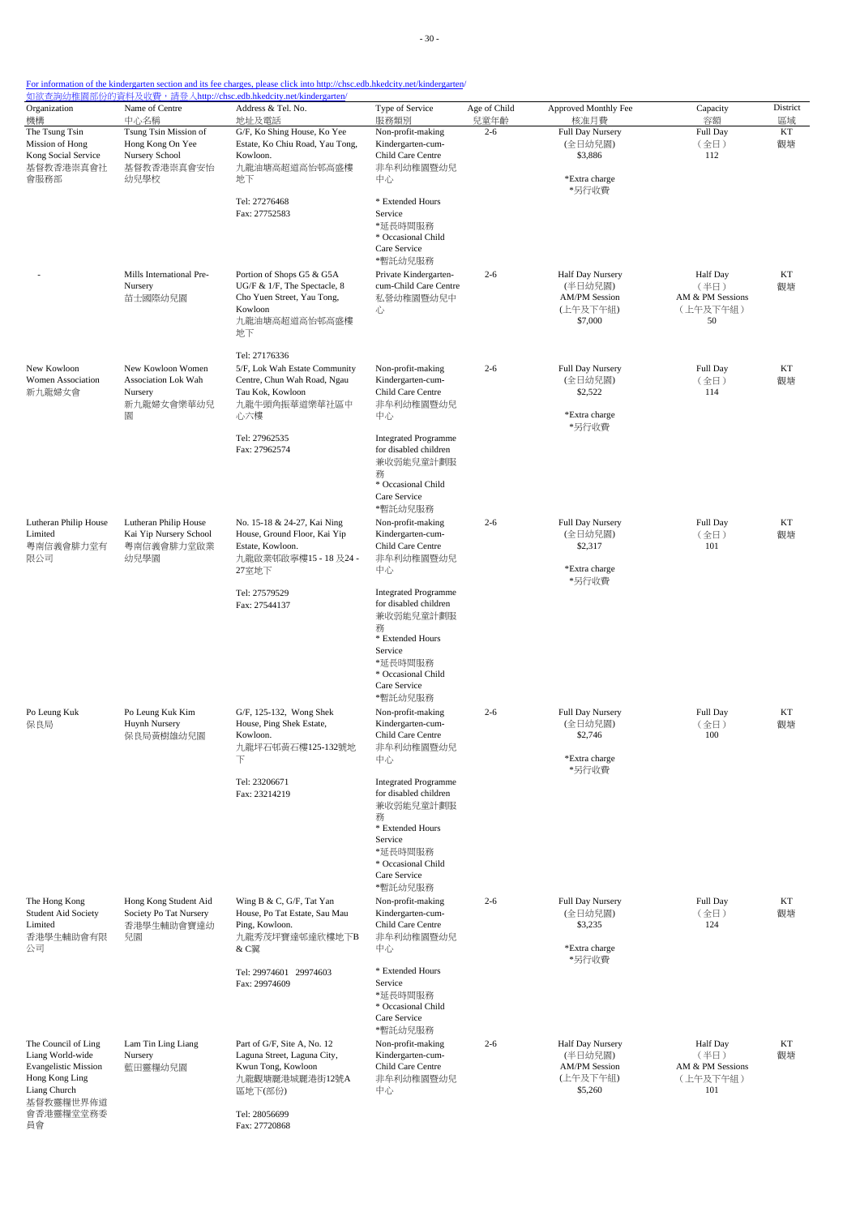For information of the kindergarten section and its fee charges, please click into http://chsc.edb.hkedcity.net/kindergarten/
如欲查詢幼稚園部份的資料及收費，請登入http://chsc.edb.hkedcity.net/kindergarten/

| Organization 機構 | Name of Centre 中心名稱 | Address & Tel. No. 地址及電話 | Type of Service 服務類別 | Age of Child 兒童年齡 | Approved Monthly Fee 核准月費 | Capacity 容額 | District 區域 |
|---|---|---|---|---|---|---|---|
| The Tsung Tsin Mission of Hong Kong Social Service 基督教香港崇真會社會服務部 | Tsung Tsin Mission of Hong Kong On Yee Nursery School 基督教香港崇真會安怡幼兒學校 | G/F, Ko Shing House, Ko Yee Estate, Ko Chiu Road, Yau Tong, Kowloon. 九龍油塘高超道高怡邨高盛樓地下<br><br>Tel: 27276468<br>Fax: 27752583 | Non-profit-making Kindergarten-cum-Child Care Centre 非牟利幼稚園暨幼兒中心<br><br>* Extended Hours Service *延長時間服務<br>* Occasional Child Care Service *暫託幼兒服務 | 2-6 | Full Day Nursery (全日幼兒園) $3,886<br><br>*Extra charge *另行收費 | Full Day (全日) 112 | KT 觀塘 |
| - | Mills International Pre-Nursery 苗士國際幼兒園 | Portion of Shops G5 & G5A UG/F & 1/F, The Spectacle, 8 Cho Yuen Street, Yau Tong, Kowloon 九龍油塘高超道高怡邨高盛樓地下<br><br>Tel: 27176336 | Private Kindergarten-cum-Child Care Centre 私營幼稚園暨幼兒中心 | 2-6 | Half Day Nursery (半日幼兒園) AM/PM Session (上午及下午組) $7,000 | Half Day (半日) AM & PM Sessions (上午及下午組) 50 | KT 觀塘 |
| New Kowloon Women Association 新九龍婦女會 | New Kowloon Women Association Lok Wah Nursery 新九龍婦女會樂華幼兒園 | 5/F, Lok Wah Estate Community Centre, Chun Wah Road, Ngau Tau Kok, Kowloon 九龍牛頭角振華道樂華社區中心六樓<br><br>Tel: 27962535<br>Fax: 27962574 | Non-profit-making Kindergarten-cum-Child Care Centre 非牟利幼稚園暨幼兒中心<br><br>Integrated Programme for disabled children 兼收弱能兒童計劃服務<br>* Occasional Child Care Service *暫託幼兒服務 | 2-6 | Full Day Nursery (全日幼兒園) $2,522<br><br>*Extra charge *另行收費 | Full Day (全日) 114 | KT 觀塘 |
| Lutheran Philip House Limited 粵南信義會腓力堂有限公司 | Lutheran Philip House Kai Yip Nursery School 粵南信義會腓力堂啟業幼兒學園 | No. 15-18 & 24-27, Kai Ning House, Ground Floor, Kai Yip Estate, Kowloon. 九龍啟業邨啟寧樓15 - 18 及24 - 27室地下<br><br>Tel: 27579529<br>Fax: 27544137 | Non-profit-making Kindergarten-cum-Child Care Centre 非牟利幼稚園暨幼兒中心<br><br>Integrated Programme for disabled children 兼收弱能兒童計劃服務<br>* Extended Hours Service *延長時間服務<br>* Occasional Child Care Service *暫託幼兒服務 | 2-6 | Full Day Nursery (全日幼兒園) $2,317<br><br>*Extra charge *另行收費 | Full Day (全日) 101 | KT 觀塘 |
| Po Leung Kuk 保良局 | Po Leung Kuk Kim Huynh Nursery 保良局黃樹雄幼兒園 | G/F, 125-132, Wong Shek House, Ping Shek Estate, Kowloon. 九龍坪石邨黃石樓125-132號地下<br><br>Tel: 23206671<br>Fax: 23214219 | Non-profit-making Kindergarten-cum-Child Care Centre 非牟利幼稚園暨幼兒中心<br><br>Integrated Programme for disabled children 兼收弱能兒童計劃服務<br>* Extended Hours Service *延長時間服務<br>* Occasional Child Care Service *暫託幼兒服務 | 2-6 | Full Day Nursery (全日幼兒園) $2,746<br><br>*Extra charge *另行收費 | Full Day (全日) 100 | KT 觀塘 |
| The Hong Kong Student Aid Society Limited 香港學生輔助會有限公司 | Hong Kong Student Aid Society Po Tat Nursery 香港學生輔助會寶達幼兒園 | Wing B & C, G/F, Tat Yan House, Po Tat Estate, Sau Mau Ping, Kowloon. 九龍秀茂坪寶達邨達欣樓地下B & C翼<br><br>Tel: 29974601 29974603<br>Fax: 29974609 | Non-profit-making Kindergarten-cum-Child Care Centre 非牟利幼稚園暨幼兒中心<br><br>* Extended Hours Service *延長時間服務<br>* Occasional Child Care Service *暫託幼兒服務 | 2-6 | Full Day Nursery (全日幼兒園) $3,235<br><br>*Extra charge *另行收費 | Full Day (全日) 124 | KT 觀塘 |
| The Council of Ling Liang World-wide Evangelistic Mission Hong Kong Ling Liang Church 基督教靈糧世界佈道會香港靈糧堂堂務委員會 | Lam Tin Ling Liang Nursery 藍田靈糧幼兒園 | Part of G/F, Site A, No. 12 Laguna Street, Laguna City, Kwun Tong, Kowloon 九龍觀塘麗港城麗港街12號A區地下(部份)<br><br>Tel: 28056699<br>Fax: 27720868 | Non-profit-making Kindergarten-cum-Child Care Centre 非牟利幼稚園暨幼兒中心 | 2-6 | Half Day Nursery (半日幼兒園) AM/PM Session (上午及下午組) $5,260 | Half Day (半日) AM & PM Sessions (上午及下午組) 101 | KT 觀塘 |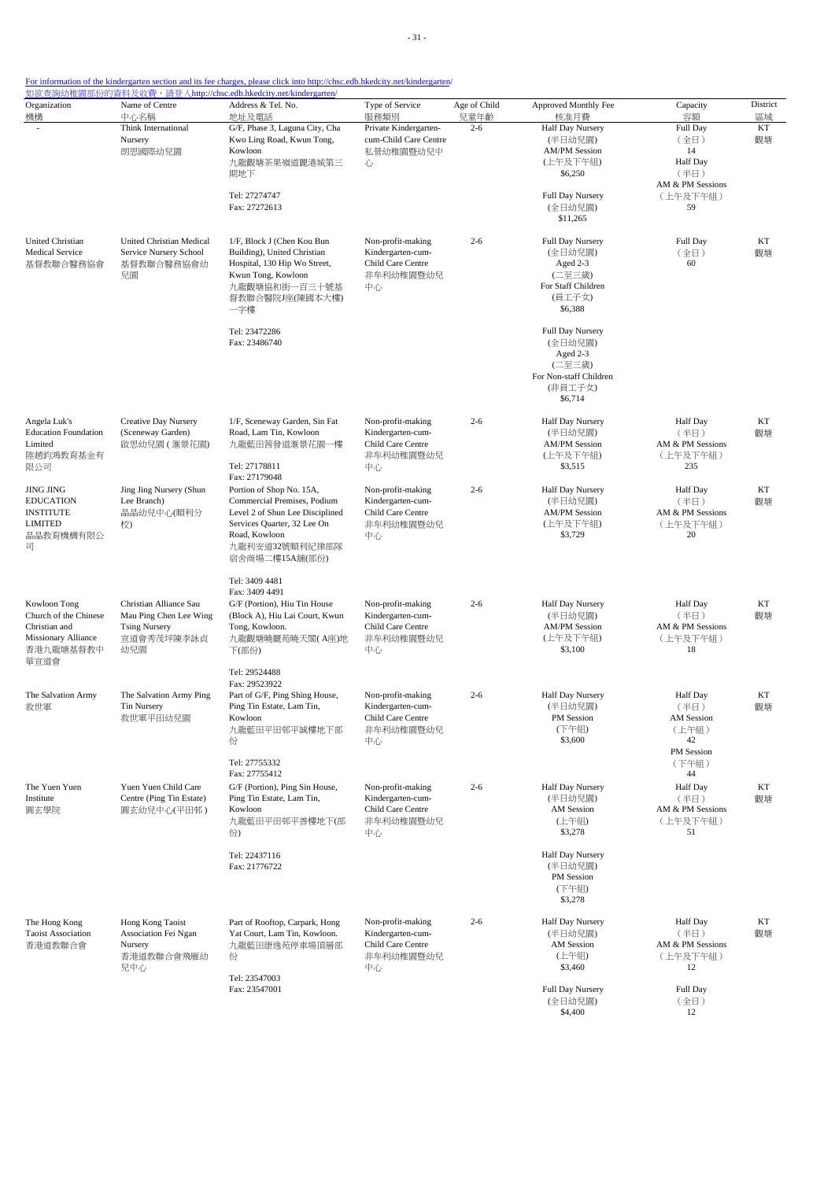For information of the kindergarten section and its fee charges, please click into http://chsc.edb.hkedcity.net/kindergarten/
如欲查詢幼稚園部份的資料及收費，請登入http://chsc.edb.hkedcity.net/kindergarten/

| Organization 機構 | Name of Centre 中心名稱 | Address & Tel. No. 地址及電話 | Type of Service 服務類別 | Age of Child 兒童年齡 | Approved Monthly Fee 核准月費 | Capacity 容額 | District 區域 |
|---|---|---|---|---|---|---|---|
| - | Think International Nursery 朗思國際幼兒園 | G/F, Phase 3, Laguna City, Cha Kwo Ling Road, Kwun Tong, Kowloon 九龍觀塘茶果嶺道麗港城第三期地下 Tel: 27274747 Fax: 27272613 | Private Kindergarten-cum-Child Care Centre 私營幼稚園暨幼兒中心 | 2-6 | Half Day Nursery (半日幼兒園) AM/PM Session (上午及下午組) $6,250<br>Full Day Nursery (全日幼兒園) $11,265 | Full Day (全日) 14<br>Half Day (半日) AM & PM Sessions (上午及下午組) 59 | KT 觀塘 |
| United Christian Medical Service 基督教聯合醫務協會 | United Christian Medical Service Nursery School 基督教聯合醫務協會幼兒園 | 1/F, Block J (Chen Kou Bun Building), United Christian Hospital, 130 Hip Wo Street, Kwun Tong, Kowloon 九龍觀塘協和街一百三十號基督教聯合醫院J座(陳國本大樓)一字樓 Tel: 23472286 Fax: 23486740 | Non-profit-making Kindergarten-cum-Child Care Centre 非牟利幼稚園暨幼兒中心 | 2-6 | Full Day Nursery (全日幼兒園) Aged 2-3 (二至三歲) For Staff Children (員工子女) $6,388<br>Full Day Nursery (全日幼兒園) Aged 2-3 (二至三歲) For Non-staff Children (非員工子女) $6,714 | Full Day (全日) 60 | KT 觀塘 |
| Angela Luk's Education Foundation Limited 陸趙鈞鴻教育基金有限公司 | Creative Day Nursery (Sceneway Garden) 啟思幼兒園(滙景花園) | 1/F, Sceneway Garden, Sin Fat Road, Lam Tin, Kowloon 九龍藍田菁發道滙景花園一樓 Tel: 27178811 Fax: 27179048 | Non-profit-making Kindergarten-cum-Child Care Centre 非牟利幼稚園暨幼兒中心 | 2-6 | Half Day Nursery (半日幼兒園) AM/PM Session (上午及下午組) $3,515 | Half Day (半日) AM & PM Sessions (上午及下午組) 235 | KT 觀塘 |
| JING JING EDUCATION INSTITUTE LIMITED 晶晶教育機構有限公司 | Jing Jing Nursery (Shun Lee Branch) 晶晶幼兒中心(順利分校) | Portion of Shop No. 15A, Commercial Premises, Podium Level 2 of Shun Lee Disciplined Services Quarter, 32 Lee On Road, Kowloon 九龍利安道32號順利紀律部隊宿舍商場二樓15A舖(部份) Tel: 3409 4481 Fax: 3409 4491 | Non-profit-making Kindergarten-cum-Child Care Centre 非牟利幼稚園暨幼兒中心 | 2-6 | Half Day Nursery (半日幼兒園) AM/PM Session (上午及下午組) $3,729 | Half Day (半日) AM & PM Sessions (上午及下午組) 20 | KT 觀塘 |
| Kowloon Tong Church of the Chinese Christian and Missionary Alliance 香港九龍塘基督教中華宣道會 | Christian Alliance Sau Mau Ping Chen Lee Wing Tsing Nursery 宣道會秀茂坪陳李詠貞幼兒園 | G/F (Portion), Hiu Tin House (Block A), Hiu Lai Court, Kwun Tong, Kowloon. 九龍觀塘曉麗苑曉天閣(A座)地下(部份) Tel: 29524488 Fax: 29523922 | Non-profit-making Kindergarten-cum-Child Care Centre 非牟利幼稚園暨幼兒中心 | 2-6 | Half Day Nursery (半日幼兒園) AM/PM Session (上午及下午組) $3,100 | Half Day (半日) AM & PM Sessions (上午及下午組) 18 | KT 觀塘 |
| The Salvation Army 救世軍 | The Salvation Army Ping Tin Nursery 救世軍平田幼兒園 | Part of G/F, Ping Shing House, Ping Tin Estate, Lam Tin, Kowloon 九龍藍田平田邨平誠樓地下部份 Tel: 27755332 Fax: 27755412 | Non-profit-making Kindergarten-cum-Child Care Centre 非牟利幼稚園暨幼兒中心 | 2-6 | Half Day Nursery (半日幼兒園) PM Session (下午組) $3,600 | Half Day (半日) AM Session (上午組) 42<br>PM Session (下午組) 44 | KT 觀塘 |
| The Yuen Yuen Institute 圓玄學院 | Yuen Yuen Child Care Centre (Ping Tin Estate) 圓玄幼兒中心(平田邨) | G/F (Portion), Ping Sin House, Ping Tin Estate, Lam Tin, Kowloon 九龍藍田平田邨平善樓地下(部份) Tel: 22437116 Fax: 21776722 | Non-profit-making Kindergarten-cum-Child Care Centre 非牟利幼稚園暨幼兒中心 | 2-6 | Half Day Nursery (半日幼兒園) AM Session (上午組) $3,278<br>Half Day Nursery (半日幼兒園) PM Session (下午組) $3,278 | Half Day (半日) AM & PM Sessions (上午及下午組) 51 | KT 觀塘 |
| The Hong Kong Taoist Association 香港道教聯合會 | Hong Kong Taoist Association Fei Ngan Nursery 香港道教聯合會飛雁幼兒中心 | Part of Rooftop, Carpark, Hong Yat Court, Lam Tin, Kowloon. 九龍藍田康逸苑停車場頂層部份 Tel: 23547003 Fax: 23547001 | Non-profit-making Kindergarten-cum-Child Care Centre 非牟利幼稚園暨幼兒中心 | 2-6 | Half Day Nursery (半日幼兒園) AM Session (上午組) $3,460<br>Full Day Nursery (全日幼兒園) $4,400 | Half Day (半日) AM & PM Sessions (上午及下午組) 12<br>Full Day (全日) 12 | KT 觀塘 |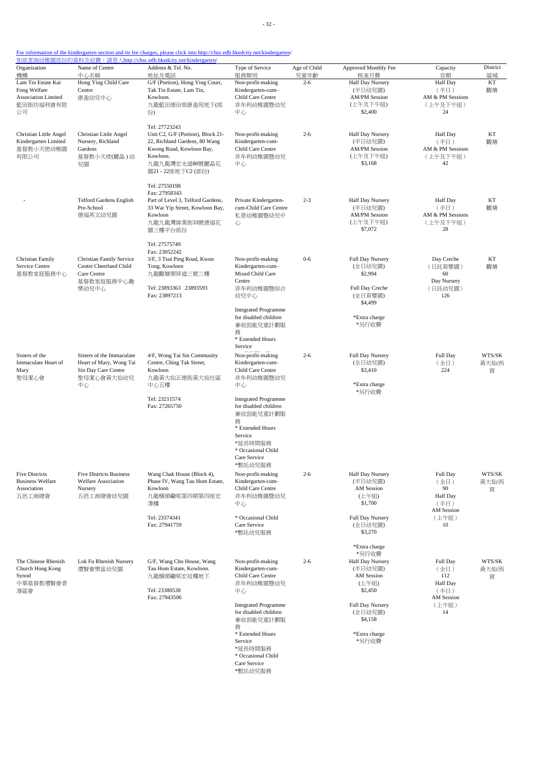For information of the kindergarten section and its fee charges, please click into http://chsc.edb.hkedcity.net/kindergarten/
如欲查詢幼稚園部份的資料及收費，請登入http://chsc.edb.hkedcity.net/kindergarten/

| Organization 機構 | Name of Centre 中心名稱 | Address & Tel. No. 地址及電話 | Type of Service 服務類別 | Age of Child 兒童年齡 | Approved Monthly Fee 核准月費 | Capacity 容額 | District 區域 |
|---|---|---|---|---|---|---|---|
| Lam Tin Estate Kai Fong Welfare Association Limited 藍田街坊福利會有限公司 | Hong Ying Child Care Centre 康盈幼兒中心 | G/F (Portion), Hong Ying Court, Tak Tin Estate, Lam Tin, Kowloon. 九龍藍田德田邨康盈苑地下(部份) Tel: 27723243 | Non-profit-making Kindergarten-cum-Child Care Centre 非牟利幼稚園暨幼兒中心 | 2-6 | Half Day Nursery (半日幼兒園) AM/PM Session (上午及下午組) $2,400 | Half Day (半日) AM & PM Sessions (上午及下午組) 24 | KT 觀塘 |
| Christian Little Angel Kindergarten Limited 基督教小天使幼稚園有限公司 | Christian Little Angel Nursery, Richland Gardens 基督教小天使(麗晶)幼兒園 | Unit C2, G/F (Portion), Block 21-22, Richland Gardens, 80 Wang Kwong Road, Kowloon Bay, Kowloon. 九龍九龍灣宏光道80號麗晶花園21 - 22座地下C2 (部份) Tel: 27550198 Fax: 27958343 | Non-profit-making Kindergarten-cum-Child Care Centre 非牟利幼稚園暨幼兒中心 | 2-6 | Half Day Nursery (半日幼兒園) AM/PM Session (上午及下午組) $3,168 | Half Day (半日) AM & PM Sessions (上午及下午組) 42 | KT 觀塘 |
| - | Telford Gardens English Pre-School 德福英文幼兒園 | Part of Level 3, Telford Gardens, 33 Wai Yip Street, Kowloon Bay, Kowloon 九龍九龍灣偉業街33號德福花園三樓平台部份 Tel: 27575749 Fax: 23052242 | Private Kindergarten-cum-Child Care Centre 私營幼稚園暨幼兒中心 | 2-3 | Half Day Nursery (半日幼兒園) AM/PM Session (上午及下午組) $7,072 | Half Day (半日) AM & PM Sessions (上午及下午組) 28 | KT 觀塘 |
| Christian Family Service Centre 基督教家庭服務中心 | Christian Family Service Centre Cheerland Child Care Centre 基督教家庭服務中心趣樂幼兒中心 | 3/F, 3 Tsui Ping Road, Kwun Tong, Kowloon 九龍觀塘翠屏道三號三樓 Tel: 23893363 23893593 Fax: 23897213 | Non-profit-making Kindergarten-cum-Mixed Child Care Centre 非牟利幼稚園暨綜合幼兒中心 Integrated Programme for disabled children 兼收弱能兒童計劃服務 * Extended Hours Service | 0-6 | Full Day Nursery (全日幼兒園) $2,994 Full Day Creche (全日育嬰園) $4,499 *Extra charge *另行收費 | Day Creche (日託育嬰園) 60 Day Nursery (日託幼兒園) 126 | KT 觀塘 |
| Sisters of the Immaculate Heart of Mary 聖母潔心會 | Sisters of the Immaculate Heart of Mary, Wong Tai Sin Day Care Centre 聖母潔心會黃大仙幼兒中心 | 4/F, Wong Tai Sin Community Centre, Ching Tak Street, Kowloon 九龍黃大仙正德街黃大仙社區中心五樓 Tel: 23211574 Fax: 27265750 | Non-profit-making Kindergarten-cum-Child Care Centre 非牟利幼稚園暨幼兒中心 Integrated Programme for disabled children 兼收弱能兒童計劃服務 * Extended Hours Service *延長時間服務 * Occasional Child Care Service *暫託幼兒服務 | 2-6 | Full Day Nursery (全日幼兒園) $3,410 *Extra charge *另行收費 | Full Day (全日) 224 | WTS/SK 黃大仙/西貢 |
| Five Districts Business Welfare Association 五邑工商總會 | Five Districts Business Welfare Association Nursery 五邑工商總會幼兒園 | Wang Chak House (Block 4), Phase IV, Wang Tau Hom Estate, Kowloon 九龍橫頭磡邨第四期第四座宏澤樓 Tel: 23374341 Fax: 27941759 | Non-profit-making Kindergarten-cum-Child Care Centre 非牟利幼稚園暨幼兒中心 * Occasional Child Care Service *暫託幼兒服務 | 2-6 | Half Day Nursery (半日幼兒園) AM Session (上午組) $1,700 Full Day Nursery (全日幼兒園) $3,270 *Extra charge *另行收費 | Full Day (全日) 90 Half Day (半日) AM Session (上午組) 10 | WTS/SK 黃大仙/西貢 |
| The Chinese Rhenish Church Hong Kong Synod 中華基督教禮賢會香港區會 | Lok Fu Rhenish Nursery 禮賢會樂富幼兒園 | G/F, Wang Cho House, Wang Tau Hom Estate, Kowloon. 九龍橫頭磡邨宏祖樓地下 Tel: 23380538 Fax: 27943506 | Non-profit-making Kindergarten-cum-Child Care Centre 非牟利幼稚園暨幼兒中心 Integrated Programme for disabled children 兼收弱能兒童計劃服務 * Extended Hours Service *延長時間服務 * Occasional Child Care Service *暫託幼兒服務 | 2-6 | Half Day Nursery (半日幼兒園) AM Session (上午組) $2,450 Full Day Nursery (全日幼兒園) $4,158 *Extra charge *另行收費 | Full Day (全日) 112 Half Day (半日) AM Session (上午組) 14 | WTS/SK 黃大仙/西貢 |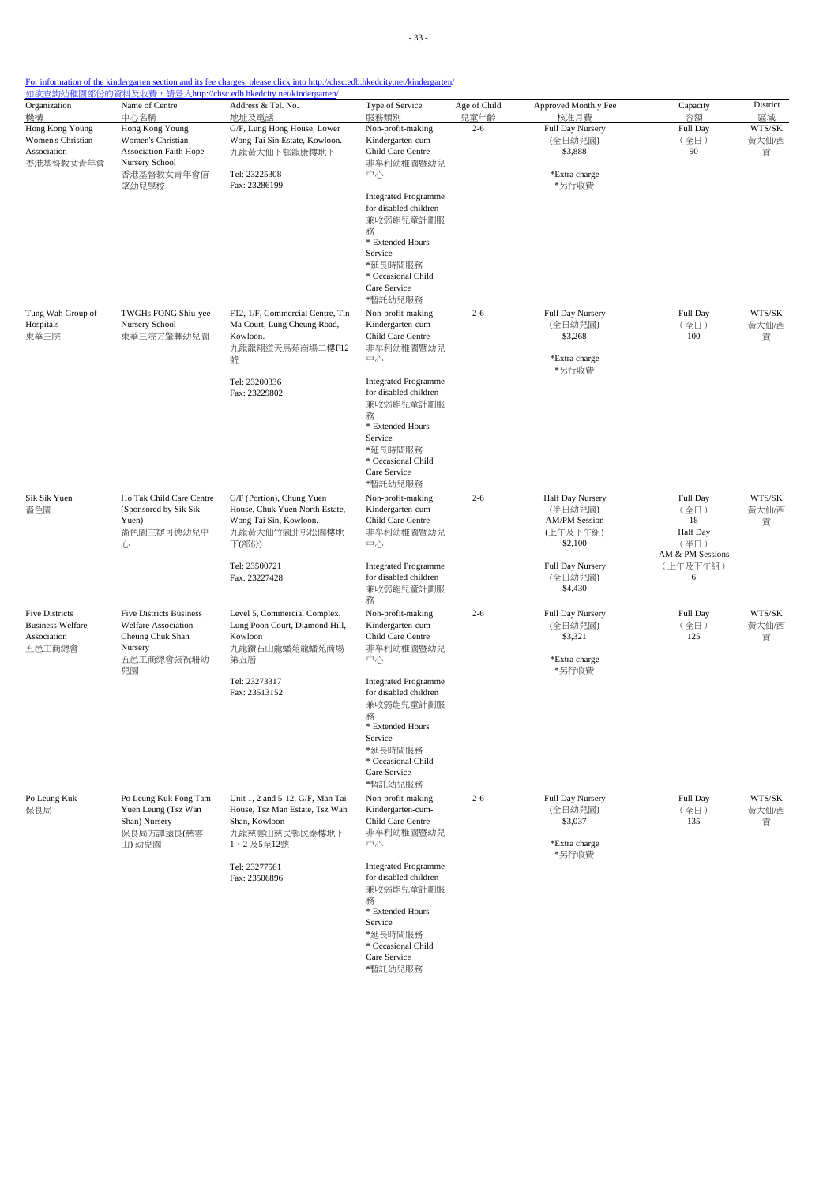For information of the kindergarten section and its fee charges, please click into http://chsc.edb.hkedcity.net/kindergarten/
如欲查詢幼稚園部份的資料及收費，請登入http://chsc.edb.hkedcity.net/kindergarten/

| Organization 機構 | Name of Centre 中心名稱 | Address & Tel. No. 地址及電話 | Type of Service 服務類別 | Age of Child 兒童年齡 | Approved Monthly Fee 核准月費 | Capacity 容額 | District 區域 |
|---|---|---|---|---|---|---|---|
| Hong Kong Young Women's Christian Association 香港基督教女青年會 | Hong Kong Young Women's Christian Association Faith Hope Nursery School 香港基督教女青年會信望幼兒學校 | G/F, Lung Hong House, Lower Wong Tai Sin Estate, Kowloon. 九龍黃大仙下邨龍康樓地下<br>Tel: 23225308<br>Fax: 23286199 | Non-profit-making Kindergarten-cum-Child Care Centre 非牟利幼稚園暨幼兒中心<br>Integrated Programme for disabled children 兼收弱能兒童計劃服務<br>* Extended Hours Service *延長時間服務<br>* Occasional Child Care Service *暫託幼兒服務 | 2-6 | Full Day Nursery (全日幼兒園) $3,888<br>*Extra charge *另行收費 | Full Day (全日) 90 | WTS/SK 黃大仙/西貢 |
| Tung Wah Group of Hospitals 東華三院 | TWGHs FONG Shiu-yee Nursery School 東華三院方肇彝幼兒園 | F12, 1/F, Commercial Centre, Tin Ma Court, Lung Cheung Road, Kowloon. 九龍龍翔道天馬苑商場二樓F12號<br>Tel: 23200336<br>Fax: 23229802 | Non-profit-making Kindergarten-cum-Child Care Centre 非牟利幼稚園暨幼兒中心<br>Integrated Programme for disabled children 兼收弱能兒童計劃服務<br>* Extended Hours Service *延長時間服務<br>* Occasional Child Care Service *暫託幼兒服務 | 2-6 | Full Day Nursery (全日幼兒園) $3,268<br>*Extra charge *另行收費 | Full Day (全日) 100 | WTS/SK 黃大仙/西貢 |
| Sik Sik Yuen 嗇色園 | Ho Tak Child Care Centre (Sponsored by Sik Sik Yuen) 嗇色園主辦可德幼兒中心 | G/F (Portion), Chung Yuen House, Chuk Yuen North Estate, Wong Tai Sin, Kowloon. 九龍黃大仙竹園北邨松園樓地下(部份)<br>Tel: 23500721<br>Fax: 23227428 | Non-profit-making Kindergarten-cum-Child Care Centre 非牟利幼稚園暨幼兒中心<br>Integrated Programme for disabled children 兼收弱能兒童計劃服務 | 2-6 | Half Day Nursery (半日幼兒園) AM/PM Session (上午及下午組) $2,100<br>Full Day Nursery (全日幼兒園) $4,430 | Full Day (全日) 18<br>Half Day (半日) AM & PM Sessions (上午及下午組) 6 | WTS/SK 黃大仙/西貢 |
| Five Districts Business Welfare Association 五邑工商總會 | Five Districts Business Welfare Association Cheung Chuk Shan Nursery 五邑工商總會張祝珊幼兒園 | Level 5, Commercial Complex, Lung Poon Court, Diamond Hill, Kowloon 九龍鑽石山龍蟠苑龍蟠苑商場第五層<br>Tel: 23273317<br>Fax: 23513152 | Non-profit-making Kindergarten-cum-Child Care Centre 非牟利幼稚園暨幼兒中心<br>Integrated Programme for disabled children 兼收弱能兒童計劃服務<br>* Extended Hours Service *延長時間服務<br>* Occasional Child Care Service *暫託幼兒服務 | 2-6 | Full Day Nursery (全日幼兒園) $3,321<br>*Extra charge *另行收費 | Full Day (全日) 125 | WTS/SK 黃大仙/西貢 |
| Po Leung Kuk 保良局 | Po Leung Kuk Fong Tam Yuen Leung (Tsz Wan Shan) Nursery 保良局方譚遠良(慈雲山) 幼兒園 | Unit 1, 2 and 5-12, G/F, Man Tai House, Tsz Man Estate, Tsz Wan Shan, Kowloon 九龍慈雲山慈民邨民泰樓地下1、2 及5至12號<br>Tel: 23277561<br>Fax: 23506896 | Non-profit-making Kindergarten-cum-Child Care Centre 非牟利幼稚園暨幼兒中心<br>Integrated Programme for disabled children 兼收弱能兒童計劃服務<br>* Extended Hours Service *延長時間服務<br>* Occasional Child Care Service *暫託幼兒服務 | 2-6 | Full Day Nursery (全日幼兒園) $3,037<br>*Extra charge *另行收費 | Full Day (全日) 135 | WTS/SK 黃大仙/西貢 |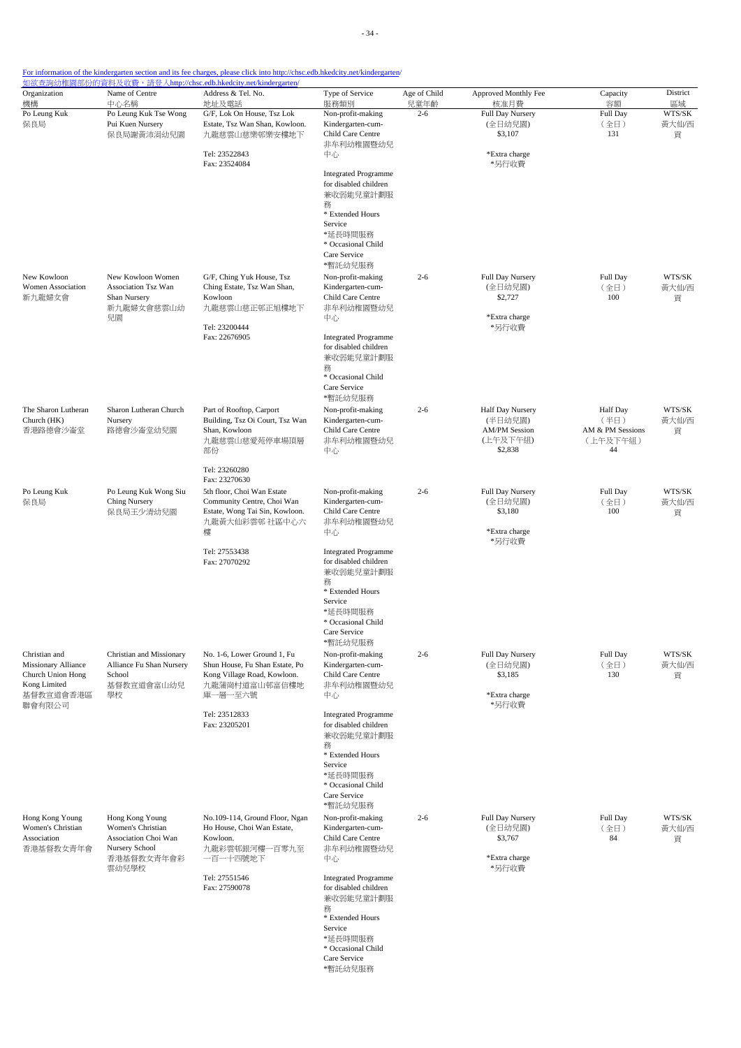For information of the kindergarten section and its fee charges, please click into http://chsc.edb.hkedcity.net/kindergarten/
如欲查詢幼稚園部份的資料及收費，請登入http://chsc.edb.hkedcity.net/kindergarten/

| Organization 機構 | Name of Centre 中心名稱 | Address & Tel. No. 地址及電話 | Type of Service 服務類別 | Age of Child 兒童年齡 | Approved Monthly Fee 核准月費 | Capacity 容額 | District 區域 |
|---|---|---|---|---|---|---|---|
| Po Leung Kuk 保良局 | Po Leung Kuk Tse Wong Pui Kuen Nursery 保良局謝黃沛涓幼兒園 | G/F, Lok On House, Tsz Lok Estate, Tsz Wan Shan, Kowloon. 九龍慈雲山慈樂邨樂安樓地下<br>Tel: 23522843<br>Fax: 23524084 | Non-profit-making Kindergarten-cum-Child Care Centre 非牟利幼稚園暨幼兒中心<br>Integrated Programme for disabled children 兼收弱能兒童計劃服務<br>* Extended Hours Service *延長時間服務<br>* Occasional Child Care Service *暫託幼兒服務 | 2-6 | Full Day Nursery (全日幼兒園) $3,107<br>*Extra charge *另行收費 | Full Day (全日) 131 | WTS/SK 黃大仙/西貢 |
| New Kowloon Women Association 新九龍婦女會 | New Kowloon Women Association Tsz Wan Shan Nursery 新九龍婦女會慈雲山幼兒園 | G/F, Ching Yuk House, Tsz Ching Estate, Tsz Wan Shan, Kowloon 九龍慈雲山慈正邨正旭樓地下<br>Tel: 23200444<br>Fax: 22676905 | Non-profit-making Kindergarten-cum-Child Care Centre 非牟利幼稚園暨幼兒中心<br>Integrated Programme for disabled children 兼收弱能兒童計劃服務<br>* Occasional Child Care Service *暫託幼兒服務 | 2-6 | Full Day Nursery (全日幼兒園) $2,727<br>*Extra charge *另行收費 | Full Day (全日) 100 | WTS/SK 黃大仙/西貢 |
| The Sharon Lutheran Church (HK) 香港路德會沙崙堂 | Sharon Lutheran Church Nursery 路德會沙崙堂幼兒園 | Part of Rooftop, Carport Building, Tsz Oi Court, Tsz Wan Shan, Kowloon 九龍慈雲山慈愛苑停車場頂層部份<br>Tel: 23260280<br>Fax: 23270630 | Non-profit-making Kindergarten-cum-Child Care Centre 非牟利幼稚園暨幼兒中心 | 2-6 | Half Day Nursery (半日幼兒園) AM/PM Session (上午及下午組) $2,838 | Half Day (半日) AM & PM Sessions (上午及下午組) 44 | WTS/SK 黃大仙/西貢 |
| Po Leung Kuk 保良局 | Po Leung Kuk Wong Siu Ching Nursery 保良局王少清幼兒園 | 5th floor, Choi Wan Estate Community Centre, Choi Wan Estate, Wong Tai Sin, Kowloon. 九龍黃大仙彩雲邨 社區中心六樓<br>Tel: 27553438<br>Fax: 27070292 | Non-profit-making Kindergarten-cum-Child Care Centre 非牟利幼稚園暨幼兒中心<br>Integrated Programme for disabled children 兼收弱能兒童計劃服務<br>* Extended Hours Service *延長時間服務<br>* Occasional Child Care Service *暫託幼兒服務 | 2-6 | Full Day Nursery (全日幼兒園) $3,180<br>*Extra charge *另行收費 | Full Day (全日) 100 | WTS/SK 黃大仙/西貢 |
| Christian and Missionary Alliance Church Union Hong Kong Limited 基督教宣道會香港區聯會有限公司 | Christian and Missionary Alliance Fu Shan Nursery School 基督教宣道會富山幼兒學校 | No. 1-6, Lower Ground 1, Fu Shun House, Fu Shan Estate, Po Kong Village Road, Kowloon. 九龍蒲崗村道富山邨富信樓地庫一層一至六號<br>Tel: 23512833<br>Fax: 23205201 | Non-profit-making Kindergarten-cum-Child Care Centre 非牟利幼稚園暨幼兒中心<br>Integrated Programme for disabled children 兼收弱能兒童計劃服務<br>* Extended Hours Service *延長時間服務<br>* Occasional Child Care Service *暫託幼兒服務 | 2-6 | Full Day Nursery (全日幼兒園) $3,185<br>*Extra charge *另行收費 | Full Day (全日) 130 | WTS/SK 黃大仙/西貢 |
| Hong Kong Young Women's Christian Association 香港基督教女青年會 | Hong Kong Young Women's Christian Association Choi Wan Nursery School 香港基督教女青年會彩雲幼兒學校 | No.109-114, Ground Floor, Ngan Ho House, Choi Wan Estate, Kowloon. 九龍彩雲邨銀河樓一百零九至一百一十四號地下<br>Tel: 27551546<br>Fax: 27590078 | Non-profit-making Kindergarten-cum-Child Care Centre 非牟利幼稚園暨幼兒中心<br>Integrated Programme for disabled children 兼收弱能兒童計劃服務<br>* Extended Hours Service *延長時間服務<br>* Occasional Child Care Service *暫託幼兒服務 | 2-6 | Full Day Nursery (全日幼兒園) $3,767<br>*Extra charge *另行收費 | Full Day (全日) 84 | WTS/SK 黃大仙/西貢 |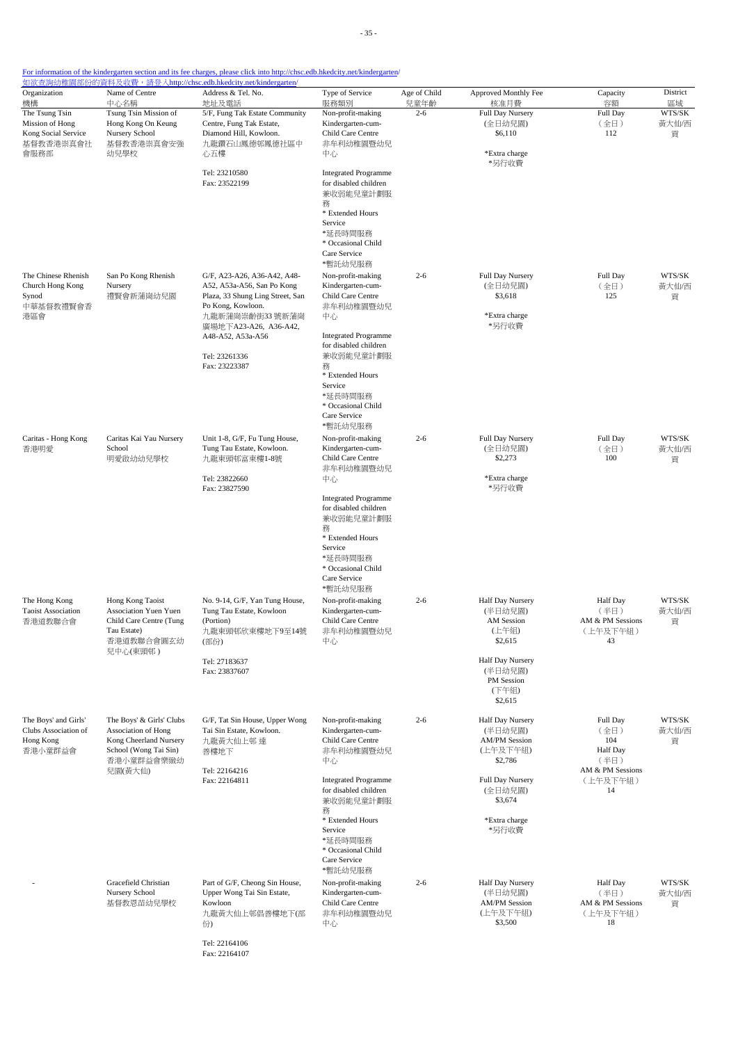For information of the kindergarten section and its fee charges, please click into http://chsc.edb.hkedcity.net/kindergarten/
如欲查詢幼稚園部份的資料及收費，請登入http://chsc.edb.hkedcity.net/kindergarten/

| Organization 機構 | Name of Centre 中心名稱 | Address & Tel. No. 地址及電話 | Type of Service 服務類別 | Age of Child 兒童年齡 | Approved Monthly Fee 核准月費 | Capacity 容額 | District 區域 |
|---|---|---|---|---|---|---|---|
| The Tsung Tsin Mission of Hong Kong Social Service 基督教香港崇真會社會服務部 | Tsung Tsin Mission of Hong Kong On Keung Nursery School 基督教香港崇真會安強幼兒學校 | 5/F, Fung Tak Estate Community Centre, Fung Tak Estate, Diamond Hill, Kowloon. 九龍鑽石山鳳德邨鳳德社區中心五樓<br><br>Tel: 23210580<br>Fax: 23522199 | Non-profit-making Kindergarten-cum-Child Care Centre 非牟利幼稚園暨幼兒中心<br><br>Integrated Programme for disabled children 兼收弱能兒童計劃服務<br>* Extended Hours Service *延長時間服務<br>* Occasional Child Care Service *暫託幼兒服務 | 2-6 | Full Day Nursery (全日幼兒園) $6,110<br><br>*Extra charge *另行收費 | Full Day (全日) 112 | WTS/SK 黃大仙/西貢 |
| The Chinese Rhenish Church Hong Kong Synod 中華基督教禮賢會香港區會 | San Po Kong Rhenish Nursery 禮賢會新蒲崗幼兒園 | G/F, A23-A26, A36-A42, A48-A52, A53a-A56, San Po Kong Plaza, 33 Shung Ling Street, San Po Kong, Kowloon. 九龍新蒲崗崇齡街33號新蒲崗廣場地下A23-A26, A36-A42, A48-A52, A53a-A56<br><br>Tel: 23261336<br>Fax: 23223387 | Non-profit-making Kindergarten-cum-Child Care Centre 非牟利幼稚園暨幼兒中心<br><br>Integrated Programme for disabled children 兼收弱能兒童計劃服務<br>* Extended Hours Service *延長時間服務<br>* Occasional Child Care Service *暫託幼兒服務 | 2-6 | Full Day Nursery (全日幼兒園) $3,618<br><br>*Extra charge *另行收費 | Full Day (全日) 125 | WTS/SK 黃大仙/西貢 |
| Caritas - Hong Kong 香港明愛 | Caritas Kai Yau Nursery School 明愛啟幼幼兒學校 | Unit 1-8, G/F, Fu Tung House, Tung Tau Estate, Kowloon. 九龍東頭邨富東樓1-8號<br><br>Tel: 23822660<br>Fax: 23827590 | Non-profit-making Kindergarten-cum-Child Care Centre 非牟利幼稚園暨幼兒中心<br><br>Integrated Programme for disabled children 兼收弱能兒童計劃服務<br>* Extended Hours Service *延長時間服務<br>* Occasional Child Care Service *暫託幼兒服務 | 2-6 | Full Day Nursery (全日幼兒園) $2,273<br><br>*Extra charge *另行收費 | Full Day (全日) 100 | WTS/SK 黃大仙/西貢 |
| The Hong Kong Taoist Association 香港道教聯合會 | Hong Kong Taoist Association Yuen Yuen Child Care Centre (Tung Tau Estate) 香港道教聯合會圓玄幼兒中心(東頭邨) | No. 9-14, G/F, Yan Tung House, Tung Tau Estate, Kowloon (Portion) 九龍東頭邨欣東樓地下9至14號(部份)<br><br>Tel: 27183637<br>Fax: 23837607 | Non-profit-making Kindergarten-cum-Child Care Centre 非牟利幼稚園暨幼兒中心 | 2-6 | Half Day Nursery (半日幼兒園) AM Session (上午組) $2,615<br><br>Half Day Nursery (半日幼兒園) PM Session (下午組) $2,615 | Half Day (半日) AM & PM Sessions (上午及下午組) 43 | WTS/SK 黃大仙/西貢 |
| The Boys' and Girls' Clubs Association of Hong Kong 香港小童群益會 | The Boys' & Girls' Clubs Association of Hong Kong Cheerland Nursery School (Wong Tai Sin) 香港小童群益會樂緻幼兒園(黃大仙) | G/F, Tat Sin House, Upper Wong Tai Sin Estate, Kowloon. 九龍黃大仙上邨 達善樓地下<br><br>Tel: 22164216<br>Fax: 22164811 | Non-profit-making Kindergarten-cum-Child Care Centre 非牟利幼稚園暨幼兒中心<br><br>Integrated Programme for disabled children 兼收弱能兒童計劃服務<br>* Extended Hours Service *延長時間服務<br>* Occasional Child Care Service *暫託幼兒服務 | 2-6 | Half Day Nursery (半日幼兒園) AM/PM Session (上午及下午組) $2,786<br><br>Full Day Nursery (全日幼兒園) $3,674<br><br>*Extra charge *另行收費 | Full Day (全日) 104<br>Half Day (半日) AM & PM Sessions (上午及下午組) 14 | WTS/SK 黃大仙/西貢 |
| - | Gracefield Christian Nursery School 基督教恩苗幼兒學校 | Part of G/F, Cheong Sin House, Upper Wong Tai Sin Estate, Kowloon 九龍黃大仙上邨倡善樓地下(部份)<br><br>Tel: 22164106<br>Fax: 22164107 | Non-profit-making Kindergarten-cum-Child Care Centre 非牟利幼稚園暨幼兒中心 | 2-6 | Half Day Nursery (半日幼兒園) AM/PM Session (上午及下午組) $3,500 | Half Day (半日) AM & PM Sessions (上午及下午組) 18 | WTS/SK 黃大仙/西貢 |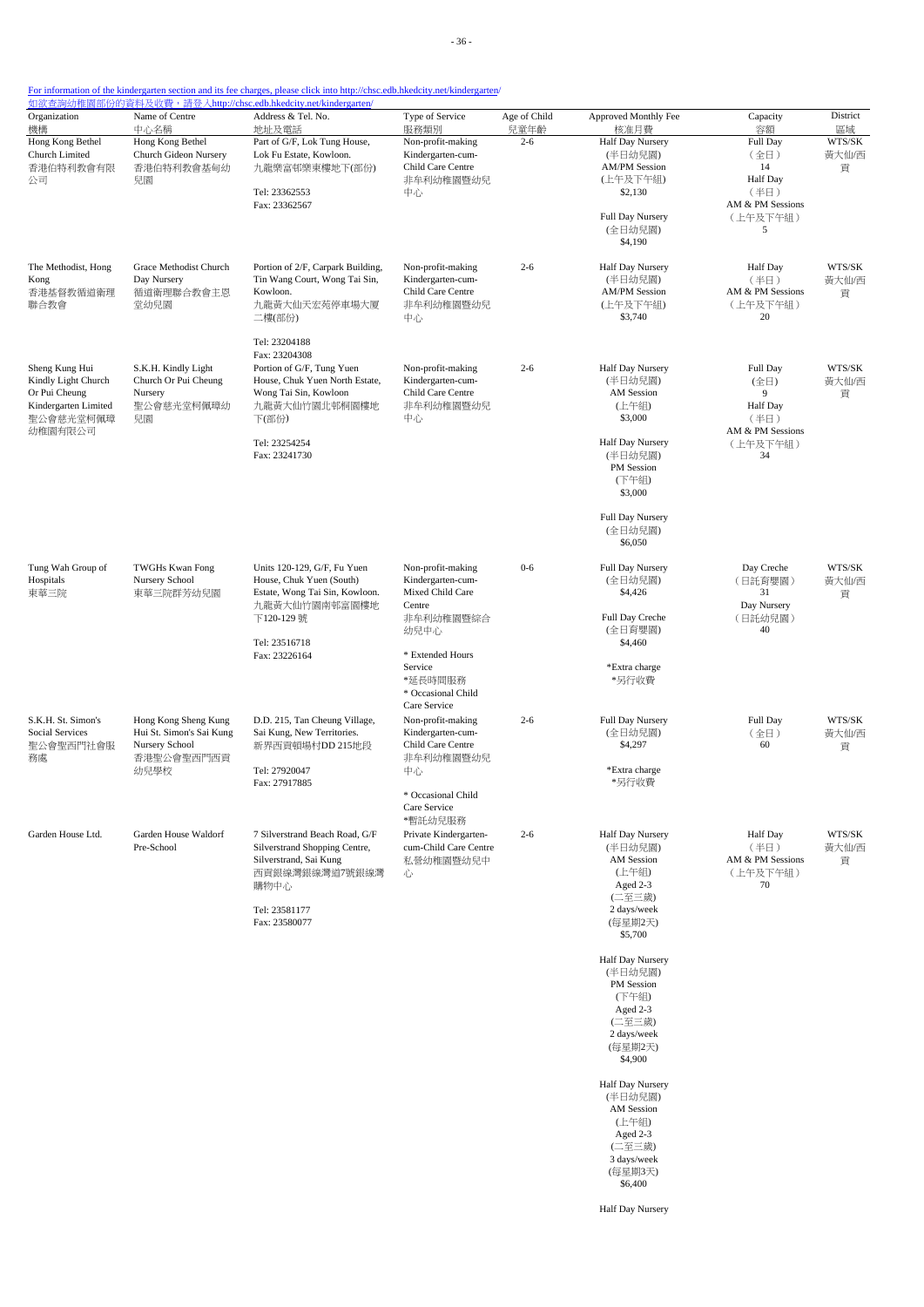For information of the kindergarten section and its fee charges, please click into http://chsc.edb.hkedcity.net/kindergarten/
如欲查詢幼稚園部份的資料及收費，請登入http://chsc.edb.hkedcity.net/kindergarten/

| Organization 機構 | Name of Centre 中心名稱 | Address & Tel. No. 地址及電話 | Type of Service 服務類別 | Age of Child 兒童年齡 | Approved Monthly Fee 核准月費 | Capacity 容額 | District 區域 |
|---|---|---|---|---|---|---|---|
| Hong Kong Bethel Church Limited 香港伯特利教會有限公司 | Hong Kong Bethel Church Gideon Nursery 香港伯特利教會基甸幼兒園 | Part of G/F, Lok Tung House, Lok Fu Estate, Kowloon. 九龍樂富邨樂東樓地下(部份) Tel: 23362553 Fax: 23362567 | Non-profit-making Kindergarten-cum-Child Care Centre 非牟利幼稚園暨幼兒中心 | 2-6 | Half Day Nursery (半日幼兒園) AM/PM Session (上午及下午組) $2,130 Full Day Nursery (全日幼兒園) $4,190 | Full Day (全日) 14 Half Day (半日) AM & PM Sessions (上午及下午組) 5 | WTS/SK 黃大仙/西貢 |
| The Methodist, Hong Kong 香港基督教循道衛理聯合教會 | Grace Methodist Church Day Nursery 循道衛理聯合教會主恩堂幼兒園 | Portion of 2/F, Carpark Building, Tin Wang Court, Wong Tai Sin, Kowloon. 九龍黃大仙天宏苑停車場大廈二樓(部份) Tel: 23204188 Fax: 23204308 | Non-profit-making Kindergarten-cum-Child Care Centre 非牟利幼稚園暨幼兒中心 | 2-6 | Half Day Nursery (半日幼兒園) AM/PM Session (上午及下午組) $3,740 | Half Day (半日) AM & PM Sessions (上午及下午組) 20 | WTS/SK 黃大仙/西貢 |
| Sheng Kung Hui Kindly Light Church Or Pui Cheung Kindergarten Limited 聖公會慈光堂柯佩璋幼稚園有限公司 | S.K.H. Kindly Light Church Or Pui Cheung Nursery 聖公會慈光堂柯佩璋幼兒園 | Portion of G/F, Tung Yuen House, Chuk Yuen North Estate, Wong Tai Sin, Kowloon 九龍黃大仙竹園北邨桐園樓地下(部份) Tel: 23254254 Fax: 23241730 | Non-profit-making Kindergarten-cum-Child Care Centre 非牟利幼稚園暨幼兒中心 | 2-6 | Half Day Nursery (半日幼兒園) AM Session (上午組) $3,000 Half Day Nursery (半日幼兒園) PM Session (下午組) $3,000 Full Day Nursery (全日幼兒園) $6,050 | Full Day (全日) 9 Half Day (半日) AM & PM Sessions (上午及下午組) 34 | WTS/SK 黃大仙/西貢 |
| Tung Wah Group of Hospitals 東華三院 | TWGHs Kwan Fong Nursery School 東華三院群芳幼兒園 | Units 120-129, G/F, Fu Yuen House, Chuk Yuen (South) Estate, Wong Tai Sin, Kowloon. 九龍黃大仙竹園南邨富園樓地下120-129 號 Tel: 23516718 Fax: 23226164 | Non-profit-making Kindergarten-cum-Mixed Child Care Centre 非牟利幼稚園暨綜合幼兒中心 * Extended Hours Service *延長時間服務 * Occasional Child Care Service | 0-6 | Full Day Nursery (全日幼兒園) $4,426 Full Day Creche (全日育嬰園) $4,460 *Extra charge *另行收費 | Day Creche (日託育嬰園) 31 Day Nursery (日託幼兒園) 40 | WTS/SK 黃大仙/西貢 |
| S.K.H. St. Simon's Social Services 聖公會聖西門社會服務處 | Hong Kong Sheng Kung Hui St. Simon's Sai Kung Nursery School 香港聖公會聖西門西貢幼兒學校 | D.D. 215, Tan Cheung Village, Sai Kung, New Territories. 新界西貢頓場村DD 215地段 Tel: 27920047 Fax: 27917885 | Non-profit-making Kindergarten-cum-Child Care Centre 非牟利幼稚園暨幼兒中心 * Occasional Child Care Service *暫託幼兒服務 | 2-6 | Full Day Nursery (全日幼兒園) $4,297 *Extra charge *另行收費 | Full Day (全日) 60 | WTS/SK 黃大仙/西貢 |
| Garden House Ltd. | Garden House Waldorf Pre-School | 7 Silverstrand Beach Road, G/F Silverstrand Shopping Centre, Silverstrand, Sai Kung 西貢銀線灣銀線灣道7號銀線灣購物中心 Tel: 23581177 Fax: 23580077 | Private Kindergarten-cum-Child Care Centre 私營幼稚園暨幼兒中心 | 2-6 | Half Day Nursery (半日幼兒園) AM Session (上午組) Aged 2-3 (二至三歲) 2 days/week (每星期2天) $5,700 Half Day Nursery (半日幼兒園) PM Session (下午組) Aged 2-3 (二至三歲) 2 days/week (每星期2天) $4,900 Half Day Nursery (半日幼兒園) AM Session (上午組) Aged 2-3 (二至三歲) 3 days/week (每星期3天) $6,400 Half Day Nursery | Half Day (半日) AM & PM Sessions (上午及下午組) 70 | WTS/SK 黃大仙/西貢 |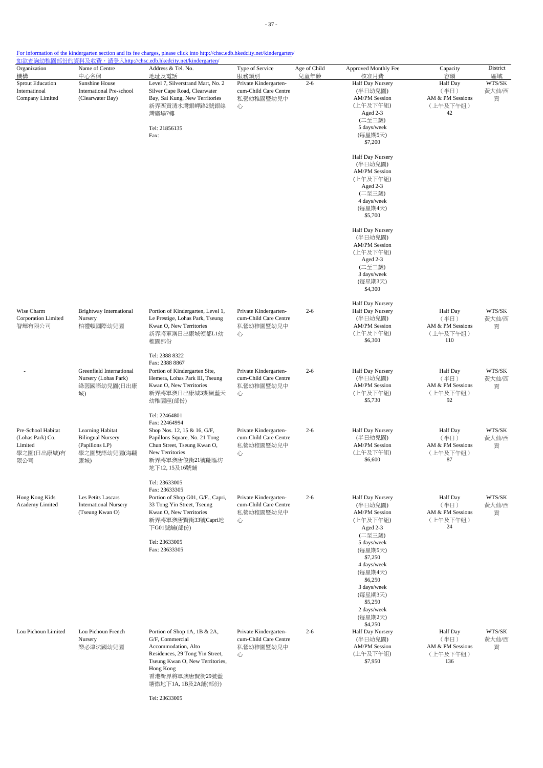For information of the kindergarten section and its fee charges, please click into http://chsc.edb.hkedcity.net/kindergarten/
如欲查詢幼稚園部份的資料及收費，請登入http://chsc.edb.hkedcity.net/kindergarten/

| Organization 機構 | Name of Centre 中心名稱 | Address & Tel. No. 地址及電話 | Type of Service 服務類別 | Age of Child 兒童年齡 | Approved Monthly Fee 核准月費 | Capacity 容額 | District 區域 |
|---|---|---|---|---|---|---|---|
| Sprout Education Internatinoal Company Limited | Sunshine House International Pre-school (Clearwater Bay) | Level 7, Silverstrand Mart, No. 2 Silver Cape Road, Clearwater Bay, Sai Kung, New Territories 新界西貢清水灣銀岬路2號銀線灣廣場7樓<br><br>Tel: 21856135<br>Fax: | Private Kindergarten-cum-Child Care Centre 私營幼稚園暨幼兒中心 | 2-6 | Half Day Nursery (半日幼兒園) AM/PM Session (上午及下午組) Aged 2-3 (二至三歲) 5 days/week (每星期5天) $7,200<br><br>Half Day Nursery (半日幼兒園) AM/PM Session (上午及下午組) Aged 2-3 (二至三歲) 4 days/week (每星期4天) $5,700<br><br>Half Day Nursery (半日幼兒園) AM/PM Session (上午及下午組) Aged 2-3 (二至三歲) 3 days/week (每星期3天) $4,300<br><br>Half Day Nursery | Half Day (半日) AM & PM Sessions (上午及下午組) 42 | WTS/SK 黃大仙/西貢 |
| Wise Charm Corporation Limited 智輝有限公司 | Brightway International Nursery 柏禮頓國際幼兒園 | Portion of Kindergarten, Level 1, Le Prestige, Lohas Park, Tseung Kwan O, New Territories 新界將軍澳日出康城領都L1幼稚園部份<br><br>Tel: 2388 8322<br>Fax: 2388 8867 | Private Kindergarten-cum-Child Care Centre 私營幼稚園暨幼兒中心 | 2-6 | Half Day Nursery (半日幼兒園) AM/PM Session (上午及下午組) $6,300 | Half Day (半日) AM & PM Sessions (上午及下午組) 110 | WTS/SK 黃大仙/西貢 |
| - | Greenfield International Nursery (Lohas Park) 綠茵國際幼兒園(日出康城) | Portion of Kindergarten Site, Hemera, Lohas Park III, Tseung Kwan O, New Territories 新界將軍澳日出康城3期緻藍天幼稚園座(部份)<br><br>Tel: 22464801<br>Fax: 22464994 | Private Kindergarten-cum-Child Care Centre 私營幼稚園暨幼兒中心 | 2-6 | Half Day Nursery (半日幼兒園) AM/PM Session (上午及下午組) $5,730 | Half Day (半日) AM & PM Sessions (上午及下午組) 92 | WTS/SK 黃大仙/西貢 |
| Pre-School Habitat (Lohas Park) Co. Limited 學之園(日出康城)有限公司 | Learning Habitat Bilingual Nursery (Papillons LP) 學之園雙語幼兒園(海翩康城) | Shop Nos. 12, 15 & 16, G/F, Papillons Square, No. 21 Tong Chun Street, Tseung Kwan O, New Territories 新界將軍澳唐俊街21號翩滙坊地下12, 15及16號舖<br><br>Tel: 23633005<br>Fax: 23633005 | Private Kindergarten-cum-Child Care Centre 私營幼稚園暨幼兒中心 | 2-6 | Half Day Nursery (半日幼兒園) AM/PM Session (上午及下午組) $6,600 | Half Day (半日) AM & PM Sessions (上午及下午組) 87 | WTS/SK 黃大仙/西貢 |
| Hong Kong Kids Academy Limited | Les Petits Lascars International Nursery (Tseung Kwan O) | Portion of Shop G01, G/F., Capri, 33 Tong Yin Street, Tseung Kwan O, New Territories 新界將軍澳唐賢街33號Capri地下G01號舖(部份)<br><br>Tel: 23633005<br>Fax: 23633305 | Private Kindergarten-cum-Child Care Centre 私營幼稚園暨幼兒中心 | 2-6 | Half Day Nursery (半日幼兒園) AM/PM Session (上午及下午組) Aged 2-3 (二至三歲) 5 days/week (每星期5天) $7,250 4 days/week (每星期4天) $6,250 3 days/week (每星期3天) $5,250 2 days/week (每星期2天) $4,250 | Half Day (半日) AM & PM Sessions (上午及下午組) 24 | WTS/SK 黃大仙/西貢 |
| Lou Pichoun Limited | Lou Pichoun French Nursery 樂必津法國幼兒園 | Portion of Shop 1A, 1B & 2A, G/F, Commercial Accommodation, Alto Residences, 29 Tong Yin Street, Tseung Kwan O, New Territories, Hong Kong 香港新界將軍澳唐賢街29號藍塘傲地下1A, 1B及2A舖(部份)<br><br>Tel: 23633005 | Private Kindergarten-cum-Child Care Centre 私營幼稚園暨幼兒中心 | 2-6 | Half Day Nursery (半日幼兒園) AM/PM Session (上午及下午組) $7,950 | Half Day (半日) AM & PM Sessions (上午及下午組) 136 | WTS/SK 黃大仙/西貢 |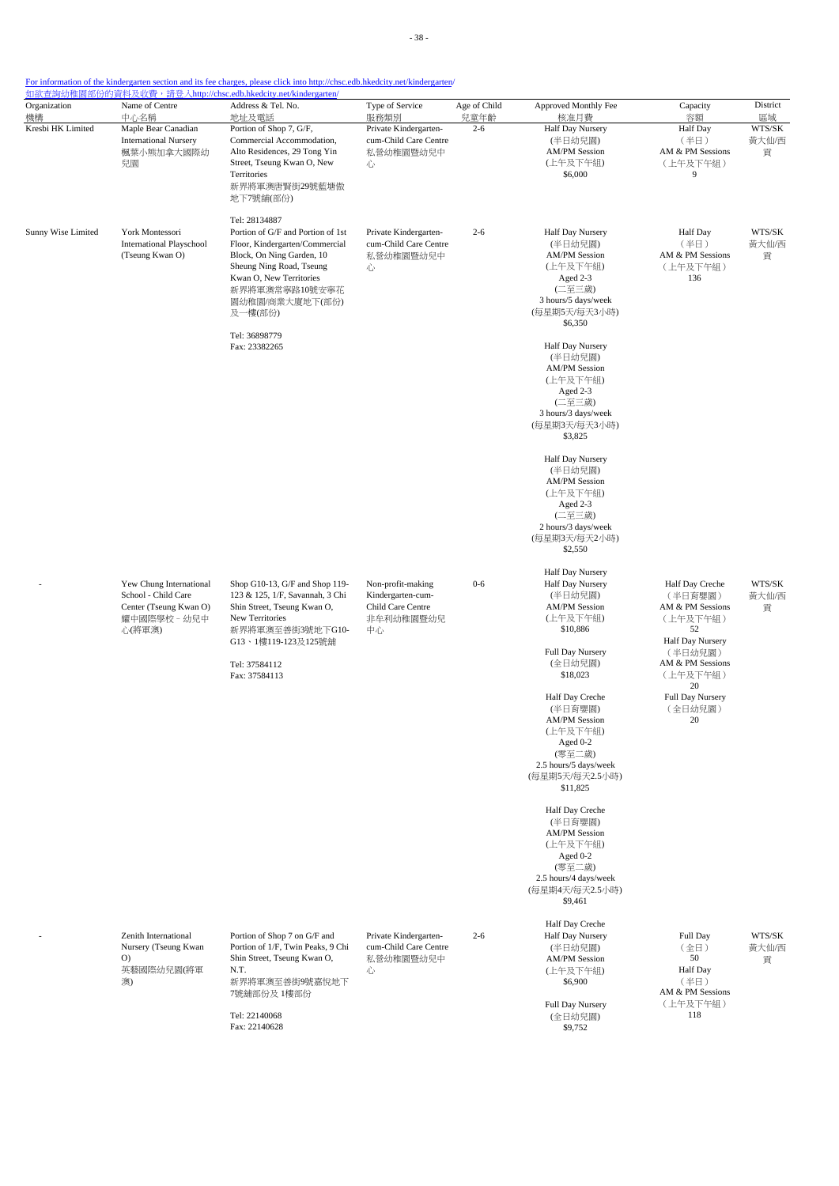For information of the kindergarten section and its fee charges, please click into http://chsc.edb.hkedcity.net/kindergarten/
如欲查詢幼稚園部份的資料及收費，請登入http://chsc.edb.hkedcity.net/kindergarten/

| Organization 機構 | Name of Centre 中心名稱 | Address & Tel. No. 地址及電話 | Type of Service 服務類別 | Age of Child 兒童年齡 | Approved Monthly Fee 核准月費 | Capacity 容額 | District 區域 |
|---|---|---|---|---|---|---|---|
| Kresbi HK Limited | Maple Bear Canadian International Nursery 楓葉小熊加拿大國際幼兒園 | Portion of Shop 7, G/F, Commercial Accommodation, Alto Residences, 29 Tong Yin Street, Tseung Kwan O, New Territories 新界將軍澳唐賢街29號藍塘傲地下7號舖(部份) Tel: 28134887 | Private Kindergarten-cum-Child Care Centre 私營幼稚園暨幼兒中心 | 2-6 | Half Day Nursery (半日幼兒園) AM/PM Session (上午及下午組) $6,000 | Half Day (半日) AM & PM Sessions (上午及下午組) 9 | WTS/SK 黃大仙/西貢 |
| Sunny Wise Limited | York Montessori International Playschool (Tseung Kwan O) | Portion of G/F and Portion of 1st Floor, Kindergarten/Commercial Block, On Ning Garden, 10 Sheung Ning Road, Tseung Kwan O, New Territories 新界將軍澳常寧路10號安寧花園幼稚園/商業大廈地下(部份)及一樓(部份) Tel: 36898779 Fax: 23382265 | Private Kindergarten-cum-Child Care Centre 私營幼稚園暨幼兒中心 | 2-6 | Half Day Nursery (半日幼兒園) AM/PM Session (上午及下午組) Aged 2-3 (二至三歲) 3 hours/5 days/week (每星期5天/每天3小時) $6,350<br><br>Half Day Nursery (半日幼兒園) AM/PM Session (上午及下午組) Aged 2-3 (二至三歲) 3 hours/3 days/week (每星期3天/每天3小時) $3,825<br><br>Half Day Nursery (半日幼兒園) AM/PM Session (上午及下午組) Aged 2-3 (二至三歲) 2 hours/3 days/week (每星期3天/每天2小時) $2,550 | Half Day (半日) AM & PM Sessions (上午及下午組) 136 | WTS/SK 黃大仙/西貢 |
| - | Yew Chung International School - Child Care Center (Tseung Kwan O) 耀中國際學校 – 幼兒中心(將軍澳) | Shop G10-13, G/F and Shop 119-123 & 125, 1/F, Savannah, 3 Chi Shin Street, Tseung Kwan O, New Territories 新界將軍澳至善街3號地下G10-G13、1樓119-123及125號舖 Tel: 37584112 Fax: 37584113 | Non-profit-making Kindergarten-cum-Child Care Centre 非牟利幼稚園暨幼兒中心 | 0-6 | Half Day Nursery (半日幼兒園) AM/PM Session (上午及下午組) $10,886<br><br>Full Day Nursery (全日幼兒園) $18,023<br><br>Half Day Creche (半日育嬰園) AM/PM Session (上午及下午組) Aged 0-2 (零至二歲) 2.5 hours/5 days/week (每星期5天/每天2.5小時) $11,825<br><br>Half Day Creche (半日育嬰園) AM/PM Session (上午及下午組) Aged 0-2 (零至二歲) 2.5 hours/4 days/week (每星期4天/每天2.5小時) $9,461 | Half Day Creche (半日育嬰園) AM & PM Sessions (上午及下午組) 52<br>Half Day Nursery (半日幼兒園) AM & PM Sessions (上午及下午組) 20<br>Full Day Nursery (全日幼兒園) 20 | WTS/SK 黃大仙/西貢 |
| - | Zenith International Nursery (Tseung Kwan O) 英藝國際幼兒園(將軍澳) | Portion of Shop 7 on G/F and Portion of 1/F, Twin Peaks, 9 Chi Shin Street, Tseung Kwan O, N.T. 新界將軍澳至善街9號嘉悅地下7號舖部份及1樓部份 Tel: 22140068 Fax: 22140628 | Private Kindergarten-cum-Child Care Centre 私營幼稚園暨幼兒中心 | 2-6 | Half Day Nursery (半日幼兒園) AM/PM Session (上午及下午組) $6,900<br><br>Full Day Nursery (全日幼兒園) $9,752 | Full Day (全日) 50<br>Half Day (半日) AM & PM Sessions (上午及下午組) 118 | WTS/SK 黃大仙/西貢 |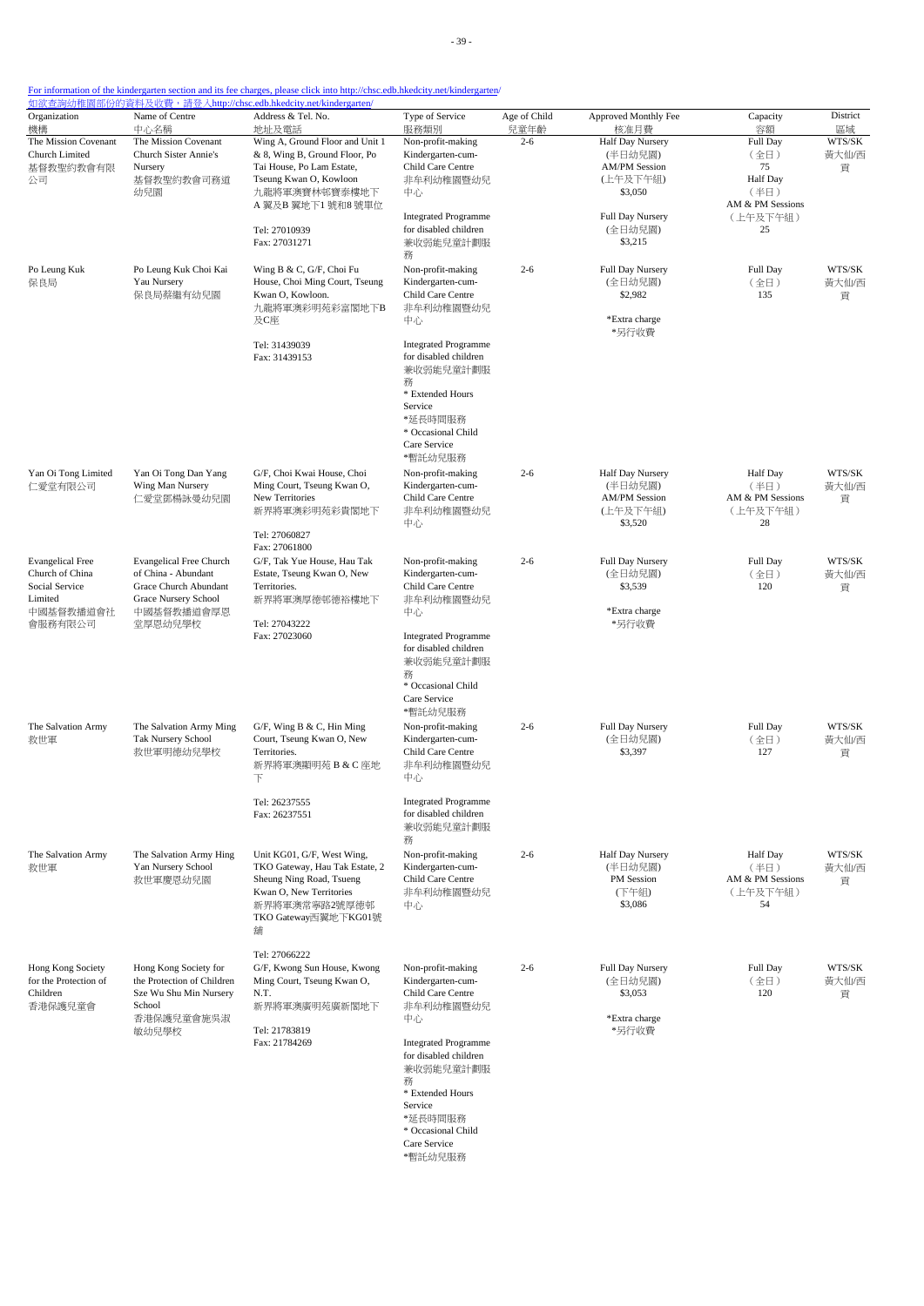For information of the kindergarten section and its fee charges, please click into http://chsc.edb.hkedcity.net/kindergarten/
如欲查詢幼稚園部份的資料及收費，請登入http://chsc.edb.hkedcity.net/kindergarten/

| Organization 機構 | Name of Centre 中心名稱 | Address & Tel. No. 地址及電話 | Type of Service 服務類別 | Age of Child 兒童年齡 | Approved Monthly Fee 核准月費 | Capacity 容額 | District 區域 |
|---|---|---|---|---|---|---|---|
| The Mission Covenant Church Limited 基督教聖約教會有限公司 | The Mission Covenant Church Sister Annie's Nursery 基督教聖約教會司務道幼兒園 | Wing A, Ground Floor and Unit 1 & 8, Wing B, Ground Floor, Po Tai House, Po Lam Estate, Tseung Kwan O, Kowloon 九龍將軍澳寶林邨寶泰樓地下A 翼及B 翼地下1 號和8 號單位<br><br>Tel: 27010939<br>Fax: 27031271 | Non-profit-making Kindergarten-cum-Child Care Centre 非牟利幼稚園暨幼兒中心<br><br>Integrated Programme for disabled children 兼收弱能兒童計劃服務 | 2-6 | Half Day Nursery (半日幼兒園) AM/PM Session (上午及下午組) $3,050<br><br>Full Day Nursery (全日幼兒園) $3,215 | Full Day (全日) 75<br>Half Day (半日) AM & PM Sessions (上午及下午組) 25 | WTS/SK 黃大仙/西貢 |
| Po Leung Kuk 保良局 | Po Leung Kuk Choi Kai Yau Nursery 保良局蔡繼有幼兒園 | Wing B & C, G/F, Choi Fu House, Choi Ming Court, Tseung Kwan O, Kowloon. 九龍將軍澳彩明苑彩富閣地下B及C座<br><br>Tel: 31439039<br>Fax: 31439153 | Non-profit-making Kindergarten-cum-Child Care Centre 非牟利幼稚園暨幼兒中心<br><br>Integrated Programme for disabled children 兼收弱能兒童計劃服務<br>* Extended Hours Service *延長時間服務<br>* Occasional Child Care Service *暫託幼兒服務 | 2-6 | Full Day Nursery (全日幼兒園) $2,982<br><br>*Extra charge *另行收費 | Full Day (全日) 135 | WTS/SK 黃大仙/西貢 |
| Yan Oi Tong Limited 仁愛堂有限公司 | Yan Oi Tong Dan Yang Wing Man Nursery 仁愛堂鄧楊詠曼幼兒園 | G/F, Choi Kwai House, Choi Ming Court, Tseung Kwan O, New Territories 新界將軍澳彩明苑彩貴閣地下<br><br>Tel: 27060827<br>Fax: 27061800 | Non-profit-making Kindergarten-cum-Child Care Centre 非牟利幼稚園暨幼兒中心 | 2-6 | Half Day Nursery (半日幼兒園) AM/PM Session (上午及下午組) $3,520 | Half Day (半日) AM & PM Sessions (上午及下午組) 28 | WTS/SK 黃大仙/西貢 |
| Evangelical Free Church of China Social Service Limited 中國基督教播道會社會服務有限公司 | Evangelical Free Church of China - Abundant Grace Church Abundant Grace Nursery School 中國基督教播道會厚恩堂厚恩幼兒學校 | G/F, Tak Yue House, Hau Tak Estate, Tseung Kwan O, New Territories. 新界將軍澳厚德邨德裕樓地下<br><br>Tel: 27043222<br>Fax: 27023060 | Non-profit-making Kindergarten-cum-Child Care Centre 非牟利幼稚園暨幼兒中心<br><br>Integrated Programme for disabled children 兼收弱能兒童計劃服務<br>* Occasional Child Care Service *暫託幼兒服務 | 2-6 | Full Day Nursery (全日幼兒園) $3,539<br><br>*Extra charge *另行收費 | Full Day (全日) 120 | WTS/SK 黃大仙/西貢 |
| The Salvation Army 救世軍 | The Salvation Army Ming Tak Nursery School 救世軍明德幼兒學校 | G/F, Wing B & C, Hin Ming Court, Tseung Kwan O, New Territories. 新界將軍澳顯明苑 B & C 座地下<br><br>Tel: 26237555<br>Fax: 26237551 | Non-profit-making Kindergarten-cum-Child Care Centre 非牟利幼稚園暨幼兒中心<br><br>Integrated Programme for disabled children 兼收弱能兒童計劃服務 | 2-6 | Full Day Nursery (全日幼兒園) $3,397 | Full Day (全日) 127 | WTS/SK 黃大仙/西貢 |
| The Salvation Army 救世軍 | The Salvation Army Hing Yan Nursery School 救世軍慶恩幼兒園 | Unit KG01, G/F, West Wing, TKO Gateway, Hau Tak Estate, 2 Sheung Ning Road, Tseung Kwan O, New Territories 新界將軍澳常寧路2號厚德邨TKO Gateway西翼地下KG01號舖<br><br>Tel: 27066222 | Non-profit-making Kindergarten-cum-Child Care Centre 非牟利幼稚園暨幼兒中心 | 2-6 | Half Day Nursery (半日幼兒園) PM Session (下午組) $3,086 | Half Day (半日) AM & PM Sessions (上午及下午組) 54 | WTS/SK 黃大仙/西貢 |
| Hong Kong Society for the Protection of Children 香港保護兒童會 | Hong Kong Society for the Protection of Children Sze Wu Shu Min Nursery School 香港保護兒童會施吳淑敏幼兒學校 | G/F, Kwong Sun House, Kwong Ming Court, Tseung Kwan O, N.T. 新界將軍澳廣明苑廣新閣地下<br><br>Tel: 21783819<br>Fax: 21784269 | Non-profit-making Kindergarten-cum-Child Care Centre 非牟利幼稚園暨幼兒中心<br><br>Integrated Programme for disabled children 兼收弱能兒童計劃服務<br>* Extended Hours Service *延長時間服務<br>* Occasional Child Care Service *暫託幼兒服務 | 2-6 | Full Day Nursery (全日幼兒園) $3,053<br><br>*Extra charge *另行收費 | Full Day (全日) 120 | WTS/SK 黃大仙/西貢 |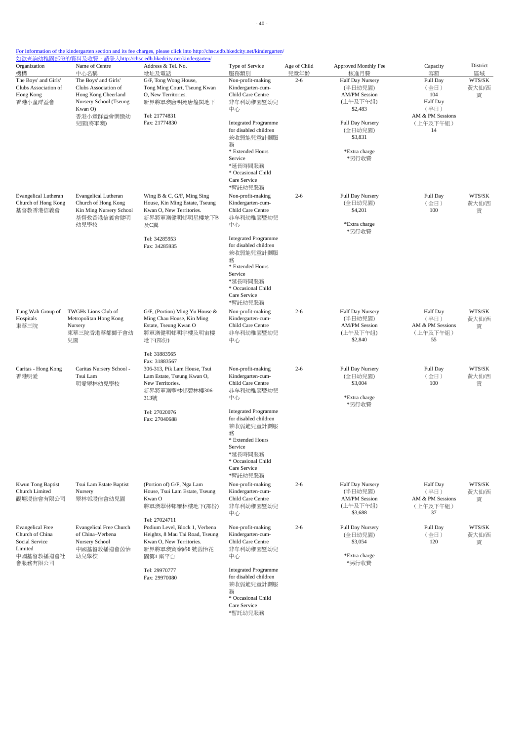For information of the kindergarten section and its fee charges, please click into http://chsc.edb.hkedcity.net/kindergarten/
如欲查詢幼稚園部份的資料及收費，請登入http://chsc.edb.hkedcity.net/kindergarten/

| Organization 機構 | Name of Centre 中心名稱 | Address & Tel. No. 地址及電話 | Type of Service 服務類別 | Age of Child 兒童年齡 | Approved Monthly Fee 核准月費 | Capacity 容額 | District 區域 |
|---|---|---|---|---|---|---|---|
| The Boys' and Girls' Clubs Association of Hong Kong 香港小童群益會 | The Boys' and Girls' Clubs Association of Hong Kong Cheerland Nursery School (Tseung Kwan O) 香港小童群益會樂緻幼兒園(將軍澳) | G/F, Tong Wong House, Tong Ming Court, Tseung Kwan O, New Territories. 新界將軍澳唐明苑唐煌閣地下<br>Tel: 21774831<br>Fax: 21774830 | Non-profit-making Kindergarten-cum-Child Care Centre 非牟利幼稚園暨幼兒中心<br>Integrated Programme for disabled children 兼收弱能兒童計劃服務<br>* Extended Hours Service *延長時間服務<br>* Occasional Child Care Service *暫託幼兒服務 | 2-6 | Half Day Nursery (半日幼兒園) AM/PM Session (上午及下午組) $2,483<br>Full Day Nursery (全日幼兒園) $3,831<br>*Extra charge *另行收費 | Full Day (全日) 104<br>Half Day (半日) AM & PM Sessions (上午及下午組) 14 | WTS/SK 黃大仙/西貢 |
| Evangelical Lutheran Church of Hong Kong 基督教香港信義會 | Evangelical Lutheran Church of Hong Kong Kin Ming Nursery School 基督教香港信義會健明幼兒學校 | Wing B & C, G/F, Ming Sing House, Kin Ming Estate, Tseung Kwan O, New Territories. 新界將軍澳健明邨明星樓地下B及C翼<br>Tel: 34285953<br>Fax: 34285935 | Non-profit-making Kindergarten-cum-Child Care Centre 非牟利幼稚園暨幼兒中心<br>Integrated Programme for disabled children 兼收弱能兒童計劃服務<br>* Extended Hours Service *延長時間服務<br>* Occasional Child Care Service *暫託幼兒服務 | 2-6 | Full Day Nursery (全日幼兒園) $4,201<br>*Extra charge *另行收費 | Full Day (全日) 100 | WTS/SK 黃大仙/西貢 |
| Tung Wah Group of Hospitals 東華三院 | TWGHs Lions Club of Metropolitan Hong Kong Nursery 東華三院香港華都獅子會幼兒園 | G/F, (Portion) Ming Yu House & Ming Chau House, Kin Ming Estate, Tseung Kwan O 將軍澳健明邨明宇樓及明宙樓地下(部份)<br>Tel: 31883565<br>Fax: 31883567 | Non-profit-making Kindergarten-cum-Child Care Centre 非牟利幼稚園暨幼兒中心 | 2-6 | Half Day Nursery (半日幼兒園) AM/PM Session (上午及下午組) $2,840 | Half Day (半日) AM & PM Sessions (上午及下午組) 55 | WTS/SK 黃大仙/西貢 |
| Caritas - Hong Kong 香港明愛 | Caritas Nursery School - Tsui Lam 明愛翠林幼兒學校 | 306-313, Pik Lam House, Tsui Lam Estate, Tseung Kwan O, New Territories. 新界將軍澳翠林邨碧林樓306-313號<br>Tel: 27020076<br>Fax: 27040688 | Non-profit-making Kindergarten-cum-Child Care Centre 非牟利幼稚園暨幼兒中心<br>Integrated Programme for disabled children 兼收弱能兒童計劃服務<br>* Extended Hours Service *延長時間服務<br>* Occasional Child Care Service *暫託幼兒服務 | 2-6 | Full Day Nursery (全日幼兒園) $3,004<br>*Extra charge *另行收費 | Full Day (全日) 100 | WTS/SK 黃大仙/西貢 |
| Kwun Tong Baptist Church Limited 觀塘浸信會有限公司 | Tsui Lam Estate Baptist Nursery 翠林邨浸信會幼兒園 | (Portion of) G/F, Nga Lam House, Tsui Lam Estate, Tseung Kwan O 將軍澳翠林邨雅林樓地下(部份)<br>Tel: 27024711 | Non-profit-making Kindergarten-cum-Child Care Centre 非牟利幼稚園暨幼兒中心 | 2-6 | Half Day Nursery (半日幼兒園) AM/PM Session (上午及下午組) $3,688 | Half Day (半日) AM & PM Sessions (上午及下午組) 37 | WTS/SK 黃大仙/西貢 |
| Evangelical Free Church of China Social Service Limited 中國基督教播道會社會服務有限公司 | Evangelical Free Church of China–Verbena Nursery School 中國基督教播道會茵怡幼兒學校 | Podium Level, Block 1, Verbena Heights, 8 Mau Tai Road, Tseung Kwan O, New Territories. 新界將軍澳貿泰路8號茵怡花園第1座平台<br>Tel: 29970777<br>Fax: 29970080 | Non-profit-making Kindergarten-cum-Child Care Centre 非牟利幼稚園暨幼兒中心<br>Integrated Programme for disabled children 兼收弱能兒童計劃服務<br>* Occasional Child Care Service *暫託幼兒服務 | 2-6 | Full Day Nursery (全日幼兒園) $3,054<br>*Extra charge *另行收費 | Full Day (全日) 120 | WTS/SK 黃大仙/西貢 |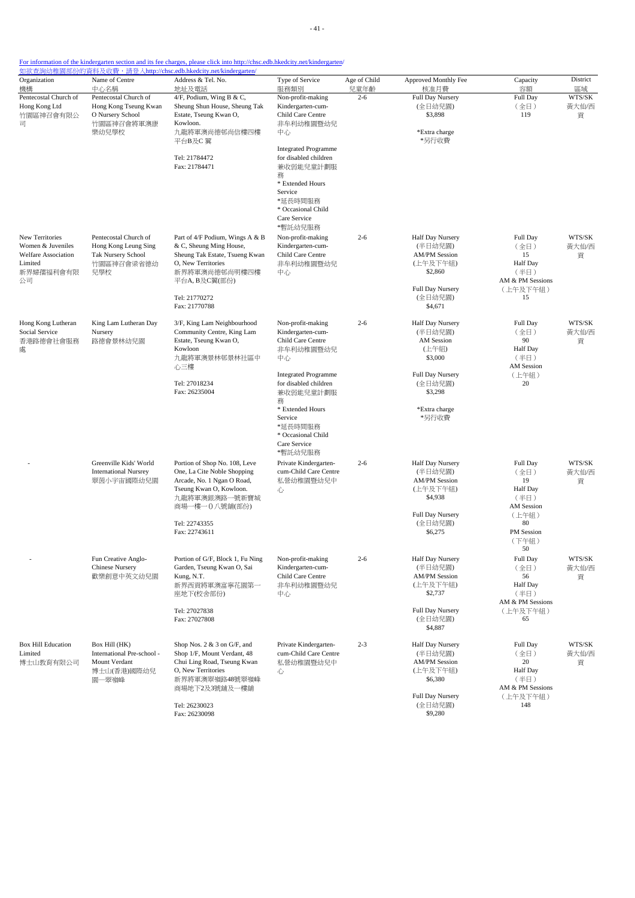For information of the kindergarten section and its fee charges, please click into http://chsc.edb.hkedcity.net/kindergarten/
如欲查詢幼稚園部份的資料及收費，請登入http://chsc.edb.hkedcity.net/kindergarten/

| Organization 機構 | Name of Centre 中心名稱 | Address & Tel. No. 地址及電話 | Type of Service 服務類別 | Age of Child 兒童年齡 | Approved Monthly Fee 核准月費 | Capacity 容額 | District 區域 |
|---|---|---|---|---|---|---|---|
| Pentecostal Church of Hong Kong Ltd 竹園區神召會有限公司 | Pentecostal Church of Hong Kong Tseung Kwan O Nursery School 竹園區神召會將軍澳康樂幼兒學校 | 4/F, Podium, Wing B & C, Sheung Shun House, Sheung Tak Estate, Tseung Kwan O, Kowloon. 九龍將軍澳尚德邨尚信樓四樓平台B及C翼<br>Tel: 21784472<br>Fax: 21784471 | Non-profit-making Kindergarten-cum-Child Care Centre 非牟利幼稚園暨幼兒中心<br>Integrated Programme for disabled children 兼收弱能兒童計劃服務<br>* Extended Hours Service *延長時間服務<br>* Occasional Child Care Service *暫託幼兒服務 | 2-6 | Full Day Nursery (全日幼兒園) $3,898<br>*Extra charge *另行收費 | Full Day (全日) 119 | WTS/SK 黃大仙/西貢 |
| New Territories Women & Juveniles Welfare Association Limited 新界婦孺福利會有限公司 | Pentecostal Church of Hong Kong Leung Sing Tak Nursery School 竹園區神召會梁省德幼兒學校 | Part of 4/F Podium, Wings A & B & C, Sheung Ming House, Sheung Tak Estate, Tseung Kwan O, New Territories 新界將軍澳尚德邨尚明樓四樓平台A, B及C翼(部份)<br>Tel: 21770272<br>Fax: 21770788 | Non-profit-making Kindergarten-cum-Child Care Centre 非牟利幼稚園暨幼兒中心 | 2-6 | Half Day Nursery (半日幼兒園) AM/PM Session (上午及下午組) $2,860<br>Full Day Nursery (全日幼兒園) $4,671 | Full Day (全日) 15<br>Half Day AM & PM Sessions (上午及下午組) 15 | WTS/SK 黃大仙/西貢 |
| Hong Kong Lutheran Social Service 香港路德會社會服務處 | King Lam Lutheran Day Nursery 路德會景林幼兒園 | 3/F, King Lam Neighbourhood Community Centre, King Lam Estate, Tseung Kwan O, Kowloon 九龍將軍澳景林邨景林社區中心三樓<br>Tel: 27018234<br>Fax: 26235004 | Non-profit-making Kindergarten-cum-Child Care Centre 非牟利幼稚園暨幼兒中心<br>Integrated Programme for disabled children 兼收弱能兒童計劃服務<br>* Extended Hours Service *延長時間服務<br>* Occasional Child Care Service *暫託幼兒服務 | 2-6 | Half Day Nursery (半日幼兒園) AM Session (上午組) $3,000<br>Full Day Nursery (全日幼兒園) $3,298<br>*Extra charge *另行收費 | Full Day (全日) 90<br>Half Day (半日) AM Session (上午組) 20 | WTS/SK 黃大仙/西貢 |
| - | Greenville Kids' World International Nursrey 翠茵小宇宙國際幼兒園 | Portion of Shop No. 108, Leve One, La Cite Noble Shopping Arcade, No. 1 Ngan O Road, Tseung Kwan O, Kowloon. 九龍將軍澳銀澳路一號新寶城商場一樓一0八號舖(部份)<br>Tel: 22743355<br>Fax: 22743611 | Private Kindergarten-cum-Child Care Centre 私營幼稚園暨幼兒中心 | 2-6 | Half Day Nursery (半日幼兒園) AM/PM Session (上午及下午組) $4,938<br>Full Day Nursery (全日幼兒園) $6,275 | Full Day (全日) 19<br>Half Day (半日) AM Session (上午組) 80<br>PM Session (下午組) 50 | WTS/SK 黃大仙/西貢 |
| - | Fun Creative Anglo-Chinese Nursery 歡樂創意中英文幼兒園 | Portion of G/F, Block 1, Fu Ning Garden, Tseung Kwan O, Sai Kung, N.T. 新界西貢將軍澳富寧花園第一座地下(校舍部份)<br>Tel: 27027838<br>Fax: 27027808 | Non-profit-making Kindergarten-cum-Child Care Centre 非牟利幼稚園暨幼兒中心 | 2-6 | Half Day Nursery (半日幼兒園) AM/PM Session (上午及下午組) $2,737<br>Full Day Nursery (全日幼兒園) $4,887 | Full Day (全日) 56<br>Half Day (半日) AM & PM Sessions (上午及下午組) 65 | WTS/SK 黃大仙/西貢 |
| Box Hill Education Limited 博士山教育有限公司 | Box Hill (HK) International Pre-school - Mount Verdant 博士山(香港)國際幼兒園一翠嶺峰 | Shop Nos. 2 & 3 on G/F, and Shop 1/F, Mount Verdant, 48 Chui Ling Road, Tseung Kwan O, New Territories 新界將軍澳翠嶺路48號翠嶺峰商場地下2及3號舖及一樓舖<br>Tel: 26230023<br>Fax: 26230098 | Private Kindergarten-cum-Child Care Centre 私營幼稚園暨幼兒中心 | 2-3 | Half Day Nursery (半日幼兒園) AM/PM Session (上午及下午組) $6,380<br>Full Day Nursery (全日幼兒園) $9,280 | Full Day (全日) 20<br>Half Day (半日) AM & PM Sessions (上午及下午組) 148 | WTS/SK 黃大仙/西貢 |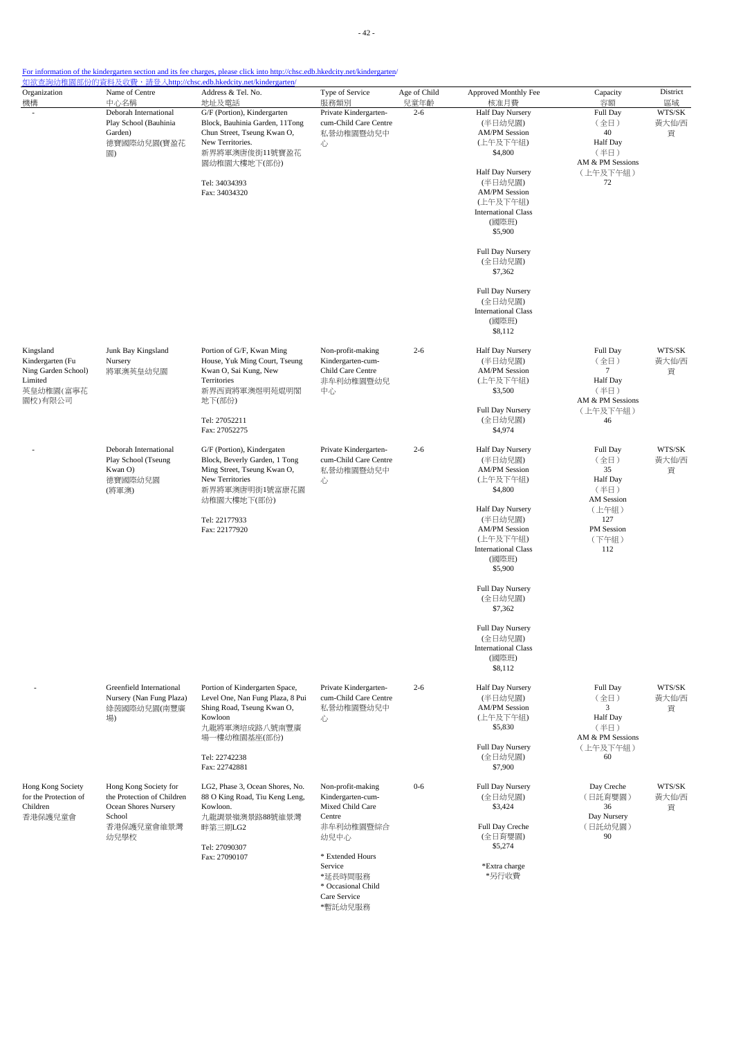For information of the kindergarten section and its fee charges, please click into http://chsc.edb.hkedcity.net/kindergarten/
如欲查詢幼稚園部份的資料及收費，請登入http://chsc.edb.hkedcity.net/kindergarten/

| Organization 機構 | Name of Centre 中心名稱 | Address & Tel. No. 地址及電話 | Type of Service 服務類別 | Age of Child 兒童年齡 | Approved Monthly Fee 核准月費 | Capacity 容額 | District 區域 |
|---|---|---|---|---|---|---|---|
| - | Deborah International Play School (Bauhinia Garden) 德寶國際幼兒園(寶盈花園) | G/F (Portion), Kindergarten Block, Bauhinia Garden, 11Tong Chun Street, Tseung Kwan O, New Territories. 新界將軍澳唐俊街11號寶盈花園幼稚園大樓地下(部份)<br>Tel: 34034393<br>Fax: 34034320 | Private Kindergarten-cum-Child Care Centre 私營幼稚園暨幼兒中心 | 2-6 | Half Day Nursery (半日幼兒園) AM/PM Session (上午及下午組) $4,800<br>Half Day Nursery (半日幼兒園) AM/PM Session (上午及下午組) International Class (國際班) $5,900<br>Full Day Nursery (全日幼兒園) $7,362<br>Full Day Nursery (全日幼兒園) International Class (國際班) $8,112 | Full Day (全日) 40<br>Half Day (半日) AM & PM Sessions (上午及下午組) 72 | WTS/SK 黃大仙/西貢 |
| Kingsland Kindergarten (Fu Ning Garden School) Limited 英皇幼稚園(富寧花園校)有限公司 | Junk Bay Kingsland Nursery 將軍澳英皇幼兒園 | Portion of G/F, Kwan Ming House, Yuk Ming Court, Tseung Kwan O, Sai Kung, New Territories 新界西貢將軍澳煜明苑焜明閣地下(部份)<br>Tel: 27052211<br>Fax: 27052275 | Non-profit-making Kindergarten-cum-Child Care Centre 非牟利幼稚園暨幼兒中心 | 2-6 | Half Day Nursery (半日幼兒園) AM/PM Session (上午及下午組) $3,500<br>Full Day Nursery (全日幼兒園) $4,974 | Full Day (全日) 7<br>Half Day (半日) AM & PM Sessions (上午及下午組) 46 | WTS/SK 黃大仙/西貢 |
| - | Deborah International Play School (Tseung Kwan O) 德寶國際幼兒園(將軍澳) | G/F (Portion), Kindergaten Block, Beverly Garden, 1 Tong Ming Street, Tseung Kwan O, New Territories 新界將軍澳唐明街1號富康花園幼稚園大樓地下(部份)<br>Tel: 22177933<br>Fax: 22177920 | Private Kindergarten-cum-Child Care Centre 私營幼稚園暨幼兒中心 | 2-6 | Half Day Nursery (半日幼兒園) AM/PM Session (上午及下午組) $4,800<br>Half Day Nursery (半日幼兒園) AM/PM Session (上午及下午組) International Class (國際班) $5,900<br>Full Day Nursery (全日幼兒園) $7,362<br>Full Day Nursery (全日幼兒園) International Class (國際班) $8,112 | Full Day (全日) 35<br>Half Day (半日) AM Session (上午組) 127<br>PM Session (下午組) 112 | WTS/SK 黃大仙/西貢 |
| - | Greenfield International Nursery (Nan Fung Plaza) 綠茵國際幼兒園(南豐廣場) | Portion of Kindergarten Space, Level One, Nan Fung Plaza, 8 Pui Shing Road, Tseung Kwan O, Kowloon 九龍將軍澳培成路八號南豐廣場一樓幼稚園基座(部份)<br>Tel: 22742238<br>Fax: 22742881 | Private Kindergarten-cum-Child Care Centre 私營幼稚園暨幼兒中心 | 2-6 | Half Day Nursery (半日幼兒園) AM/PM Session (上午及下午組) $5,830<br>Full Day Nursery (全日幼兒園) $7,900 | Full Day (全日) 3<br>Half Day (半日) AM & PM Sessions (上午及下午組) 60 | WTS/SK 黃大仙/西貢 |
| Hong Kong Society for the Protection of Children 香港保護兒童會 | Hong Kong Society for the Protection of Children Ocean Shores Nursery School 香港保護兒童會維景灣幼兒學校 | LG2, Phase 3, Ocean Shores, No. 88 O King Road, Tiu Keng Leng, Kowloon. 九龍調景嶺澳景路88號維景灣畔第三期LG2<br>Tel: 27090307<br>Fax: 27090107 | Non-profit-making Kindergarten-cum-Mixed Child Care Centre 非牟利幼稚園暨綜合幼兒中心<br>* Extended Hours Service *延長時間服務<br>* Occasional Child Care Service *暫託幼兒服務 | 0-6 | Full Day Nursery (全日幼兒園) $3,424<br>Full Day Creche (全日育嬰園) $5,274<br>*Extra charge *另行收費 | Day Creche (日託育嬰園) 36<br>Day Nursery (日託幼兒園) 90 | WTS/SK 黃大仙/西貢 |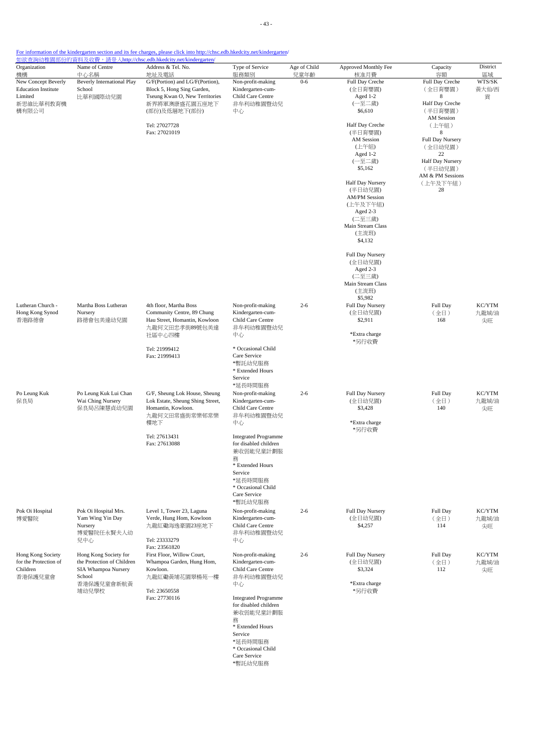For information of the kindergarten section and its fee charges, please click into http://chsc.edb.hkedcity.net/kindergarten/
如欲查詢幼稚園部份的資料及收費，請登入http://chsc.edb.hkedcity.net/kindergarten/

| Organization 機構 | Name of Centre 中心名稱 | Address & Tel. No. 地址及電話 | Type of Service 服務類別 | Age of Child 兒童年齡 | Approved Monthly Fee 核准月費 | Capacity 容額 | District 區域 |
|---|---|---|---|---|---|---|---|
| New Concept Beverly Education Institute Limited 新思維比華利教育機構有限公司 | Beverly International Play School 比華利國際幼兒園 | G/F(Portion) and LG/F(Portion), Block 5, Hong Sing Garden, Tseung Kwan O, New Territories 新界將軍澳康盛花園五座地下(部份)及低層地下(部份) Tel: 27027728 Fax: 27021019 | Non-profit-making Kindergarten-cum-Child Care Centre 非牟利幼稚園暨幼兒中心 | 0-6 | Full Day Creche (全日育嬰園) Aged 1-2 (一至二歲) $6,610<br>Half Day Creche (半日育嬰園) AM Session (上午組) Aged 1-2 (一至二歲) $5,162<br>Half Day Nursery (半日幼兒園) AM/PM Session (上午及下午組) Aged 2-3 (二至三歲) Main Stream Class (主流班) $4,132<br>Full Day Nursery (全日幼兒園) Aged 2-3 (二至三歲) Main Stream Class (主流班) $5,982 | Full Day Creche (全日育嬰園) 8<br>Half Day Creche (半日育嬰園) AM Session (上午組) 8<br>Full Day Nursery (全日幼兒園) 22<br>Half Day Nursery (半日幼兒園) AM & PM Sessions (上午及下午組) 28 | WTS/SK 黃大仙/西貢 |
| Lutheran Church - Hong Kong Synod 香港路德會 | Martha Boss Lutheran Nursery 路德會包美達幼兒園 | 4th floor, Martha Boss Community Centre, 89 Chung Hau Street, Homantin, Kowloon 九龍何文田忠孝街89號包美達社區中心四樓 Tel: 21999412 Fax: 21999413 | Non-profit-making Kindergarten-cum-Child Care Centre 非牟利幼稚園暨幼兒中心<br>* Occasional Child Care Service *暫託幼兒服務<br>* Extended Hours Service *延長時間服務 | 2-6 | Full Day Nursery (全日幼兒園) $2,911<br>*Extra charge *另行收費 | Full Day (全日) 168 | KC/YTM 九龍城/油尖旺 |
| Po Leung Kuk 保良局 | Po Leung Kuk Lui Chan Wai Ching Nursery 保良局呂陳慧貞幼兒園 | G/F, Sheung Lok House, Sheung Lok Estate, Sheung Shing Street, Homantin, Kowloon. 九龍何文田常盛街常樂邨常樂樓地下 Tel: 27613431 Fax: 27613088 | Non-profit-making Kindergarten-cum-Child Care Centre 非牟利幼稚園暨幼兒中心<br>Integrated Programme for disabled children 兼收弱能兒童計劃服務<br>* Extended Hours Service *延長時間服務<br>* Occasional Child Care Service *暫託幼兒服務 | 2-6 | Full Day Nursery (全日幼兒園) $3,428<br>*Extra charge *另行收費 | Full Day (全日) 140 | KC/YTM 九龍城/油尖旺 |
| Pok Oi Hospital 博愛醫院 | Pok Oi Hospital Mrs. Yam Wing Yin Day Nursery 博愛醫院任永賢夫人幼兒中心 | Level 1, Tower 23, Laguna Verde, Hung Hom, Kowloon 九龍紅磡海逸豪園23座地下 Tel: 23333279 Fax: 23561820 | Non-profit-making Kindergarten-cum-Child Care Centre 非牟利幼稚園暨幼兒中心 | 2-6 | Full Day Nursery (全日幼兒園) $4,257 | Full Day (全日) 114 | KC/YTM 九龍城/油尖旺 |
| Hong Kong Society for the Protection of Children 香港保護兒童會 | Hong Kong Society for the Protection of Children SIA Whampoa Nursery School 香港保護兒童會新航黃埔幼兒學校 | First Floor, Willow Court, Whampoa Garden, Hung Hom, Kowloon. 九龍紅磡黃埔花園翠楊苑一樓 Tel: 23650558 Fax: 27730116 | Non-profit-making Kindergarten-cum-Child Care Centre 非牟利幼稚園暨幼兒中心<br>Integrated Programme for disabled children 兼收弱能兒童計劃服務<br>* Extended Hours Service *延長時間服務<br>* Occasional Child Care Service *暫託幼兒服務 | 2-6 | Full Day Nursery (全日幼兒園) $3,324<br>*Extra charge *另行收費 | Full Day (全日) 112 | KC/YTM 九龍城/油尖旺 |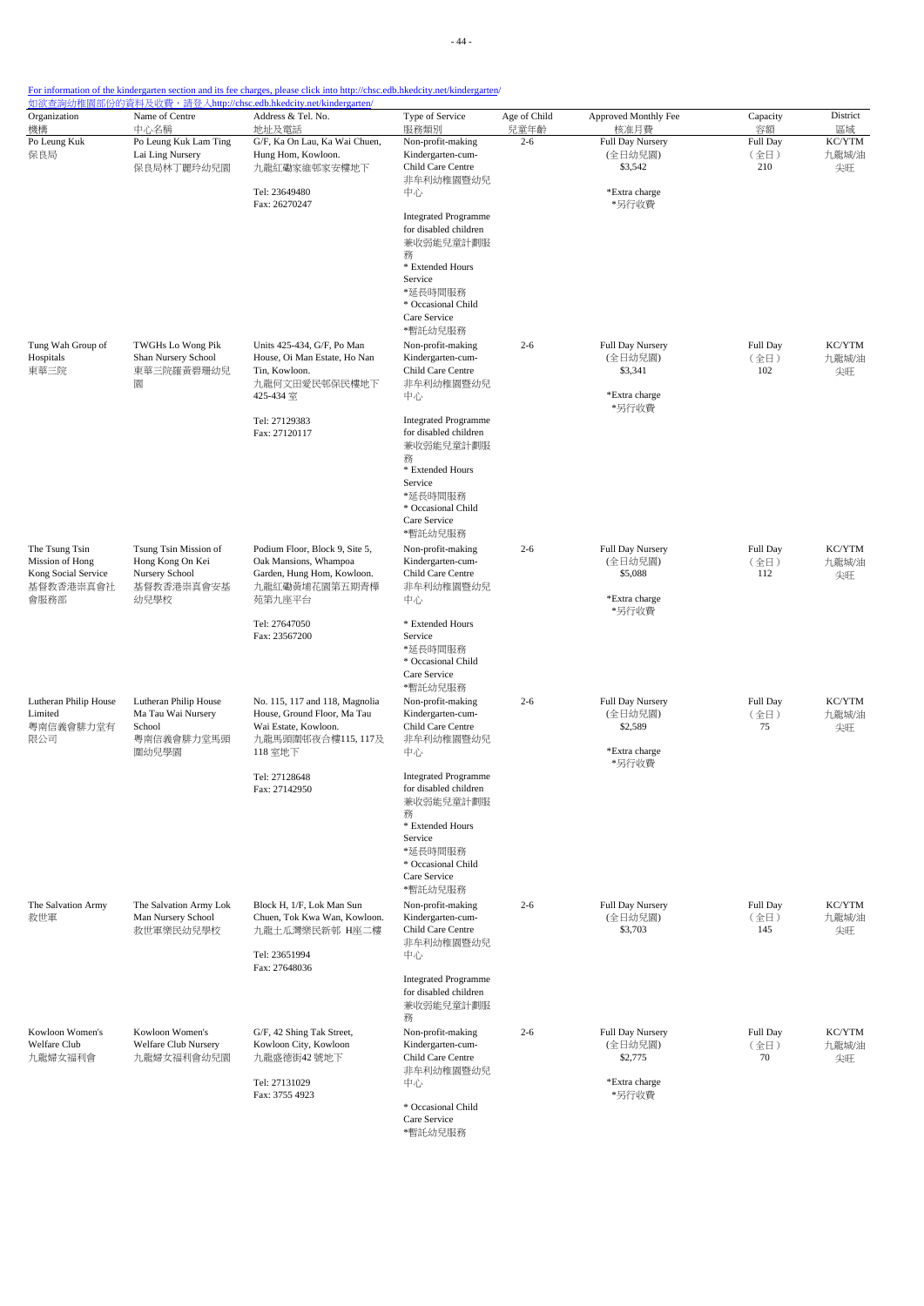For information of the kindergarten section and its fee charges, please click into http://chsc.edb.hkedcity.net/kindergarten/
如欲查詢幼稚園部份的資料及收費，請登入http://chsc.edb.hkedcity.net/kindergarten/

| Organization 機構 | Name of Centre 中心名稱 | Address & Tel. No. 地址及電話 | Type of Service 服務類別 | Age of Child 兒童年齡 | Approved Monthly Fee 核准月費 | Capacity 容額 | District 區域 |
|---|---|---|---|---|---|---|---|
| Po Leung Kuk 保良局 | Po Leung Kuk Lam Ting Lai Ling Nursery 保良局林丁麗玲幼兒園 | G/F, Ka On Lau, Ka Wai Chuen, Hung Hom, Kowloon. 九龍紅磡家維邨家安樓地下<br>Tel: 23649480<br>Fax: 26270247 | Non-profit-making Kindergarten-cum-Child Care Centre 非牟利幼稚園暨幼兒中心<br>Integrated Programme for disabled children 兼收弱能兒童計劃服務<br>* Extended Hours Service *延長時間服務<br>* Occasional Child Care Service *暫託幼兒服務 | 2-6 | Full Day Nursery (全日幼兒園) $3,542<br>*Extra charge *另行收費 | Full Day (全日) 210 | KC/YTM 九龍城/油尖旺 |
| Tung Wah Group of Hospitals 東華三院 | TWGHs Lo Wong Pik Shan Nursery School 東華三院羅黃碧珊幼兒園 | Units 425-434, G/F, Po Man House, Oi Man Estate, Ho Nan Tin, Kowloon. 九龍何文田愛民邨保民樓地下425-434 室<br>Tel: 27129383<br>Fax: 27120117 | Non-profit-making Kindergarten-cum-Child Care Centre 非牟利幼稚園暨幼兒中心<br>Integrated Programme for disabled children 兼收弱能兒童計劃服務<br>* Extended Hours Service *延長時間服務<br>* Occasional Child Care Service *暫託幼兒服務 | 2-6 | Full Day Nursery (全日幼兒園) $3,341<br>*Extra charge *另行收費 | Full Day (全日) 102 | KC/YTM 九龍城/油尖旺 |
| The Tsung Tsin Mission of Hong Kong Social Service 基督教香港崇真會社會服務部 | Tsung Tsin Mission of Hong Kong On Kei Nursery School 基督教香港崇真會安基幼兒學校 | Podium Floor, Block 9, Site 5, Oak Mansions, Whampoa Garden, Hung Hom, Kowloon. 九龍紅磡黃埔花園第五期青樺苑第九座平台<br>Tel: 27647050<br>Fax: 23567200 | Non-profit-making Kindergarten-cum-Child Care Centre 非牟利幼稚園暨幼兒中心<br>* Extended Hours Service *延長時間服務<br>* Occasional Child Care Service *暫託幼兒服務 | 2-6 | Full Day Nursery (全日幼兒園) $5,088<br>*Extra charge *另行收費 | Full Day (全日) 112 | KC/YTM 九龍城/油尖旺 |
| Lutheran Philip House Limited 粵南信義會腓力堂有限公司 | Lutheran Philip House Ma Tau Wai Nursery School 粵南信義會腓力堂馬頭圍幼兒學園 | No. 115, 117 and 118, Magnolia House, Ground Floor, Ma Tau Wai Estate, Kowloon. 九龍馬頭圍邨夜合樓115, 117及118 室地下<br>Tel: 27128648<br>Fax: 27142950 | Non-profit-making Kindergarten-cum-Child Care Centre 非牟利幼稚園暨幼兒中心<br>Integrated Programme for disabled children 兼收弱能兒童計劃服務<br>* Extended Hours Service *延長時間服務<br>* Occasional Child Care Service *暫託幼兒服務 | 2-6 | Full Day Nursery (全日幼兒園) $2,589<br>*Extra charge *另行收費 | Full Day (全日) 75 | KC/YTM 九龍城/油尖旺 |
| The Salvation Army 救世軍 | The Salvation Army Lok Man Nursery School 救世軍樂民幼兒學校 | Block H, 1/F, Lok Man Sun Chuen, Tok Kwa Wan, Kowloon. 九龍土瓜灣樂民新邨 H座二樓<br>Tel: 23651994<br>Fax: 27648036 | Non-profit-making Kindergarten-cum-Child Care Centre 非牟利幼稚園暨幼兒中心<br>Integrated Programme for disabled children 兼收弱能兒童計劃服務 | 2-6 | Full Day Nursery (全日幼兒園) $3,703 | Full Day (全日) 145 | KC/YTM 九龍城/油尖旺 |
| Kowloon Women's Welfare Club 九龍婦女福利會 | Kowloon Women's Welfare Club Nursery 九龍婦女福利會幼兒園 | G/F, 42 Shing Tak Street, Kowloon City, Kowloon 九龍盛德街42 號地下<br>Tel: 27131029<br>Fax: 3755 4923 | Non-profit-making Kindergarten-cum-Child Care Centre 非牟利幼稚園暨幼兒中心<br>* Occasional Child Care Service *暫託幼兒服務 | 2-6 | Full Day Nursery (全日幼兒園) $2,775<br>*Extra charge *另行收費 | Full Day (全日) 70 | KC/YTM 九龍城/油尖旺 |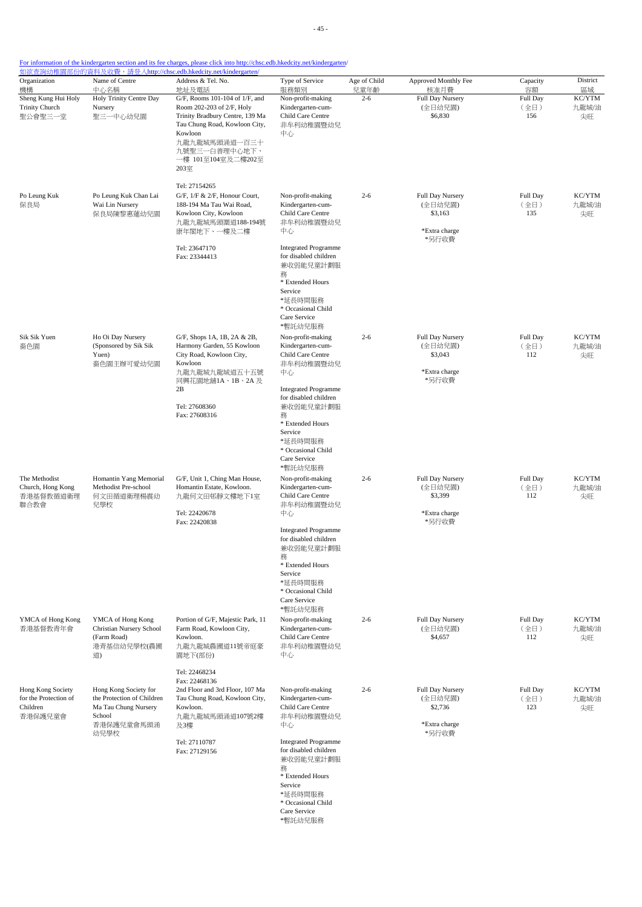For information of the kindergarten section and its fee charges, please click into http://chsc.edb.hkedcity.net/kindergarten/
如欲查詢幼稚園部份的資料及收費，請登入http://chsc.edb.hkedcity.net/kindergarten/

| Organization 機構 | Name of Centre 中心名稱 | Address & Tel. No. 地址及電話 | Type of Service 服務類別 | Age of Child 兒童年齡 | Approved Monthly Fee 核准月費 | Capacity 容額 | District 區域 |
|---|---|---|---|---|---|---|---|
| Sheng Kung Hui Holy Trinity Church 聖公會聖三一堂 | Holy Trinity Centre Day Nursery 聖三一中心幼兒園 | G/F, Rooms 101-104 of 1/F, and Room 202-203 of 2/F, Holy Trinity Bradbury Centre, 139 Ma Tau Chung Road, Kowloon City, Kowloon 九龍九龍城馬頭涌道一百三十九號聖三一白普理中心地下、一樓 101至104室及二樓202至203室 Tel: 27154265 | Non-profit-making Kindergarten-cum-Child Care Centre 非牟利幼稚園暨幼兒中心 | 2-6 | Full Day Nursery (全日幼兒園) $6,830 | Full Day (全日) 156 | KC/YTM 九龍城/油尖旺 |
| Po Leung Kuk 保良局 | Po Leung Kuk Chan Lai Wai Lin Nursery 保良局陳黎惠蓮幼兒園 | G/F, 1/F & 2/F, Honour Court, 188-194 Ma Tau Wai Road, Kowloon City, Kowloon 九龍九龍城馬頭圍道188-194號康年閣地下、一樓及二樓 Tel: 23647170 Fax: 23344413 | Non-profit-making Kindergarten-cum-Child Care Centre 非牟利幼稚園暨幼兒中心 Integrated Programme for disabled children 兼收弱能兒童計劃服務 * Extended Hours Service *延長時間服務 * Occasional Child Care Service *暫託幼兒服務 | 2-6 | Full Day Nursery (全日幼兒園) $3,163 *Extra charge *另行收費 | Full Day (全日) 135 | KC/YTM 九龍城/油尖旺 |
| Sik Sik Yuen 嗇色園 | Ho Oi Day Nursery (Sponsored by Sik Sik Yuen) 嗇色園主辦可愛幼兒園 | G/F, Shops 1A, 1B, 2A & 2B, Harmony Garden, 55 Kowloon City Road, Kowloon City, Kowloon 九龍九龍城九龍城道五十五號同興花園地舖1A、1B、2A 及 2B Tel: 27608360 Fax: 27608316 | Non-profit-making Kindergarten-cum-Child Care Centre 非牟利幼稚園暨幼兒中心 Integrated Programme for disabled children 兼收弱能兒童計劃服務 * Extended Hours Service *延長時間服務 * Occasional Child Care Service *暫託幼兒服務 | 2-6 | Full Day Nursery (全日幼兒園) $3,043 *Extra charge *另行收費 | Full Day (全日) 112 | KC/YTM 九龍城/油尖旺 |
| The Methodist Church, Hong Kong 香港基督教循道衛理聯合教會 | Homantin Yang Memorial Methodist Pre-school 何文田循道衛理楊震幼兒學校 | G/F, Unit 1, Ching Man House, Homantin Estate, Kowloon. 九龍何文田邨靜文樓地下1室 Tel: 22420678 Fax: 22420838 | Non-profit-making Kindergarten-cum-Child Care Centre 非牟利幼稚園暨幼兒中心 Integrated Programme for disabled children 兼收弱能兒童計劃服務 * Extended Hours Service *延長時間服務 * Occasional Child Care Service *暫託幼兒服務 | 2-6 | Full Day Nursery (全日幼兒園) $3,399 *Extra charge *另行收費 | Full Day (全日) 112 | KC/YTM 九龍城/油尖旺 |
| YMCA of Hong Kong 香港基督教青年會 | YMCA of Hong Kong Christian Nursery School (Farm Road) 港青基信幼兒學校(農圃道) | Portion of G/F, Majestic Park, 11 Farm Road, Kowloon City, Kowloon. 九龍九龍城農圃道11號帝庭豪園地下(部份) Tel: 22468234 Fax: 22468136 | Non-profit-making Kindergarten-cum-Child Care Centre 非牟利幼稚園暨幼兒中心 | 2-6 | Full Day Nursery (全日幼兒園) $4,657 | Full Day (全日) 112 | KC/YTM 九龍城/油尖旺 |
| Hong Kong Society for the Protection of Children 香港保護兒童會 | Hong Kong Society for the Protection of Children Ma Tau Chung Nursery School 香港保護兒童會馬頭涌幼兒學校 | 2nd Floor and 3rd Floor, 107 Ma Tau Chung Road, Kowloon City, Kowloon. 九龍九龍城馬頭涌道107號2樓及3樓 Tel: 27110787 Fax: 27129156 | Non-profit-making Kindergarten-cum-Child Care Centre 非牟利幼稚園暨幼兒中心 Integrated Programme for disabled children 兼收弱能兒童計劃服務 * Extended Hours Service *延長時間服務 * Occasional Child Care Service *暫託幼兒服務 | 2-6 | Full Day Nursery (全日幼兒園) $2,736 *Extra charge *另行收費 | Full Day (全日) 123 | KC/YTM 九龍城/油尖旺 |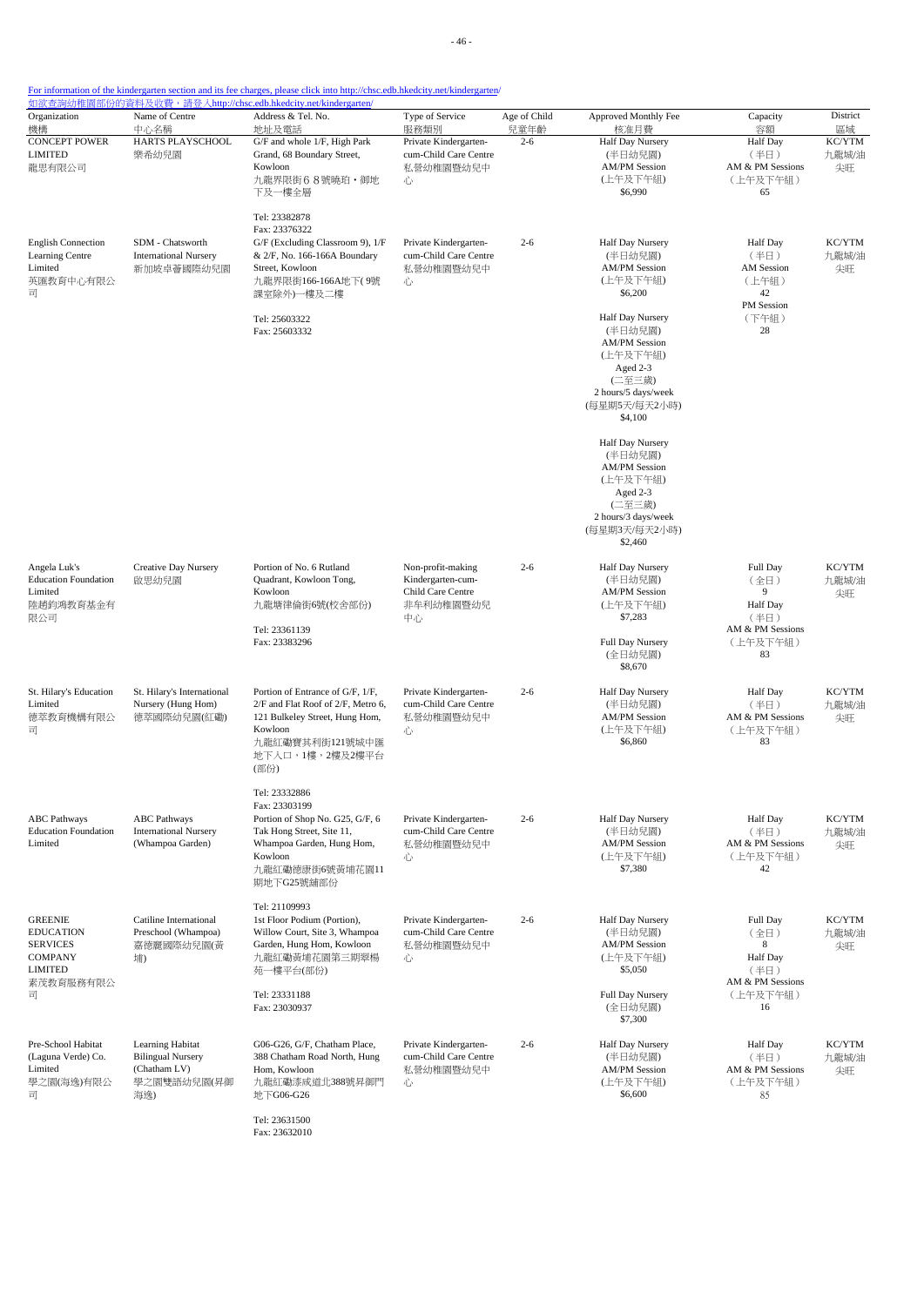For information of the kindergarten section and its fee charges, please click into http://chsc.edb.hkedcity.net/kindergarten/
如欲查詢幼稚園部份的資料及收費，請登入http://chsc.edb.hkedcity.net/kindergarten/

| Organization 機構 | Name of Centre 中心名稱 | Address & Tel. No. 地址及電話 | Type of Service 服務類別 | Age of Child 兒童年齡 | Approved Monthly Fee 核准月費 | Capacity 容額 | District 區域 |
|---|---|---|---|---|---|---|---|
| CONCEPT POWER LIMITED 龍思有限公司 | HARTS PLAYSCHOOL 樂希幼兒園 | G/F and whole 1/F, High Park Grand, 68 Boundary Street, Kowloon 九龍界限街６８號曉珀・御地下及一樓全層<br>Tel: 23382878<br>Fax: 23376322 | Private Kindergarten-cum-Child Care Centre 私營幼稚園暨幼兒中心 | 2-6 | Half Day Nursery (半日幼兒園) AM/PM Session (上午及下午組) $6,990 | Half Day (半日) AM & PM Sessions (上午及下午組) 65 | KC/YTM 九龍城/油尖旺 |
| English Connection Learning Centre Limited 英匯教育中心有限公司 | SDM - Chatsworth International Nursery 新加坡卓薈國際幼兒園 | G/F (Excluding Classroom 9), 1/F & 2/F, No. 166-166A Boundary Street, Kowloon 九龍界限街166-166A地下( 9號課室除外)一樓及二樓<br>Tel: 25603322<br>Fax: 25603332 | Private Kindergarten-cum-Child Care Centre 私營幼稚園暨幼兒中心 | 2-6 | Half Day Nursery (半日幼兒園) AM/PM Session (上午及下午組) $6,200<br>Half Day Nursery (半日幼兒園) AM/PM Session (上午及下午組) Aged 2-3 (二至三歲) 2 hours/5 days/week (每星期5天/每天2小時) $4,100<br>Half Day Nursery (半日幼兒園) AM/PM Session (上午及下午組) Aged 2-3 (二至三歲) 2 hours/3 days/week (每星期3天/每天2小時) $2,460 | Half Day (半日) AM Session (上午組) 42<br>PM Session (下午組) 28 | KC/YTM 九龍城/油尖旺 |
| Angela Luk's Education Foundation Limited 陸趙鈞鴻教育基金有限公司 | Creative Day Nursery 啟思幼兒園 | Portion of No. 6 Rutland Quadrant, Kowloon Tong, Kowloon 九龍塘律倫街6號(校舍部份)<br>Tel: 23361139<br>Fax: 23383296 | Non-profit-making Kindergarten-cum-Child Care Centre 非牟利幼稚園暨幼兒中心 | 2-6 | Half Day Nursery (半日幼兒園) AM/PM Session (上午及下午組) $7,283<br>Full Day Nursery (全日幼兒園) $8,670 | Full Day (全日) 9<br>Half Day (半日) AM & PM Sessions (上午及下午組) 83 | KC/YTM 九龍城/油尖旺 |
| St. Hilary's Education Limited 德萃教育機構有限公司 | St. Hilary's International Nursery (Hung Hom) 德萃國際幼兒園(紅磡) | Portion of Entrance of G/F, 1/F, 2/F and Flat Roof of 2/F, Metro 6, 121 Bulkeley Street, Hung Hom, Kowloon 九龍紅磡寶其利街121號城中匯地下入口，1樓，2樓及2樓平台(部份)<br>Tel: 23332886<br>Fax: 23303199 | Private Kindergarten-cum-Child Care Centre 私營幼稚園暨幼兒中心 | 2-6 | Half Day Nursery (半日幼兒園) AM/PM Session (上午及下午組) $6,860 | Half Day (半日) AM & PM Sessions (上午及下午組) 83 | KC/YTM 九龍城/油尖旺 |
| ABC Pathways Education Foundation Limited | ABC Pathways International Nursery (Whampoa Garden) | Portion of Shop No. G25, G/F, 6 Tak Hong Street, Site 11, Whampoa Garden, Hung Hom, Kowloon 九龍紅磡德康街6號黃埔花園11期地下G25號舖部份<br>Tel: 21109993 | Private Kindergarten-cum-Child Care Centre 私營幼稚園暨幼兒中心 | 2-6 | Half Day Nursery (半日幼兒園) AM/PM Session (上午及下午組) $7,380 | Half Day (半日) AM & PM Sessions (上午及下午組) 42 | KC/YTM 九龍城/油尖旺 |
| GREENIE EDUCATION SERVICES COMPANY LIMITED 素茂教育服務有限公司 | Catiline International Preschool (Whampoa) 嘉德麗國際幼兒園(黃埔) | 1st Floor Podium (Portion), Willow Court, Site 3, Whampoa Garden, Hung Hom, Kowloon 九龍紅磡黃埔花園第三期翠楊苑一樓平台(部份)<br>Tel: 23331188<br>Fax: 23030937 | Private Kindergarten-cum-Child Care Centre 私營幼稚園暨幼兒中心 | 2-6 | Half Day Nursery (半日幼兒園) AM/PM Session (上午及下午組) $5,050<br>Full Day Nursery (全日幼兒園) $7,300 | Full Day (全日) 8<br>Half Day (半日) AM & PM Sessions (上午及下午組) 16 | KC/YTM 九龍城/油尖旺 |
| Pre-School Habitat (Laguna Verde) Co. Limited 學之園(海逸)有限公司 | Learning Habitat Bilingual Nursery (Chatham LV) 學之園雙語幼兒園(昇御海逸) | G06-G26, G/F, Chatham Place, 388 Chatham Road North, Hung Hom, Kowloon 九龍紅磡漆咸道北388號昇御門地下G06-G26<br>Tel: 23631500<br>Fax: 23632010 | Private Kindergarten-cum-Child Care Centre 私營幼稚園暨幼兒中心 | 2-6 | Half Day Nursery (半日幼兒園) AM/PM Session (上午及下午組) $6,600 | Half Day (半日) AM & PM Sessions (上午及下午組) 85 | KC/YTM 九龍城/油尖旺 |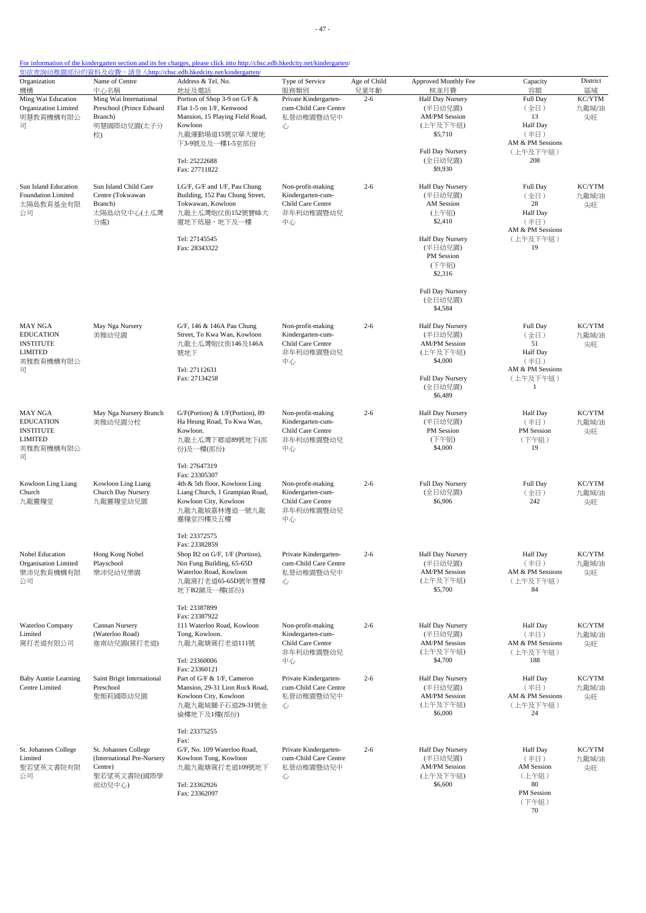For information of the kindergarten section and its fee charges, please click into http://chsc.edb.hkedcity.net/kindergarten/
如欲查詢幼稚園部份的資料及收費，請登入http://chsc.edb.hkedcity.net/kindergarten/

| Organization 機構 | Name of Centre 中心名稱 | Address & Tel. No. 地址及電話 | Type of Service 服務類別 | Age of Child 兒童年齡 | Approved Monthly Fee 核准月費 | Capacity 容額 | District 區域 |
|---|---|---|---|---|---|---|---|
| Ming Wai Education Organization Limited 明慧教育機構有限公司 | Ming Wai International Preschool (Prince Edward Branch) 明慧國際幼兒園(太子分校) | Portion of Shop 3-9 on G/F & Flat 1-5 on 1/F, Kenwood Mansion, 15 Playing Field Road, Kowloon 九龍運動場道15號京華大廈地下3-9號及及一樓1-5室部份 Tel: 25222688 Fax: 27711822 | Private Kindergarten-cum-Child Care Centre 私營幼稚園暨幼兒中心 | 2-6 | Half Day Nursery (半日幼兒園) AM/PM Session (上午及下午組) $5,710 Full Day Nursery (全日幼兒園) $9,930 | Full Day (全日) 13 Half Day (半日) AM & PM Sessions (上午及下午組) 208 | KC/YTM 九龍城/油尖旺 |
| Sun Island Education Foundation Limited 太陽島教育基金有限公司 | Sun Island Child Care Centre (Tokwawan Branch) 太陽島幼兒中心(土瓜灣分處) | LG/F, G/F and 1/F, Pau Chung Building, 152 Pau Chung Street, Tokwawan, Kowloon 九龍土瓜灣炮仗街152號寶峰大廈地下低層、地下及一樓 Tel: 27145545 Fax: 28343322 | Non-profit-making Kindergarten-cum-Child Care Centre 非牟利幼稚園暨幼兒中心 | 2-6 | Half Day Nursery (半日幼兒園) AM Session (上午組) $2,410 Half Day Nursery (半日幼兒園) PM Session (下午組) $2,316 Full Day Nursery (全日幼兒園) $4,584 | Full Day (全日) 28 Half Day (半日) AM & PM Sessions (上午及下午組) 19 | KC/YTM 九龍城/油尖旺 |
| MAY NGA EDUCATION INSTITUTE LIMITED 美雅教育機構有限公司 | May Nga Nursery 美雅幼兒園 | G/F, 146 & 146A Pau Chung Street, To Kwa Wan, Kowloon 九龍土瓜灣炮仗街146及146A號地下 Tel: 27112631 Fax: 27134258 | Non-profit-making Kindergarten-cum-Child Care Centre 非牟利幼稚園暨幼兒中心 | 2-6 | Half Day Nursery (半日幼兒園) AM/PM Session (上午及下午組) $4,000 Full Day Nursery (全日幼兒園) $6,489 | Full Day (全日) 51 Half Day (半日) AM & PM Sessions (上午及下午組) 1 | KC/YTM 九龍城/油尖旺 |
| MAY NGA EDUCATION INSTITUTE LIMITED 美雅教育機構有限公司 | May Nga Nursery Branch 美雅幼兒園分校 | G/F(Portion) & 1/F(Portion), 89 Ha Heung Road, To Kwa Wan, Kowloon. 九龍土瓜灣下鄉道89號地下(部份)及一樓(部份) Tel: 27647319 Fax: 23305307 | Non-profit-making Kindergarten-cum-Child Care Centre 非牟利幼稚園暨幼兒中心 | 2-6 | Half Day Nursery (半日幼兒園) PM Session (下午組) $4,000 | Half Day (半日) PM Session (下午組) 19 | KC/YTM 九龍城/油尖旺 |
| Kowloon Ling Liang Church 九龍靈糧堂 | Kowloon Ling Liang Church Day Nursery 九龍靈糧堂幼兒園 | 4th & 5th floor, Kowloon Ling Liang Church, 1 Grampian Road, Kowloon City, Kowloon 九龍九龍城嘉林邊道一號九龍靈糧堂四樓及五樓 Tel: 23372575 Fax: 23382859 | Non-profit-making Kindergarten-cum-Child Care Centre 非牟利幼稚園暨幼兒中心 | 2-6 | Full Day Nursery (全日幼兒園) $6,906 | Full Day (全日) 242 | KC/YTM 九龍城/油尖旺 |
| Nobel Education Organisation Limited 樂沛兒教育機構有限公司 | Hong Kong Nobel Playschool 樂沛兒幼兒樂園 | Shop B2 on G/F, 1/F (Portion), Nin Fung Building, 65-65D Waterloo Road, Kowloon 九龍窩打老道65-65D號年豐樓地下B2舖及一樓(部份) Tel: 23387899 Fax: 23387922 | Private Kindergarten-cum-Child Care Centre 私營幼稚園暨幼兒中心 | 2-6 | Half Day Nursery (半日幼兒園) AM/PM Session (上午及下午組) $5,700 | Half Day (半日) AM & PM Sessions (上午及下午組) 84 | KC/YTM 九龍城/油尖旺 |
| Waterloo Company Limited 窩打老道有限公司 | Cannan Nursery (Waterloo Road) 迦南幼兒園(窩打老道) | 111 Waterloo Road, Kowloon Tong, Kowloon. 九龍九龍塘窩打老道111號 Tel: 23360006 Fax: 23360121 | Non-profit-making Kindergarten-cum-Child Care Centre 非牟利幼稚園暨幼兒中心 | 2-6 | Half Day Nursery (半日幼兒園) AM/PM Session (上午及下午組) $4,700 | Half Day (半日) AM & PM Sessions (上午及下午組) 188 | KC/YTM 九龍城/油尖旺 |
| Baby Auntie Learning Centre Limited | Saint Brigit International Preschool 聖姬莉國際幼兒園 | Part of G/F & 1/F, Cameron Mansion, 29-31 Lion Rock Road, Kowloon City, Kowloon 九龍九龍城獅子石道29-31號金倫樓地下及1樓(部份) Tel: 23375255 Fax: | Private Kindergarten-cum-Child Care Centre 私營幼稚園暨幼兒中心 | 2-6 | Half Day Nursery (半日幼兒園) AM/PM Session (上午及下午組) $6,000 | Half Day (半日) AM & PM Sessions (上午及下午組) 24 | KC/YTM 九龍城/油尖旺 |
| St. Johannes College Limited 聖若望英文書院有限公司 | St. Johannes College (International Pre-Nursery Centre) 聖若望英文書院(國際學前幼兒中心) | G/F, No. 109 Waterloo Road, Kowloon Tong, Kowloon 九龍九龍塘窩打老道109號地下 Tel: 23362926 Fax: 23362097 | Private Kindergarten-cum-Child Care Centre 私營幼稚園暨幼兒中心 | 2-6 | Half Day Nursery (半日幼兒園) AM/PM Session (上午及下午組) $6,600 | Half Day (半日) AM Session (上午組) 80 PM Session (下午組) 70 | KC/YTM 九龍城/油尖旺 |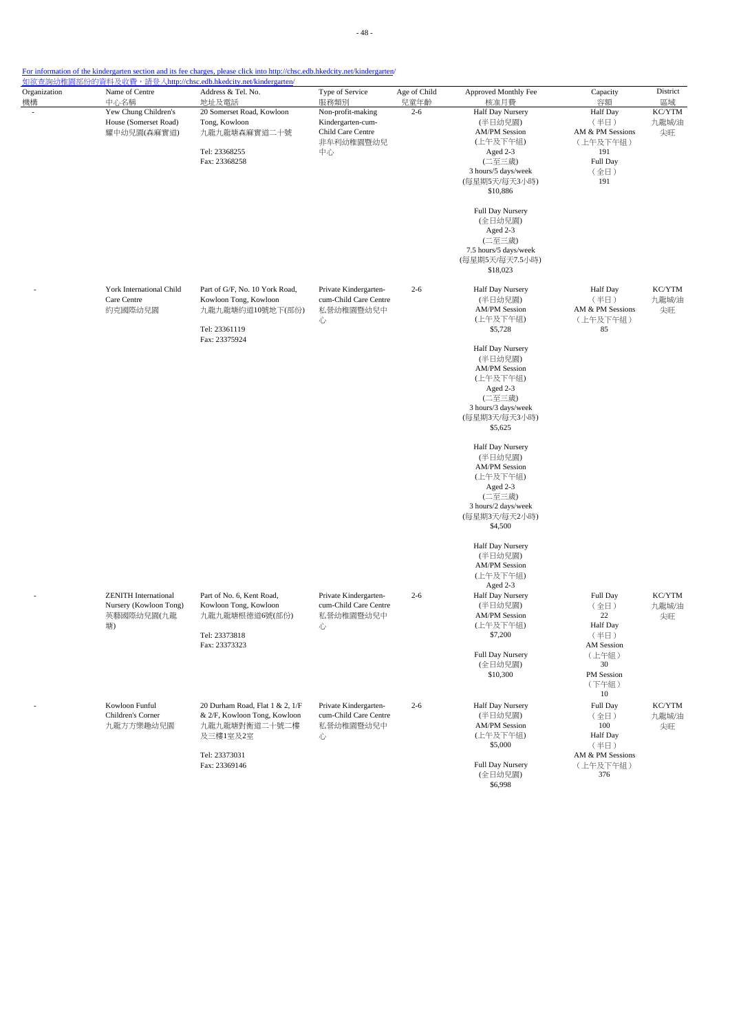For information of the kindergarten section and its fee charges, please click into http://chsc.edb.hkedcity.net/kindergarten/
如欲查詢幼稚園部份的資料及收費，請登入http://chsc.edb.hkedcity.net/kindergarten/

| Organization 機構 | Name of Centre 中心名稱 | Address & Tel. No. 地址及電話 | Type of Service 服務類別 | Age of Child 兒童年齡 | Approved Monthly Fee 核准月費 | Capacity 容額 | District 區域 |
|---|---|---|---|---|---|---|---|
| - | Yew Chung Children's House (Somerset Road) 耀中幼兒園(森麻實道) | 20 Somerset Road, Kowloon Tong, Kowloon 九龍九龍塘森麻實道二十號<br><br>Tel: 23368255<br>Fax: 23368258 | Non-profit-making Kindergarten-cum-Child Care Centre 非牟利幼稚園暨幼兒中心 | 2-6 | Half Day Nursery (半日幼兒園) AM/PM Session (上午及下午組) Aged 2-3 (二至三歲) 3 hours/5 days/week (每星期5天/每天3小時) $10,886<br><br>Full Day Nursery (全日幼兒園) Aged 2-3 (二至三歲) 7.5 hours/5 days/week (每星期5天/每天7.5小時) $18,023 | Half Day (半日) AM & PM Sessions (上午及下午組) 191<br>Full Day (全日) 191 | KC/YTM 九龍城/油尖旺 |
| - | York International Child Care Centre 約克國際幼兒園 | Part of G/F, No. 10 York Road, Kowloon Tong, Kowloon 九龍九龍塘約道10號地下(部份)<br><br>Tel: 23361119<br>Fax: 23375924 | Private Kindergarten-cum-Child Care Centre 私營幼稚園暨幼兒中心 | 2-6 | Half Day Nursery (半日幼兒園) AM/PM Session (上午及下午組) $5,728<br><br>Half Day Nursery (半日幼兒園) AM/PM Session (上午及下午組) Aged 2-3 (二至三歲) 3 hours/3 days/week (每星期3天/每天3小時) $5,625<br><br>Half Day Nursery (半日幼兒園) AM/PM Session (上午及下午組) Aged 2-3 (二至三歲) 3 hours/2 days/week (每星期3天/每天2小時) $4,500<br><br>Half Day Nursery (半日幼兒園) AM/PM Session (上午及下午組) Aged 2-3 | Half Day (半日) AM & PM Sessions (上午及下午組) 85 | KC/YTM 九龍城/油尖旺 |
| - | ZENITH International Nursery (Kowloon Tong) 英藝國際幼兒園(九龍塘) | Part of No. 6, Kent Road, Kowloon Tong, Kowloon 九龍九龍塘根德道6號(部份)<br><br>Tel: 23373818<br>Fax: 23373323 | Private Kindergarten-cum-Child Care Centre 私營幼稚園暨幼兒中心 | 2-6 | Half Day Nursery (半日幼兒園) AM/PM Session (上午及下午組) $7,200<br><br>Full Day Nursery (全日幼兒園) $10,300 | Full Day (全日) 22<br>Half Day (半日) AM Session (上午組) 30<br>PM Session (下午組) 10 | KC/YTM 九龍城/油尖旺 |
| - | Kowloon Funful Children's Corner 九龍方方樂趣幼兒園 | 20 Durham Road, Flat 1 & 2, 1/F & 2/F, Kowloon Tong, Kowloon 九龍九龍塘對衡道二十號二樓及三樓1室及2室<br><br>Tel: 23373031<br>Fax: 23369146 | Private Kindergarten-cum-Child Care Centre 私營幼稚園暨幼兒中心 | 2-6 | Half Day Nursery (半日幼兒園) AM/PM Session (上午及下午組) $5,000<br><br>Full Day Nursery (全日幼兒園) $6,998 | Full Day (全日) 100<br>Half Day (半日) AM & PM Sessions (上午及下午組) 376 | KC/YTM 九龍城/油尖旺 |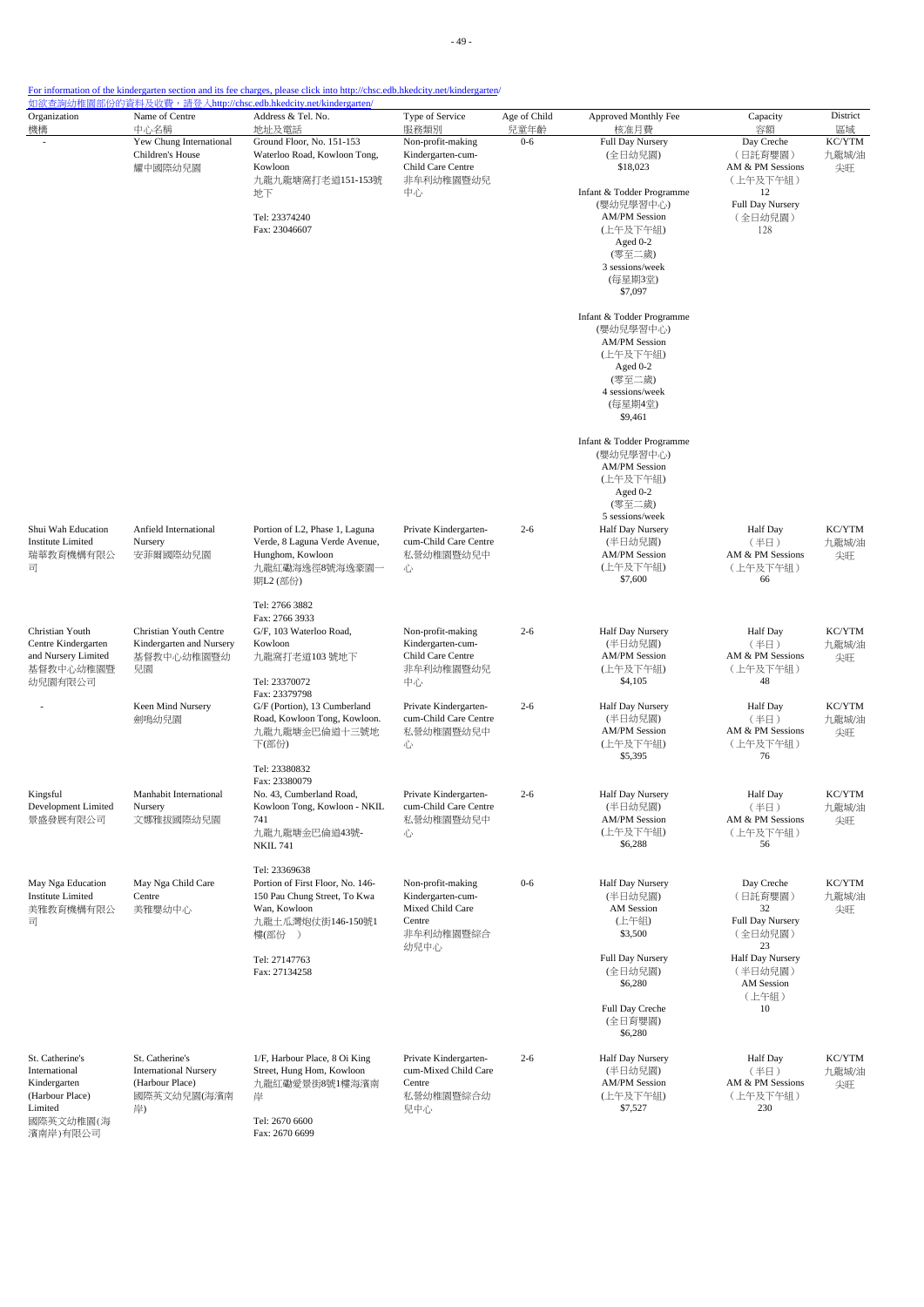For information of the kindergarten section and its fee charges, please click into http://chsc.edb.hkedcity.net/kindergarten/
如欲查詢幼稚園部份的資料及收費，請登入http://chsc.edb.hkedcity.net/kindergarten/

| Organization 機構 | Name of Centre 中心名稱 | Address & Tel. No. 地址及電話 | Type of Service 服務類別 | Age of Child 兒童年齡 | Approved Monthly Fee 核准月費 | Capacity 容額 | District 區域 |
|---|---|---|---|---|---|---|---|
| - | Yew Chung International Children's House 耀中國際幼兒園 | Ground Floor, No. 151-153 Waterloo Road, Kowloon Tong, Kowloon 九龍九龍塘窩打老道151-153號地下 Tel: 23374240 Fax: 23046607 | Non-profit-making Kindergarten-cum-Child Care Centre 非牟利幼稚園暨幼兒中心 | 0-6 | Full Day Nursery (全日幼兒園) $18,023 Infant & Todder Programme (嬰幼兒學習中心) AM/PM Session (上午及下午組) Aged 0-2 (零至二歲) 3 sessions/week (每星期3堂) $7,097 Infant & Todder Programme (嬰幼兒學習中心) AM/PM Session (上午及下午組) Aged 0-2 (零至二歲) 4 sessions/week (每星期4堂) $9,461 Infant & Todder Programme (嬰幼兒學習中心) AM/PM Session (上午及下午組) Aged 0-2 (零至二歲) 5 sessions/week | Day Creche (日託育嬰園) AM & PM Sessions (上午及下午組) 12 Full Day Nursery (全日幼兒園) 128 | KC/YTM 九龍城/油尖旺 |
| Shui Wah Education Institute Limited 瑞華教育機構有限公司 | Anfield International Nursery 安菲爾國際幼兒園 | Portion of L2, Phase 1, Laguna Verde, 8 Laguna Verde Avenue, Hunghom, Kowloon 九龍紅磡海逸徑8號海逸豪園一期L2 (部份) Tel: 2766 3882 Fax: 2766 3933 | Private Kindergarten-cum-Child Care Centre 私營幼稚園暨幼兒中心 | 2-6 | Half Day Nursery (半日幼兒園) AM/PM Session (上午及下午組) $7,600 | Half Day (半日) AM & PM Sessions (上午及下午組) 66 | KC/YTM 九龍城/油尖旺 |
| Christian Youth Centre Kindergarten and Nursery Limited 基督教中心幼稚園暨幼兒園有限公司 | Christian Youth Centre Kindergarten and Nursery 基督教中心幼稚園暨幼兒園 | G/F, 103 Waterloo Road, Kowloon 九龍窩打老道103 號地下 Tel: 23370072 Fax: 23379798 | Non-profit-making Kindergarten-cum-Child Care Centre 非牟利幼稚園暨幼兒中心 | 2-6 | Half Day Nursery (半日幼兒園) AM/PM Session (上午及下午組) $4,105 | Half Day (半日) AM & PM Sessions (上午及下午組) 48 | KC/YTM 九龍城/油尖旺 |
| - | Keen Mind Nursery 劍鳴幼兒園 | G/F (Portion), 13 Cumberland Road, Kowloon Tong, Kowloon. 九龍九龍塘金巴倫道十三號地下(部份) Tel: 23380832 Fax: 23380079 | Private Kindergarten-cum-Child Care Centre 私營幼稚園暨幼兒中心 | 2-6 | Half Day Nursery (半日幼兒園) AM/PM Session (上午及下午組) $5,395 | Half Day (半日) AM & PM Sessions (上午及下午組) 76 | KC/YTM 九龍城/油尖旺 |
| Kingsful Development Limited 景盛發展有限公司 | Manhabit International Nursery 文娜雅拔國際幼兒園 | No. 43, Cumberland Road, Kowloon Tong, Kowloon - NKIL 741 九龍九龍塘金巴倫道43號-NKIL 741 Tel: 23369638 | Private Kindergarten-cum-Child Care Centre 私營幼稚園暨幼兒中心 | 2-6 | Half Day Nursery (半日幼兒園) AM/PM Session (上午及下午組) $6,288 | Half Day (半日) AM & PM Sessions (上午及下午組) 56 | KC/YTM 九龍城/油尖旺 |
| May Nga Education Institute Limited 美雅教育機構有限公司 | May Nga Child Care Centre 美雅嬰幼中心 | Portion of First Floor, No. 146-150 Pau Chung Street, To Kwa Wan, Kowloon 九龍土瓜灣炮仗街146-150號1樓(部份 ) Tel: 27147763 Fax: 27134258 | Non-profit-making Kindergarten-cum-Mixed Child Care Centre 非牟利幼稚園暨綜合幼兒中心 | 0-6 | Half Day Nursery (半日幼兒園) AM Session (上午組) $3,500 Full Day Nursery (全日幼兒園) $6,280 Full Day Creche (全日育嬰園) $6,280 | Day Creche (日託育嬰園) 32 Full Day Nursery (全日幼兒園) 23 Half Day Nursery (半日幼兒園) AM Session (上午組) 10 | KC/YTM 九龍城/油尖旺 |
| St. Catherine's International Kindergarten (Harbour Place) Limited 國際英文幼稚園(海濱南岸)有限公司 | St. Catherine's International Nursery (Harbour Place) 國際英文幼兒園(海濱南岸) | 1/F, Harbour Place, 8 Oi King Street, Hung Hom, Kowloon 九龍紅磡愛景街8號1樓海濱南岸 Tel: 2670 6600 Fax: 2670 6699 | Private Kindergarten-cum-Mixed Child Care Centre 私營幼稚園暨綜合幼兒中心 | 2-6 | Half Day Nursery (半日幼兒園) AM/PM Session (上午及下午組) $7,527 | Half Day (半日) AM & PM Sessions (上午及下午組) 230 | KC/YTM 九龍城/油尖旺 |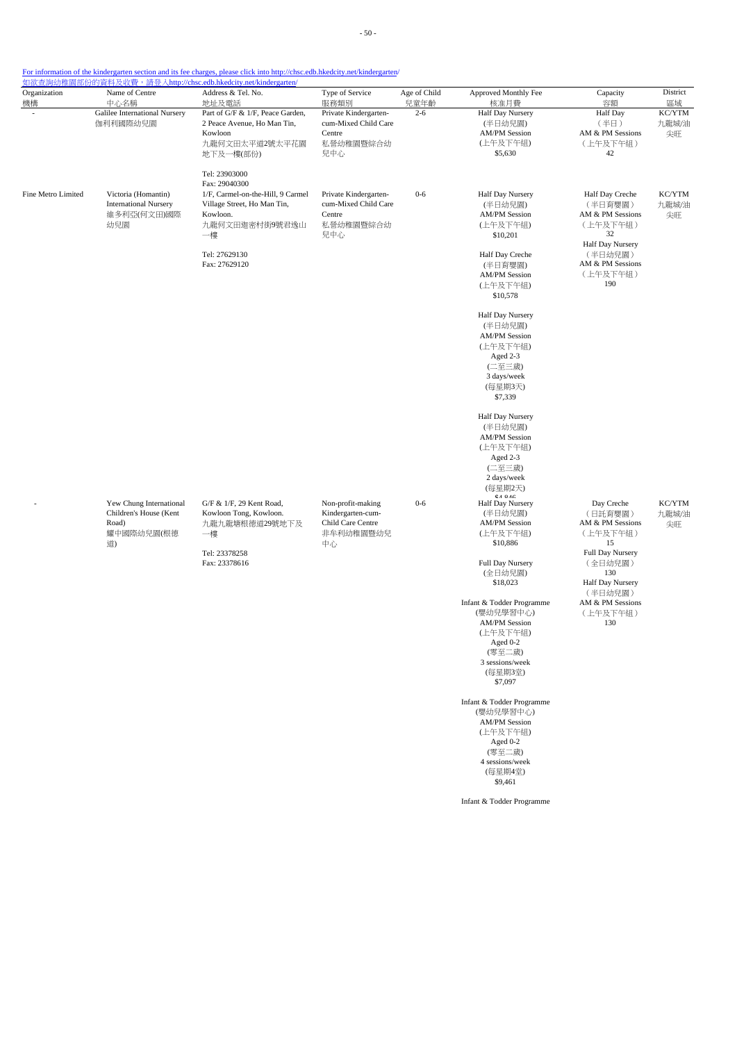For information of the kindergarten section and its fee charges, please click into http://chsc.edb.hkedcity.net/kindergarten/
如欲查詢幼稚園部份的資料及收費，請登入http://chsc.edb.hkedcity.net/kindergarten/

| Organization 機構 | Name of Centre 中心名稱 | Address & Tel. No. 地址及電話 | Type of Service 服務類別 | Age of Child 兒童年齡 | Approved Monthly Fee 核准月費 | Capacity 容額 | District 區域 |
|---|---|---|---|---|---|---|---|
| - | Galilee International Nursery 伽利利國際幼兒園 | Part of G/F & 1/F, Peace Garden, 2 Peace Avenue, Ho Man Tin, Kowloon 九龍何文田太平道2號太平花園地下及一樓(部份) Tel: 23903000 Fax: 29040300 | Private Kindergarten-cum-Mixed Child Care Centre 私營幼稚園暨綜合幼兒中心 | 2-6 | Half Day Nursery (半日幼兒園) AM/PM Session (上午及下午組) $5,630 | Half Day (半日) AM & PM Sessions (上午及下午組) 42 | KC/YTM 九龍城/油尖旺 |
| Fine Metro Limited | Victoria (Homantin) International Nursery 維多利亞(何文田)國際幼兒園 | 1/F, Carmel-on-the-Hill, 9 Carmel Village Street, Ho Man Tin, Kowloon. 九龍何文田迦密村街9號君逸山一樓 Tel: 27629130 Fax: 27629120 | Private Kindergarten-cum-Mixed Child Care Centre 私營幼稚園暨綜合幼兒中心 | 0-6 | Half Day Nursery (半日幼兒園) AM/PM Session (上午及下午組) $10,201<br><br>Half Day Creche (半日育嬰園) AM/PM Session (上午及下午組) $10,578<br><br>Half Day Nursery (半日幼兒園) AM/PM Session (上午及下午組) Aged 2-3 (二至三歲) 3 days/week (每星期3天) $7,339<br><br>Half Day Nursery (半日幼兒園) AM/PM Session (上午及下午組) Aged 2-3 (二至三歲) 2 days/week (每星期2天) $4,946 | Half Day Creche (半日育嬰園) AM & PM Sessions (上午及下午組) 32<br><br>Half Day Nursery (半日幼兒園) AM & PM Sessions (上午及下午組) 190 | KC/YTM 九龍城/油尖旺 |
| - | Yew Chung International Children's House (Kent Road) 耀中國際幼兒園(根德道) | G/F & 1/F, 29 Kent Road, Kowloon Tong, Kowloon. 九龍九龍塘根德道29號地下及一樓 Tel: 23378258 Fax: 23378616 | Non-profit-making Kindergarten-cum-Child Care Centre 非牟利幼稚園暨幼兒中心 | 0-6 | Half Day Nursery (半日幼兒園) AM/PM Session (上午及下午組) $10,886<br><br>Full Day Nursery (全日幼兒園) $18,023<br><br>Infant & Todder Programme (嬰幼兒學習中心) AM/PM Session (上午及下午組) Aged 0-2 (零至二歲) 3 sessions/week (每星期3堂) $7,097<br><br>Infant & Todder Programme (嬰幼兒學習中心) AM/PM Session (上午及下午組) Aged 0-2 (零至二歲) 4 sessions/week (每星期4堂) $9,461<br><br>Infant & Todder Programme | Day Creche (日託育嬰園) AM & PM Sessions (上午及下午組) 15<br><br>Full Day Nursery (全日幼兒園) 130<br><br>Half Day Nursery (半日幼兒園) AM & PM Sessions (上午及下午組) 130 | KC/YTM 九龍城/油尖旺 |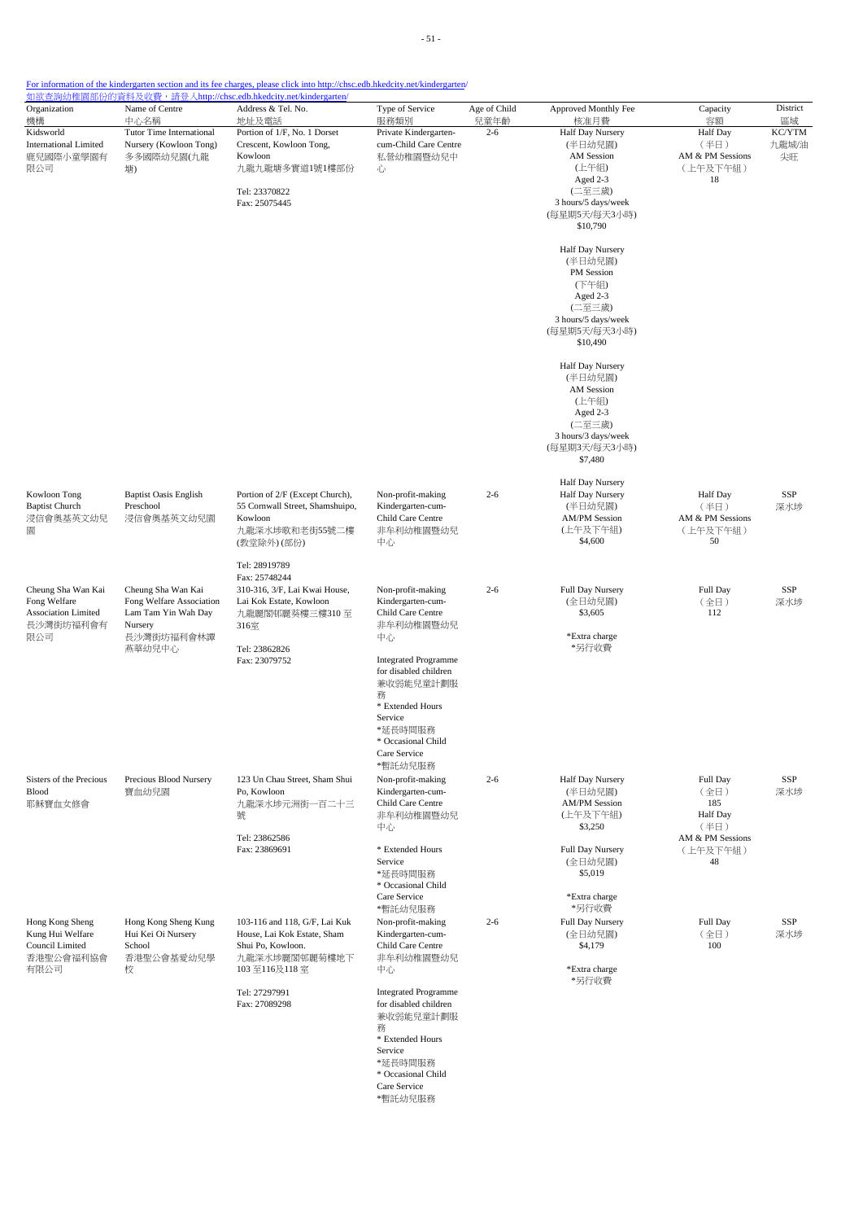For information of the kindergarten section and its fee charges, please click into http://chsc.edb.hkedcity.net/kindergarten/
如欲查詢幼稚園部份的資料及收費，請登入http://chsc.edb.hkedcity.net/kindergarten/

| Organization 機構 | Name of Centre 中心名稱 | Address & Tel. No. 地址及電話 | Type of Service 服務類別 | Age of Child 兒童年齡 | Approved Monthly Fee 核准月費 | Capacity 容額 | District 區域 |
|---|---|---|---|---|---|---|---|
| Kidsworld International Limited 鹿兒國際小童學園有限公司 | Tutor Time International Nursery (Kowloon Tong) 多多國際幼兒園(九龍塘) | Portion of 1/F, No. 1 Dorset Crescent, Kowloon Tong, Kowloon 九龍九龍塘多實道1號1樓部份<br>Tel: 23370822<br>Fax: 25075445 | Private Kindergarten-cum-Child Care Centre 私營幼稚園暨幼兒中心 | 2-6 | Half Day Nursery (半日幼兒園) AM Session (上午組) Aged 2-3 (二至三歲) 3 hours/5 days/week (每星期5天/每天3小時) $10,790<br>Half Day Nursery (半日幼兒園) PM Session (下午組) Aged 2-3 (二至三歲) 3 hours/5 days/week (每星期5天/每天3小時) $10,490<br>Half Day Nursery (半日幼兒園) AM Session (上午組) Aged 2-3 (二至三歲) 3 hours/3 days/week (每星期3天/每天3小時) $7,480<br>Half Day Nursery | Half Day (半日) AM & PM Sessions (上午及下午組) 18 | KC/YTM 九龍城/油尖旺 |
| Kowloon Tong Baptist Church 浸信會奧基英文幼兒園 | Baptist Oasis English Preschool 浸信會奧基英文幼兒園 | Portion of 2/F (Except Church), 55 Cornwall Street, Shamshuipo, Kowloon 九龍深水埗歌和老街55號二樓(教堂除外) (部份)<br>Tel: 28919789<br>Fax: 25748244 | Non-profit-making Kindergarten-cum-Child Care Centre 非牟利幼稚園暨幼兒中心 | 2-6 | Half Day Nursery (半日幼兒園) AM/PM Session (上午及下午組) $4,600 | Half Day (半日) AM & PM Sessions (上午及下午組) 50 | SSP 深水埗 |
| Cheung Sha Wan Kai Fong Welfare Association Limited 長沙灣街坊福利會有限公司 | Cheung Sha Wan Kai Fong Welfare Association Lam Tam Yin Wah Day Nursery 長沙灣街坊福利會林譚燕華幼兒中心 | 310-316, 3/F, Lai Kwai House, Lai Kok Estate, Kowloon 九龍麗閣邨麗葵樓三樓310至316室<br>Tel: 23862826<br>Fax: 23079752 | Non-profit-making Kindergarten-cum-Child Care Centre 非牟利幼稚園暨幼兒中心<br>Integrated Programme for disabled children 兼收弱能兒童計劃服務<br>* Extended Hours Service *延長時間服務<br>* Occasional Child Care Service *暫託幼兒服務 | 2-6 | Full Day Nursery (全日幼兒園) $3,605<br>*Extra charge *另行收費 | Full Day (全日) 112 | SSP 深水埗 |
| Sisters of the Precious Blood 耶穌寶血女修會 | Precious Blood Nursery 寶血幼兒園 | 123 Un Chau Street, Sham Shui Po, Kowloon 九龍深水埗元洲街一百二十三號<br>Tel: 23862586<br>Fax: 23869691 | Non-profit-making Kindergarten-cum-Child Care Centre 非牟利幼稚園暨幼兒中心<br>* Extended Hours Service *延長時間服務<br>* Occasional Child Care Service *暫託幼兒服務 | 2-6 | Half Day Nursery (半日幼兒園) AM/PM Session (上午及下午組) $3,250<br>Full Day Nursery (全日幼兒園) $5,019<br>*Extra charge *另行收費 | Full Day (全日) 185<br>Half Day (半日) AM & PM Sessions (上午及下午組) 48 | SSP 深水埗 |
| Hong Kong Sheng Kung Hui Welfare Council Limited 香港聖公會福利協會有限公司 | Hong Kong Sheng Kung Hui Kei Oi Nursery School 香港聖公會基愛幼兒學校 | 103-116 and 118, G/F, Lai Kuk House, Lai Kok Estate, Sham Shui Po, Kowloon. 九龍深水埗麗閣邨麗菊樓地下103至116及118室<br>Tel: 27297991<br>Fax: 27089298 | Non-profit-making Kindergarten-cum-Child Care Centre 非牟利幼稚園暨幼兒中心<br>Integrated Programme for disabled children 兼收弱能兒童計劃服務<br>* Extended Hours Service *延長時間服務<br>* Occasional Child Care Service *暫託幼兒服務 | 2-6 | Full Day Nursery (全日幼兒園) $4,179<br>*Extra charge *另行收費 | Full Day (全日) 100 | SSP 深水埗 |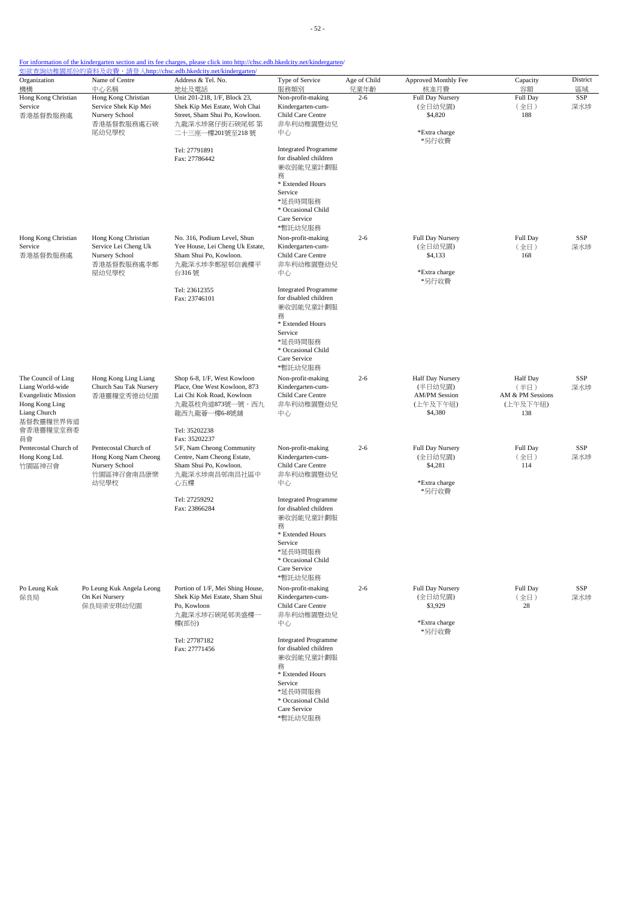[For information of the kindergarten section and its fee charges, please click into http://chsc.edb.hkedcity.net/kindergarten/](http://chsc.edb.hkedcity.net/kindergarten/)
[如欲查詢幼稚園部份的資料及收費，請登入http://chsc.edb.hkedcity.net/kindergarten/](http://chsc.edb.hkedcity.net/kindergarten/)

| Organization 機構 | Name of Centre 中心名稱 | Address & Tel. No. 地址及電話 | Type of Service 服務類別 | Age of Child 兒童年齡 | Approved Monthly Fee 核准月費 | Capacity 容額 | District 區域 |
|---|---|---|---|---|---|---|---|
| Hong Kong Christian Service 香港基督教服務處 | Hong Kong Christian Service Shek Kip Mei Nursery School 香港基督教服務處石硤尾幼兒學校 | Unit 201-218, 1/F, Block 23, Shek Kip Mei Estate, Woh Chai Street, Sham Shui Po, Kowloon. 九龍深水埗窩仔街石硤尾邨 第二十三座一樓201號至218 號<br>Tel: 27791891<br>Fax: 27786442 | Non-profit-making Kindergarten-cum-Child Care Centre 非牟利幼稚園暨幼兒中心<br>Integrated Programme for disabled children 兼收弱能兒童計劃服務<br>* Extended Hours Service *延長時間服務<br>* Occasional Child Care Service *暫託幼兒服務 | 2-6 | Full Day Nursery (全日幼兒園) $4,820<br>*Extra charge *另行收費 | Full Day (全日) 188 | SSP 深水埗 |
| Hong Kong Christian Service 香港基督教服務處 | Hong Kong Christian Service Lei Cheng Uk Nursery School 香港基督教服務處李鄭屋幼兒學校 | No. 316, Podium Level, Shun Yee House, Lei Cheng Uk Estate, Sham Shui Po, Kowloon. 九龍深水埗李鄭屋邨信義樓平台316 號<br>Tel: 23612355<br>Fax: 23746101 | Non-profit-making Kindergarten-cum-Child Care Centre 非牟利幼稚園暨幼兒中心<br>Integrated Programme for disabled children 兼收弱能兒童計劃服務<br>* Extended Hours Service *延長時間服務<br>* Occasional Child Care Service *暫託幼兒服務 | 2-6 | Full Day Nursery (全日幼兒園) $4,133<br>*Extra charge *另行收費 | Full Day (全日) 168 | SSP 深水埗 |
| The Council of Ling Liang World-wide Evangelistic Mission Hong Kong Ling Liang Church 基督教靈糧世界佈道會香港靈糧堂堂務委員會 | Hong Kong Ling Liang Church Sau Tak Nursery 香港靈糧堂秀德幼兒園 | Shop 6-8, 1/F, West Kowloon Place, One West Kowloon, 873 Lai Chi Kok Road, Kowloon 九龍荔枝角道873號一號。西九龍西九龍薈一樓6-8號舖<br>Tel: 35202238<br>Fax: 35202237 | Non-profit-making Kindergarten-cum-Child Care Centre 非牟利幼稚園暨幼兒中心 | 2-6 | Half Day Nursery (半日幼兒園) AM/PM Session (上午及下午組) $4,380 | Half Day (半日) AM & PM Sessions (上午及下午組) 138 | SSP 深水埗 |
| Pentecostal Church of Hong Kong Ltd. 竹園區神召會 | Pentecostal Church of Hong Kong Nam Cheong Nursery School 竹園區神召會南昌康樂幼兒學校 | 5/F, Nam Cheong Community Centre, Nam Cheong Estate, Sham Shui Po, Kowloon. 九龍深水埗南昌邨南昌社區中心五樓<br>Tel: 27259292<br>Fax: 23866284 | Non-profit-making Kindergarten-cum-Child Care Centre 非牟利幼稚園暨幼兒中心<br>Integrated Programme for disabled children 兼收弱能兒童計劃服務<br>* Extended Hours Service *延長時間服務<br>* Occasional Child Care Service *暫託幼兒服務 | 2-6 | Full Day Nursery (全日幼兒園) $4,281<br>*Extra charge *另行收費 | Full Day (全日) 114 | SSP 深水埗 |
| Po Leung Kuk 保良局 | Po Leung Kuk Angela Leong On Kei Nursery 保良局梁安琪幼兒園 | Portion of 1/F, Mei Shing House, Shek Kip Mei Estate, Sham Shui Po, Kowloon 九龍深水埗石硤尾邨美盛樓一樓(部份)<br>Tel: 27787182<br>Fax: 27771456 | Non-profit-making Kindergarten-cum-Child Care Centre 非牟利幼稚園暨幼兒中心<br>Integrated Programme for disabled children 兼收弱能兒童計劃服務<br>* Extended Hours Service *延長時間服務<br>* Occasional Child Care Service *暫託幼兒服務 | 2-6 | Full Day Nursery (全日幼兒園) $3,929<br>*Extra charge *另行收費 | Full Day (全日) 28 | SSP 深水埗 |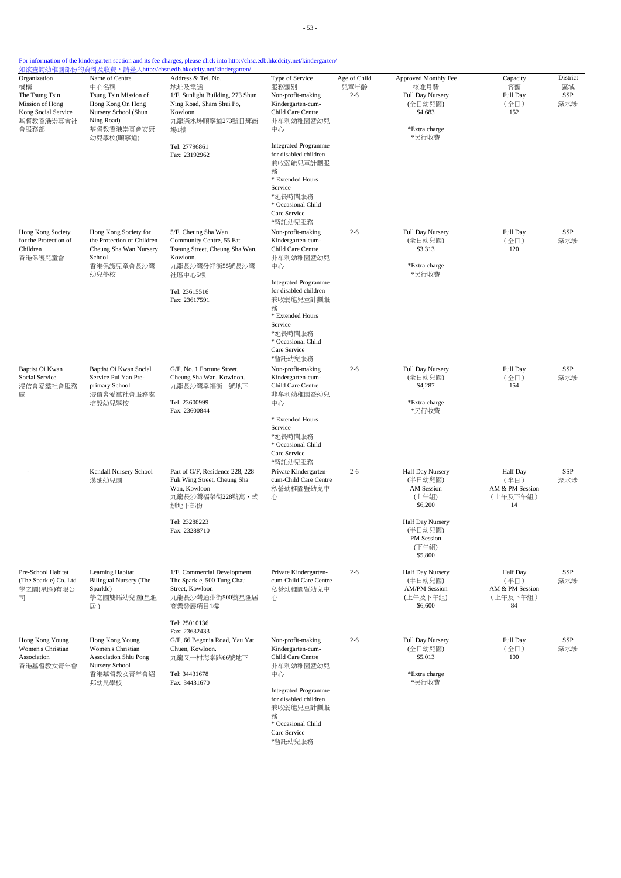For information of the kindergarten section and its fee charges, please click into http://chsc.edb.hkedcity.net/kindergarten/
如欲查詢幼稚園部份的資料及收費，請登入http://chsc.edb.hkedcity.net/kindergarten/

| Organization 機構 | Name of Centre 中心名稱 | Address & Tel. No. 地址及電話 | Type of Service 服務類別 | Age of Child 兒童年齡 | Approved Monthly Fee 核准月費 | Capacity 容額 | District 區域 |
|---|---|---|---|---|---|---|---|
| The Tsung Tsin Mission of Hong Kong Social Service 基督教香港崇真會社會服務部 | Tsung Tsin Mission of Hong Kong On Hong Nursery School (Shun Ning Road) 基督教香港崇真會安康幼兒學校(順寧道) | 1/F, Sunlight Building, 273 Shun Ning Road, Sham Shui Po, Kowloon 九龍深水埗順寧道273號日輝商場1樓<br><br>Tel: 27796861<br>Fax: 23192962 | Non-profit-making Kindergarten-cum-Child Care Centre 非牟利幼稚園暨幼兒中心<br><br>Integrated Programme for disabled children 兼收弱能兒童計劃服務<br>* Extended Hours Service *延長時間服務<br>* Occasional Child Care Service *暫託幼兒服務 | 2-6 | Full Day Nursery (全日幼兒園) $4,683<br><br>*Extra charge *另行收費 | Full Day (全日) 152 | SSP 深水埗 |
| Hong Kong Society for the Protection of Children 香港保護兒童會 | Hong Kong Society for the Protection of Children Cheung Sha Wan Nursery School 香港保護兒童會長沙灣幼兒學校 | 5/F, Cheung Sha Wan Community Centre, 55 Fat Tseung Street, Cheung Sha Wan, Kowloon. 九龍長沙灣發祥街55號長沙灣社區中心5樓<br><br>Tel: 23615516<br>Fax: 23617591 | Non-profit-making Kindergarten-cum-Child Care Centre 非牟利幼稚園暨幼兒中心<br><br>Integrated Programme for disabled children 兼收弱能兒童計劃服務<br>* Extended Hours Service *延長時間服務<br>* Occasional Child Care Service *暫託幼兒服務 | 2-6 | Full Day Nursery (全日幼兒園) $3,313<br><br>*Extra charge *另行收費 | Full Day (全日) 120 | SSP 深水埗 |
| Baptist Oi Kwan Social Service 浸信會愛羣社會服務處 | Baptist Oi Kwan Social Service Pui Yan Pre-primary School 浸信會愛羣社會服務處培殷幼兒學校 | G/F, No. 1 Fortune Street, Cheung Sha Wan, Kowloon. 九龍長沙灣幸福街一號地下<br><br>Tel: 23600999<br>Fax: 23600844 | Non-profit-making Kindergarten-cum-Child Care Centre 非牟利幼稚園暨幼兒中心<br><br>* Extended Hours Service *延長時間服務<br>* Occasional Child Care Service *暫託幼兒服務 | 2-6 | Full Day Nursery (全日幼兒園) $4,287<br><br>*Extra charge *另行收費 | Full Day (全日) 154 | SSP 深水埗 |
| - | Kendall Nursery School 漢迪幼兒園 | Part of G/F, Residence 228, 228 Fuk Wing Street, Cheung Sha Wan, Kowloon 九龍長沙灣福榮街228號寓・弍捌地下部份<br><br>Tel: 23288223<br>Fax: 23288710 | Private Kindergarten-cum-Child Care Centre 私營幼稚園暨幼兒中心 | 2-6 | Half Day Nursery (半日幼兒園) AM Session (上午組) $6,200<br><br>Half Day Nursery (半日幼兒園) PM Session (下午組) $5,800 | Half Day (半日) AM & PM Session (上午及下午組) 14 | SSP 深水埗 |
| Pre-School Habitat (The Sparkle) Co. Ltd 學之園(星匯)有限公司 | Learning Habitat Bilingual Nursery (The Sparkle) 學之園雙語幼兒園(星滙居) | 1/F, Commercial Development, The Sparkle, 500 Tung Chau Street, Kowloon 九龍長沙灣通州街500號星匯居商業發展項目1樓<br><br>Tel: 25010136<br>Fax: 23632433 | Private Kindergarten-cum-Child Care Centre 私營幼稚園暨幼兒中心 | 2-6 | Half Day Nursery (半日幼兒園) AM/PM Session (上午及下午組) $6,600 | Half Day (半日) AM & PM Session (上午及下午組) 84 | SSP 深水埗 |
| Hong Kong Young Women's Christian Association 香港基督教女青年會 | Hong Kong Young Women's Christian Association Shiu Pong Nursery School 香港基督教女青年會紹邦幼兒學校 | G/F, 66 Begonia Road, Yau Yat Chuen, Kowloon. 九龍又一村海棠路66號地下<br><br>Tel: 34431678<br>Fax: 34431670 | Non-profit-making Kindergarten-cum-Child Care Centre 非牟利幼稚園暨幼兒中心<br><br>Integrated Programme for disabled children 兼收弱能兒童計劃服務<br>* Occasional Child Care Service *暫託幼兒服務 | 2-6 | Full Day Nursery (全日幼兒園) $5,013<br><br>*Extra charge *另行收費 | Full Day (全日) 100 | SSP 深水埗 |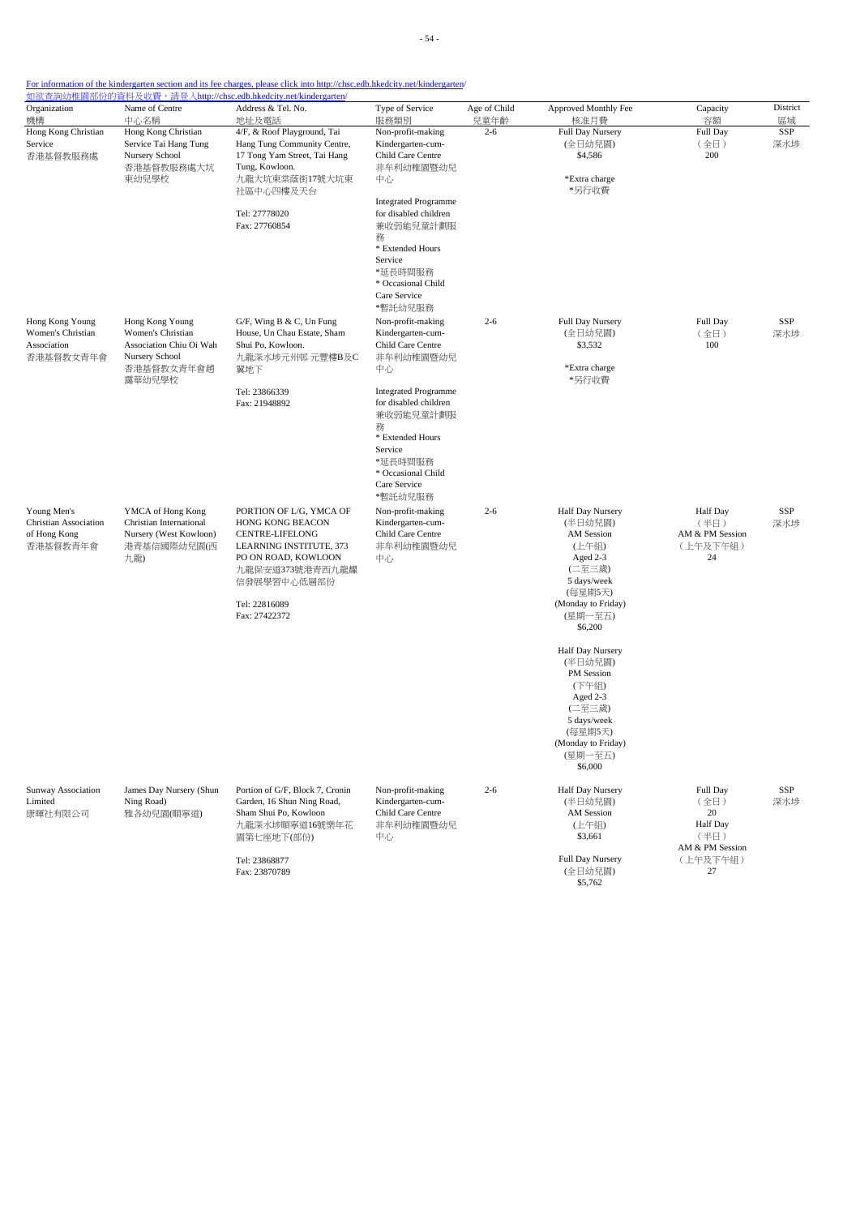For information of the kindergarten section and its fee charges, please click into http://chsc.edb.hkedcity.net/kindergarten/
如欲查詢幼稚園部份的資料及收費，請登入http://chsc.edb.hkedcity.net/kindergarten/

| Organization 機構 | Name of Centre 中心名稱 | Address & Tel. No. 地址及電話 | Type of Service 服務類別 | Age of Child 兒童年齡 | Approved Monthly Fee 核准月費 | Capacity 容額 | District 區域 |
|---|---|---|---|---|---|---|---|
| Hong Kong Christian Service 香港基督教服務處 | Hong Kong Christian Service Tai Hang Tung Nursery School 香港基督教服務處大坑東幼兒學校 | 4/F, & Roof Playground, Tai Hang Tung Community Centre, 17 Tong Yam Street, Tai Hang Tung, Kowloon. 九龍大坑東棠蔭街17號大坑東社區中心四樓及天台<br><br>Tel: 27778020<br>Fax: 27760854 | Non-profit-making Kindergarten-cum-Child Care Centre 非牟利幼稚園暨幼兒中心<br><br>Integrated Programme for disabled children 兼收弱能兒童計劃服務<br>* Extended Hours Service *延長時間服務<br>* Occasional Child Care Service *暫託幼兒服務 | 2-6 | Full Day Nursery (全日幼兒園) $4,586<br><br>*Extra charge *另行收費 | Full Day (全日) 200 | SSP 深水埗 |
| Hong Kong Young Women's Christian Association 香港基督教女青年會 | Hong Kong Young Women's Christian Association Chiu Oi Wah Nursery School 香港基督教女青年會趙靄華幼兒學校 | G/F, Wing B & C, Un Fung House, Un Chau Estate, Sham Shui Po, Kowloon. 九龍深水埗元州邨 元豐樓B及C翼地下<br><br>Tel: 23866339<br>Fax: 21948892 | Non-profit-making Kindergarten-cum-Child Care Centre 非牟利幼稚園暨幼兒中心<br><br>Integrated Programme for disabled children 兼收弱能兒童計劃服務<br>* Extended Hours Service *延長時間服務<br>* Occasional Child Care Service *暫託幼兒服務 | 2-6 | Full Day Nursery (全日幼兒園) $3,532<br><br>*Extra charge *另行收費 | Full Day (全日) 100 | SSP 深水埗 |
| Young Men's Christian Association of Hong Kong 香港基督教青年會 | YMCA of Hong Kong Christian International Nursery (West Kowloon) 港青基信國際幼兒園(西九龍) | PORTION OF L/G, YMCA OF HONG KONG BEACON CENTRE-LIFELONG LEARNING INSTITUTE, 373 PO ON ROAD, KOWLOON 九龍保安道373號港青西九龍耀信發展學習中心低層部份<br><br>Tel: 22816089<br>Fax: 27422372 | Non-profit-making Kindergarten-cum-Child Care Centre 非牟利幼稚園暨幼兒中心 | 2-6 | Half Day Nursery (半日幼兒園) AM Session (上午組) Aged 2-3 (二至三歲) 5 days/week (每星期5天) (Monday to Friday) (星期一至五) $6,200<br><br>Half Day Nursery (半日幼兒園) PM Session (下午組) Aged 2-3 (二至三歲) 5 days/week (每星期5天) (Monday to Friday) (星期一至五) $6,000 | Half Day (半日) AM & PM Session (上午及下午組) 24 | SSP 深水埗 |
| Sunway Association Limited 康暉社有限公司 | James Day Nursery (Shun Ning Road) 雅各幼兒園(順寧道) | Portion of G/F, Block 7, Cronin Garden, 16 Shun Ning Road, Sham Shui Po, Kowloon 九龍深水埗順寧道16號樂年花園第七座地下(部份)<br><br>Tel: 23868877<br>Fax: 23870789 | Non-profit-making Kindergarten-cum-Child Care Centre 非牟利幼稚園暨幼兒中心 | 2-6 | Half Day Nursery (半日幼兒園) AM Session (上午組) $3,661<br><br>Full Day Nursery (全日幼兒園) $5,762 | Full Day (全日) 20<br>Half Day (半日) AM & PM Session (上午及下午組) 27 | SSP 深水埗 |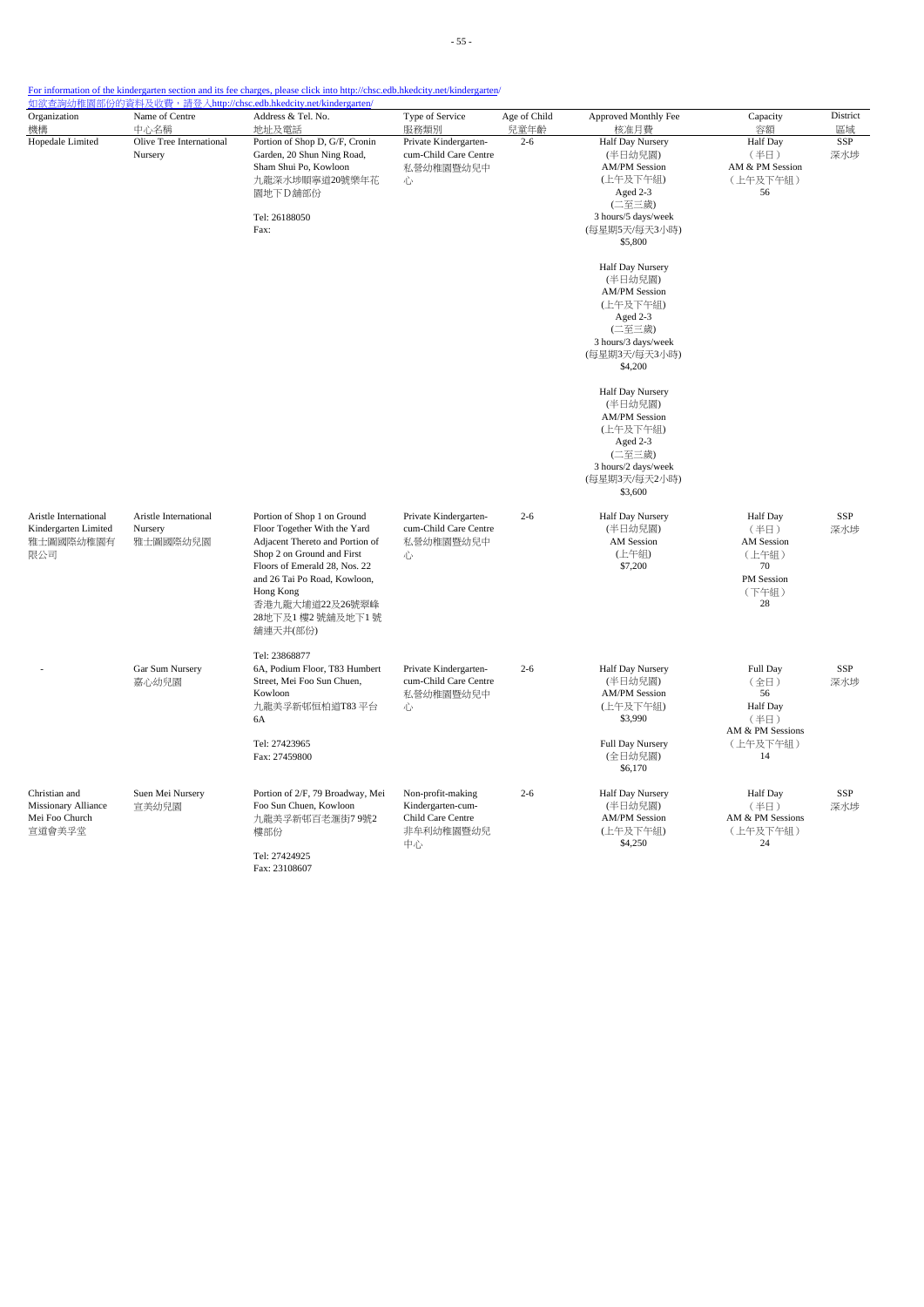[For information of the kindergarten section and its fee charges, please click into http://chsc.edb.hkedcity.net/kindergarten/](http://chsc.edb.hkedcity.net/kindergarten/)
[如欲查詢幼稚園部份的資料及收費，請登入http://chsc.edb.hkedcity.net/kindergarten/](http://chsc.edb.hkedcity.net/kindergarten/)

| Organization 機構 | Name of Centre 中心名稱 | Address & Tel. No. 地址及電話 | Type of Service 服務類別 | Age of Child 兒童年齡 | Approved Monthly Fee 核准月費 | Capacity 容額 | District 區域 |
|---|---|---|---|---|---|---|---|
| Hopedale Limited | Olive Tree International Nursery | Portion of Shop D, G/F, Cronin Garden, 20 Shun Ning Road, Sham Shui Po, Kowloon 九龍深水埗順寧道20號樂年花園地下D舖部份<br><br>Tel: 26188050<br>Fax: | Private Kindergarten-cum-Child Care Centre 私營幼稚園暨幼兒中心 | 2-6 | Half Day Nursery (半日幼兒園) AM/PM Session (上午及下午組) Aged 2-3 (二至三歲) 3 hours/5 days/week (每星期5天/每天3小時) $5,800<br><br>Half Day Nursery (半日幼兒園) AM/PM Session (上午及下午組) Aged 2-3 (二至三歲) 3 hours/3 days/week (每星期3天/每天3小時) $4,200<br><br>Half Day Nursery (半日幼兒園) AM/PM Session (上午及下午組) Aged 2-3 (二至三歲) 3 hours/2 days/week (每星期3天/每天2小時) $3,600 | Half Day （半日） AM & PM Session （上午及下午組） 56 | SSP 深水埗 |
| Aristle International Kindergarten Limited 雅士圖國際幼稚園有限公司 | Aristle International Nursery 雅士圖國際幼兒園 | Portion of Shop 1 on Ground Floor Together With the Yard Adjacent Thereto and Portion of Shop 2 on Ground and First Floors of Emerald 28, Nos. 22 and 26 Tai Po Road, Kowloon, Hong Kong 香港九龍大埔道22及26號翠峰28地下及1 樓2 號舖及地下1 號舖連天井(部份)<br><br>Tel: 23868877 | Private Kindergarten-cum-Child Care Centre 私營幼稚園暨幼兒中心 | 2-6 | Half Day Nursery (半日幼兒園) AM Session (上午組) $7,200 | Half Day （半日） AM Session （上午組） 70 PM Session （下午組） 28 | SSP 深水埗 |
| - | Gar Sum Nursery 嘉心幼兒園 | 6A, Podium Floor, T83 Humbert Street, Mei Foo Sun Chuen, Kowloon 九龍美孚新邨恒柏道T83 平台6A<br><br>Tel: 27423965<br>Fax: 27459800 | Private Kindergarten-cum-Child Care Centre 私營幼稚園暨幼兒中心 | 2-6 | Half Day Nursery (半日幼兒園) AM/PM Session (上午及下午組) $3,990<br><br>Full Day Nursery (全日幼兒園) $6,170 | Full Day （全日） 56 Half Day （半日） AM & PM Sessions （上午及下午組） 14 | SSP 深水埗 |
| Christian and Missionary Alliance Mei Foo Church 宣道會美孚堂 | Suen Mei Nursery 宣美幼兒園 | Portion of 2/F, 79 Broadway, Mei Foo Sun Chuen, Kowloon 九龍美孚新邨百老滙街7 9號2 樓部份<br><br>Tel: 27424925<br>Fax: 23108607 | Non-profit-making Kindergarten-cum-Child Care Centre 非牟利幼稚園暨幼兒中心 | 2-6 | Half Day Nursery (半日幼兒園) AM/PM Session (上午及下午組) $4,250 | Half Day （半日） AM & PM Sessions （上午及下午組） 24 | SSP 深水埗 |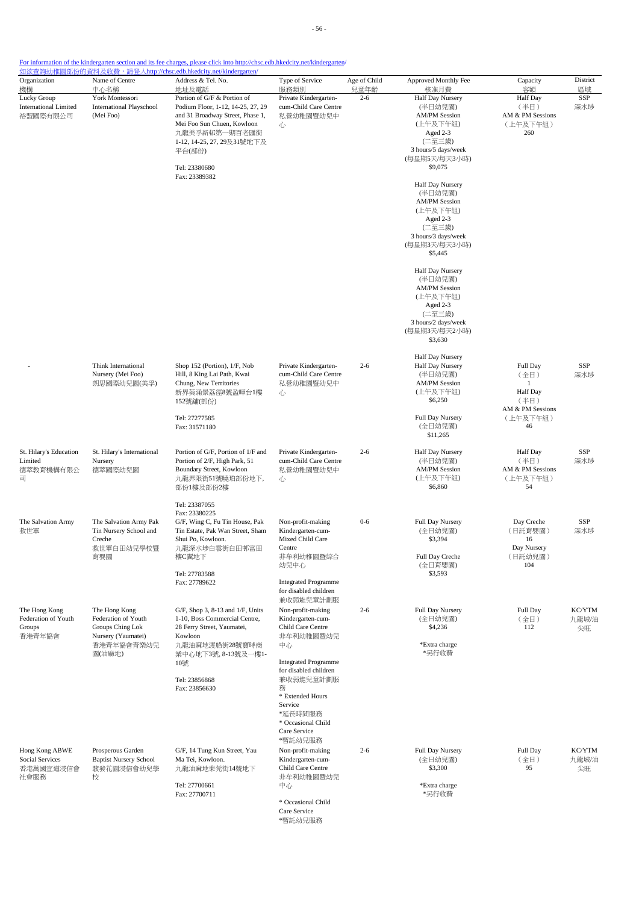For information of the kindergarten section and its fee charges, please click into http://chsc.edb.hkedcity.net/kindergarten/
如欲查詢幼稚園部份的資料及收費，請登入http://chsc.edb.hkedcity.net/kindergarten/

| Organization 機構 | Name of Centre 中心名稱 | Address & Tel. No. 地址及電話 | Type of Service 服務類別 | Age of Child 兒童年齡 | Approved Monthly Fee 核准月費 | Capacity 容額 | District 區域 |
|---|---|---|---|---|---|---|---|
| Lucky Group International Limited 裕盟國際有限公司 | York Montessori International Playschool (Mei Foo) | Portion of G/F & Portion of Podium Floor, 1-12, 14-25, 27, 29 and 31 Broadway Street, Phase 1, Mei Foo Sun Chuen, Kowloon 九龍美孚新邨第一期百老匯街1-12, 14-25, 27, 29及31號地下及平台(部份)<br><br>Tel: 23380680<br>Fax: 23389382 | Private Kindergarten-cum-Child Care Centre 私營幼稚園暨幼兒中心 | 2-6 | Half Day Nursery (半日幼兒園) AM/PM Session (上午及下午組) Aged 2-3 (二至三歲) 3 hours/5 days/week (每星期5天/每天3小時) $9,075<br><br>Half Day Nursery (半日幼兒園) AM/PM Session (上午及下午組) Aged 2-3 (二至三歲) 3 hours/3 days/week (每星期3天/每天3小時) $5,445<br><br>Half Day Nursery (半日幼兒園) AM/PM Session (上午及下午組) Aged 2-3 (二至三歲) 3 hours/2 days/week (每星期3天/每天2小時) $3,630<br><br>Half Day Nursery | Half Day (半日) AM & PM Sessions (上午及下午組) 260 | SSP 深水埗 |
| - | Think International Nursery (Mei Foo) 朗思國際幼兒園(美孚) | Shop 152 (Portion), 1/F, Nob Hill, 8 King Lai Path, Kwai Chung, New Territories 新界葵涌景荔徑8號盈暉台1樓152號鋪(部份)<br><br>Tel: 27277585<br>Fax: 31571180 | Private Kindergarten-cum-Child Care Centre 私營幼稚園暨幼兒中心 | 2-6 | Half Day Nursery (半日幼兒園) AM/PM Session (上午及下午組) $6,250<br><br>Full Day Nursery (全日幼兒園) $11,265 | Full Day (全日) 1<br>Half Day (半日) AM & PM Sessions (上午及下午組) 46 | SSP 深水埗 |
| St. Hilary's Education Limited 德萃教育機構有限公司 | St. Hilary's International Nursery 德萃國際幼兒園 | Portion of G/F, Portion of 1/F and Portion of 2/F, High Park, 51 Boundary Street, Kowloon 九龍界限街51號曉珀部份地下, 部份1樓及部份2樓<br><br>Tel: 23387055<br>Fax: 23380225 | Private Kindergarten-cum-Child Care Centre 私營幼稚園暨幼兒中心 | 2-6 | Half Day Nursery (半日幼兒園) AM/PM Session (上午及下午組) $6,860 | Half Day (半日) AM & PM Sessions (上午及下午組) 54 | SSP 深水埗 |
| The Salvation Army 救世軍 | The Salvation Army Pak Tin Nursery School and Creche 救世軍白田幼兒學校暨育嬰園 | G/F, Wing C, Fu Tin House, Pak Tin Estate, Pak Wan Street, Sham Shui Po, Kowloon. 九龍深水埗白雲街白田邨富田樓C翼地下<br><br>Tel: 27783588<br>Fax: 27789622 | Non-profit-making Kindergarten-cum-Mixed Child Care Centre 非牟利幼稚園暨綜合幼兒中心<br><br>Integrated Programme for disabled children 兼收弱能兒童計劃服 | 0-6 | Full Day Nursery (全日幼兒園) $3,394<br><br>Full Day Creche (全日育嬰園) $3,593 | Day Creche (日託育嬰園) 16<br>Day Nursery (日託幼兒園) 104 | SSP 深水埗 |
| The Hong Kong Federation of Youth Groups 香港青年協會 | The Hong Kong Federation of Youth Groups Ching Lok Nursery (Yaumatei) 香港青年協會青樂幼兒園(油麻地) | G/F, Shop 3, 8-13 and 1/F, Units 1-10, Boss Commercial Centre, 28 Ferry Street, Yaumatei, Kowloon 九龍油麻地渡船街28號寶時商業中心地下3號, 8-13號及一樓1-10號<br><br>Tel: 23856868<br>Fax: 23856630 | Non-profit-making Kindergarten-cum-Child Care Centre 非牟利幼稚園暨幼兒中心<br><br>Integrated Programme for disabled children 兼收弱能兒童計劃服務<br>* Extended Hours Service *延長時間服務<br>* Occasional Child Care Service *暫託幼兒服務 | 2-6 | Full Day Nursery (全日幼兒園) $4,236<br><br>*Extra charge *另行收費 | Full Day (全日) 112 | KC/YTM 九龍城/油尖旺 |
| Hong Kong ABWE Social Services 香港萬國宣道浸信會社會服務 | Prosperous Garden Baptist Nursery School 駿發花園浸信會幼兒學校 | G/F, 14 Tung Kun Street, Yau Ma Tei, Kowloon. 九龍油麻地東莞街14號地下<br><br>Tel: 27700661<br>Fax: 27700711 | Non-profit-making Kindergarten-cum-Child Care Centre 非牟利幼稚園暨幼兒中心<br><br>* Occasional Child Care Service *暫託幼兒服務 | 2-6 | Full Day Nursery (全日幼兒園) $3,300<br><br>*Extra charge *另行收費 | Full Day (全日) 95 | KC/YTM 九龍城/油尖旺 |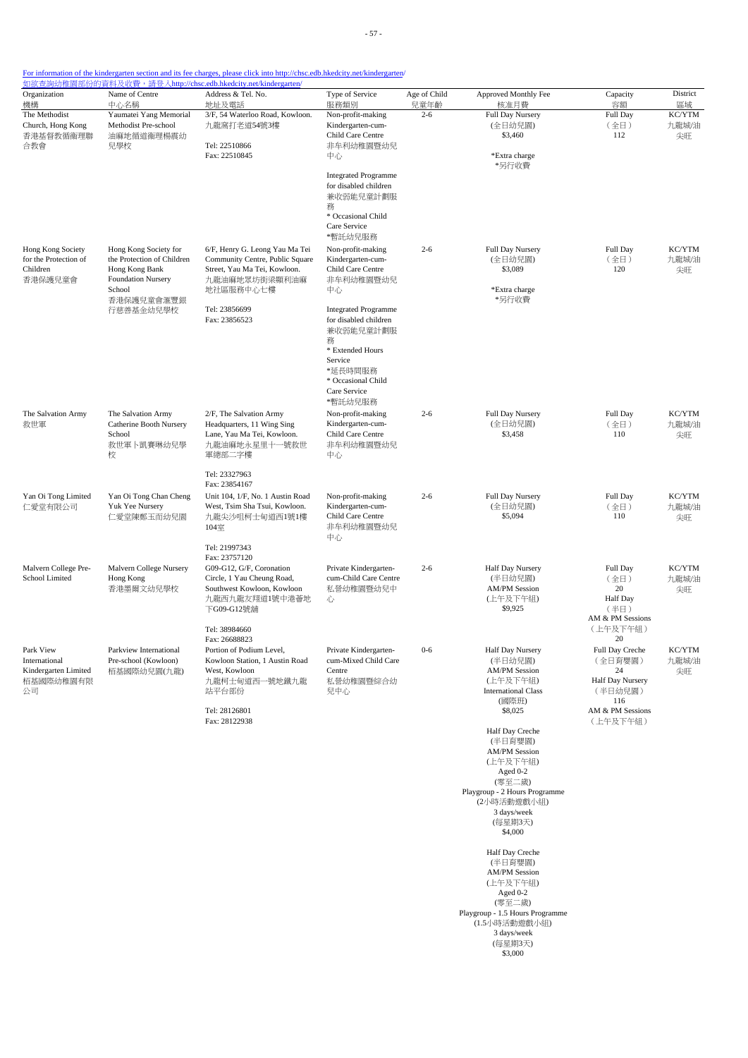For information of the kindergarten section and its fee charges, please click into http://chsc.edb.hkedcity.net/kindergarten/
如欲查詢幼稚園部份的資料及收費，請登入http://chsc.edb.hkedcity.net/kindergarten/

| Organization 機構 | Name of Centre 中心名稱 | Address & Tel. No. 地址及電話 | Type of Service 服務類別 | Age of Child 兒童年齡 | Approved Monthly Fee 核准月費 | Capacity 容額 | District 區域 |
|---|---|---|---|---|---|---|---|
| The Methodist Church, Hong Kong 香港基督教循道衛理聯合教會 | Yaumatei Yang Memorial Methodist Pre-school 油麻地循道衛理楊震幼兒學校 | 3/F, 54 Waterloo Road, Kowloon. 九龍窩打老道54號3樓<br>Tel: 22510866<br>Fax: 22510845 | Non-profit-making Kindergarten-cum-Child Care Centre 非牟利幼稚園暨幼兒中心<br>Integrated Programme for disabled children 兼收弱能兒童計劃服務<br>* Occasional Child Care Service *暫託幼兒服務 | 2-6 | Full Day Nursery (全日幼兒園) $3,460<br>*Extra charge *另行收費 | Full Day (全日) 112 | KC/YTM 九龍城/油尖旺 |
| Hong Kong Society for the Protection of Children 香港保護兒童會 | Hong Kong Society for the Protection of Children Hong Kong Bank Foundation Nursery School 香港保護兒童會滙豐銀行慈善基金幼兒學校 | 6/F, Henry G. Leong Yau Ma Tei Community Centre, Public Square Street, Yau Ma Tei, Kowloon. 九龍油麻地眾坊街梁顯利油麻地社區服務中心七樓<br>Tel: 23856699<br>Fax: 23856523 | Non-profit-making Kindergarten-cum-Child Care Centre 非牟利幼稚園暨幼兒中心<br>Integrated Programme for disabled children 兼收弱能兒童計劃服務<br>* Extended Hours Service *延長時間服務<br>* Occasional Child Care Service *暫託幼兒服務 | 2-6 | Full Day Nursery (全日幼兒園) $3,089<br>*Extra charge *另行收費 | Full Day (全日) 120 | KC/YTM 九龍城/油尖旺 |
| The Salvation Army 救世軍 | The Salvation Army Catherine Booth Nursery School 救世軍卜凱賽琳幼兒學校 | 2/F, The Salvation Army Headquarters, 11 Wing Sing Lane, Yau Ma Tei, Kowloon. 九龍油麻地永星里十一號救世軍總部二字樓<br>Tel: 23327963<br>Fax: 23854167 | Non-profit-making Kindergarten-cum-Child Care Centre 非牟利幼稚園暨幼兒中心 | 2-6 | Full Day Nursery (全日幼兒園) $3,458 | Full Day (全日) 110 | KC/YTM 九龍城/油尖旺 |
| Yan Oi Tong Limited 仁愛堂有限公司 | Yan Oi Tong Chan Cheng Yuk Yee Nursery 仁愛堂陳鄭玉而幼兒園 | Unit 104, 1/F, No. 1 Austin Road West, Tsim Sha Tsui, Kowloon. 九龍尖沙咀柯士甸道西1號1樓104室<br>Tel: 21997343<br>Fax: 23757120 | Non-profit-making Kindergarten-cum-Child Care Centre 非牟利幼稚園暨幼兒中心 | 2-6 | Full Day Nursery (全日幼兒園) $5,094 | Full Day (全日) 110 | KC/YTM 九龍城/油尖旺 |
| Malvern College Pre-School Limited | Malvern College Nursery Hong Kong 香港墨爾文幼兒學校 | G09-G12, G/F, Coronation Circle, 1 Yau Cheung Road, Southwest Kowloon, Kowloon 九龍西九龍友翔道1號中港薈地下G09-G12號舖<br>Tel: 38984660<br>Fax: 26688823 | Private Kindergarten-cum-Child Care Centre 私營幼稚園暨幼兒中心 | 2-6 | Half Day Nursery (半日幼兒園) AM/PM Session (上午及下午組) $9,925 | Full Day (全日) 20<br>Half Day (半日) AM & PM Sessions (上午及下午組) 20 | KC/YTM 九龍城/油尖旺 |
| Park View International Kindergarten Limited 栢基國際幼稚園有限公司 | Parkview International Pre-school (Kowloon) 栢基國際幼兒園(九龍) | Portion of Podium Level, Kowloon Station, 1 Austin Road West, Kowloon 九龍柯士甸道西一號地鐵九龍站平台部份<br>Tel: 28126801<br>Fax: 28122938 | Private Kindergarten-cum-Mixed Child Care Centre 私營幼稚園暨綜合幼兒中心 | 0-6 | Half Day Nursery (半日幼兒園) AM/PM Session (上午及下午組) International Class (國際班) $8,025<br>Half Day Creche (半日育嬰園) AM/PM Session (上午及下午組) Aged 0-2 (零至二歲) Playgroup - 2 Hours Programme (2小時活動遊戲小組) 3 days/week (每星期3天) $4,000<br>Half Day Creche (半日育嬰園) AM/PM Session (上午及下午組) Aged 0-2 (零至二歲) Playgroup - 1.5 Hours Programme (1.5小時活動遊戲小組) 3 days/week (每星期3天) $3,000 | Full Day Creche (全日育嬰園) 24<br>Half Day Nursery (半日幼兒園) 116 AM & PM Sessions (上午及下午組) | KC/YTM 九龍城/油尖旺 |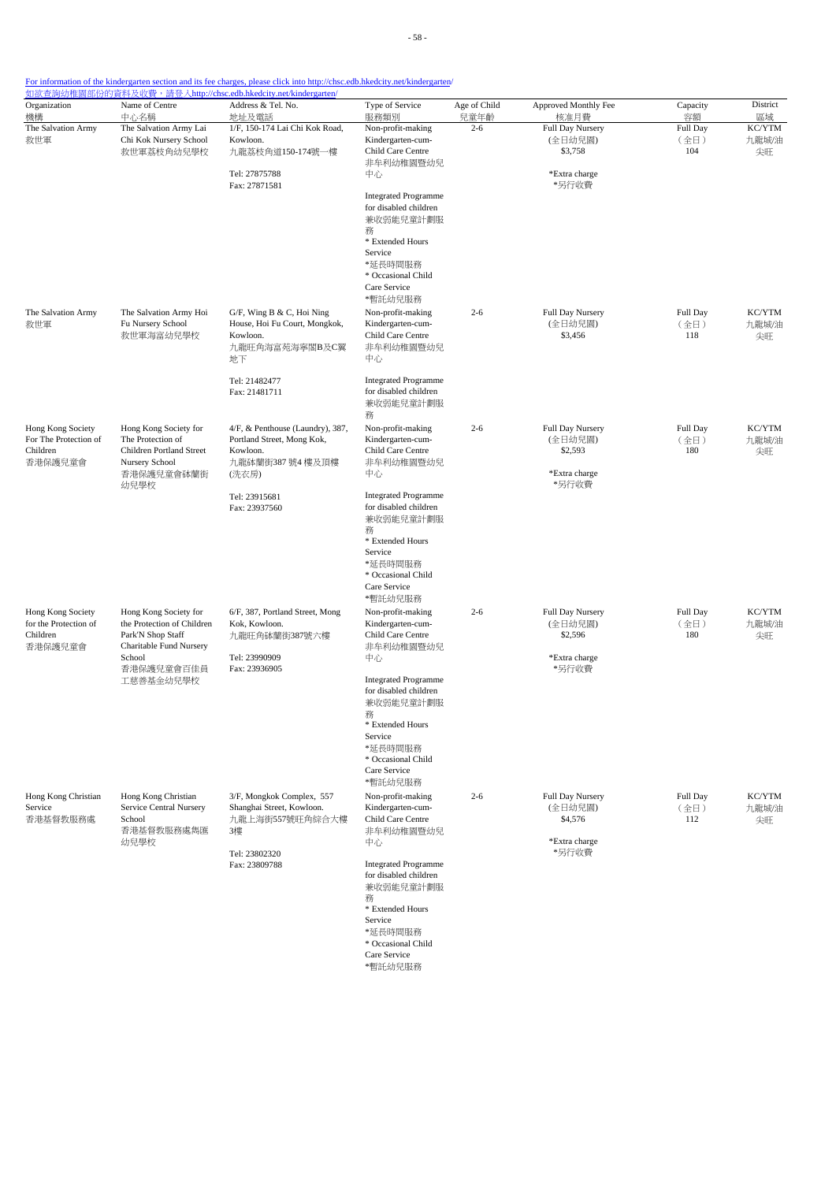For information of the kindergarten section and its fee charges, please click into http://chsc.edb.hkedcity.net/kindergarten/
如欲查詢幼稚園部份的資料及收費，請登入http://chsc.edb.hkedcity.net/kindergarten/

| Organization 機構 | Name of Centre 中心名稱 | Address & Tel. No. 地址及電話 | Type of Service 服務類別 | Age of Child 兒童年齡 | Approved Monthly Fee 核准月費 | Capacity 容額 | District 區域 |
|---|---|---|---|---|---|---|---|
| The Salvation Army 救世軍 | The Salvation Army Lai Chi Kok Nursery School 救世軍荔枝角幼兒學校 | 1/F, 150-174 Lai Chi Kok Road, Kowloon. 九龍荔枝角道150-174號一樓<br>Tel: 27875788<br>Fax: 27871581 | Non-profit-making Kindergarten-cum-Child Care Centre 非牟利幼稚園暨幼兒中心<br>Integrated Programme for disabled children 兼收弱能兒童計劃服務<br>* Extended Hours Service *延長時間服務<br>* Occasional Child Care Service *暫託幼兒服務 | 2-6 | Full Day Nursery (全日幼兒園) $3,758<br>*Extra charge *另行收費 | Full Day (全日) 104 | KC/YTM 九龍城/油尖旺 |
| The Salvation Army 救世軍 | The Salvation Army Hoi Fu Nursery School 救世軍海富幼兒學校 | G/F, Wing B & C, Hoi Ning House, Hoi Fu Court, Mongkok, Kowloon. 九龍旺角海富苑海寧閣B及C翼地下<br>Tel: 21482477<br>Fax: 21481711 | Non-profit-making Kindergarten-cum-Child Care Centre 非牟利幼稚園暨幼兒中心<br>Integrated Programme for disabled children 兼收弱能兒童計劃服務 | 2-6 | Full Day Nursery (全日幼兒園) $3,456 | Full Day (全日) 118 | KC/YTM 九龍城/油尖旺 |
| Hong Kong Society For The Protection of Children 香港保護兒童會 | Hong Kong Society for The Protection of Children Portland Street Nursery School 香港保護兒童會砵蘭街幼兒學校 | 4/F, & Penthouse (Laundry), 387, Portland Street, Mong Kok, Kowloon. 九龍砵蘭街387 號4 樓及頂樓(洗衣房)<br>Tel: 23915681<br>Fax: 23937560 | Non-profit-making Kindergarten-cum-Child Care Centre 非牟利幼稚園暨幼兒中心<br>Integrated Programme for disabled children 兼收弱能兒童計劃服務<br>* Extended Hours Service *延長時間服務<br>* Occasional Child Care Service *暫託幼兒服務 | 2-6 | Full Day Nursery (全日幼兒園) $2,593<br>*Extra charge *另行收費 | Full Day (全日) 180 | KC/YTM 九龍城/油尖旺 |
| Hong Kong Society for the Protection of Children 香港保護兒童會 | Hong Kong Society for the Protection of Children Park'N Shop Staff Charitable Fund Nursery School 香港保護兒童會百佳員工慈善基金幼兒學校 | 6/F, 387, Portland Street, Mong Kok, Kowloon. 九龍旺角砵蘭街387號六樓<br>Tel: 23990909<br>Fax: 23936905 | Non-profit-making Kindergarten-cum-Child Care Centre 非牟利幼稚園暨幼兒中心<br>Integrated Programme for disabled children 兼收弱能兒童計劃服務<br>* Extended Hours Service *延長時間服務<br>* Occasional Child Care Service *暫託幼兒服務 | 2-6 | Full Day Nursery (全日幼兒園) $2,596<br>*Extra charge *另行收費 | Full Day (全日) 180 | KC/YTM 九龍城/油尖旺 |
| Hong Kong Christian Service 香港基督教服務處 | Hong Kong Christian Service Central Nursery School 香港基督教服務處雋匯幼兒學校 | 3/F, Mongkok Complex, 557 Shanghai Street, Kowloon. 九龍上海街557號旺角綜合大樓3樓<br>Tel: 23802320<br>Fax: 23809788 | Non-profit-making Kindergarten-cum-Child Care Centre 非牟利幼稚園暨幼兒中心<br>Integrated Programme for disabled children 兼收弱能兒童計劃服務<br>* Extended Hours Service *延長時間服務<br>* Occasional Child Care Service *暫託幼兒服務 | 2-6 | Full Day Nursery (全日幼兒園) $4,576<br>*Extra charge *另行收費 | Full Day (全日) 112 | KC/YTM 九龍城/油尖旺 |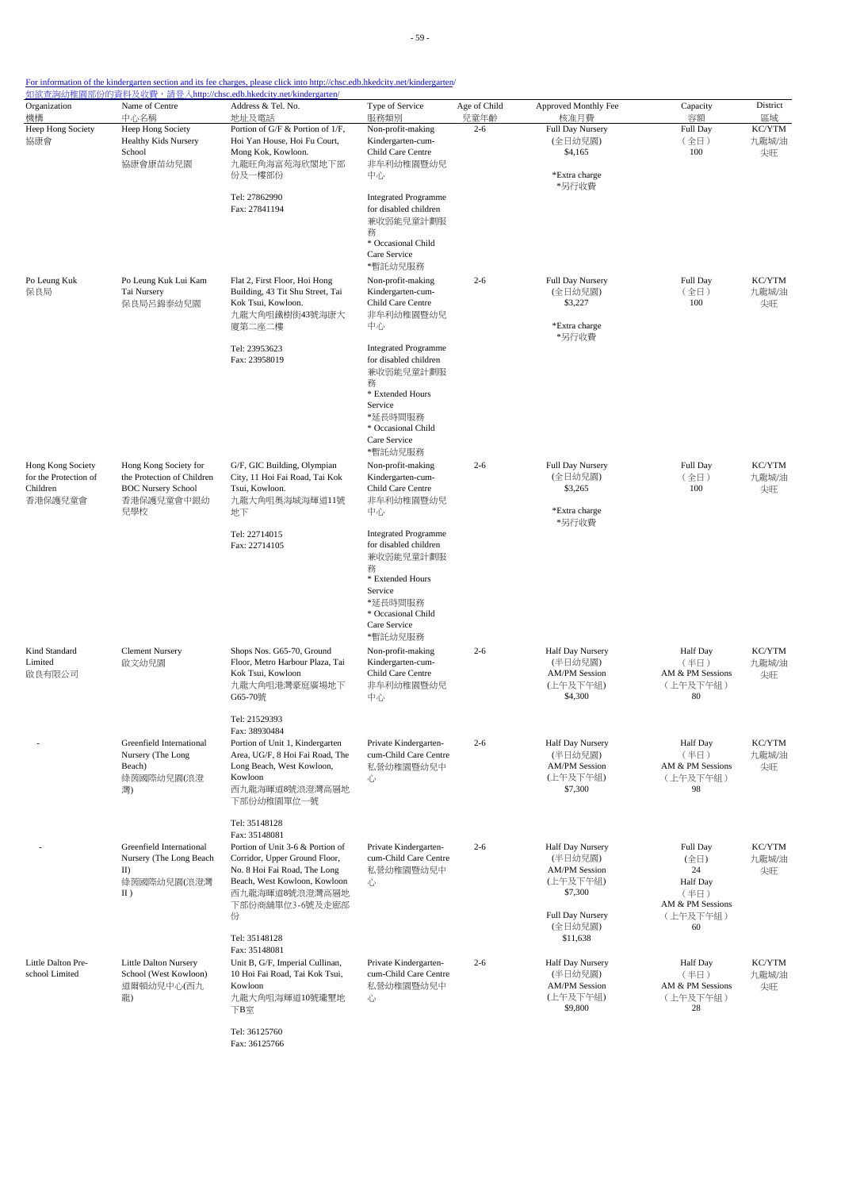For information of the kindergarten section and its fee charges, please click into http://chsc.edb.hkedcity.net/kindergarten/
如欲查詢幼稚園部份的資料及收費，請登入http://chsc.edb.hkedcity.net/kindergarten/

| Organization 機構 | Name of Centre 中心名稱 | Address & Tel. No. 地址及電話 | Type of Service 服務類別 | Age of Child 兒童年齡 | Approved Monthly Fee 核准月費 | Capacity 容額 | District 區域 |
|---|---|---|---|---|---|---|---|
| Heep Hong Society 協康會 | Heep Hong Society Healthy Kids Nursery School 協康會康苗幼兒園 | Portion of G/F & Portion of 1/F, Hoi Yan House, Hoi Fu Court, Mong Kok, Kowloon. 九龍旺角海富苑海欣閣地下部份及一樓部份 Tel: 27862990 Fax: 27841194 | Non-profit-making Kindergarten-cum-Child Care Centre 非牟利幼稚園暨幼兒中心 Integrated Programme for disabled children 兼收弱能兒童計劃服務 * Occasional Child Care Service *暫託幼兒服務 | 2-6 | Full Day Nursery (全日幼兒園) $4,165 *Extra charge *另行收費 | Full Day (全日) 100 | KC/YTM 九龍城/油尖旺 |
| Po Leung Kuk 保良局 | Po Leung Kuk Lui Kam Tai Nursery 保良局呂錦泰幼兒園 | Flat 2, First Floor, Hoi Hong Building, 43 Tit Shu Street, Tai Kok Tsui, Kowloon. 九龍大角咀鐵樹街43號海康大廈第二座二樓 Tel: 23953623 Fax: 23958019 | Non-profit-making Kindergarten-cum-Child Care Centre 非牟利幼稚園暨幼兒中心 Integrated Programme for disabled children 兼收弱能兒童計劃服務 * Extended Hours Service *延長時間服務 * Occasional Child Care Service *暫託幼兒服務 | 2-6 | Full Day Nursery (全日幼兒園) $3,227 *Extra charge *另行收費 | Full Day (全日) 100 | KC/YTM 九龍城/油尖旺 |
| Hong Kong Society for the Protection of Children 香港保護兒童會 | Hong Kong Society for the Protection of Children BOC Nursery School 香港保護兒童會中銀幼兒學校 | G/F, GIC Building, Olympian City, 11 Hoi Fai Road, Tai Kok Tsui, Kowloon. 九龍大角咀奧海城海輝道11號地下 Tel: 22714015 Fax: 22714105 | Non-profit-making Kindergarten-cum-Child Care Centre 非牟利幼稚園暨幼兒中心 Integrated Programme for disabled children 兼收弱能兒童計劃服務 * Extended Hours Service *延長時間服務 * Occasional Child Care Service *暫託幼兒服務 | 2-6 | Full Day Nursery (全日幼兒園) $3,265 *Extra charge *另行收費 | Full Day (全日) 100 | KC/YTM 九龍城/油尖旺 |
| Kind Standard Limited 啟良有限公司 | Clement Nursery 啟文幼兒園 | Shops Nos. G65-70, Ground Floor, Metro Harbour Plaza, Tai Kok Tsui, Kowloon 九龍大角咀港灣豪庭廣場地下G65-70號 Tel: 21529393 Fax: 38930484 | Non-profit-making Kindergarten-cum-Child Care Centre 非牟利幼稚園暨幼兒中心 | 2-6 | Half Day Nursery (半日幼兒園) AM/PM Session (上午及下午組) $4,300 | Half Day (半日) AM & PM Sessions (上午及下午組) 80 | KC/YTM 九龍城/油尖旺 |
| - | Greenfield International Nursery (The Long Beach) 綠茵國際幼兒園(浪澄灣) | Portion of Unit 1, Kindergarten Area, UG/F, 8 Hoi Fai Road, The Long Beach, West Kowloon, Kowloon 西九龍海輝道8號浪澄灣高層地下部份幼稚園單位一號 Tel: 35148128 Fax: 35148081 | Private Kindergarten-cum-Child Care Centre 私營幼稚園暨幼兒中心 | 2-6 | Half Day Nursery (半日幼兒園) AM/PM Session (上午及下午組) $7,300 | Half Day (半日) AM & PM Sessions (上午及下午組) 98 | KC/YTM 九龍城/油尖旺 |
| - | Greenfield International Nursery (The Long Beach II) 綠茵國際幼兒園(浪澄灣II) | Portion of Unit 3-6 & Portion of Corridor, Upper Ground Floor, No. 8 Hoi Fai Road, The Long Beach, West Kowloon, Kowloon 西九龍海輝道8號浪澄灣高層地下部份商舖單位3-6號及走廊部份 Tel: 35148128 Fax: 35148081 | Private Kindergarten-cum-Child Care Centre 私營幼稚園暨幼兒中心 | 2-6 | Half Day Nursery (半日幼兒園) AM/PM Session (上午及下午組) $7,300 Full Day Nursery (全日幼兒園) $11,638 | Full Day (全日) 24 Half Day AM & PM Sessions (上午及下午組) 60 | KC/YTM 九龍城/油尖旺 |
| Little Dalton Pre-school Limited | Little Dalton Nursery School (West Kowloon) 道爾頓幼兒中心(西九龍) | Unit B, G/F, Imperial Cullinan, 10 Hoi Fai Road, Tai Kok Tsui, Kowloon 九龍大角咀海輝道10號瓏璽地下B室 Tel: 36125760 Fax: 36125766 | Private Kindergarten-cum-Child Care Centre 私營幼稚園暨幼兒中心 | 2-6 | Half Day Nursery (半日幼兒園) AM/PM Session (上午及下午組) $9,800 | Half Day (半日) AM & PM Sessions (上午及下午組) 28 | KC/YTM 九龍城/油尖旺 |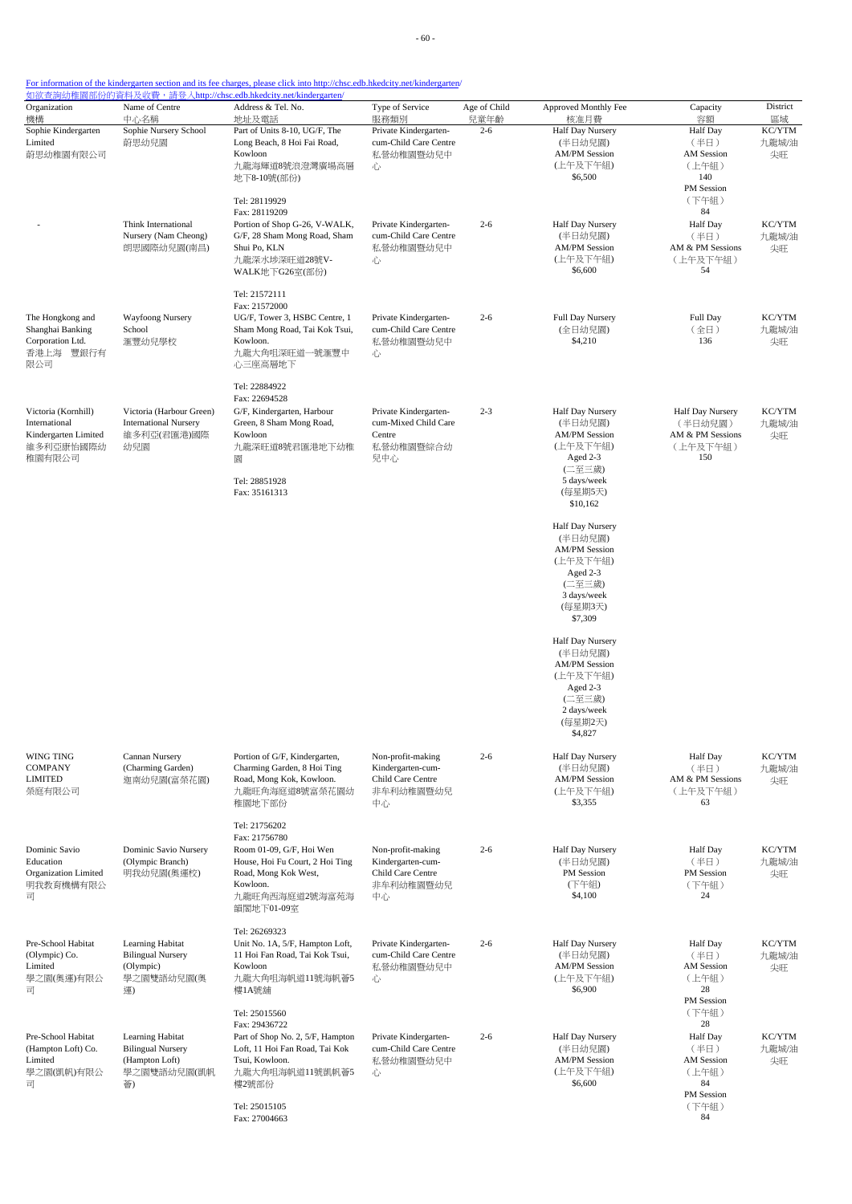For information of the kindergarten section and its fee charges, please click into http://chsc.edb.hkedcity.net/kindergarten/
如欲查詢幼稚園部份的資料及收費，請登入http://chsc.edb.hkedcity.net/kindergarten/

| Organization 機構 | Name of Centre 中心名稱 | Address & Tel. No. 地址及電話 | Type of Service 服務類別 | Age of Child 兒童年齡 | Approved Monthly Fee 核准月費 | Capacity 容額 | District 區域 |
|---|---|---|---|---|---|---|---|
| Sophie Kindergarten Limited 蔚思幼稚園有限公司 | Sophie Nursery School 蔚思幼兒園 | Part of Units 8-10, UG/F, The Long Beach, 8 Hoi Fai Road, Kowloon 九龍海輝道8號浪澄灣廣場高層地下8-10號(部份) Tel: 28119929 Fax: 28119209 | Private Kindergarten-cum-Child Care Centre 私營幼稚園暨幼兒中心 | 2-6 | Half Day Nursery (半日幼兒園) AM/PM Session (上午及下午組) $6,500 | Half Day (半日) AM Session (上午組) 140 PM Session (下午組) 84 | KC/YTM 九龍城/油尖旺 |
| - | Think International Nursery (Nam Cheong) 朗思國際幼兒園(南昌) | Portion of Shop G-26, V-WALK, G/F, 28 Sham Mong Road, Sham Shui Po, KLN 九龍深水埗深旺道28號V-WALK地下G26室(部份) Tel: 21572111 Fax: 21572000 | Private Kindergarten-cum-Child Care Centre 私營幼稚園暨幼兒中心 | 2-6 | Half Day Nursery (半日幼兒園) AM/PM Session (上午及下午組) $6,600 | Half Day (半日) AM & PM Sessions (上午及下午組) 54 | KC/YTM 九龍城/油尖旺 |
| The Hongkong and Shanghai Banking Corporation Ltd. 香港上海　豐銀行有限公司 | Wayfoong Nursery School 滙豐幼兒學校 | UG/F, Tower 3, HSBC Centre, 1 Sham Mong Road, Tai Kok Tsui, Kowloon. 九龍大角咀深旺道一號滙豐中心三座高層地下 Tel: 22884922 Fax: 22694528 | Private Kindergarten-cum-Child Care Centre 私營幼稚園暨幼兒中心 | 2-6 | Full Day Nursery (全日幼兒園) $4,210 | Full Day (全日) 136 | KC/YTM 九龍城/油尖旺 |
| Victoria (Kornhill) International Kindergarten Limited 維多利亞康怡國際幼稚園有限公司 | Victoria (Harbour Green) International Nursery 維多利亞(君匯港)國際幼兒園 | G/F, Kindergarten, Harbour Green, 8 Sham Mong Road, Kowloon 九龍深旺道8號君匯港地下幼稚園 Tel: 28851928 Fax: 35161313 | Private Kindergarten-cum-Mixed Child Care Centre 私營幼稚園暨綜合幼兒中心 | 2-3 | Half Day Nursery (半日幼兒園) AM/PM Session (上午及下午組) Aged 2-3 (二至三歲) 5 days/week (每星期5天) $10,162<br><br>Half Day Nursery (半日幼兒園) AM/PM Session (上午及下午組) Aged 2-3 (二至三歲) 3 days/week (每星期3天) $7,309<br><br>Half Day Nursery (半日幼兒園) AM/PM Session (上午及下午組) Aged 2-3 (二至三歲) 2 days/week (每星期2天) $4,827 | Half Day Nursery (半日幼兒園) AM & PM Sessions (上午及下午組) 150 | KC/YTM 九龍城/油尖旺 |
| WING TING COMPANY LIMITED 榮庭有限公司 | Cannan Nursery (Charming Garden) 迦南幼兒園(富榮花園) | Portion of G/F, Kindergarten, Charming Garden, 8 Hoi Ting Road, Mong Kok, Kowloon. 九龍旺角海庭道8號富榮花園幼稚園地下部份 Tel: 21756202 Fax: 21756780 | Non-profit-making Kindergarten-cum-Child Care Centre 非牟利幼稚園暨幼兒中心 | 2-6 | Half Day Nursery (半日幼兒園) AM/PM Session (上午及下午組) $3,355 | Half Day (半日) AM & PM Sessions (上午及下午組) 63 | KC/YTM 九龍城/油尖旺 |
| Dominic Savio Education Organization Limited 明我教育機構有限公司 | Dominic Savio Nursery (Olympic Branch) 明我幼兒園(奧運校) | Room 01-09, G/F, Hoi Wen House, Hoi Fu Court, 2 Hoi Ting Road, Mong Kok West, Kowloon. 九龍旺角西海庭道2號海富苑海韻閣地下01-09室 Tel: 26269323 | Non-profit-making Kindergarten-cum-Child Care Centre 非牟利幼稚園暨幼兒中心 | 2-6 | Half Day Nursery (半日幼兒園) PM Session (下午組) $4,100 | Half Day (半日) PM Session (下午組) 24 | KC/YTM 九龍城/油尖旺 |
| Pre-School Habitat (Olympic) Co. Limited 學之園(奧運)有限公司 | Learning Habitat Bilingual Nursery (Olympic) 學之園雙語幼兒園(奧運) | Unit No. 1A, 5/F, Hampton Loft, 11 Hoi Fan Road, Tai Kok Tsui, Kowloon 九龍大角咀海帆道11號海帆薈5樓1A號舖 Tel: 25015560 Fax: 29436722 | Private Kindergarten-cum-Child Care Centre 私營幼稚園暨幼兒中心 | 2-6 | Half Day Nursery (半日幼兒園) AM/PM Session (上午及下午組) $6,900 | Half Day (半日) AM Session (上午組) 28 PM Session (下午組) 28 | KC/YTM 九龍城/油尖旺 |
| Pre-School Habitat (Hampton Loft) Co. Limited 學之園(凱帆)有限公司 | Learning Habitat Bilingual Nursery (Hampton Loft) 學之園雙語幼兒園(凱帆薈) | Part of Shop No. 2, 5/F, Hampton Loft, 11 Hoi Fan Road, Tai Kok Tsui, Kowloon. 九龍大角咀海帆道11號凱帆薈5樓2號部份 Tel: 25015105 Fax: 27004663 | Private Kindergarten-cum-Child Care Centre 私營幼稚園暨幼兒中心 | 2-6 | Half Day Nursery (半日幼兒園) AM/PM Session (上午及下午組) $6,600 | Half Day (半日) AM Session (上午組) 84 PM Session (下午組) 84 | KC/YTM 九龍城/油尖旺 |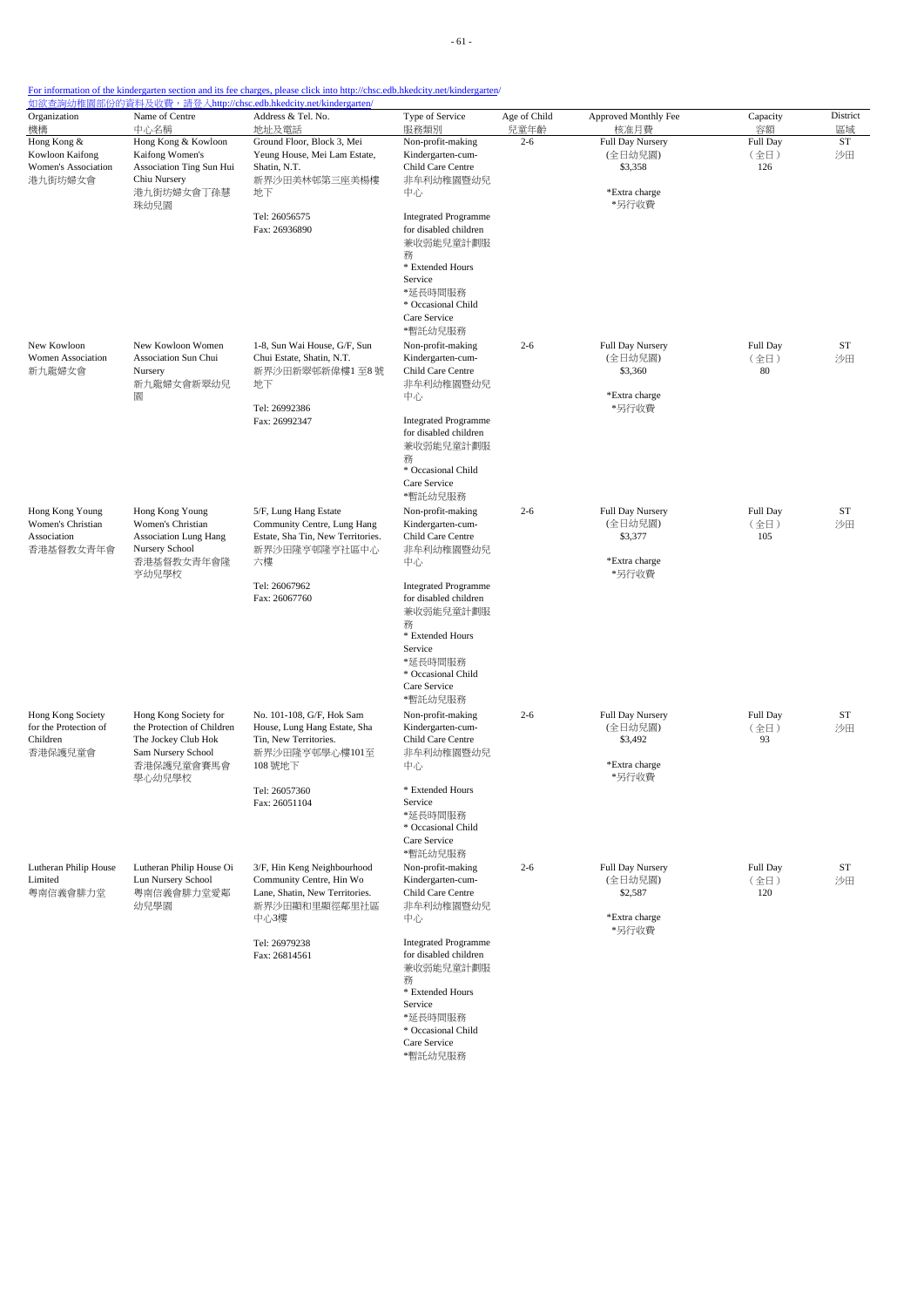For information of the kindergarten section and its fee charges, please click into http://chsc.edb.hkedcity.net/kindergarten/
如欲查詢幼稚園部份的資料及收費，請登入http://chsc.edb.hkedcity.net/kindergarten/

| Organization 機構 | Name of Centre 中心名稱 | Address & Tel. No. 地址及電話 | Type of Service 服務類別 | Age of Child 兒童年齡 | Approved Monthly Fee 核准月費 | Capacity 容額 | District 區域 |
|---|---|---|---|---|---|---|---|
| Hong Kong & Kowloon Kaifong Women's Association 港九街坊婦女會 | Hong Kong & Kowloon Kaifong Women's Association Ting Sun Hui Chiu Nursery 港九街坊婦女會丁孫慧珠幼兒園 | Ground Floor, Block 3, Mei Yeung House, Mei Lam Estate, Shatin, N.T. 新界沙田美林邨第三座美楊樓地下<br><br>Tel: 26056575<br>Fax: 26936890 | Non-profit-making Kindergarten-cum-Child Care Centre 非牟利幼稚園暨幼兒中心<br><br>Integrated Programme for disabled children 兼收弱能兒童計劃服務<br>* Extended Hours Service *延長時間服務<br>* Occasional Child Care Service *暫託幼兒服務 | 2-6 | Full Day Nursery (全日幼兒園) $3,358<br><br>*Extra charge *另行收費 | Full Day (全日) 126 | ST 沙田 |
| New Kowloon Women Association 新九龍婦女會 | New Kowloon Women Association Sun Chui Nursery 新九龍婦女會新翠幼兒園 | 1-8, Sun Wai House, G/F, Sun Chui Estate, Shatin, N.T. 新界沙田新翠邨新偉樓1 至8 號地下<br><br>Tel: 26992386<br>Fax: 26992347 | Non-profit-making Kindergarten-cum-Child Care Centre 非牟利幼稚園暨幼兒中心<br><br>Integrated Programme for disabled children 兼收弱能兒童計劃服務<br>* Occasional Child Care Service *暫託幼兒服務 | 2-6 | Full Day Nursery (全日幼兒園) $3,360<br><br>*Extra charge *另行收費 | Full Day (全日) 80 | ST 沙田 |
| Hong Kong Young Women's Christian Association 香港基督教女青年會 | Hong Kong Young Women's Christian Association Lung Hang Nursery School 香港基督教女青年會隆亨幼兒學校 | 5/F, Lung Hang Estate Community Centre, Lung Hang Estate, Sha Tin, New Territories. 新界沙田隆亨邨隆亨社區中心六樓<br><br>Tel: 26067962<br>Fax: 26067760 | Non-profit-making Kindergarten-cum-Child Care Centre 非牟利幼稚園暨幼兒中心<br><br>Integrated Programme for disabled children 兼收弱能兒童計劃服務<br>* Extended Hours Service *延長時間服務<br>* Occasional Child Care Service *暫託幼兒服務 | 2-6 | Full Day Nursery (全日幼兒園) $3,377<br><br>*Extra charge *另行收費 | Full Day (全日) 105 | ST 沙田 |
| Hong Kong Society for the Protection of Children 香港保護兒童會 | Hong Kong Society for the Protection of Children The Jockey Club Hok Sam Nursery School 香港保護兒童會賽馬會學心幼兒學校 | No. 101-108, G/F, Hok Sam House, Lung Hang Estate, Sha Tin, New Territories. 新界沙田隆亨邨學心樓101至108 號地下<br><br>Tel: 26057360<br>Fax: 26051104 | Non-profit-making Kindergarten-cum-Child Care Centre 非牟利幼稚園暨幼兒中心<br><br>* Extended Hours Service *延長時間服務<br>* Occasional Child Care Service *暫託幼兒服務 | 2-6 | Full Day Nursery (全日幼兒園) $3,492<br><br>*Extra charge *另行收費 | Full Day (全日) 93 | ST 沙田 |
| Lutheran Philip House Limited 粵南信義會腓力堂 | Lutheran Philip House Oi Lun Nursery School 粵南信義會腓力堂愛鄰幼兒學園 | 3/F, Hin Keng Neighbourhood Community Centre, Hin Wo Lane, Shatin, New Territories. 新界沙田顯和里顯徑鄰里社區中心3樓<br><br>Tel: 26979238<br>Fax: 26814561 | Non-profit-making Kindergarten-cum-Child Care Centre 非牟利幼稚園暨幼兒中心<br><br>Integrated Programme for disabled children 兼收弱能兒童計劃服務<br>* Extended Hours Service *延長時間服務<br>* Occasional Child Care Service *暫託幼兒服務 | 2-6 | Full Day Nursery (全日幼兒園) $2,587<br><br>*Extra charge *另行收費 | Full Day (全日) 120 | ST 沙田 |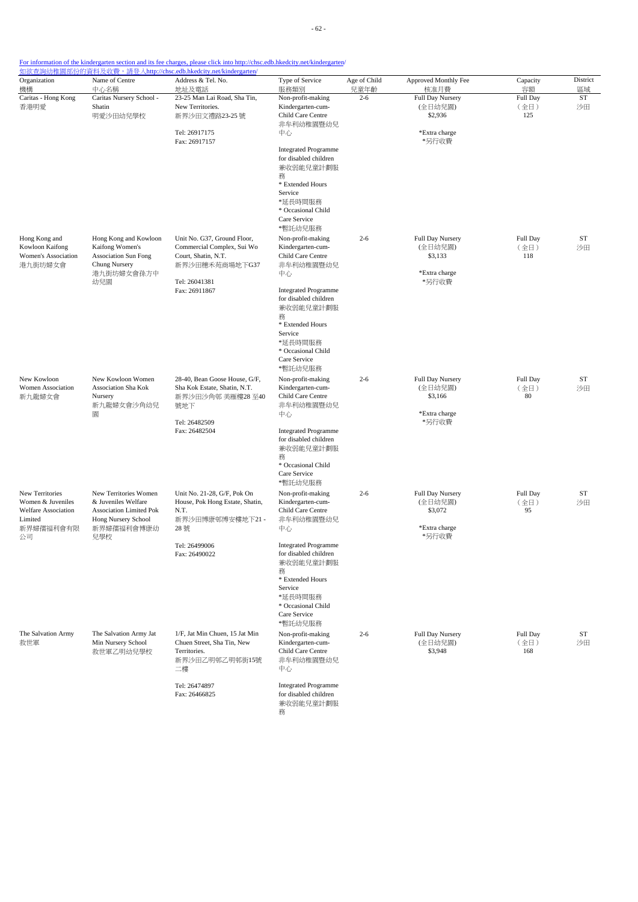For information of the kindergarten section and its fee charges, please click into http://chsc.edb.hkedcity.net/kindergarten/
如欲查詢幼稚園部份的資料及收費，請登入http://chsc.edb.hkedcity.net/kindergarten/

| Organization 機構 | Name of Centre 中心名稱 | Address & Tel. No. 地址及電話 | Type of Service 服務類別 | Age of Child 兒童年齡 | Approved Monthly Fee 核准月費 | Capacity 容額 | District 區域 |
|---|---|---|---|---|---|---|---|
| Caritas - Hong Kong 香港明愛 | Caritas Nursery School - Shatin 明愛沙田幼兒學校 | 23-25 Man Lai Road, Sha Tin, New Territories. 新界沙田文禮路23-25 號<br><br>Tel: 26917175<br>Fax: 26917157 | Non-profit-making Child Care Centre 非牟利幼稚園暨幼兒中心<br><br>Integrated Programme for disabled children 兼收弱能兒童計劃服務<br>* Extended Hours Service *延長時間服務<br>* Occasional Child Care Service *暫託幼兒服務 | 2-6 | Full Day Nursery (全日幼兒園) $2,936<br><br>*Extra charge *另行收費 | Full Day (全日) 125 | ST 沙田 |
| Hong Kong and Kowloon Kaifong Women's Association 港九街坊婦女會 | Hong Kong and Kowloon Kaifong Women's Association Sun Fong Chung Nursery 港九街坊婦女會孫方中幼兒園 | Unit No. G37, Ground Floor, Commercial Complex, Sui Wo Court, Shatin, N.T. 新界沙田穗禾苑商場地下G37<br><br>Tel: 26041381<br>Fax: 26911867 | Non-profit-making Kindergarten-cum-Child Care Centre 非牟利幼稚園暨幼兒中心<br><br>Integrated Programme for disabled children 兼收弱能兒童計劃服務<br>* Extended Hours Service *延長時間服務<br>* Occasional Child Care Service *暫託幼兒服務 | 2-6 | Full Day Nursery (全日幼兒園) $3,133<br><br>*Extra charge *另行收費 | Full Day (全日) 118 | ST 沙田 |
| New Kowloon Women Association 新九龍婦女會 | New Kowloon Women Association Sha Kok Nursery 新九龍婦女會沙角幼兒園 | 28-40, Bean Goose House, G/F, Sha Kok Estate, Shatin, N.T. 新界沙田沙角邨 美雁樓28 至40 號地下<br><br>Tel: 26482509<br>Fax: 26482504 | Non-profit-making Kindergarten-cum-Child Care Centre 非牟利幼稚園暨幼兒中心<br><br>Integrated Programme for disabled children 兼收弱能兒童計劃服務<br>* Occasional Child Care Service *暫託幼兒服務 | 2-6 | Full Day Nursery (全日幼兒園) $3,166<br><br>*Extra charge *另行收費 | Full Day (全日) 80 | ST 沙田 |
| New Territories Women & Juveniles Welfare Association Limited 新界婦孺福利會有限公司 | New Territories Women & Juveniles Welfare Association Limited Pok Hong Nursery School 新界婦孺福利會博康幼兒學校 | Unit No. 21-28, G/F, Pok On House, Pok Hong Estate, Shatin, N.T. 新界沙田博康邨博安樓地下21 - 28 號<br><br>Tel: 26499006<br>Fax: 26490022 | Non-profit-making Kindergarten-cum-Child Care Centre 非牟利幼稚園暨幼兒中心<br><br>Integrated Programme for disabled children 兼收弱能兒童計劃服務<br>* Extended Hours Service *延長時間服務<br>* Occasional Child Care Service *暫託幼兒服務 | 2-6 | Full Day Nursery (全日幼兒園) $3,072<br><br>*Extra charge *另行收費 | Full Day (全日) 95 | ST 沙田 |
| The Salvation Army 救世軍 | The Salvation Army Jat Min Nursery School 救世軍乙明幼兒學校 | 1/F, Jat Min Chuen, 15 Jat Min Chuen Street, Sha Tin, New Territories. 新界沙田乙明邨乙明邨街15號二樓<br><br>Tel: 26474897<br>Fax: 26466825 | Non-profit-making Kindergarten-cum-Child Care Centre 非牟利幼稚園暨幼兒中心<br><br>Integrated Programme for disabled children 兼收弱能兒童計劃服務 | 2-6 | Full Day Nursery (全日幼兒園) $3,948 | Full Day (全日) 168 | ST 沙田 |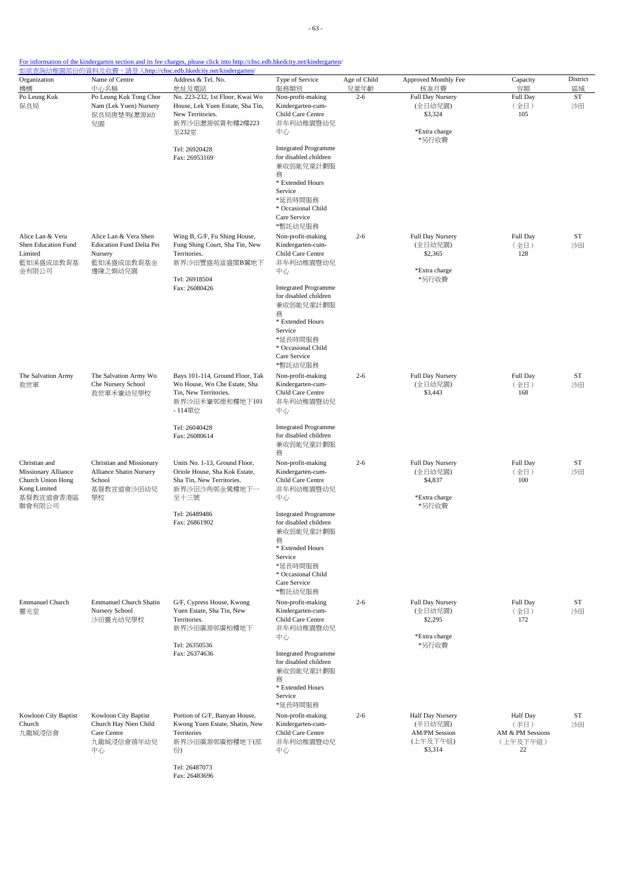For information of the kindergarten section and its fee charges, please click into http://chsc.edb.hkedcity.net/kindergarten/
如欲查詢幼稚園部份的資料及收費，請登入http://chsc.edb.hkedcity.net/kindergarten/

| Organization 機構 | Name of Centre 中心名稱 | Address & Tel. No. 地址及電話 | Type of Service 服務類別 | Age of Child 兒童年齡 | Approved Monthly Fee 核准月費 | Capacity 容額 | District 區域 |
|---|---|---|---|---|---|---|---|
| Po Leung Kuk 保良局 | Po Leung Kuk Tong Chor Nam (Lek Yuen) Nursery 保良局唐楚男(瀝源)幼兒園 | No. 223-232, 1st Floor, Kwai Wo House, Lek Yuen Estate, Sha Tin, New Territories. 新界沙田瀝源邨貴和樓2樓223至232室<br><br>Tel: 26920428<br>Fax: 26953169 | Non-profit-making Kindergarten-cum-Child Care Centre 非牟利幼稚園暨幼兒中心<br><br>Integrated Programme for disabled children 兼收弱能兒童計劃服務<br>* Extended Hours Service *延長時間服務<br>* Occasional Child Care Service *暫託幼兒服務 | 2-6 | Full Day Nursery (全日幼兒園) $3,324<br><br>*Extra charge *另行收費 | Full Day (全日) 105 | ST 沙田 |
| Alice Lan & Vera Shen Education Fund Limited 藍如溪盛成皿教育基金有限公司 | Alice Lan & Vera Shen Education Fund Delia Pei Nursery 藍如溪盛成皿教育基金邊陳之娟幼兒園 | Wing B, G/F, Fu Shing House, Fung Shing Court, Sha Tin, New Territories. 新界沙田豐盛苑富盛閣B翼地下<br><br>Tel: 26918504<br>Fax: 26080426 | Non-profit-making Kindergarten-cum-Child Care Centre 非牟利幼稚園暨幼兒中心<br><br>Integrated Programme for disabled children 兼收弱能兒童計劃服務<br>* Extended Hours Service *延長時間服務<br>* Occasional Child Care Service *暫託幼兒服務 | 2-6 | Full Day Nursery (全日幼兒園) $2,365<br><br>*Extra charge *另行收費 | Full Day (全日) 128 | ST 沙田 |
| The Salvation Army 救世軍 | The Salvation Army Wo Che Nursery School 救世軍禾輋幼兒學校 | Bays 101-114, Ground Floor, Tak Wo House, Wo Che Estate, Sha Tin, New Territories. 新界沙田禾輋邨德和樓地下101 - 114單位<br><br>Tel: 26040428<br>Fax: 26080614 | Non-profit-making Kindergarten-cum-Child Care Centre 非牟利幼稚園暨幼兒中心<br><br>Integrated Programme for disabled children 兼收弱能兒童計劃服務 | 2-6 | Full Day Nursery (全日幼兒園) $3,443 | Full Day (全日) 168 | ST 沙田 |
| Christian and Missionary Alliance Church Union Hong Kong Limited 基督教宣道會香港區聯會有限公司 | Christian and Missionary Alliance Shatin Nursery School 基督教宣道會沙田幼兒學校 | Units No. 1-13, Ground Floor, Oriole House, Sha Kok Estate, Sha Tin, New Territories. 新界沙田沙角邨金鶯樓地下一至十三號<br><br>Tel: 26489486<br>Fax: 26861902 | Non-profit-making Kindergarten-cum-Child Care Centre 非牟利幼稚園暨幼兒中心<br><br>Integrated Programme for disabled children 兼收弱能兒童計劃服務<br>* Extended Hours Service *延長時間服務<br>* Occasional Child Care Service *暫託幼兒服務 | 2-6 | Full Day Nursery (全日幼兒園) $4,837<br><br>*Extra charge *另行收費 | Full Day (全日) 100 | ST 沙田 |
| Emmanuel Church 靈光堂 | Emmanuel Church Shatin Nursery School 沙田靈光幼兒學校 | G/F, Cypress House, Kwong Yuen Estate, Sha Tin, New Territories. 新界沙田廣源邨廣柏樓地下<br><br>Tel: 26350536<br>Fax: 26374636 | Non-profit-making Kindergarten-cum-Child Care Centre 非牟利幼稚園暨幼兒中心<br><br>Integrated Programme for disabled children 兼收弱能兒童計劃服務<br>* Extended Hours Service *延長時間服務 | 2-6 | Full Day Nursery (全日幼兒園) $2,295<br><br>*Extra charge *另行收費 | Full Day (全日) 172 | ST 沙田 |
| Kowloon City Baptist Church 九龍城浸信會 | Kowloon City Baptist Church Hay Nien Child Care Centre 九龍城浸信會禧年幼兒中心 | Portion of G/F, Banyan House, Kwong Yuen Estate, Shatin, New Territories 新界沙田廣源邨廣榕樓地下(部份)<br><br>Tel: 26487073<br>Fax: 26483696 | Non-profit-making Kindergarten-cum-Child Care Centre 非牟利幼稚園暨幼兒中心 | 2-6 | Half Day Nursery (半日幼兒園) AM/PM Session (上午及下午組) $3,314 | Half Day (半日) AM & PM Sessions (上午及下午組) 22 | ST 沙田 |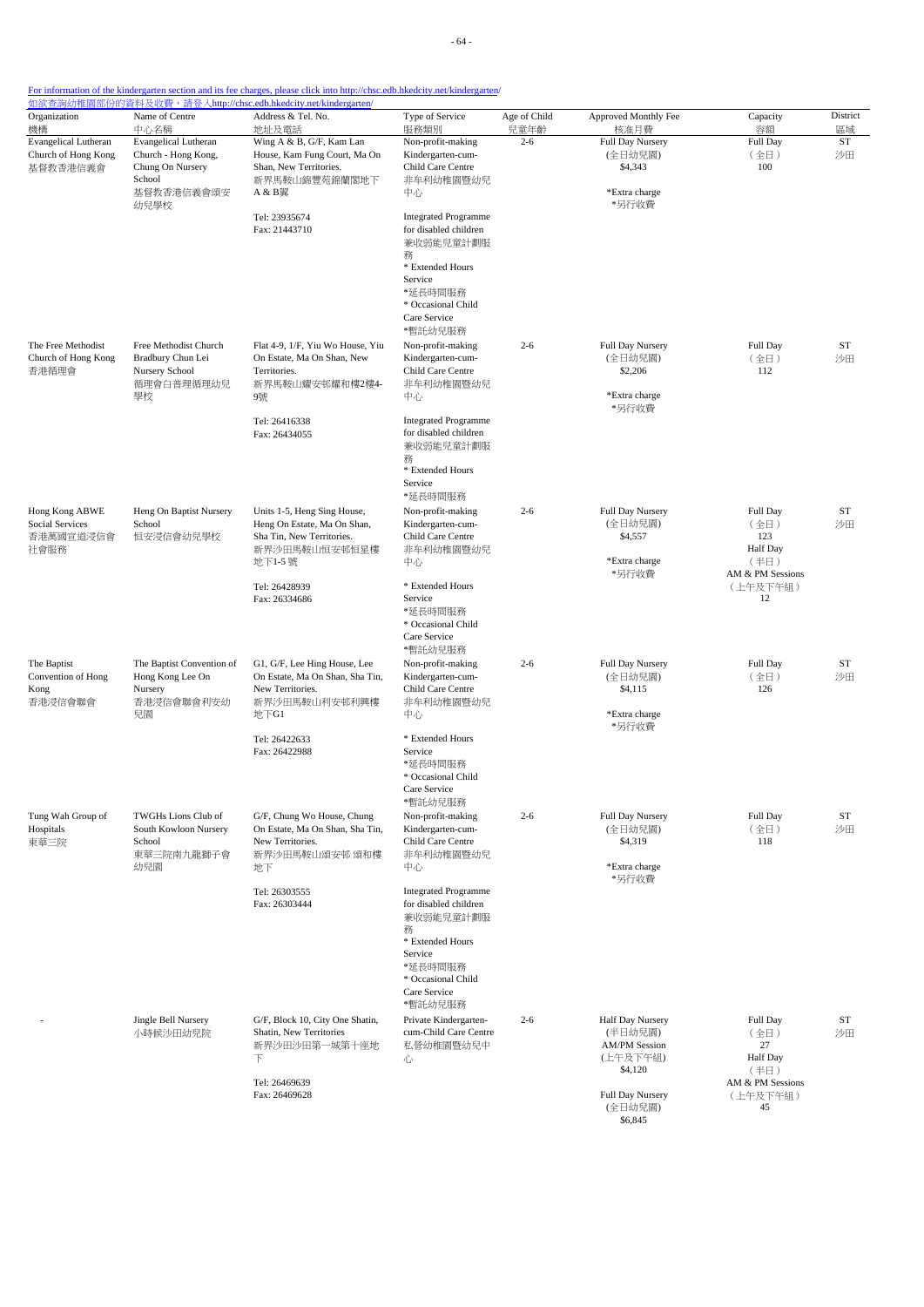For information of the kindergarten section and its fee charges, please click into http://chsc.edb.hkedcity.net/kindergarten/
如欲查詢幼稚園部份的資料及收費，請登入http://chsc.edb.hkedcity.net/kindergarten/

| Organization 機構 | Name of Centre 中心名稱 | Address & Tel. No. 地址及電話 | Type of Service 服務類別 | Age of Child 兒童年齡 | Approved Monthly Fee 核准月費 | Capacity 容額 | District 區域 |
|---|---|---|---|---|---|---|---|
| Evangelical Lutheran Church of Hong Kong 基督教香港信義會 | Evangelical Lutheran Church - Hong Kong, Chung On Nursery School 基督教香港信義會頌安幼兒學校 | Wing A & B, G/F, Kam Lan House, Kam Fung Court, Ma On Shan, New Territories. 新界馬鞍山錦豐苑錦蘭閣地下A & B翼<br><br>Tel: 23935674<br>Fax: 21443710 | Non-profit-making Kindergarten-cum-Child Care Centre 非牟利幼稚園暨幼兒中心<br><br>Integrated Programme for disabled children 兼收弱能兒童計劃服務<br>* Extended Hours Service *延長時間服務<br>* Occasional Child Care Service *暫託幼兒服務 | 2-6 | Full Day Nursery (全日幼兒園) $4,343<br><br>*Extra charge *另行收費 | Full Day （全日） 100 | ST 沙田 |
| The Free Methodist Church of Hong Kong 香港循理會 | Free Methodist Church Bradbury Chun Lei Nursery School 循理會白普理循理幼兒學校 | Flat 4-9, 1/F, Yiu Wo House, Yiu On Estate, Ma On Shan, New Territories. 新界馬鞍山耀安邨耀和樓2樓4-9號<br><br>Tel: 26416338<br>Fax: 26434055 | Non-profit-making Kindergarten-cum-Child Care Centre 非牟利幼稚園暨幼兒中心<br><br>Integrated Programme for disabled children 兼收弱能兒童計劃服務<br>* Extended Hours Service *延長時間服務 | 2-6 | Full Day Nursery (全日幼兒園) $2,206<br><br>*Extra charge *另行收費 | Full Day （全日） 112 | ST 沙田 |
| Hong Kong ABWE Social Services 香港萬國宣道浸信會社會服務 | Heng On Baptist Nursery School 恒安浸信會幼兒學校 | Units 1-5, Heng Sing House, Heng On Estate, Ma On Shan, Sha Tin, New Territories. 新界沙田馬鞍山恒安邨恒星樓地下1-5 號<br><br>Tel: 26428939<br>Fax: 26334686 | Non-profit-making Kindergarten-cum-Child Care Centre 非牟利幼稚園暨幼兒中心<br><br>* Extended Hours Service *延長時間服務<br>* Occasional Child Care Service *暫託幼兒服務 | 2-6 | Full Day Nursery (全日幼兒園) $4,557<br><br>*Extra charge *另行收費 | Full Day （全日） 123<br>Half Day （半日） AM & PM Sessions （上午及下午組） 12 | ST 沙田 |
| The Baptist Convention of Hong Kong 香港浸信會聯會 | The Baptist Convention of Hong Kong Lee On Nursery 香港浸信會聯會利安幼兒園 | G1, G/F, Lee Hing House, Lee On Estate, Ma On Shan, Sha Tin, New Territories. 新界沙田馬鞍山利安邨利興樓地下G1<br><br>Tel: 26422633<br>Fax: 26422988 | Non-profit-making Kindergarten-cum-Child Care Centre 非牟利幼稚園暨幼兒中心<br><br>* Extended Hours Service *延長時間服務<br>* Occasional Child Care Service *暫託幼兒服務 | 2-6 | Full Day Nursery (全日幼兒園) $4,115<br><br>*Extra charge *另行收費 | Full Day （全日） 126 | ST 沙田 |
| Tung Wah Group of Hospitals 東華三院 | TWGHs Lions Club of South Kowloon Nursery School 東華三院南九龍獅子會幼兒園 | G/F, Chung Wo House, Chung On Estate, Ma On Shan, Sha Tin, New Territories. 新界沙田馬鞍山頌安邨 頌和樓地下<br><br>Tel: 26303555<br>Fax: 26303444 | Non-profit-making Kindergarten-cum-Child Care Centre 非牟利幼稚園暨幼兒中心<br><br>Integrated Programme for disabled children 兼收弱能兒童計劃服務<br>* Extended Hours Service *延長時間服務<br>* Occasional Child Care Service *暫託幼兒服務 | 2-6 | Full Day Nursery (全日幼兒園) $4,319<br><br>*Extra charge *另行收費 | Full Day （全日） 118 | ST 沙田 |
| - | Jingle Bell Nursery 小時候沙田幼兒院 | G/F, Block 10, City One Shatin, Shatin, New Territories 新界沙田沙田第一城第十座地下<br><br>Tel: 26469639<br>Fax: 26469628 | Private Kindergarten-cum-Child Care Centre 私營幼稚園暨幼兒中心 | 2-6 | Half Day Nursery (半日幼兒園) AM/PM Session (上午及下午組) $4,120<br><br>Full Day Nursery (全日幼兒園) $6,845 | Full Day （全日） 27<br>Half Day （半日） AM & PM Sessions （上午及下午組） 45 | ST 沙田 |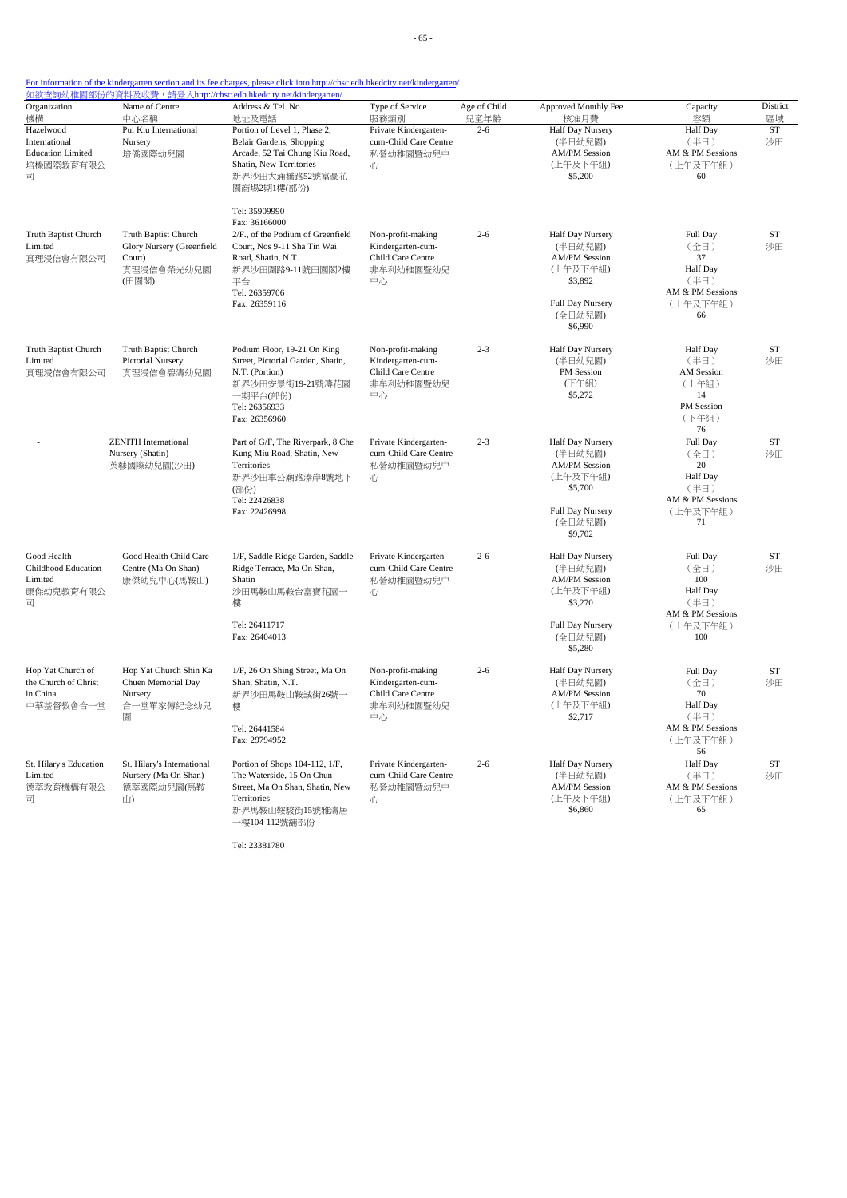For information of the kindergarten section and its fee charges, please click into http://chsc.edb.hkedcity.net/kindergarten/
如欲查詢幼稚園部份的資料及收費，請登入http://chsc.edb.hkedcity.net/kindergarten/

| Organization 機構 | Name of Centre 中心名稱 | Address & Tel. No. 地址及電話 | Type of Service 服務類別 | Age of Child 兒童年齡 | Approved Monthly Fee 核准月費 | Capacity 容額 | District 區域 |
|---|---|---|---|---|---|---|---|
| Hazelwood International Education Limited 培榛國際教育有限公司 | Pui Kiu International Nursery 培僑國際幼兒園 | Portion of Level 1, Phase 2, Belair Gardens, Shopping Arcade, 52 Tai Chung Kiu Road, Shatin, New Territories 新界沙田大涌橋路52號富豪花園商場2期1樓(部份)<br><br>Tel: 35909990<br>Fax: 36166000 | Private Kindergarten-cum-Child Care Centre 私營幼稚園暨幼兒中心 | 2-6 | Half Day Nursery (半日幼兒園) AM/PM Session (上午及下午組) $5,200 | Half Day (半日) AM & PM Sessions (上午及下午組) 60 | ST 沙田 |
| Truth Baptist Church Limited 真理浸信會有限公司 | Truth Baptist Church Glory Nursery (Greenfield Court) 真理浸信會榮光幼兒園(田園閣) | 2/F., of the Podium of Greenfield Court, Nos 9-11 Sha Tin Wai Road, Shatin, N.T. 新界沙田圍路9-11號田園閣2樓平台<br>Tel: 26359706<br>Fax: 26359116 | Non-profit-making Kindergarten-cum-Child Care Centre 非牟利幼稚園暨幼兒中心 | 2-6 | Half Day Nursery (半日幼兒園) AM/PM Session (上午及下午組) $3,892<br><br>Full Day Nursery (全日幼兒園) $6,990 | Full Day (全日) 37<br>Half Day (半日) AM & PM Sessions (上午及下午組) 66 | ST 沙田 |
| Truth Baptist Church Limited 真理浸信會有限公司 | Truth Baptist Church Pictorial Nursery 真理浸信會碧濤幼兒園 | Podium Floor, 19-21 On King Street, Pictorial Garden, Shatin, N.T. (Portion) 新界沙田安景街19-21號濤花園一期平台(部份)<br>Tel: 26356933<br>Fax: 26356960 | Non-profit-making Kindergarten-cum-Child Care Centre 非牟利幼稚園暨幼兒中心 | 2-3 | Half Day Nursery (半日幼兒園) PM Session (下午組) $5,272 | Half Day (半日) AM Session (上午組) 14<br>PM Session (下午組) 76 | ST 沙田 |
| - | ZENITH International Nursery (Shatin) 英藝國際幼兒園(沙田) | Part of G/F, The Riverpark, 8 Che Kung Miu Road, Shatin, New Territories 新界沙田車公廟路溱岸8號地下(部份)<br>Tel: 22426838<br>Fax: 22426998 | Private Kindergarten-cum-Child Care Centre 私營幼稚園暨幼兒中心 | 2-3 | Half Day Nursery (半日幼兒園) AM/PM Session (上午及下午組) $5,700<br><br>Full Day Nursery (全日幼兒園) $9,702 | Full Day (全日) 20<br>Half Day (半日) AM & PM Sessions (上午及下午組) 71 | ST 沙田 |
| Good Health Childhood Education Limited 康傑幼兒教育有限公司 | Good Health Child Care Centre (Ma On Shan) 康傑幼兒中心(馬鞍山) | 1/F, Saddle Ridge Garden, Saddle Ridge Terrace, Ma On Shan, Shatin 沙田馬鞍山馬鞍台富寶花園一樓<br><br>Tel: 26411717<br>Fax: 26404013 | Private Kindergarten-cum-Child Care Centre 私營幼稚園暨幼兒中心 | 2-6 | Half Day Nursery (半日幼兒園) AM/PM Session (上午及下午組) $3,270<br><br>Full Day Nursery (全日幼兒園) $5,280 | Full Day (全日) 100<br>Half Day (半日) AM & PM Sessions (上午及下午組) 100 | ST 沙田 |
| Hop Yat Church of the Church of Christ in China 中華基督教會合一堂 | Hop Yat Church Shin Ka Chuen Memorial Day Nursery 合一堂單家傳紀念幼兒園 | 1/F, 26 On Shing Street, Ma On Shan, Shatin, N.T. 新界沙田馬鞍山鞍誠街26號一樓<br><br>Tel: 26441584<br>Fax: 29794952 | Non-profit-making Kindergarten-cum-Child Care Centre 非牟利幼稚園暨幼兒中心 | 2-6 | Half Day Nursery (半日幼兒園) AM/PM Session (上午及下午組) $2,717 | Full Day (全日) 70<br>Half Day (半日) AM & PM Sessions (上午及下午組) 56 | ST 沙田 |
| St. Hilary's Education Limited 德萃教育機構有限公司 | St. Hilary's International Nursery (Ma On Shan) 德萃國際幼兒園(馬鞍山) | Portion of Shops 104-112, 1/F, The Waterside, 15 On Chun Street, Ma On Shan, Shatin, New Territories 新界馬鞍山鞍駿街15號雅濤居一樓104-112號舖部份<br><br>Tel: 23381780 | Private Kindergarten-cum-Child Care Centre 私營幼稚園暨幼兒中心 | 2-6 | Half Day Nursery (半日幼兒園) AM/PM Session (上午及下午組) $6,860 | Half Day (半日) AM & PM Sessions (上午及下午組) 65 | ST 沙田 |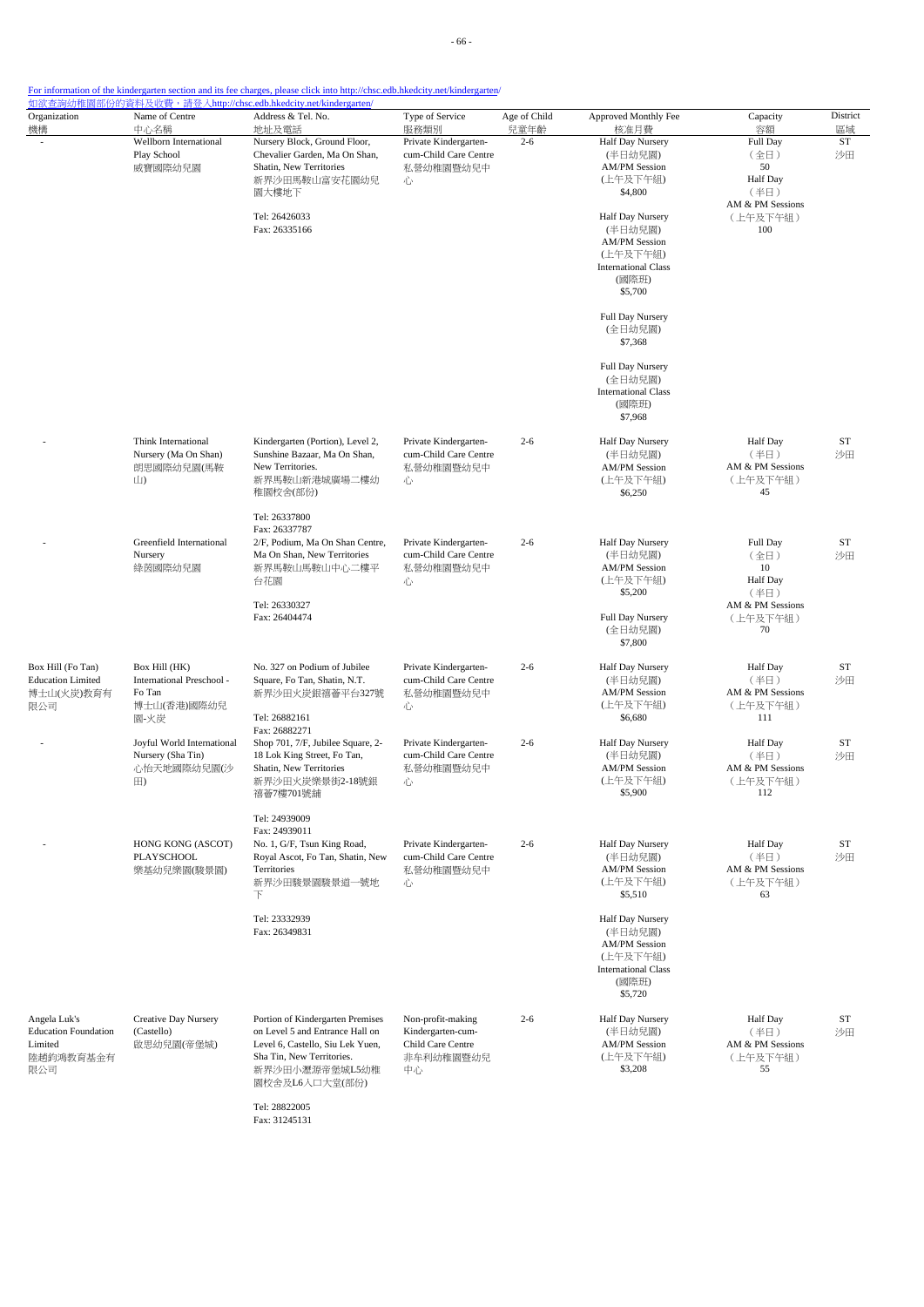For information of the kindergarten section and its fee charges, please click into http://chsc.edb.hkedcity.net/kindergarten/
如欲查詢幼稚園部份的資料及收費，請登入http://chsc.edb.hkedcity.net/kindergarten/

| Organization 機構 | Name of Centre 中心名稱 | Address & Tel. No. 地址及電話 | Type of Service 服務類別 | Age of Child 兒童年齡 | Approved Monthly Fee 核准月費 | Capacity 容額 | District 區域 |
|---|---|---|---|---|---|---|---|
| - | Wellborn International Play School 威寶國際幼兒園 | Nursery Block, Ground Floor, Chevalier Garden, Ma On Shan, Shatin, New Territories 新界沙田馬鞍山富安花園幼兒園大樓地下 Tel: 26426033 Fax: 26335166 | Private Kindergarten-cum-Child Care Centre 私營幼稚園暨幼兒中心 | 2-6 | Half Day Nursery (半日幼兒園) AM/PM Session (上午及下午組) $4,800<br>Half Day Nursery (半日幼兒園) AM/PM Session (上午及下午組) International Class (國際班) $5,700<br>Full Day Nursery (全日幼兒園) $7,368<br>Full Day Nursery (全日幼兒園) International Class (國際班) $7,968 | Full Day (全日) 50<br>Half Day (半日) AM & PM Sessions (上午及下午組) 100 | ST 沙田 |
| - | Think International Nursery (Ma On Shan) 朗思國際幼兒園(馬鞍山) | Kindergarten (Portion), Level 2, Sunshine Bazaar, Ma On Shan, New Territories. 新界馬鞍山新港城廣場二樓幼稚園校舍(部份) Tel: 26337800 Fax: 26337787 | Private Kindergarten-cum-Child Care Centre 私營幼稚園暨幼兒中心 | 2-6 | Half Day Nursery (半日幼兒園) AM/PM Session (上午及下午組) $6,250 | Half Day (半日) AM & PM Sessions (上午及下午組) 45 | ST 沙田 |
| - | Greenfield International Nursery 綠茵國際幼兒園 | 2/F, Podium, Ma On Shan Centre, Ma On Shan, New Territories 新界馬鞍山馬鞍山中心二樓平台花園 Tel: 26330327 Fax: 26404474 | Private Kindergarten-cum-Child Care Centre 私營幼稚園暨幼兒中心 | 2-6 | Half Day Nursery (半日幼兒園) AM/PM Session (上午及下午組) $5,200<br>Full Day Nursery (全日幼兒園) $7,800 | Full Day (全日) 10<br>Half Day (半日) AM & PM Sessions (上午及下午組) 70 | ST 沙田 |
| Box Hill (Fo Tan) Education Limited 博士山(火炭)教育有限公司 | Box Hill (HK) International Preschool - Fo Tan 博士山(香港)國際幼兒園-火炭 | No. 327 on Podium of Jubilee Square, Fo Tan, Shatin, N.T. 新界沙田火炭銀禧薈平台327號 Tel: 26882161 Fax: 26882271 | Private Kindergarten-cum-Child Care Centre 私營幼稚園暨幼兒中心 | 2-6 | Half Day Nursery (半日幼兒園) AM/PM Session (上午及下午組) $6,680 | Half Day (半日) AM & PM Sessions (上午及下午組) 111 | ST 沙田 |
| - | Joyful World International Nursery (Sha Tin) 心怡天地國際幼兒園(沙田) | Shop 701, 7/F, Jubilee Square, 2-18 Lok King Street, Fo Tan, Shatin, New Territories 新界沙田火炭樂景街2-18號銀禧薈7樓701號舖 Tel: 24939009 Fax: 24939011 | Private Kindergarten-cum-Child Care Centre 私營幼稚園暨幼兒中心 | 2-6 | Half Day Nursery (半日幼兒園) AM/PM Session (上午及下午組) $5,900 | Half Day (半日) AM & PM Sessions (上午及下午組) 112 | ST 沙田 |
| - | HONG KONG (ASCOT) PLAYSCHOOL 樂基幼兒樂園(駿景園) | No. 1, G/F, Tsun King Road, Royal Ascot, Fo Tan, Shatin, New Territories 新界沙田駿景園駿景道一號地下 Tel: 23332939 Fax: 26349831 | Private Kindergarten-cum-Child Care Centre 私營幼稚園暨幼兒中心 | 2-6 | Half Day Nursery (半日幼兒園) AM/PM Session (上午及下午組) $5,510<br>Half Day Nursery (半日幼兒園) AM/PM Session (上午及下午組) International Class (國際班) $5,720 | Half Day (半日) AM & PM Sessions (上午及下午組) 63 | ST 沙田 |
| Angela Luk's Education Foundation Limited 陸趙鈞鴻教育基金有限公司 | Creative Day Nursery (Castello) 啟思幼兒園(帝堡城) | Portion of Kindergarten Premises on Level 5 and Entrance Hall on Level 6, Castello, Siu Lek Yuen, Sha Tin, New Territories. 新界沙田小瀝源帝堡城L5幼稚園校舍及L6入口大堂(部份) Tel: 28822005 Fax: 31245131 | Non-profit-making Kindergarten-cum-Child Care Centre 非牟利幼稚園暨幼兒中心 | 2-6 | Half Day Nursery (半日幼兒園) AM/PM Session (上午及下午組) $3,208 | Half Day (半日) AM & PM Sessions (上午及下午組) 55 | ST 沙田 |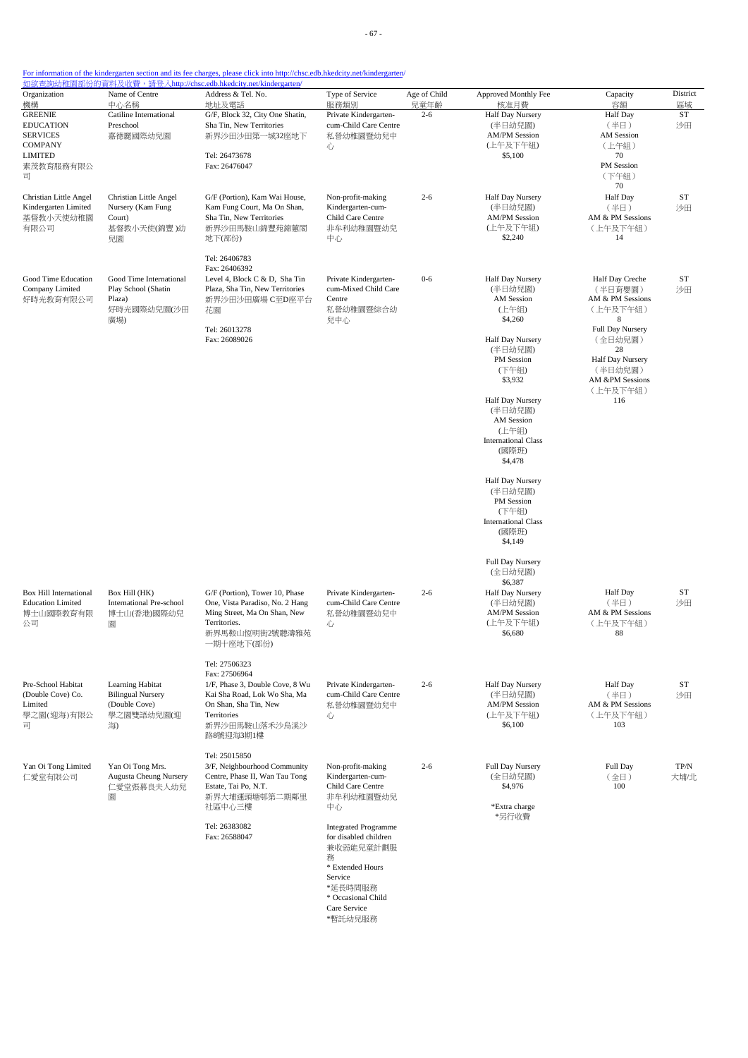For information of the kindergarten section and its fee charges, please click into http://chsc.edb.hkedcity.net/kindergarten/
如欲查詢幼稚園部份的資料及收費，請登入http://chsc.edb.hkedcity.net/kindergarten/

| Organization 機構 | Name of Centre 中心名稱 | Address & Tel. No. 地址及電話 | Type of Service 服務類別 | Age of Child 兒童年齡 | Approved Monthly Fee 核准月費 | Capacity 容額 | District 區域 |
|---|---|---|---|---|---|---|---|
| GREENIE EDUCATION SERVICES COMPANY LIMITED 素茂教育服務有限公司 | Catiline International Preschool 嘉德麗國際幼兒園 | G/F, Block 32, City One Shatin, Sha Tin, New Territories 新界沙田沙田第一城32座地下<br>Tel: 26473678<br>Fax: 26476047 | Private Kindergarten-cum-Child Care Centre 私營幼稚園暨幼兒中心 | 2-6 | Half Day Nursery (半日幼兒園) AM/PM Session (上午及下午組) $5,100 | Half Day (半日) AM Session (上午組) 70<br>PM Session (下午組) 70 | ST 沙田 |
| Christian Little Angel Kindergarten Limited 基督教小天使幼稚園有限公司 | Christian Little Angel Nursery (Kam Fung Court) 基督教小天使(錦豐)幼兒園 | G/F (Portion), Kam Wai House, Kam Fung Court, Ma On Shan, Sha Tin, New Territories 新界沙田馬鞍山錦豐苑錦蕙閣地下(部份)<br>Tel: 26406783<br>Fax: 26406392 | Non-profit-making Kindergarten-cum-Child Care Centre 非牟利幼稚園暨幼兒中心 | 2-6 | Half Day Nursery (半日幼兒園) AM/PM Session (上午及下午組) $2,240 | Half Day (半日) AM & PM Sessions (上午及下午組) 14 | ST 沙田 |
| Good Time Education Company Limited 好時光教育有限公司 | Good Time International Play School (Shatin Plaza) 好時光國際幼兒園(沙田廣場) | Level 4, Block C & D, Sha Tin Plaza, Sha Tin, New Territories 新界沙田沙田廣場 C至D座平台花園<br>Tel: 26013278<br>Fax: 26089026 | Private Kindergarten-cum-Mixed Child Care Centre 私營幼稚園暨綜合幼兒中心 | 0-6 | Half Day Nursery (半日幼兒園) AM Session (上午組) $4,260<br>Half Day Nursery (半日幼兒園) PM Session (下午組) $3,932<br>Half Day Nursery (半日幼兒園) AM Session (上午組) International Class (國際班) $4,478<br>Half Day Nursery (半日幼兒園) PM Session (下午組) International Class (國際班) $4,149<br>Full Day Nursery (全日幼兒園) $6,387 | Half Day Creche (半日育嬰園) AM & PM Sessions (上午及下午組) 8<br>Full Day Nursery (全日幼兒園) 28<br>Half Day Nursery (半日幼兒園) AM &PM Sessions (上午及下午組) 116 | ST 沙田 |
| Box Hill International Education Limited 博士山國際教育有限公司 | Box Hill (HK) International Pre-school 博士山(香港)國際幼兒園 | G/F (Portion), Tower 10, Phase One, Vista Paradiso, No. 2 Hang Ming Street, Ma On Shan, New Territories. 新界馬鞍山恆明街2號聽濤雅苑一期十座地下(部份)<br>Tel: 27506323<br>Fax: 27506964 | Private Kindergarten-cum-Child Care Centre 私營幼稚園暨幼兒中心 | 2-6 | Half Day Nursery (半日幼兒園) AM/PM Session (上午及下午組) $6,680 | Half Day (半日) AM & PM Sessions (上午及下午組) 88 | ST 沙田 |
| Pre-School Habitat (Double Cove) Co. Limited 學之園(迎海)有限公司 | Learning Habitat Bilingual Nursery (Double Cove) 學之園雙語幼兒園(迎海) | 1/F, Phase 3, Double Cove, 8 Wu Kai Sha Road, Lok Wo Sha, Ma On Shan, Sha Tin, New Territories 新界沙田馬鞍山落禾沙烏溪沙路8號迎海3期1樓<br>Tel: 25015850 | Private Kindergarten-cum-Child Care Centre 私營幼稚園暨幼兒中心 | 2-6 | Half Day Nursery (半日幼兒園) AM/PM Session (上午及下午組) $6,100 | Half Day (半日) AM & PM Sessions (上午及下午組) 103 | ST 沙田 |
| Yan Oi Tong Limited 仁愛堂有限公司 | Yan Oi Tong Mrs. Augusta Cheung Nursery 仁愛堂張慕良夫人幼兒園 | 3/F, Neighbourhood Community Centre, Phase II, Wan Tau Tong Estate, Tai Po, N.T. 新界大埔運頭塘邨第二期鄰里社區中心三樓<br>Tel: 26383082<br>Fax: 26588047 | Non-profit-making Kindergarten-cum-Child Care Centre 非牟利幼稚園暨幼兒中心<br>Integrated Programme for disabled children 兼收弱能兒童計劃服務<br>* Extended Hours Service *延長時間服務<br>* Occasional Child Care Service *暫託幼兒服務 | 2-6 | Full Day Nursery (全日幼兒園) $4,976<br>*Extra charge *另行收費 | Full Day (全日) 100 | TP/N 大埔/北 |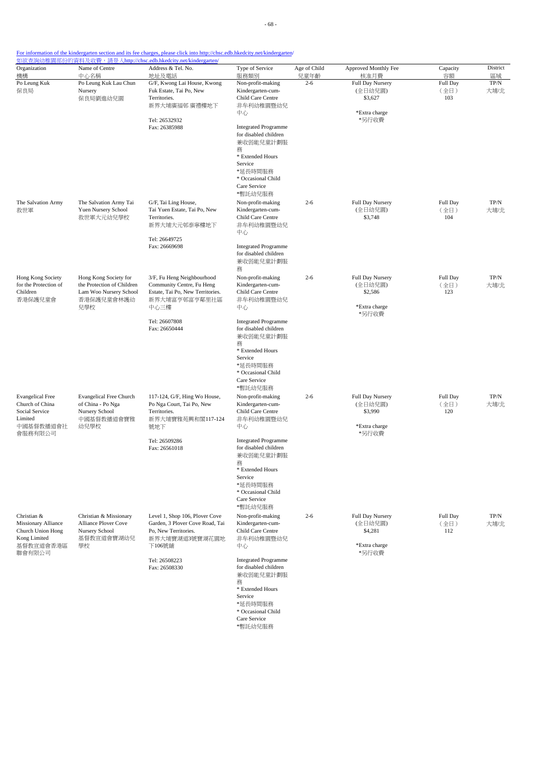For information of the kindergarten section and its fee charges, please click into http://chsc.edb.hkedcity.net/kindergarten/
如欲查詢幼稚園部份的資料及收費，請登入http://chsc.edb.hkedcity.net/kindergarten/

| Organization 機構 | Name of Centre 中心名稱 | Address & Tel. No. 地址及電話 | Type of Service 服務類別 | Age of Child 兒童年齡 | Approved Monthly Fee 核准月費 | Capacity 容額 | District 區域 |
|---|---|---|---|---|---|---|---|
| Po Leung Kuk 保良局 | Po Leung Kuk Lau Chun Nursery 保良局劉進幼兒園 | G/F, Kwong Lai House, Kwong Fuk Estate, Tai Po, New Territories. 新界大埔廣福邨 廣禮樓地下 Tel: 26532932 Fax: 26385988 | Non-profit-making Child Care Centre 非牟利幼稚園暨幼兒中心 Integrated Programme for disabled children 兼收弱能兒童計劃服務 * Extended Hours Service *延長時間服務 * Occasional Child Care Service *暫託幼兒服務 | 2-6 | Full Day Nursery (全日幼兒園) $3,627 *Extra charge *另行收費 | Full Day (全日) 103 | TP/N 大埔/北 |
| The Salvation Army 救世軍 | The Salvation Army Tai Yuen Nursery School 救世軍大元幼兒學校 | G/F, Tai Ling House, Tai Yuen Estate, Tai Po, New Territories. 新界大埔大元邨泰寧樓地下 Tel: 26649725 Fax: 26669698 | Non-profit-making Kindergarten-cum-Child Care Centre 非牟利幼稚園暨幼兒中心 Integrated Programme for disabled children 兼收弱能兒童計劃服務 | 2-6 | Full Day Nursery (全日幼兒園) $3,748 | Full Day (全日) 104 | TP/N 大埔/北 |
| Hong Kong Society for the Protection of Children 香港保護兒童會 | Hong Kong Society for the Protection of Children Lam Woo Nursery School 香港保護兒童會林護幼兒學校 | 3/F, Fu Heng Neighbourhood Community Centre, Fu Heng Estate, Tai Po, New Territories. 新界大埔富亨邨富亨鄰里社區中心三樓 Tel: 26607808 Fax: 26650444 | Non-profit-making Kindergarten-cum-Child Care Centre 非牟利幼稚園暨幼兒中心 Integrated Programme for disabled children 兼收弱能兒童計劃服務 * Extended Hours Service *延長時間服務 * Occasional Child Care Service *暫託幼兒服務 | 2-6 | Full Day Nursery (全日幼兒園) $2,586 *Extra charge *另行收費 | Full Day (全日) 123 | TP/N 大埔/北 |
| Evangelical Free Church of China Social Service Limited 中國基督教播道會社會服務有限公司 | Evangelical Free Church of China - Po Nga Nursery School 中國基督教播道會寶雅幼兒學校 | 117-124, G/F, Hing Wo House, Po Nga Court, Tai Po, New Territories. 新界大埔寶雅苑興和閣117-124號地下 Tel: 26509286 Fax: 26561018 | Non-profit-making Kindergarten-cum-Child Care Centre 非牟利幼稚園暨幼兒中心 Integrated Programme for disabled children 兼收弱能兒童計劃服務 * Extended Hours Service *延長時間服務 * Occasional Child Care Service *暫託幼兒服務 | 2-6 | Full Day Nursery (全日幼兒園) $3,990 *Extra charge *另行收費 | Full Day (全日) 120 | TP/N 大埔/北 |
| Christian & Missionary Alliance Church Union Hong Kong Limited 基督教宣道會香港區聯會有限公司 | Christian & Missionary Alliance Plover Cove Nursery School 基督教宣道會寶湖幼兒學校 | Level 1, Shop 106, Plover Cove Garden, 3 Plover Cove Road, Tai Po, New Territories. 新界大埔寶湖道3號寶湖花園地下106號舖 Tel: 26508223 Fax: 26508330 | Non-profit-making Kindergarten-cum-Child Care Centre 非牟利幼稚園暨幼兒中心 Integrated Programme for disabled children 兼收弱能兒童計劃服務 * Extended Hours Service *延長時間服務 * Occasional Child Care Service *暫託幼兒服務 | 2-6 | Full Day Nursery (全日幼兒園) $4,281 *Extra charge *另行收費 | Full Day (全日) 112 | TP/N 大埔/北 |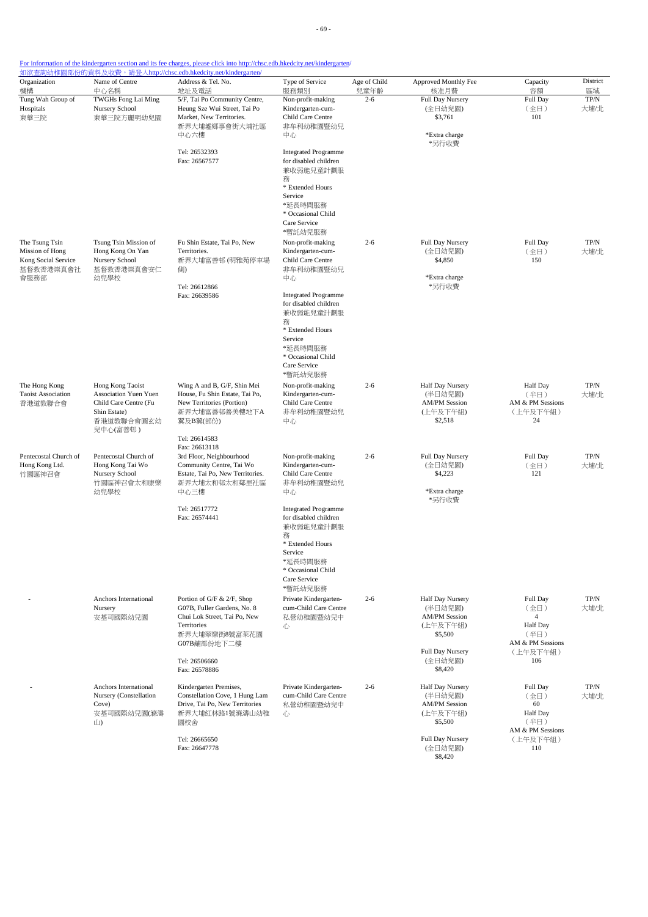[For information of the kindergarten section and its fee charges, please click into http://chsc.edb.hkedcity.net/kindergarten/](http://chsc.edb.hkedcity.net/kindergarten/)
[如欲查詢幼稚園部份的資料及收費，請登入http://chsc.edb.hkedcity.net/kindergarten/](http://chsc.edb.hkedcity.net/kindergarten/)

| Organization 機構 | Name of Centre 中心名稱 | Address & Tel. No. 地址及電話 | Type of Service 服務類別 | Age of Child 兒童年齡 | Approved Monthly Fee 核准月費 | Capacity 容額 | District 區域 |
|---|---|---|---|---|---|---|---|
| Tung Wah Group of Hospitals 東華三院 | TWGHs Fong Lai Ming Nursery School 東華三院方麗明幼兒園 | 5/F, Tai Po Community Centre, Heung Sze Wui Street, Tai Po Market, New Territories. 新界大埔墟鄉事會街大埔社區中心六樓<br>Tel: 26532393<br>Fax: 26567577 | Non-profit-making Kindergarten-cum-Child Care Centre 非牟利幼稚園暨幼兒中心<br>Integrated Programme for disabled children 兼收弱能兒童計劃服務<br>* Extended Hours Service *延長時間服務<br>* Occasional Child Care Service *暫託幼兒服務 | 2-6 | Full Day Nursery (全日幼兒園) $3,761<br>*Extra charge *另行收費 | Full Day (全日) 101 | TP/N 大埔/北 |
| The Tsung Tsin Mission of Hong Kong Social Service 基督教香港崇真會社會服務部 | Tsung Tsin Mission of Hong Kong On Yan Nursery School 基督教香港崇真會安仁幼兒學校 | Fu Shin Estate, Tai Po, New Territories. 新界大埔富善邨 (明雅苑停車場側)<br>Tel: 26612866<br>Fax: 26639586 | Non-profit-making Kindergarten-cum-Child Care Centre 非牟利幼稚園暨幼兒中心<br>Integrated Programme for disabled children 兼收弱能兒童計劃服務<br>* Extended Hours Service *延長時間服務<br>* Occasional Child Care Service *暫託幼兒服務 | 2-6 | Full Day Nursery (全日幼兒園) $4,850<br>*Extra charge *另行收費 | Full Day (全日) 150 | TP/N 大埔/北 |
| The Hong Kong Taoist Association 香港道教聯合會 | Hong Kong Taoist Association Yuen Yuen Child Care Centre (Fu Shin Estate) 香港道教聯合會圓玄幼兒中心(富善邨) | Wing A and B, G/F, Shin Mei House, Fu Shin Estate, Tai Po, New Territories (Portion) 新界大埔富善邨善美樓地下A翼及B翼(部份)<br>Tel: 26614583<br>Fax: 26613118 | Non-profit-making Kindergarten-cum-Child Care Centre 非牟利幼稚園暨幼兒中心 | 2-6 | Half Day Nursery (半日幼兒園) AM/PM Session (上午及下午組) $2,518 | Half Day (半日) AM & PM Sessions (上午及下午組) 24 | TP/N 大埔/北 |
| Pentecostal Church of Hong Kong Ltd. 竹園區神召會 | Pentecostal Church of Hong Kong Tai Wo Nursery School 竹園區神召會太和康樂幼兒學校 | 3rd Floor, Neighbourhood Community Centre, Tai Wo Estate, Tai Po, New Territories. 新界大埔太和邨太和鄰里社區中心三樓<br>Tel: 26517772<br>Fax: 26574441 | Non-profit-making Kindergarten-cum-Child Care Centre 非牟利幼稚園暨幼兒中心<br>Integrated Programme for disabled children 兼收弱能兒童計劃服務<br>* Extended Hours Service *延長時間服務<br>* Occasional Child Care Service *暫託幼兒服務 | 2-6 | Full Day Nursery (全日幼兒園) $4,223<br>*Extra charge *另行收費 | Full Day (全日) 121 | TP/N 大埔/北 |
| - | Anchors International Nursery 安基司國際幼兒園 | Portion of G/F & 2/F, Shop G07B, Fuller Gardens, No. 8 Chui Lok Street, Tai Po, New Territories 新界大埔翠樂街8號富萊花園G07B舖部份地下二樓<br>Tel: 26506660<br>Fax: 26578886 | Private Kindergarten-cum-Child Care Centre 私營幼稚園暨幼兒中心 | 2-6 | Half Day Nursery (半日幼兒園) AM/PM Session (上午及下午組) $5,500<br>Full Day Nursery (全日幼兒園) $8,420 | Full Day (全日) 4<br>Half Day (半日) AM & PM Sessions (上午及下午組) 106 | TP/N 大埔/北 |
| - | Anchors International Nursery (Constellation Cove) 安基司國際幼兒園(瀛濤山) | Kindergarten Premises, Constellation Cove, 1 Hung Lam Drive, Tai Po, New Territories 新界大埔紅林路1號瀛濤山幼稚園校舍<br>Tel: 26665650<br>Fax: 26647778 | Private Kindergarten-cum-Child Care Centre 私營幼稚園暨幼兒中心 | 2-6 | Half Day Nursery (半日幼兒園) AM/PM Session (上午及下午組) $5,500<br>Full Day Nursery (全日幼兒園) $8,420 | Full Day (全日) 60<br>Half Day (半日) AM & PM Sessions (上午及下午組) 110 | TP/N 大埔/北 |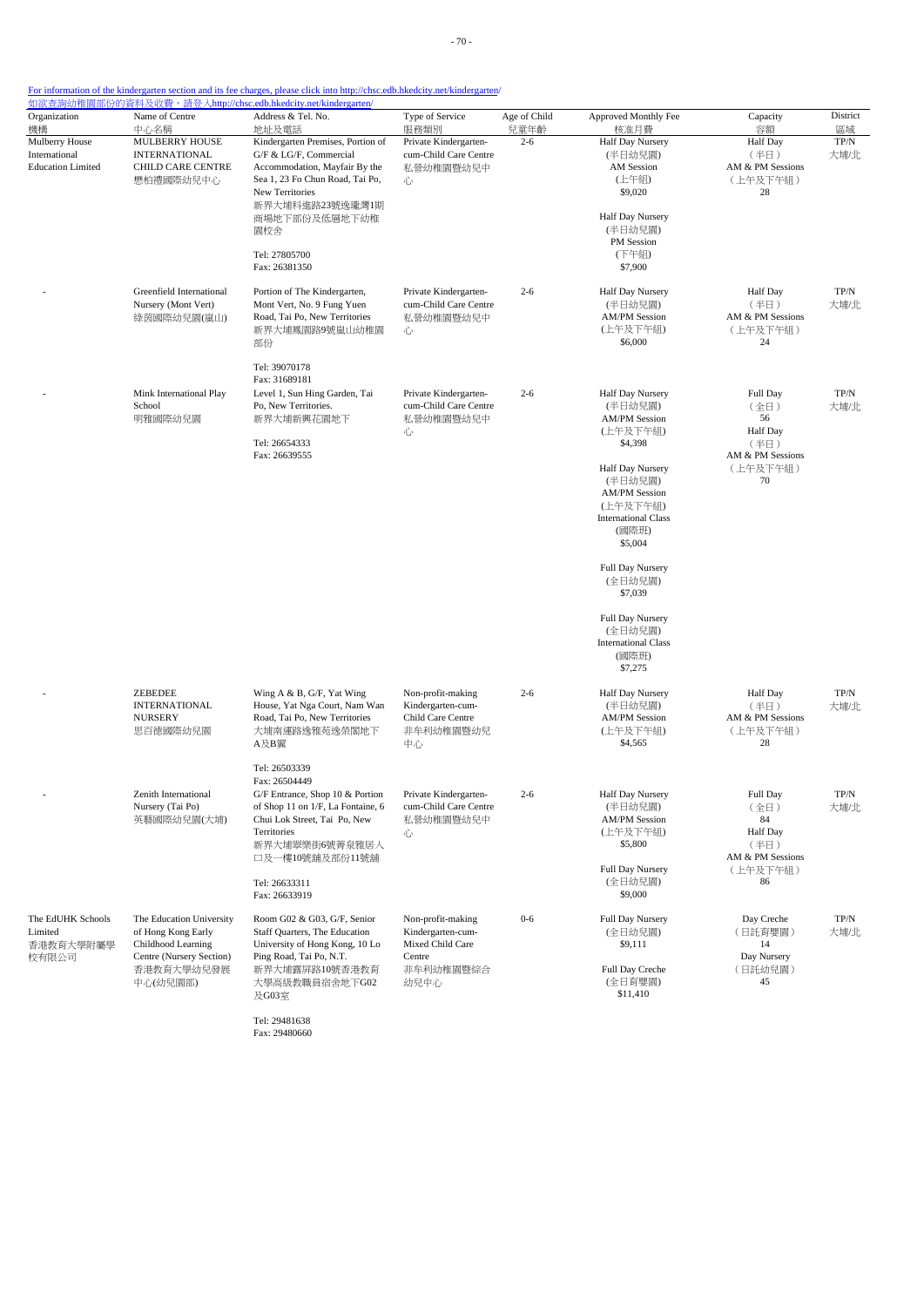For information of the kindergarten section and its fee charges, please click into http://chsc.edb.hkedcity.net/kindergarten/
如欲查詢幼稚園部份的資料及收費，請登入http://chsc.edb.hkedcity.net/kindergarten/

| Organization 機構 | Name of Centre 中心名稱 | Address & Tel. No. 地址及電話 | Type of Service 服務類別 | Age of Child 兒童年齡 | Approved Monthly Fee 核准月費 | Capacity 容額 | District 區域 |
|---|---|---|---|---|---|---|---|
| Mulberry House International Education Limited | MULBERRY HOUSE INTERNATIONAL CHILD CARE CENTRE 懋柏禮國際幼兒中心 | Kindergarten Premises, Portion of G/F & LG/F, Commercial Accommodation, Mayfair By the Sea 1, 23 Fo Chun Road, Tai Po, New Territories 新界大埔科進路23號逸瓏灣1期商場地下部份及低層地下幼稚園校舍 Tel: 27805700 Fax: 26381350 | Private Kindergarten-cum-Child Care Centre 私營幼稚園暨幼兒中心 | 2-6 | Half Day Nursery (半日幼兒園) AM Session (上午組) $9,020<br>Half Day Nursery (半日幼兒園) PM Session (下午組) $7,900 | Half Day AM & PM Sessions (上午及下午組) 28 | TP/N 大埔/北 |
| - | Greenfield International Nursery (Mont Vert) 綠茵國際幼兒園(嵐山) | Portion of The Kindergarten, Mont Vert, No. 9 Fung Yuen Road, Tai Po, New Territories 新界大埔鳳園路9號嵐山幼稚園部份 Tel: 39070178 Fax: 31689181 | Private Kindergarten-cum-Child Care Centre 私營幼稚園暨幼兒中心 | 2-6 | Half Day Nursery (半日幼兒園) AM/PM Session (上午及下午組) $6,000 | Half Day (半日) AM & PM Sessions (上午及下午組) 24 | TP/N 大埔/北 |
| - | Mink International Play School 明雅國際幼兒園 | Level 1, Sun Hing Garden, Tai Po, New Territories. 新界大埔新興花園地下 Tel: 26654333 Fax: 26639555 | Private Kindergarten-cum-Child Care Centre 私營幼稚園暨幼兒中心 | 2-6 | Half Day Nursery (半日幼兒園) AM/PM Session (上午及下午組) $4,398<br>Half Day Nursery (半日幼兒園) AM/PM Session (上午及下午組) International Class (國際班) $5,004<br>Full Day Nursery (全日幼兒園) $7,039<br>Full Day Nursery (全日幼兒園) International Class (國際班) $7,275 | Full Day (全日) 56<br>Half Day (半日) AM & PM Sessions (上午及下午組) 70 | TP/N 大埔/北 |
| - | ZEBEDEE INTERNATIONAL NURSERY 思百德國際幼兒園 | Wing A & B, G/F, Yat Wing House, Yat Nga Court, Nam Wan Road, Tai Po, New Territories 大埔南運路逸雅苑逸榮閣地下A及B翼 Tel: 26503339 Fax: 26504449 | Non-profit-making Kindergarten-cum-Child Care Centre 非牟利幼稚園暨幼兒中心 | 2-6 | Half Day Nursery (半日幼兒園) AM/PM Session (上午及下午組) $4,565 | Half Day (半日) AM & PM Sessions (上午及下午組) 28 | TP/N 大埔/北 |
| - | Zenith International Nursery (Tai Po) 英藝國際幼兒園(大埔) | G/F Entrance, Shop 10 & Portion of Shop 11 on 1/F, La Fontaine, 6 Chui Lok Street, Tai Po, New Territories 新界大埔翠樂街6號菁泉雅居入口及一樓10號舖及部份11號舖 Tel: 26633311 Fax: 26633919 | Private Kindergarten-cum-Child Care Centre 私營幼稚園暨幼兒中心 | 2-6 | Half Day Nursery (半日幼兒園) AM/PM Session (上午及下午組) $5,800<br>Full Day Nursery (全日幼兒園) $9,000 | Full Day (全日) 84<br>Half Day (半日) AM & PM Sessions (上午及下午組) 86 | TP/N 大埔/北 |
| The EdUHK Schools Limited 香港教育大學附屬學校有限公司 | The Education University of Hong Kong Early Childhood Learning Centre (Nursery Section) 香港教育大學幼兒發展中心(幼兒園部) | Room G02 & G03, G/F, Senior Staff Quarters, The Education University of Hong Kong, 10 Lo Ping Road, Tai Po, N.T. 新界大埔露屏路10號香港教育大學高級教職員宿舍地下G02及G03室 Tel: 29481638 Fax: 29480660 | Non-profit-making Kindergarten-cum-Mixed Child Care Centre 非牟利幼稚園暨綜合幼兒中心 | 0-6 | Full Day Nursery (全日幼兒園) $9,111<br>Full Day Creche (全日育嬰園) $11,410 | Day Creche (日託育嬰園) 14<br>Day Nursery (日託幼兒園) 45 | TP/N 大埔/北 |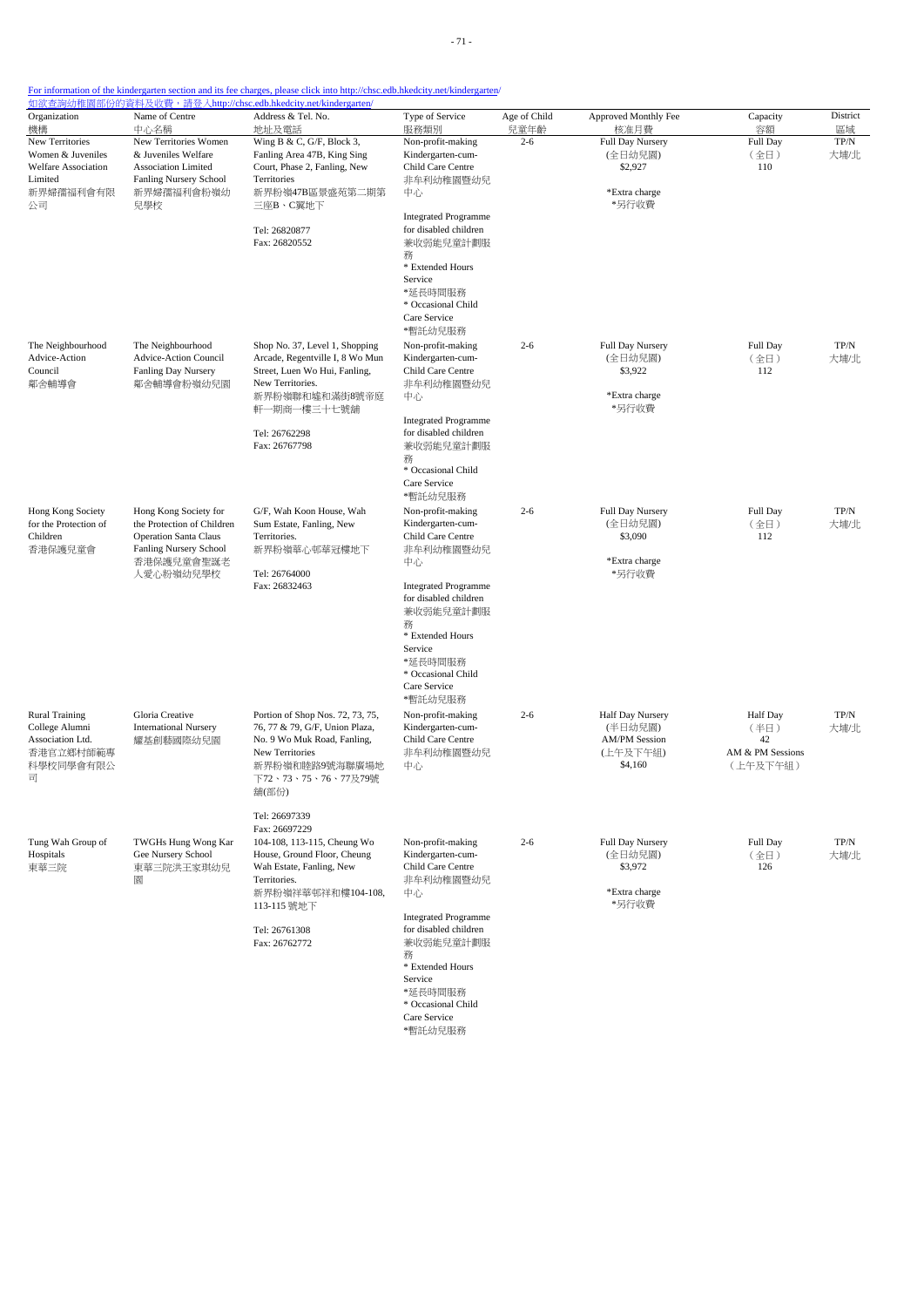For information of the kindergarten section and its fee charges, please click into http://chsc.edb.hkedcity.net/kindergarten/
如欲查詢幼稚園部份的資料及收費，請登入http://chsc.edb.hkedcity.net/kindergarten/

| Organization 機構 | Name of Centre 中心名稱 | Address & Tel. No. 地址及電話 | Type of Service 服務類別 | Age of Child 兒童年齡 | Approved Monthly Fee 核准月費 | Capacity 容額 | District 區域 |
|---|---|---|---|---|---|---|---|
| New Territories Women & Juveniles Welfare Association Limited 新界婦孺福利會有限公司 | New Territories Women & Juveniles Welfare Association Limited Fanling Nursery School 新界婦孺福利會粉嶺幼兒學校 | Wing B & C, G/F, Block 3, Fanling Area 47B, King Sing Court, Phase 2, Fanling, New Territories 新界粉嶺47B區景盛苑第二期第三座B、C翼地下 Tel: 26820877 Fax: 26820552 | Non-profit-making Kindergarten-cum-Child Care Centre 非牟利幼稚園暨幼兒中心 Integrated Programme for disabled children 兼收弱能兒童計劃服務 * Extended Hours Service *延長時間服務 * Occasional Child Care Service *暫託幼兒服務 | 2-6 | Full Day Nursery (全日幼兒園) $2,927 *Extra charge *另行收費 | Full Day (全日) 110 | TP/N 大埔/北 |
| The Neighbourhood Advice-Action Council 鄰舍輔導會 | The Neighbourhood Advice-Action Council Fanling Day Nursery 鄰舍輔導會粉嶺幼兒園 | Shop No. 37, Level 1, Shopping Arcade, Regentville I, 8 Wo Mun Street, Luen Wo Hui, Fanling, New Territories. 新界粉嶺聯和墟和滿街8號帝庭軒一期商一樓三十七號舖 Tel: 26762298 Fax: 26767798 | Non-profit-making Kindergarten-cum-Child Care Centre 非牟利幼稚園暨幼兒中心 Integrated Programme for disabled children 兼收弱能兒童計劃服務 * Occasional Child Care Service *暫託幼兒服務 | 2-6 | Full Day Nursery (全日幼兒園) $3,922 *Extra charge *另行收費 | Full Day (全日) 112 | TP/N 大埔/北 |
| Hong Kong Society for the Protection of Children 香港保護兒童會 | Hong Kong Society for the Protection of Children Operation Santa Claus Fanling Nursery School 香港保護兒童會聖誕老人愛心粉嶺幼兒學校 | G/F, Wah Koon House, Wah Sum Estate, Fanling, New Territories. 新界粉嶺華心邨華冠樓地下 Tel: 26764000 Fax: 26832463 | Non-profit-making Kindergarten-cum-Child Care Centre 非牟利幼稚園暨幼兒中心 Integrated Programme for disabled children 兼收弱能兒童計劃服務 * Extended Hours Service *延長時間服務 * Occasional Child Care Service *暫託幼兒服務 | 2-6 | Full Day Nursery (全日幼兒園) $3,090 *Extra charge *另行收費 | Full Day (全日) 112 | TP/N 大埔/北 |
| Rural Training College Alumni Association Ltd. 香港官立鄉村師範專科學校同學會有限公司 | Gloria Creative International Nursery 耀基創藝國際幼兒園 | Portion of Shop Nos. 72, 73, 75, 76, 77 & 79, G/F, Union Plaza, No. 9 Wo Muk Road, Fanling, New Territories 新界粉嶺和睦路9號海聯廣場地下72、73、75、76、77及79號舖(部份) Tel: 26697339 Fax: 26697229 | Non-profit-making Kindergarten-cum-Child Care Centre 非牟利幼稚園暨幼兒中心 | 2-6 | Half Day Nursery (半日幼兒園) AM/PM Session (上午及下午組) $4,160 | Half Day (半日) 42 AM & PM Sessions (上午及下午組) | TP/N 大埔/北 |
| Tung Wah Group of Hospitals 東華三院 | TWGHs Hung Wong Kar Gee Nursery School 東華三院洪王家琪幼兒園 | 104-108, 113-115, Cheung Wo House, Ground Floor, Cheung Wah Estate, Fanling, New Territories. 新界粉嶺祥華邨祥和樓104-108, 113-115 號地下 Tel: 26761308 Fax: 26762772 | Non-profit-making Kindergarten-cum-Child Care Centre 非牟利幼稚園暨幼兒中心 Integrated Programme for disabled children 兼收弱能兒童計劃服務 * Extended Hours Service *延長時間服務 * Occasional Child Care Service *暫託幼兒服務 | 2-6 | Full Day Nursery (全日幼兒園) $3,972 *Extra charge *另行收費 | Full Day (全日) 126 | TP/N 大埔/北 |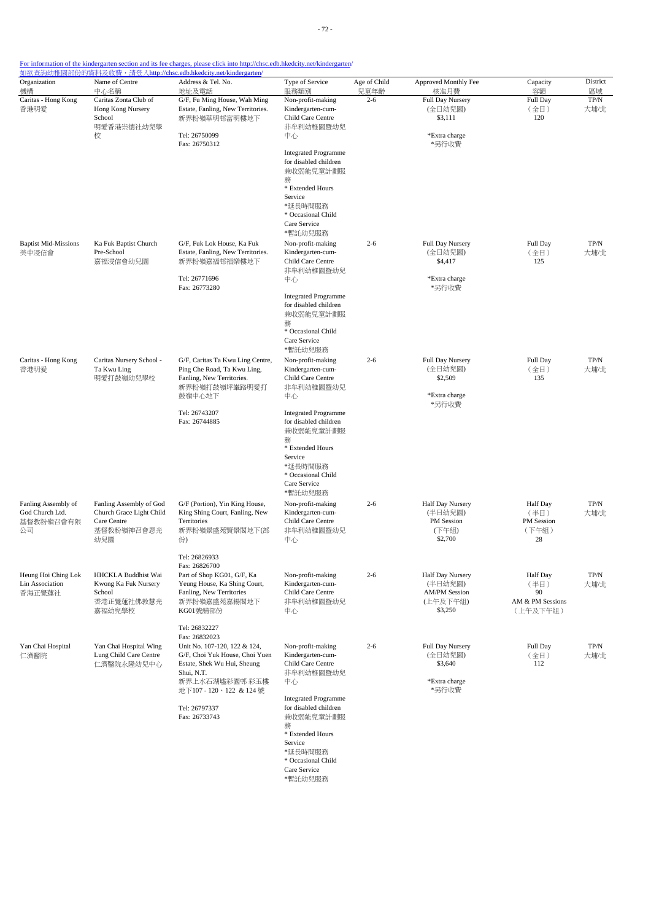For information of the kindergarten section and its fee charges, please click into http://chsc.edb.hkedcity.net/kindergarten/
如欲查詢幼稚園部份的資料及收費，請登入http://chsc.edb.hkedcity.net/kindergarten/

| Organization 機構 | Name of Centre 中心名稱 | Address & Tel. No. 地址及電話 | Type of Service 服務類別 | Age of Child 兒童年齡 | Approved Monthly Fee 核准月費 | Capacity 容額 | District 區域 |
|---|---|---|---|---|---|---|---|
| Caritas - Hong Kong 香港明愛 | Caritas Zonta Club of Hong Kong Nursery School 明愛香港崇德社幼兒學校 | G/F, Fu Ming House, Wah Ming Estate, Fanling, New Territories. 新界粉嶺華明邨富明樓地下 Tel: 26750099 Fax: 26750312 | Non-profit-making Child Care Centre 非牟利幼稚園暨幼兒中心 Integrated Programme for disabled children 兼收弱能兒童計劃服務 * Extended Hours Service *延長時間服務 * Occasional Child Care Service *暫託幼兒服務 | 2-6 | Full Day Nursery (全日幼兒園) $3,111 *Extra charge *另行收費 | Full Day (全日) 120 | TP/N 大埔/北 |
| Baptist Mid-Missions 美中浸信會 | Ka Fuk Baptist Church Pre-School 嘉福浸信會幼兒園 | G/F, Fuk Lok House, Ka Fuk Estate, Fanling, New Territories. 新界粉嶺嘉福邨福樂樓地下 Tel: 26771696 Fax: 26773280 | Non-profit-making Kindergarten-cum-Child Care Centre 非牟利幼稚園暨幼兒中心 Integrated Programme for disabled children 兼收弱能兒童計劃服務 * Occasional Child Care Service *暫託幼兒服務 | 2-6 | Full Day Nursery (全日幼兒園) $4,417 *Extra charge *另行收費 | Full Day (全日) 125 | TP/N 大埔/北 |
| Caritas - Hong Kong 香港明愛 | Caritas Nursery School - Ta Kwu Ling 明愛打鼓嶺幼兒學校 | G/F, Caritas Ta Kwu Ling Centre, Ping Che Road, Ta Kwu Ling, Fanling, New Territories. 新界粉嶺打鼓嶺坪輋路明愛打鼓嶺中心地下 Tel: 26743207 Fax: 26744885 | Non-profit-making Kindergarten-cum-Child Care Centre 非牟利幼稚園暨幼兒中心 Integrated Programme for disabled children 兼收弱能兒童計劃服務 * Extended Hours Service *延長時間服務 * Occasional Child Care Service *暫託幼兒服務 | 2-6 | Full Day Nursery (全日幼兒園) $2,509 *Extra charge *另行收費 | Full Day (全日) 135 | TP/N 大埔/北 |
| Fanling Assembly of God Church Ltd. 基督教粉嶺神召會有限公司 | Fanling Assembly of God Church Grace Light Child Care Centre 基督教粉嶺神召會恩光幼兒園 | G/F (Portion), Yin King House, King Shing Court, Fanling, New Territories 新界粉嶺景盛苑賢景閣地下(部份) Tel: 26826933 Fax: 26826700 | Non-profit-making Kindergarten-cum-Child Care Centre 非牟利幼稚園暨幼兒中心 | 2-6 | Half Day Nursery (半日幼兒園) PM Session (下午組) $2,700 | Half Day (半日) PM Session (下午組) 28 | TP/N 大埔/北 |
| Heung Hoi Ching Lok Lin Association 香海正覺蓮社 | HHCKLA Buddhist Wai Kwong Ka Fuk Nursery School 香港正覺蓮社佛教慧光嘉福幼兒學校 | Part of Shop KG01, G/F, Ka Yeung House, Ka Shing Court, Fanling, New Territories 新界粉嶺嘉盛苑嘉揚閣地下KG01號舖部份 Tel: 26832227 Fax: 26832023 | Non-profit-making Kindergarten-cum-Child Care Centre 非牟利幼稚園暨幼兒中心 | 2-6 | Half Day Nursery (半日幼兒園) AM/PM Session (上午及下午組) $3,250 | Half Day (半日) 90 AM & PM Sessions (上午及下午組) | TP/N 大埔/北 |
| Yan Chai Hospital 仁濟醫院 | Yan Chai Hospital Wing Lung Child Care Centre 仁濟醫院永隆幼兒中心 | Unit No. 107-120, 122 & 124, G/F, Choi Yuk House, Choi Yuen Estate, Shek Wu Hui, Sheung Shui, N.T. 新界上水石湖墟彩園邨 彩玉樓地下107 - 120、122 & 124 號 Tel: 26797337 Fax: 26733743 | Non-profit-making Kindergarten-cum-Child Care Centre 非牟利幼稚園暨幼兒中心 Integrated Programme for disabled children 兼收弱能兒童計劃服務 * Extended Hours Service *延長時間服務 * Occasional Child Care Service *暫託幼兒服務 | 2-6 | Full Day Nursery (全日幼兒園) $3,640 *Extra charge *另行收費 | Full Day (全日) 112 | TP/N 大埔/北 |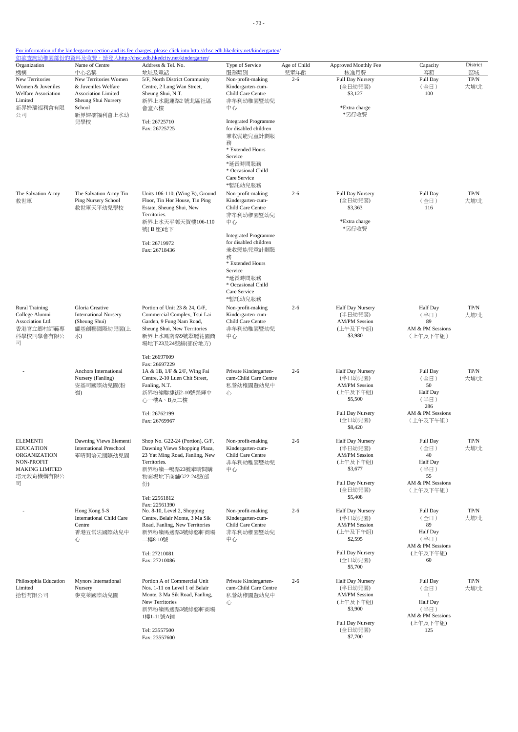For information of the kindergarten section and its fee charges, please click into http://chsc.edb.hkedcity.net/kindergarten/
如欲查詢幼稚園部份的資料及收費，請登入http://chsc.edb.hkedcity.net/kindergarten/

| Organization 機構 | Name of Centre 中心名稱 | Address & Tel. No. 地址及電話 | Type of Service 服務類別 | Age of Child 兒童年齡 | Approved Monthly Fee 核准月費 | Capacity 容額 | District 區域 |
|---|---|---|---|---|---|---|---|
| New Territories Women & Juveniles Welfare Association Limited 新界婦孺福利會有限公司 | New Territories Women & Juveniles Welfare Association Limited Sheung Shui Nursery School 新界婦孺福利會上水幼兒學校 | 5/F, North District Community Centre, 2 Lung Wan Street, Sheung Shui, N.T. 新界上水龍運路2 號北區社區會堂六樓<br>Tel: 26725710<br>Fax: 26725725 | Non-profit-making Child Care Centre 非牟利幼兒中心<br>Integrated Programme for disabled children 兼收弱能兒童計劃服務<br>* Extended Hours Service *延長時間服務<br>* Occasional Child Care Service *暫託幼兒服務 | 2-6 | Full Day Nursery (全日幼兒園) $3,127<br>*Extra charge *另行收費 | Full Day (全日) 100 | TP/N 大埔/北 |
| The Salvation Army 救世軍 | The Salvation Army Tin Ping Nursery School 救世軍天平幼兒學校 | Units 106-110, (Wing B), Ground Floor, Tin Hor House, Tin Ping Estate, Sheung Shui, New Territories. 新界上水天平邨天賀樓106-110號( B 座)地下<br>Tel: 26719972<br>Fax: 26718436 | Non-profit-making Kindergarten-cum-Child Care Centre 非牟利幼稚園暨幼兒中心<br>Integrated Programme for disabled children 兼收弱能兒童計劃服務<br>* Extended Hours Service *延長時間服務<br>* Occasional Child Care Service *暫託幼兒服務 | 2-6 | Full Day Nursery (全日幼兒園) $3,363<br>*Extra charge *另行收費 | Full Day (全日) 116 | TP/N 大埔/北 |
| Rural Training College Alumni Association Ltd. 香港官立鄉村師範專科學校同學會有限公司 | Gloria Creative International Nursery (Sheung Shui) 耀基創藝國際幼兒園(上水) | Portion of Unit 23 & 24, G/F, Commercial Complex, Tsui Lai Garden, 9 Fung Nam Road, Sheung Shui, New Territories 新界上水鳳南路9號翠麗花園商場地下23及24號舖(部份地方)<br>Tel: 26697009<br>Fax: 26697229 | Non-profit-making Kindergarten-cum-Child Care Centre 非牟利幼稚園暨幼兒中心 | 2-6 | Half Day Nursery (半日幼兒園) AM/PM Session (上午及下午組) $3,980 | Half Day (半日) 89<br>AM & PM Sessions (上午及下午組) | TP/N 大埔/北 |
| - | Anchors International Nursery (Fanling) 安基司國際幼兒園(粉嶺) | 1A & 1B, 1/F & 2/F, Wing Fai Centre, 2-10 Luen Chit Street, Fanling, N.T. 新界粉嶺聯捷街2-10號榮輝中心一樓A、B及二樓<br>Tel: 26762199<br>Fax: 26769967 | Private Kindergarten-cum-Child Care Centre 私營幼稚園暨幼兒中心 | 2-6 | Half Day Nursery (半日幼兒園) AM/PM Session (上午及下午組) $5,500<br>Full Day Nursery (全日幼兒園) $8,420 | Full Day (全日) 50<br>Half Day (半日) 286<br>AM & PM Sessions (上午及下午組) | TP/N 大埔/北 |
| ELEMENTI EDUCATION ORGANIZATION NON-PROFIT MAKING LIMITED 培元教育機構有限公司 | Dawning Views Elementi International Preschool 牽晴間培元國際幼兒園 | Shop No. G22-24 (Portion), G/F, Dawning Views Shopping Plaza, 23 Yat Ming Road, Fanling, New Territories. 新界粉嶺一鳴路23號牽晴間購物商場地下商舖G22-24號(部份)<br>Tel: 22561812<br>Fax: 22561390 | Non-profit-making Kindergarten-cum-Child Care Centre 非牟利幼稚園暨幼兒中心 | 2-6 | Half Day Nursery (半日幼兒園) AM/PM Session (上午及下午組) $3,677<br>Full Day Nursery (全日幼兒園) $5,408 | Full Day (全日) 40<br>Half Day (半日) 55<br>AM & PM Sessions (上午及下午組) | TP/N 大埔/北 |
| - | Hong Kong 5-S International Child Care Centre 香港五常法國際幼兒中心 | No. 8-10, Level 2, Shopping Centre, Belair Monte, 3 Ma Sik Road, Fanling, New Territories 新界粉嶺馬適路3號綠悠軒商場二樓8-10號<br>Tel: 27210081<br>Fax: 27210086 | Non-profit-making Kindergarten-cum-Child Care Centre 非牟利幼稚園暨幼兒中心 | 2-6 | Half Day Nursery (半日幼兒園) AM/PM Session (上午及下午組) $2,595<br>Full Day Nursery (全日幼兒園) $5,700 | Full Day (全日) 89<br>Half Day (半日)<br>AM & PM Sessions (上午及下午組) 60 | TP/N 大埔/北 |
| Philosophia Education Limited 拾哲有限公司 | Mynors International Nursery 麥克萊國際幼兒園 | Portion A of Commercial Unit Nos. 1-11 on Level 1 of Belair Monte, 3 Ma Sik Road, Fanling, New Territories 新界粉嶺馬適路3號綠悠軒商場1樓1-11號A鋪<br>Tel: 23557500<br>Fax: 23557600 | Private Kindergarten-cum-Child Care Centre 私營幼稚園暨幼兒中心 | 2-6 | Half Day Nursery (半日幼兒園) AM/PM Session (上午及下午組) $3,900<br>Full Day Nursery (全日幼兒園) $7,700 | Full Day (全日) 1<br>Half Day (半日)<br>AM & PM Sessions (上午及下午組) 125 | TP/N 大埔/北 |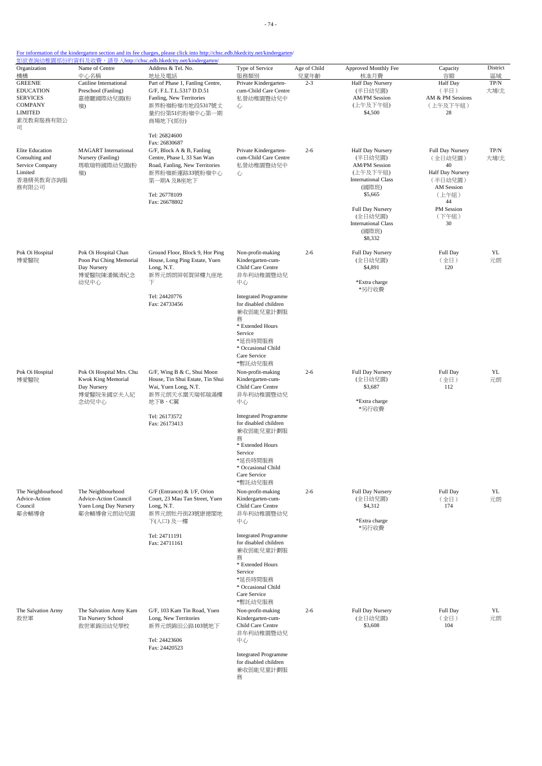For information of the kindergarten section and its fee charges, please click into http://chsc.edb.hkedcity.net/kindergarten/
如欲查詢幼稚園部份的資料及收費，請登入http://chsc.edb.hkedcity.net/kindergarten/

| Organization 機構 | Name of Centre 中心名稱 | Address & Tel. No. 地址及電話 | Type of Service 服務類別 | Age of Child 兒童年齡 | Approved Monthly Fee 核准月費 | Capacity 容額 | District 區域 |
|---|---|---|---|---|---|---|---|
| GREENIE EDUCATION SERVICES COMPANY LIMITED 素茂教育服務有限公司 | Catiline International Preschool (Fanling) 嘉德麗國際幼兒園(粉嶺) | Part of Phase 1, Fanling Centre, G/F, F.L.T.L.5317 D.D.51 Fanling, New Territories 新界粉嶺粉嶺市地段5317號丈量約份第51約粉嶺中心第一期商場地下(部份) Tel: 26824600 Fax: 26830687 | Private Kindergarten-cum-Child Care Centre 私營幼稚園暨幼兒中心 | 2-3 | Half Day Nursery (半日幼兒園) AM/PM Session (上午及下午組) $4,500 | Half Day (半日) AM & PM Sessions (上午及下午組) 28 | TP/N 大埔/北 |
| Elite Education Consulting and Service Company Limited 香港精英教育咨詢服務有限公司 | MAGART International Nursery (Fanling) 瑪歌瑞特國際幼兒園(粉嶺) | G/F, Block A & B, Fanling Centre, Phase I, 33 San Wan Road, Fanling, New Territories 新界粉嶺新運路33號粉嶺中心第一期A 及B座地下 Tel: 26778109 Fax: 26678802 | Private Kindergarten-cum-Child Care Centre 私營幼稚園暨幼兒中心 | 2-6 | Half Day Nursery (半日幼兒園) AM/PM Session (上午及下午組) International Class (國際班) $5,665<br>Full Day Nursery (全日幼兒園) International Class (國際班) $8,332 | Full Day Nursery (全日幼兒園) 40<br>Half Day Nursery (半日幼兒園) AM Session (上午組) 44<br>PM Session (下午組) 30 | TP/N 大埔/北 |
| Pok Oi Hospital 博愛醫院 | Pok Oi Hospital Chan Poon Pui Ching Memorial Day Nursery 博愛醫院陳潘佩清紀念幼兒中心 | Ground Floor, Block 9, Hor Ping House, Long Ping Estate, Yuen Long, N.T. 新界元朗朗屏邨賀屏樓九座地下 Tel: 24420776 Fax: 24733456 | Non-profit-making Kindergarten-cum-Child Care Centre 非牟利幼稚園暨幼兒中心<br>Integrated Programme for disabled children 兼收弱能兒童計劃服務<br>* Extended Hours Service *延長時間服務<br>* Occasional Child Care Service *暫託幼兒服務 | 2-6 | Full Day Nursery (全日幼兒園) $4,891<br>*Extra charge *另行收費 | Full Day (全日) 120 | YL 元朗 |
| Pok Oi Hospital 博愛醫院 | Pok Oi Hospital Mrs. Chu Kwok King Memorial Day Nursery 博愛醫院朱國京夫人紀念幼兒中心 | G/F, Wing B & C, Shui Moon House, Tin Shui Estate, Tin Shui Wai, Yuen Long, N.T. 新界元朗天水圍天瑞邨瑞滿樓地下B、C翼 Tel: 26173572 Fax: 26173413 | Non-profit-making Kindergarten-cum-Child Care Centre 非牟利幼稚園暨幼兒中心<br>Integrated Programme for disabled children 兼收弱能兒童計劃服務<br>* Extended Hours Service *延長時間服務<br>* Occasional Child Care Service *暫託幼兒服務 | 2-6 | Full Day Nursery (全日幼兒園) $3,687<br>*Extra charge *另行收費 | Full Day (全日) 112 | YL 元朗 |
| The Neighbourhood Advice-Action Council 鄰舍輔導會 | The Neighbourhood Advice-Action Council Yuen Long Day Nursery 鄰舍輔導會元朗幼兒園 | G/F (Entrance) & 1/F, Orion Court, 23 Mau Tan Street, Yuen Long, N.T. 新界元朗牡丹街23號康德閣地下(入口) 及一樓 Tel: 24711191 Fax: 24711161 | Non-profit-making Kindergarten-cum-Child Care Centre 非牟利幼稚園暨幼兒中心<br>Integrated Programme for disabled children 兼收弱能兒童計劃服務<br>* Extended Hours Service *延長時間服務<br>* Occasional Child Care Service *暫託幼兒服務 | 2-6 | Full Day Nursery (全日幼兒園) $4,312<br>*Extra charge *另行收費 | Full Day (全日) 174 | YL 元朗 |
| The Salvation Army 救世軍 | The Salvation Army Kam Tin Nursery School 救世軍錦田幼兒學校 | G/F, 103 Kam Tin Road, Yuen Long, New Territories 新界元朗錦田公路103號地下 Tel: 24423606 Fax: 24420523 | Non-profit-making Kindergarten-cum-Child Care Centre 非牟利幼稚園暨幼兒中心<br>Integrated Programme for disabled children 兼收弱能兒童計劃服務 | 2-6 | Full Day Nursery (全日幼兒園) $3,608 | Full Day (全日) 104 | YL 元朗 |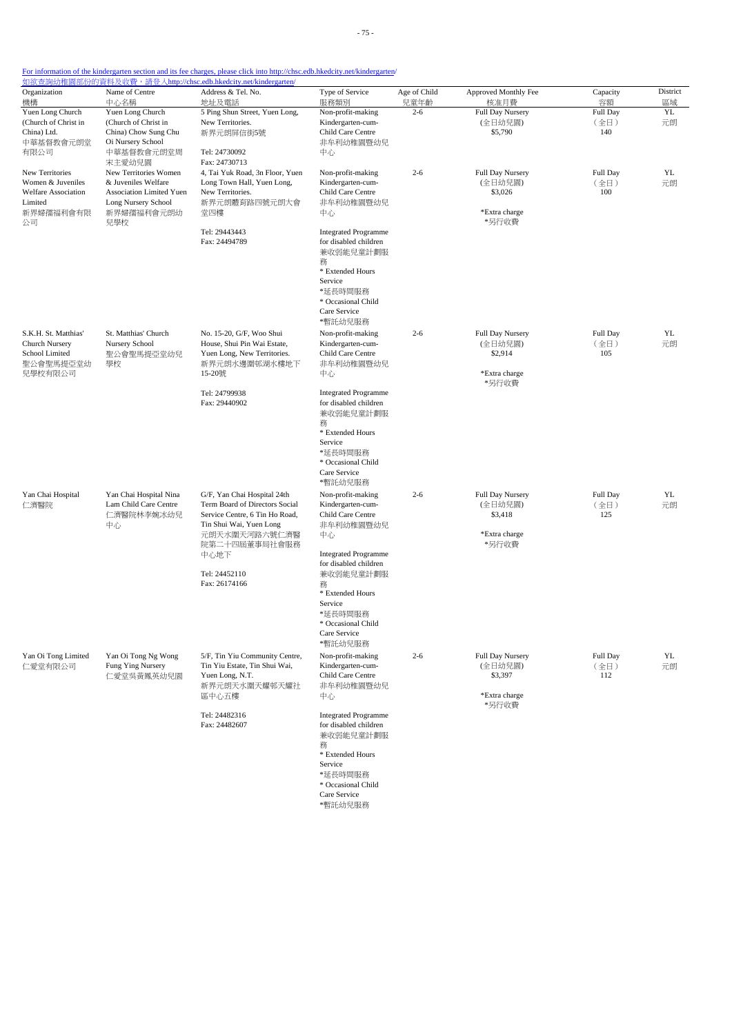For information of the kindergarten section and its fee charges, please click into http://chsc.edb.hkedcity.net/kindergarten/
如欲查詢幼稚園部份的資料及收費，請登入http://chsc.edb.hkedcity.net/kindergarten/

| Organization 機構 | Name of Centre 中心名稱 | Address & Tel. No. 地址及電話 | Type of Service 服務類別 | Age of Child 兒童年齡 | Approved Monthly Fee 核准月費 | Capacity 容額 | District 區域 |
|---|---|---|---|---|---|---|---|
| Yuen Long Church (Church of Christ in China) Ltd. 中華基督教會元朗堂有限公司 | Yuen Long Church (Church of Christ in China) Chow Sung Chu Oi Nursery School 中華基督教會元朗堂周宋主愛幼兒園 | 5 Ping Shun Street, Yuen Long, New Territories. 新界元朗屏信街5號<br><br>Tel: 24730092<br>Fax: 24730713 | Non-profit-making Kindergarten-cum-Child Care Centre 非牟利幼稚園暨幼兒中心 | 2-6 | Full Day Nursery (全日幼兒園) $5,790 | Full Day (全日) 140 | YL 元朗 |
| New Territories Women & Juveniles Welfare Association Limited 新界婦孺福利會有限公司 | New Territories Women & Juveniles Welfare Association Limited Yuen Long Nursery School 新界婦孺福利會元朗幼兒學校 | 4, Tai Yuk Road, 3n Floor, Yuen Long Town Hall, Yuen Long, New Territories. 新界元朗體育路四號元朗大會堂四樓<br><br>Tel: 29443443<br>Fax: 24494789 | Non-profit-making Kindergarten-cum-Child Care Centre 非牟利幼稚園暨幼兒中心<br><br>Integrated Programme for disabled children 兼收弱能兒童計劃服務<br>* Extended Hours Service *延長時間服務<br>* Occasional Child Care Service *暫託幼兒服務 | 2-6 | Full Day Nursery (全日幼兒園) $3,026<br><br>*Extra charge *另行收費 | Full Day (全日) 100 | YL 元朗 |
| S.K.H. St. Matthias' Church Nursery School Limited 聖公會聖馬提亞堂幼兒學校有限公司 | St. Matthias' Church Nursery School 聖公會聖馬提亞堂幼兒學校 | No. 15-20, G/F, Woo Shui House, Shui Pin Wai Estate, Yuen Long, New Territories. 新界元朗水邊圍邨湖水樓地下15-20號<br><br>Tel: 24799938<br>Fax: 29440902 | Non-profit-making Kindergarten-cum-Child Care Centre 非牟利幼稚園暨幼兒中心<br><br>Integrated Programme for disabled children 兼收弱能兒童計劃服務<br>* Extended Hours Service *延長時間服務<br>* Occasional Child Care Service *暫託幼兒服務 | 2-6 | Full Day Nursery (全日幼兒園) $2,914<br><br>*Extra charge *另行收費 | Full Day (全日) 105 | YL 元朗 |
| Yan Chai Hospital 仁濟醫院 | Yan Chai Hospital Nina Lam Child Care Centre 仁濟醫院林李婉冰幼兒中心 | G/F, Yan Chai Hospital 24th Term Board of Directors Social Service Centre, 6 Tin Ho Road, Tin Shui Wai, Yuen Long 元朗天水圍天河路六號仁濟醫院第二十四屆董事局社會服務中心地下<br><br>Tel: 24452110<br>Fax: 26174166 | Non-profit-making Kindergarten-cum-Child Care Centre 非牟利幼稚園暨幼兒中心<br><br>Integrated Programme for disabled children 兼收弱能兒童計劃服務<br>* Extended Hours Service *延長時間服務<br>* Occasional Child Care Service *暫託幼兒服務 | 2-6 | Full Day Nursery (全日幼兒園) $3,418<br><br>*Extra charge *另行收費 | Full Day (全日) 125 | YL 元朗 |
| Yan Oi Tong Limited 仁愛堂有限公司 | Yan Oi Tong Ng Wong Fung Ying Nursery 仁愛堂吳黃鳳英幼兒園 | 5/F, Tin Yiu Community Centre, Tin Yiu Estate, Tin Shui Wai, Yuen Long, N.T. 新界元朗天水圍天耀邨天耀社區中心五樓<br><br>Tel: 24482316<br>Fax: 24482607 | Non-profit-making Kindergarten-cum-Child Care Centre 非牟利幼稚園暨幼兒中心<br><br>Integrated Programme for disabled children 兼收弱能兒童計劃服務<br>* Extended Hours Service *延長時間服務<br>* Occasional Child Care Service *暫託幼兒服務 | 2-6 | Full Day Nursery (全日幼兒園) $3,397<br><br>*Extra charge *另行收費 | Full Day (全日) 112 | YL 元朗 |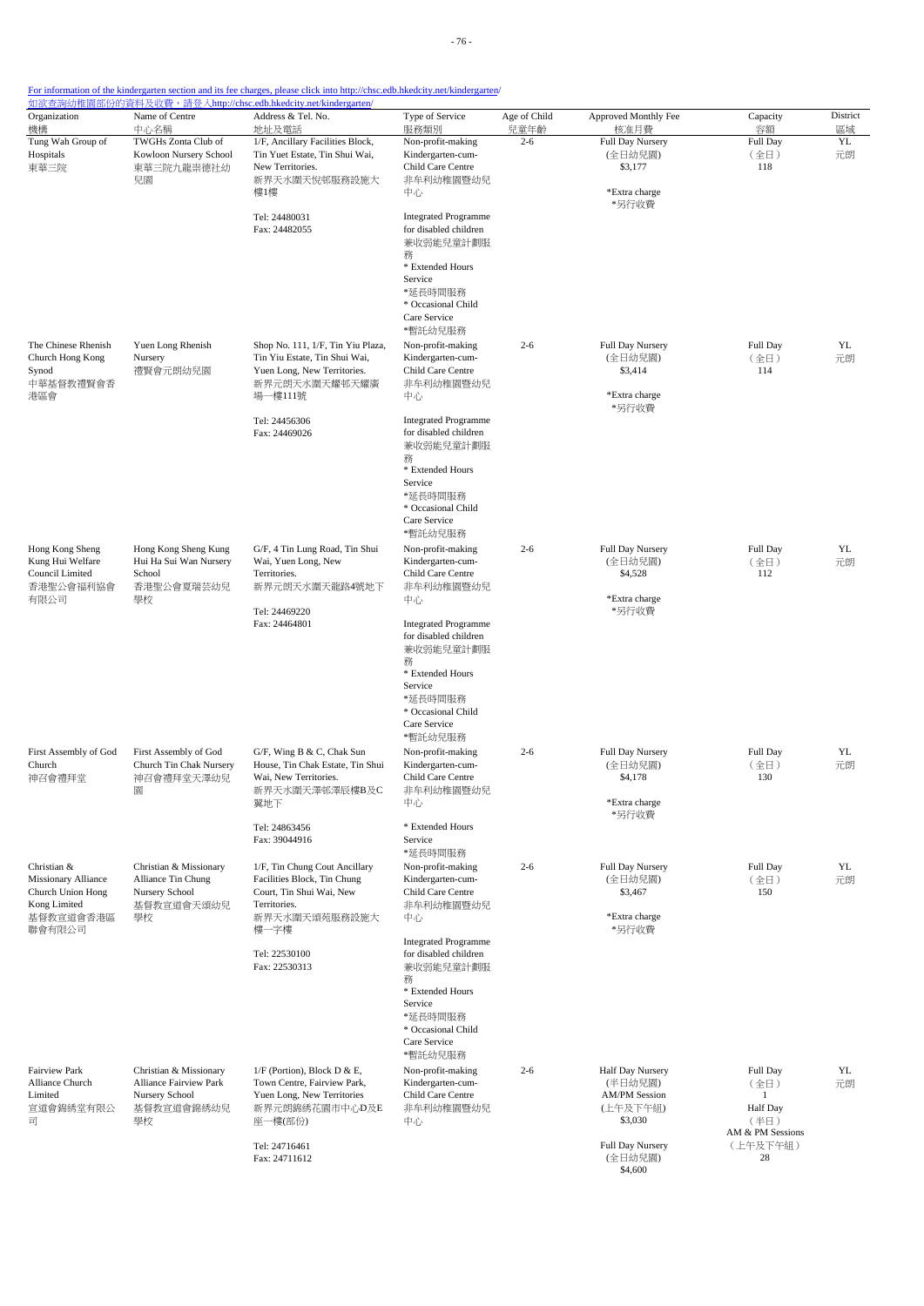For information of the kindergarten section and its fee charges, please click into http://chsc.edb.hkedcity.net/kindergarten/
如欲查詢幼稚園部份的資料及收費，請登入http://chsc.edb.hkedcity.net/kindergarten/

| Organization 機構 | Name of Centre 中心名稱 | Address & Tel. No. 地址及電話 | Type of Service 服務類別 | Age of Child 兒童年齡 | Approved Monthly Fee 核准月費 | Capacity 容額 | District 區域 |
|---|---|---|---|---|---|---|---|
| Tung Wah Group of Hospitals 東華三院 | TWGHs Zonta Club of Kowloon Nursery School 東華三院九龍崇德社幼兒園 | 1/F, Ancillary Facilities Block, Tin Yuet Estate, Tin Shui Wai, New Territories. 新界天水圍天悅邨服務設施大樓1樓<br><br>Tel: 24480031<br>Fax: 24482055 | Non-profit-making Kindergarten-cum-Child Care Centre 非牟利幼稚園暨幼兒中心<br><br>Integrated Programme for disabled children 兼收弱能兒童計劃服務<br>* Extended Hours Service *延長時間服務<br>* Occasional Child Care Service *暫託幼兒服務 | 2-6 | Full Day Nursery (全日幼兒園) $3,177<br><br>*Extra charge *另行收費 | Full Day (全日) 118 | YL 元朗 |
| The Chinese Rhenish Church Hong Kong Synod 中華基督教禮賢會香港區會 | Yuen Long Rhenish Nursery 禮賢會元朗幼兒園 | Shop No. 111, 1/F, Tin Yiu Plaza, Tin Yiu Estate, Tin Shui Wai, Yuen Long, New Territories. 新界元朗天水圍天耀邨天耀廣場一樓111號<br><br>Tel: 24456306<br>Fax: 24469026 | Non-profit-making Kindergarten-cum-Child Care Centre 非牟利幼稚園暨幼兒中心<br><br>Integrated Programme for disabled children 兼收弱能兒童計劃服務<br>* Extended Hours Service *延長時間服務<br>* Occasional Child Care Service *暫託幼兒服務 | 2-6 | Full Day Nursery (全日幼兒園) $3,414<br><br>*Extra charge *另行收費 | Full Day (全日) 114 | YL 元朗 |
| Hong Kong Sheng Kung Hui Welfare Council Limited 香港聖公會福利協會有限公司 | Hong Kong Sheng Kung Hui Ha Sui Wan Nursery School 香港聖公會夏瑞芸幼兒學校 | G/F, 4 Tin Lung Road, Tin Shui Wai, Yuen Long, New Territories. 新界元朗天水圍天龍路4號地下<br><br>Tel: 24469220<br>Fax: 24464801 | Non-profit-making Kindergarten-cum-Child Care Centre 非牟利幼稚園暨幼兒中心<br><br>Integrated Programme for disabled children 兼收弱能兒童計劃服務<br>* Extended Hours Service *延長時間服務<br>* Occasional Child Care Service *暫託幼兒服務 | 2-6 | Full Day Nursery (全日幼兒園) $4,528<br><br>*Extra charge *另行收費 | Full Day (全日) 112 | YL 元朗 |
| First Assembly of God Church 神召會禮拜堂 | First Assembly of God Church Tin Chak Nursery 神召會禮拜堂天澤幼兒園 | G/F, Wing B & C, Chak Sun House, Tin Chak Estate, Tin Shui Wai, New Territories. 新界天水圍天澤邨澤宸樓B及C翼地下<br><br>Tel: 24863456<br>Fax: 39044916 | Non-profit-making Kindergarten-cum-Child Care Centre 非牟利幼稚園暨幼兒中心<br><br>* Extended Hours Service *延長時間服務 | 2-6 | Full Day Nursery (全日幼兒園) $4,178<br><br>*Extra charge *另行收費 | Full Day (全日) 130 | YL 元朗 |
| Christian & Missionary Alliance Church Union Hong Kong Limited 基督教宣道會香港區聯會有限公司 | Christian & Missionary Alliance Tin Chung Nursery School 基督教宣道會天頌幼兒學校 | 1/F, Tin Chung Cout Ancillary Facilities Block, Tin Chung Court, Tin Shui Wai, New Territories. 新界天水圍天頌苑服務設施大樓一字樓<br><br>Tel: 22530100<br>Fax: 22530313 | Non-profit-making Kindergarten-cum-Child Care Centre 非牟利幼稚園暨幼兒中心<br><br>Integrated Programme for disabled children 兼收弱能兒童計劃服務<br>* Extended Hours Service *延長時間服務<br>* Occasional Child Care Service *暫託幼兒服務 | 2-6 | Full Day Nursery (全日幼兒園) $3,467<br><br>*Extra charge *另行收費 | Full Day (全日) 150 | YL 元朗 |
| Fairview Park Alliance Church Limited 宣道會錦綉堂有限公司 | Christian & Missionary Alliance Fairview Park Nursery School 基督教宣道會錦綉幼兒學校 | 1/F (Portion), Block D & E, Town Centre, Fairview Park, Yuen Long, New Territories 新界元朗錦綉花園市中心D及E座一樓(部份)<br><br>Tel: 24716461<br>Fax: 24711612 | Non-profit-making Kindergarten-cum-Child Care Centre 非牟利幼稚園暨幼兒中心 | 2-6 | Half Day Nursery (半日幼兒園) AM/PM Session (上午及下午組) $3,030<br><br>Full Day Nursery (全日幼兒園) $4,600 | Full Day (全日) 1<br>Half Day (半日) AM & PM Sessions (上午及下午組) 28 | YL 元朗 |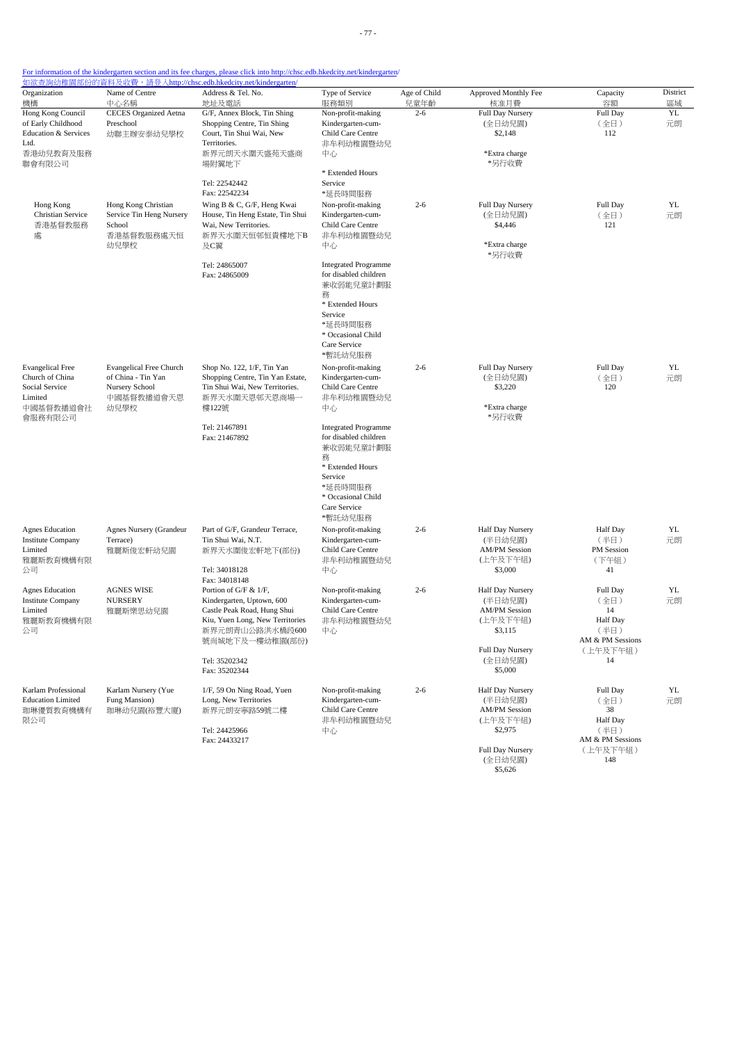For information of the kindergarten section and its fee charges, please click into http://chsc.edb.hkedcity.net/kindergarten/
如欲查詢幼稚園部份的資料及收費，請登入http://chsc.edb.hkedcity.net/kindergarten/

| Organization 機構 | Name of Centre 中心名稱 | Address & Tel. No. 地址及電話 | Type of Service 服務類別 | Age of Child 兒童年齡 | Approved Monthly Fee 核准月費 | Capacity 容額 | District 區域 |
|---|---|---|---|---|---|---|---|
| Hong Kong Council of Early Childhood Education & Services Ltd. 香港幼兒教育及服務聯會有限公司 | CECES Organized Aetna Preschool 幼聯主辦安泰幼兒學校 | G/F, Annex Block, Tin Shing Shopping Centre, Tin Shing Court, Tin Shui Wai, New Territories. 新界元朗天水圍天盛苑天盛商場附翼地下<br>Tel: 22542442<br>Fax: 22542234 | Non-profit-making Kindergarten-cum-Child Care Centre 非牟利幼稚園暨幼兒中心<br>* Extended Hours Service *延長時間服務 | 2-6 | Full Day Nursery (全日幼兒園) $2,148<br>*Extra charge *另行收費 | Full Day (全日) 112 | YL 元朗 |
| Hong Kong Christian Service 香港基督教服務處 | Hong Kong Christian Service Tin Heng Nursery School 香港基督教服務處天恒幼兒學校 | Wing B & C, G/F, Heng Kwai House, Tin Heng Estate, Tin Shui Wai, New Territories. 新界天水圍天恒邨恒貴樓地下B及C翼<br>Tel: 24865007<br>Fax: 24865009 | Non-profit-making Kindergarten-cum-Child Care Centre 非牟利幼稚園暨幼兒中心<br>Integrated Programme for disabled children 兼收弱能兒童計劃服務<br>* Extended Hours Service *延長時間服務<br>* Occasional Child Care Service *暫託幼兒服務 | 2-6 | Full Day Nursery (全日幼兒園) $4,446<br>*Extra charge *另行收費 | Full Day (全日) 121 | YL 元朗 |
| Evangelical Free Church of China Social Service Limited 中國基督教播道會社會服務有限公司 | Evangelical Free Church of China - Tin Yan Nursery School 中國基督教播道會天恩幼兒學校 | Shop No. 122, 1/F, Tin Yan Shopping Centre, Tin Yan Estate, Tin Shui Wai, New Territories. 新界天水圍天恩邨天恩商場一樓122號<br>Tel: 21467891<br>Fax: 21467892 | Non-profit-making Kindergarten-cum-Child Care Centre 非牟利幼稚園暨幼兒中心<br>Integrated Programme for disabled children 兼收弱能兒童計劃服務<br>* Extended Hours Service *延長時間服務<br>* Occasional Child Care Service *暫託幼兒服務 | 2-6 | Full Day Nursery (全日幼兒園) $3,220<br>*Extra charge *另行收費 | Full Day (全日) 120 | YL 元朗 |
| Agnes Education Institute Company Limited 雅麗斯教育機構有限公司 | Agnes Nursery (Grandeur Terrace) 雅麗斯俊宏軒幼兒園 | Part of G/F, Grandeur Terrace, Tin Shui Wai, N.T. 新界天水圍俊宏軒地下(部份)<br>Tel: 34018128<br>Fax: 34018148 | Non-profit-making Kindergarten-cum-Child Care Centre 非牟利幼稚園暨幼兒中心 | 2-6 | Half Day Nursery (半日幼兒園) AM/PM Session (上午及下午組) $3,000 | Half Day (半日) PM Session (下午組) 41 | YL 元朗 |
| Agnes Education Institute Company Limited 雅麗斯教育機構有限公司 | AGNES WISE NURSERY 雅麗斯樂思幼兒園 | Portion of G/F & 1/F, Kindergarten, Uptown, 600 Castle Peak Road, Hung Shui Kiu, Yuen Long, New Territories 新界元朗青山公路洪水橋段600號尚城地下及一樓幼稚園(部份)<br>Tel: 35202342<br>Fax: 35202344 | Non-profit-making Kindergarten-cum-Child Care Centre 非牟利幼稚園暨幼兒中心 | 2-6 | Half Day Nursery (半日幼兒園) AM/PM Session (上午及下午組) $3,115<br>Full Day Nursery (全日幼兒園) $5,000 | Full Day (全日) 14<br>Half Day AM & PM Sessions (上午及下午組) 14 | YL 元朗 |
| Karlam Professional Education Limited 珈琳優質教育機構有限公司 | Karlam Nursery (Yue Fung Mansion) 珈琳幼兒園(裕豐大廈) | 1/F, 59 On Ning Road, Yuen Long, New Territories 新界元朗安寧路59號二樓<br>Tel: 24425966<br>Fax: 24433217 | Non-profit-making Kindergarten-cum-Child Care Centre 非牟利幼稚園暨幼兒中心 | 2-6 | Half Day Nursery (半日幼兒園) AM/PM Session (上午及下午組) $2,975<br>Full Day Nursery (全日幼兒園) $5,626 | Full Day (全日) 38<br>Half Day (半日) AM & PM Sessions (上午及下午組) 148 | YL 元朗 |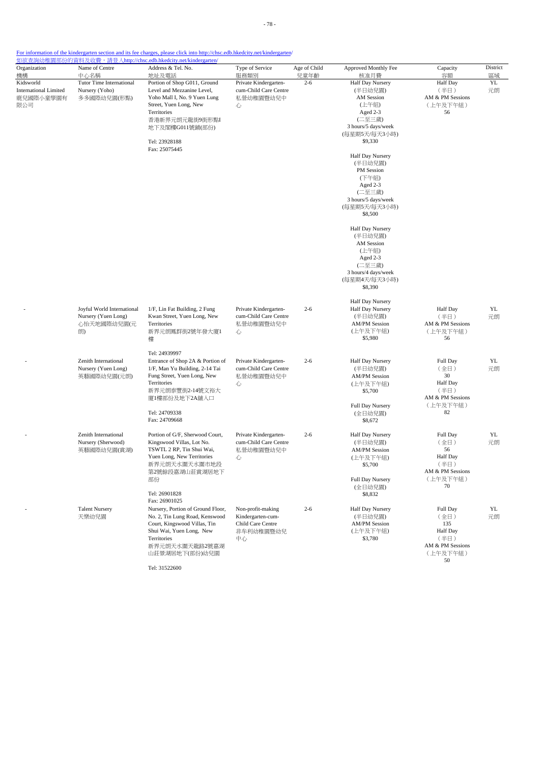For information of the kindergarten section and its fee charges, please click into http://chsc.edb.hkedcity.net/kindergarten/
如欲查詢幼稚園部份的資料及收費，請登入http://chsc.edb.hkedcity.net/kindergarten/

| Organization 機構 | Name of Centre 中心名稱 | Address & Tel. No. 地址及電話 | Type of Service 服務類別 | Age of Child 兒童年齡 | Approved Monthly Fee 核准月費 | Capacity 容額 | District 區域 |
|---|---|---|---|---|---|---|---|
| Kidsworld International Limited 鹿兒國際小童學園有限公司 | Tutor Time International Nursery (Yoho) 多多國際幼兒園(形點) | Portion of Shop G011, Ground Level and Mezzanine Level, Yoho Mall I, No. 9 Yuen Lung Street, Yuen Long, New Territories 香港新界元朗元龍街9號形點I地下及閣樓G011號鋪(部份) Tel: 23928188 Fax: 25075445 | Private Kindergarten-cum-Child Care Centre 私營幼稚園暨幼兒中心 | 2-6 | Half Day Nursery (半日幼兒園) AM Session (上午組) Aged 2-3 (二至三歲) 3 hours/5 days/week (每星期5天/每天3小時) $9,330<br>Half Day Nursery (半日幼兒園) PM Session (下午組) Aged 2-3 (二至三歲) 3 hours/5 days/week (每星期5天/每天3小時) $8,500<br>Half Day Nursery (半日幼兒園) AM Session (上午組) Aged 2-3 (二至三歲) 3 hours/4 days/week (每星期4天/每天3小時) $8,390<br>Half Day Nursery | Half Day (半日) AM & PM Sessions (上午及下午組) 56 | YL 元朗 |
| - | Joyful World International Nursery (Yuen Long) 心怡天地國際幼兒園(元朗) | 1/F, Lin Fat Building, 2 Fung Kwan Street, Yuen Long, New Territories 新界元朗鳳群街2號年發大廈1樓 Tel: 24939997 | Private Kindergarten-cum-Child Care Centre 私營幼稚園暨幼兒中心 | 2-6 | Half Day Nursery (半日幼兒園) AM/PM Session (上午及下午組) $5,980 | Half Day AM & PM Sessions (上午及下午組) 56 | YL 元朗 |
| - | Zenith International Nursery (Yuen Long) 英藝國際幼兒園(元朗) | Entrance of Shop 2A & Portion of 1/F, Man Yu Building, 2-14 Tai Fung Street, Yuen Long, New Territories 新界元朗泰豐街2-14號文裕大廈1樓部份及地下2A舖入口 Tel: 24709338 Fax: 24709668 | Private Kindergarten-cum-Child Care Centre 私營幼稚園暨幼兒中心 | 2-6 | Half Day Nursery (半日幼兒園) AM/PM Session (上午及下午組) $5,700<br>Full Day Nursery (全日幼兒園) $8,672 | Full Day (全日) 30 Half Day (半日) AM & PM Sessions (上午及下午組) 82 | YL 元朗 |
| - | Zenith International Nursery (Sherwood) 英藝國際幼兒園(賞湖) | Portion of G/F, Sherwood Court, Kingswood Villas, Lot No. TSWTL 2 RP, Tin Shui Wai, Yuen Long, New Territories 新界元朗天水圍天水圍市地段第2號餘段嘉湖山莊賞湖居地下部份 Tel: 26901828 Fax: 26901025 | Private Kindergarten-cum-Child Care Centre 私營幼稚園暨幼兒中心 | 2-6 | Half Day Nursery (半日幼兒園) AM/PM Session (上午及下午組) $5,700<br>Full Day Nursery (全日幼兒園) $8,832 | Full Day (全日) 56 Half Day (半日) AM & PM Sessions (上午及下午組) 70 | YL 元朗 |
| - | Talent Nursery 天樂幼兒園 | Nursery, Portion of Ground Floor, No. 2, Tin Lung Road, Kenswood Court, Kingswood Villas, Tin Shui Wai, Yuen Long, New Territories 新界元朗天水圍天龍路2號嘉湖山莊景湖居地下(部份)幼兒園 Tel: 31522600 | Non-profit-making Kindergarten-cum-Child Care Centre 非牟利幼稚園暨幼兒中心 | 2-6 | Half Day Nursery (半日幼兒園) AM/PM Session (上午及下午組) $3,780 | Full Day (全日) 135 Half Day (半日) AM & PM Sessions (上午及下午組) 50 | YL 元朗 |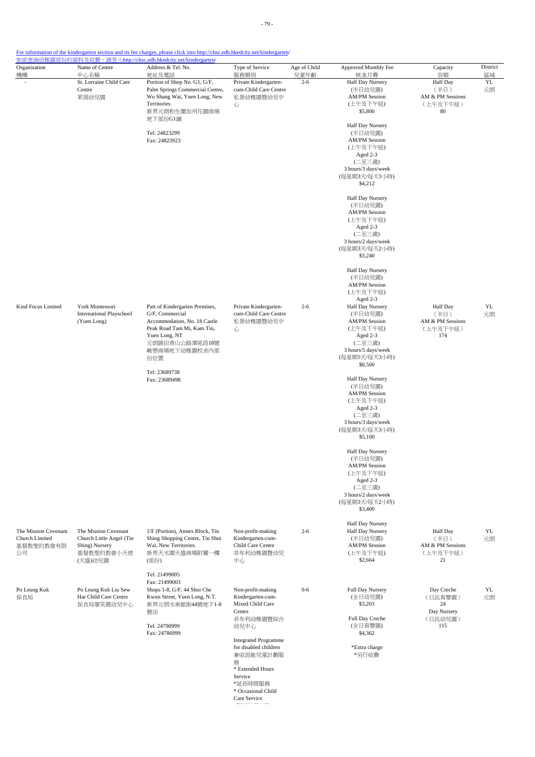For information of the kindergarten section and its fee charges, please click into http://chsc.edb.hkedcity.net/kindergarten/
如欲查詢幼稚園部份的資料及收費，請登入http://chsc.edb.hkedcity.net/kindergarten/

| Organization 機構 | Name of Centre 中心名稱 | Address & Tel. No. 地址及電話 | Type of Service 服務類別 | Age of Child 兒童年齡 | Approved Monthly Fee 核准月費 | Capacity 容額 | District 區域 |
|---|---|---|---|---|---|---|---|
| - | St. Lorraine Child Care Centre 萊茵幼兒園 | Portion of Shop No. G1, G/F, Palm Springs Commercial Centre, Wo Shang Wai, Yuen Long, New Territories 新界元朗和生圍加州花園商場地下部份G1舖<br>Tel: 24823299<br>Fax: 24823923 | Private Kindergarten-cum-Child Care Centre 私營幼稚園暨幼兒中心 | 2-6 | Half Day Nursery (半日幼兒園) AM/PM Session (上午及下午組) $5,800<br>Half Day Nursery (半日幼兒園) AM/PM Session (上午及下午組) Aged 2-3 (二至三歲) 3 hours/3 days/week (每星期3天/每天3小時) $4,212<br>Half Day Nursery (半日幼兒園) AM/PM Session (上午及下午組) Aged 2-3 (二至三歲) 3 hours/2 days/week (每星期3天/每天2小時) $3,240 | Half Day (半日) AM & PM Sessions (上午及下午組) 80 | YL 元朗 |
| Kind Focus Limited | York Montessori International Playschool (Yuen Long) | Part of Kindergarten Premises, G/F, Commercial Accommodation, No. 18 Castle Peak Road Tam Mi, Kam Tin, Yuen Long, NT 元朗錦田青山公路潭尾段18號峻巒商場地下幼稚園校舍內部份位置<br>Tel: 23689738<br>Fax: 23689498 | Private Kindergarten-cum-Child Care Centre 私營幼稚園暨幼兒中心 | 2-6 | Half Day Nursery (半日幼兒園) AM/PM Session (上午及下午組) Aged 2-3 (二至三歲) 3 hours/5 days/week (每星期5天/每天3小時) $8,500<br>Half Day Nursery (半日幼兒園) AM/PM Session (上午及下午組) Aged 2-3 (二至三歲) 3 hours/3 days/week (每星期3天/每天3小時) $5,100<br>Half Day Nursery (半日幼兒園) AM/PM Session (上午及下午組) Aged 2-3 (二至三歲) 3 hours/2 days/week (每星期3天/每天2小時) $3,400 | Half Day (半日) AM & PM Sessions (上午及下午組) 174 | YL 元朗 |
| The Mission Covenant Church Limited 基督教聖約教會有限公司 | The Mission Covenant Church Little Angel (Tin Shing) Nursery 基督教聖約教會小天使(天盛)幼兒園 | 1/F (Portion), Annex Block, Tin Shing Shopping Centre, Tin Shui Wai, New Territories. 新界天水圍天盛商場附翼一樓(部份)<br>Tel: 21499005<br>Fax: 21499003 | Non-profit-making Kindergarten-cum-Child Care Centre 非牟利幼稚園暨幼兒中心 | 2-6 | Half Day Nursery Half Day Nursery (半日幼兒園) AM/PM Session (上午及下午組) $2,664 | Half Day (半日) AM & PM Sessions (上午及下午組) 21 | YL 元朗 |
| Po Leung Kuk 保良局 | Po Leung Kuk Liu Sew Har Child Care Centre 保良局廖笑霞幼兒中心 | Shops 1-8, G/F, 44 Shui Che Kwun Street, Yuen Long, N.T. 新界元朗水車館街44號地下1-8號店<br>Tel: 24790999<br>Fax: 24786999 | Non-profit-making Kindergarten-cum-Mixed Child Care Centre 非牟利幼稚園暨綜合幼兒中心<br>Integrated Programme for disabled children 兼收弱能兒童計劃服務<br>* Extended Hours Service *延長時間服務<br>* Occasional Child Care Service | 0-6 | Full Day Nursery (全日幼兒園) $3,203<br>Full Day Creche (全日育嬰園) $4,362<br>*Extra charge *另行收費 | Day Creche (日託育嬰園) 24<br>Day Nursery (日託幼兒園) 115 | YL 元朗 |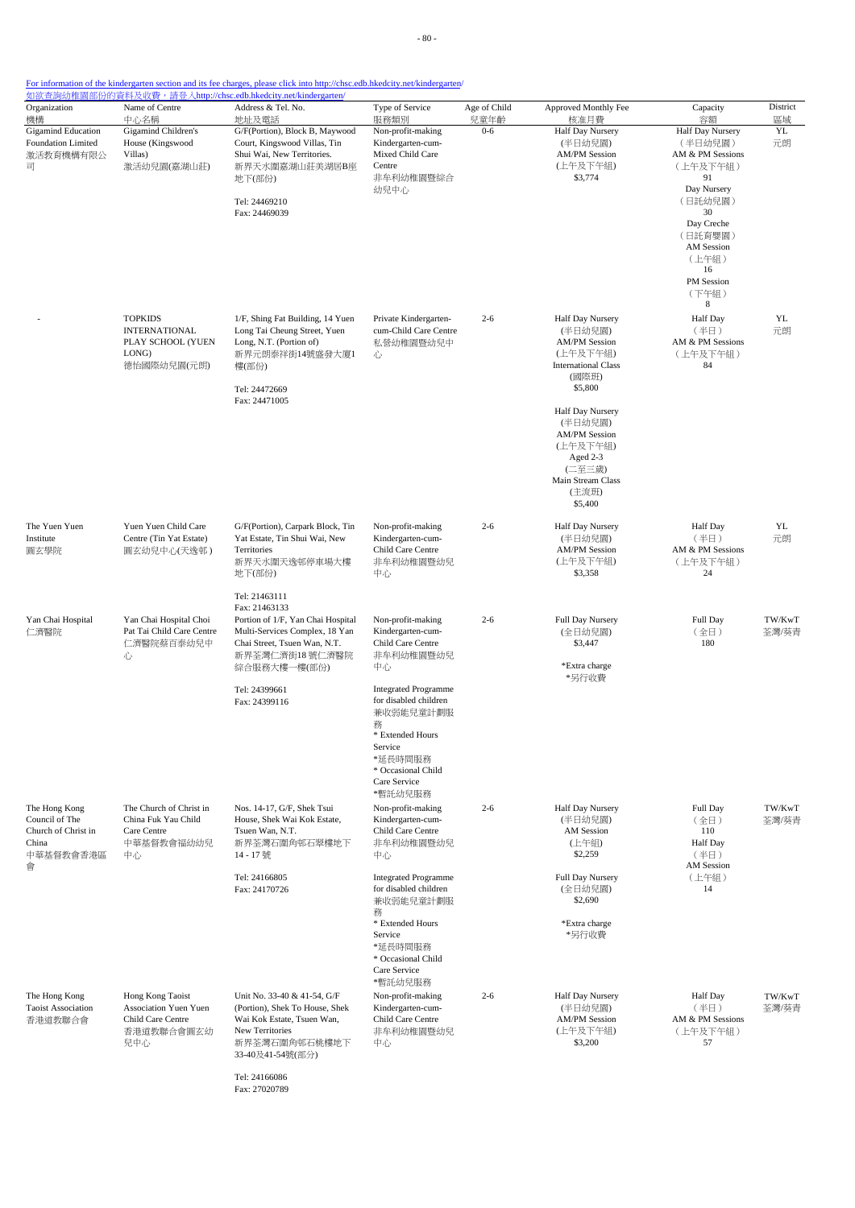For information of the kindergarten section and its fee charges, please click into http://chsc.edb.hkedcity.net/kindergarten/
如欲查詢幼稚園部份的資料及收費，請登入http://chsc.edb.hkedcity.net/kindergarten/

| Organization 機構 | Name of Centre 中心名稱 | Address & Tel. No. 地址及電話 | Type of Service 服務類別 | Age of Child 兒童年齡 | Approved Monthly Fee 核准月費 | Capacity 容額 | District 區域 |
|---|---|---|---|---|---|---|---|
| Gigamind Education Foundation Limited 激活教育機構有限公司 | Gigamind Children's House (Kingswood Villas) 激活幼兒園(嘉湖山莊) | G/F(Portion), Block B, Maywood Court, Kingswood Villas, Tin Shui Wai, New Territories. 新界天水圍嘉湖山莊美湖居B座地下(部份) Tel: 24469210 Fax: 24469039 | Non-profit-making Kindergarten-cum-Mixed Child Care Centre 非牟利幼稚園暨綜合幼兒中心 | 0-6 | Half Day Nursery (半日幼兒園) AM/PM Session (上午及下午組) $3,774 | Half Day Nursery (半日幼兒園) AM & PM Sessions (上午及下午組) 91 Day Nursery (日託幼兒園) 30 Day Creche (日託育嬰園) AM Session (上午組) 16 PM Session (下午組) 8 | YL 元朗 |
| - | TOPKIDS INTERNATIONAL PLAY SCHOOL (YUEN LONG) 德怡國際幼兒園(元朗) | 1/F, Shing Fat Building, 14 Yuen Long Tai Cheung Street, Yuen Long, N.T. (Portion of) 新界元朗泰祥街14號盛發大廈1樓(部份) Tel: 24472669 Fax: 24471005 | Private Kindergarten-cum-Child Care Centre 私營幼稚園暨幼兒中心 | 2-6 | Half Day Nursery (半日幼兒園) AM/PM Session (上午及下午組) International Class (國際班) $5,800<br>Half Day Nursery (半日幼兒園) AM/PM Session (上午及下午組) Aged 2-3 (二至三歲) Main Stream Class (主流班) $5,400 | Half Day (半日) AM & PM Sessions (上午及下午組) 84 | YL 元朗 |
| The Yuen Yuen Institute 圓玄學院 | Yuen Yuen Child Care Centre (Tin Yat Estate) 圓玄幼兒中心(天逸邨) | G/F(Portion), Carpark Block, Tin Yat Estate, Tin Shui Wai, New Territories 新界天水圍天逸邨停車場大樓地下(部份) Tel: 21463111 Fax: 21463133 | Non-profit-making Kindergarten-cum-Child Care Centre 非牟利幼稚園暨幼兒中心 | 2-6 | Half Day Nursery (半日幼兒園) AM/PM Session (上午及下午組) $3,358 | Half Day (半日) AM & PM Sessions (上午及下午組) 24 | YL 元朗 |
| Yan Chai Hospital 仁濟醫院 | Yan Chai Hospital Choi Pat Tai Child Care Centre 仁濟醫院蔡百泰幼兒中心 | Portion of 1/F, Yan Chai Hospital Multi-Services Complex, 18 Yan Chai Street, Tsuen Wan, N.T. 新界荃灣仁濟街18號仁濟醫院綜合服務大樓一樓(部份) Tel: 24399661 Fax: 24399116 | Non-profit-making Kindergarten-cum-Child Care Centre 非牟利幼稚園暨幼兒中心<br>Integrated Programme for disabled children 兼收弱能兒童計劃服務<br>* Extended Hours Service *延長時間服務<br>* Occasional Child Care Service *暫託幼兒服務 | 2-6 | Full Day Nursery (全日幼兒園) $3,447<br>*Extra charge *另行收費 | Full Day (全日) 180 | TW/KwT 荃灣/葵青 |
| The Hong Kong Council of The Church of Christ in China 中華基督教會香港區會 | The Church of Christ in China Fuk Yau Child Care Centre 中華基督教會福幼幼兒中心 | Nos. 14-17, G/F, Shek Tsui House, Shek Wai Kok Estate, Tsuen Wan, N.T. 新界荃灣石圍角邨石翠樓地下14 - 17 號 Tel: 24166805 Fax: 24170726 | Non-profit-making Kindergarten-cum-Child Care Centre 非牟利幼稚園暨幼兒中心<br>Integrated Programme for disabled children 兼收弱能兒童計劃服務<br>* Extended Hours Service *延長時間服務<br>* Occasional Child Care Service *暫託幼兒服務 | 2-6 | Half Day Nursery (半日幼兒園) AM Session (上午組) $2,259<br>Full Day Nursery (全日幼兒園) $2,690<br>*Extra charge *另行收費 | Full Day (全日) 110 Half Day (半日) AM Session (上午組) 14 | TW/KwT 荃灣/葵青 |
| The Hong Kong Taoist Association 香港道教聯合會 | Hong Kong Taoist Association Yuen Yuen Child Care Centre 香港道教聯合會圓玄幼兒中心 | Unit No. 33-40 & 41-54, G/F (Portion), Shek To House, Shek Wai Kok Estate, Tsuen Wan, New Territories 新界荃灣石圍角邨石桃樓地下33-40及41-54號(部分) Tel: 24166086 Fax: 27020789 | Non-profit-making Kindergarten-cum-Child Care Centre 非牟利幼稚園暨幼兒中心 | 2-6 | Half Day Nursery (半日幼兒園) AM/PM Session (上午及下午組) $3,200 | Half Day (半日) AM & PM Sessions (上午及下午組) 57 | TW/KwT 荃灣/葵青 |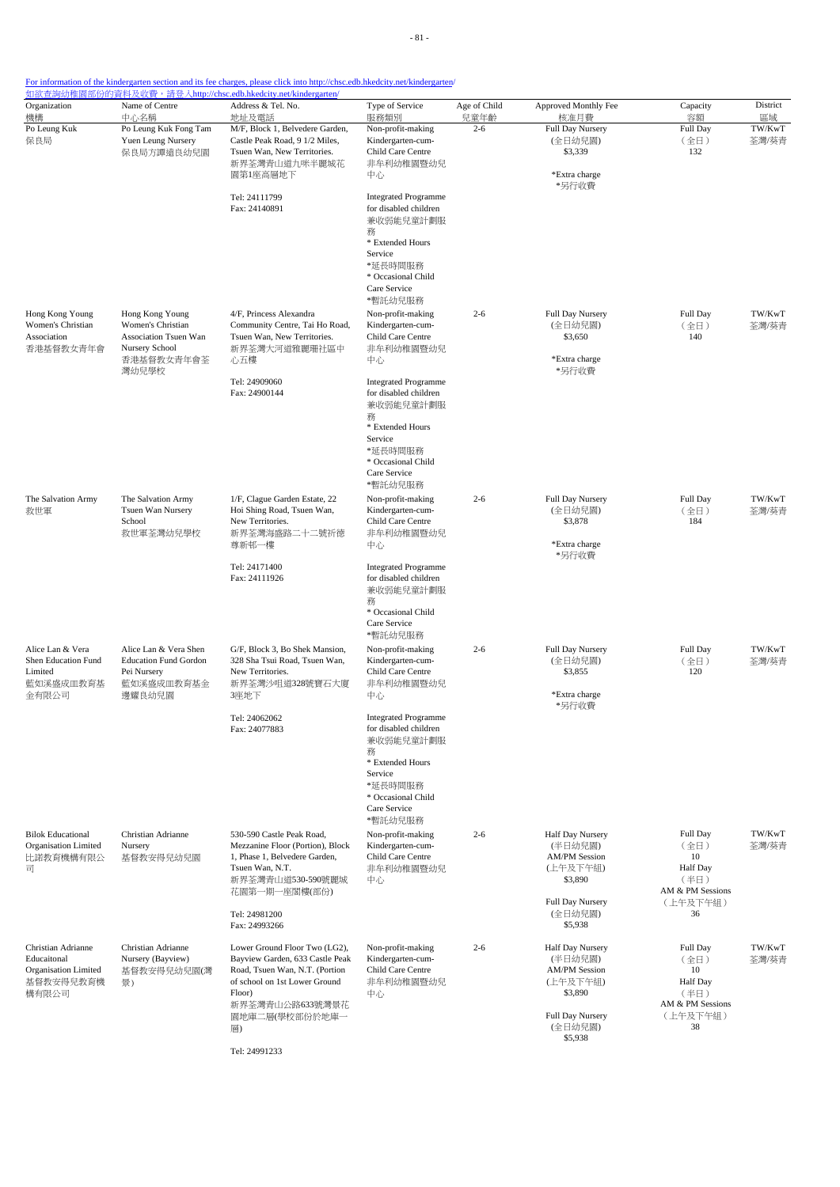For information of the kindergarten section and its fee charges, please click into http://chsc.edb.hkedcity.net/kindergarten/
如欲查詢幼稚園部份的資料及收費，請登入http://chsc.edb.hkedcity.net/kindergarten/

| Organization 機構 | Name of Centre 中心名稱 | Address & Tel. No. 地址及電話 | Type of Service 服務類別 | Age of Child 兒童年齡 | Approved Monthly Fee 核准月費 | Capacity 容額 | District 區域 |
|---|---|---|---|---|---|---|---|
| Po Leung Kuk 保良局 | Po Leung Kuk Fong Tam Yuen Leung Nursery 保良局方譚遠良幼兒園 | M/F, Block 1, Belvedere Garden, Castle Peak Road, 9 1/2 Miles, Tsuen Wan, New Territories. 新界荃灣青山道九咪半麗城花園第1座高層地下<br><br>Tel: 24111799<br>Fax: 24140891 | Non-profit-making Kindergarten-cum-Child Care Centre 非牟利幼稚園暨幼兒中心<br><br>Integrated Programme for disabled children 兼收弱能兒童計劃服務<br>* Extended Hours Service *延長時間服務<br>* Occasional Child Care Service *暫託幼兒服務 | 2-6 | Full Day Nursery (全日幼兒園) $3,339<br><br>*Extra charge *另行收費 | Full Day (全日) 132 | TW/KwT 荃灣/葵青 |
| Hong Kong Young Women's Christian Association 香港基督教女青年會 | Hong Kong Young Women's Christian Association Tsuen Wan Nursery School 香港基督教女青年會荃灣幼兒學校 | 4/F, Princess Alexandra Community Centre, Tai Ho Road, Tsuen Wan, New Territories. 新界荃灣大河道雅麗珊社區中心五樓<br><br>Tel: 24909060<br>Fax: 24900144 | Non-profit-making Kindergarten-cum-Child Care Centre 非牟利幼稚園暨幼兒中心<br><br>Integrated Programme for disabled children 兼收弱能兒童計劃服務<br>* Extended Hours Service *延長時間服務<br>* Occasional Child Care Service *暫託幼兒服務 | 2-6 | Full Day Nursery (全日幼兒園) $3,650<br><br>*Extra charge *另行收費 | Full Day (全日) 140 | TW/KwT 荃灣/葵青 |
| The Salvation Army 救世軍 | The Salvation Army Tsuen Wan Nursery School 救世軍荃灣幼兒學校 | 1/F, Clague Garden Estate, 22 Hoi Shing Road, Tsuen Wan, New Territories. 新界荃灣海盛路二十二號祈德尊新邨一樓<br><br>Tel: 24171400<br>Fax: 24111926 | Non-profit-making Kindergarten-cum-Child Care Centre 非牟利幼稚園暨幼兒中心<br><br>Integrated Programme for disabled children 兼收弱能兒童計劃服務<br>* Occasional Child Care Service *暫託幼兒服務 | 2-6 | Full Day Nursery (全日幼兒園) $3,878<br><br>*Extra charge *另行收費 | Full Day (全日) 184 | TW/KwT 荃灣/葵青 |
| Alice Lan & Vera Shen Education Fund Limited 藍如溪盛成皿教育基金有限公司 | Alice Lan & Vera Shen Education Fund Gordon Pei Nursery 藍如溪盛成皿教育基金邊耀良幼兒園 | G/F, Block 3, Bo Shek Mansion, 328 Sha Tsui Road, Tsuen Wan, New Territories. 新界荃灣沙咀道328號寶石大廈3座地下<br><br>Tel: 24062062<br>Fax: 24077883 | Non-profit-making Kindergarten-cum-Child Care Centre 非牟利幼稚園暨幼兒中心<br><br>Integrated Programme for disabled children 兼收弱能兒童計劃服務<br>* Extended Hours Service *延長時間服務<br>* Occasional Child Care Service *暫託幼兒服務 | 2-6 | Full Day Nursery (全日幼兒園) $3,855<br><br>*Extra charge *另行收費 | Full Day (全日) 120 | TW/KwT 荃灣/葵青 |
| Bilok Educational Organisation Limited 比諾教育機構有限公司 | Christian Adrianne Nursery 基督教安得兒幼兒園 | 530-590 Castle Peak Road, Mezzanine Floor (Portion), Block 1, Phase 1, Belvedere Garden, Tsuen Wan, N.T. 新界荃灣青山道530-590號麗城花園第一期一座閣樓(部份)<br><br>Tel: 24981200<br>Fax: 24993266 | Non-profit-making Kindergarten-cum-Child Care Centre 非牟利幼稚園暨幼兒中心 | 2-6 | Half Day Nursery (半日幼兒園) AM/PM Session (上午及下午組) $3,890<br><br>Full Day Nursery (全日幼兒園) $5,938 | Full Day (全日) 10<br>Half Day (半日) AM & PM Sessions (上午及下午組) 36 | TW/KwT 荃灣/葵青 |
| Christian Adrianne Educaitonal Organisation Limited 基督教安得兒教育機構有限公司 | Christian Adrianne Nursery (Bayview) 基督教安得兒幼兒園(灣景) | Lower Ground Floor Two (LG2), Bayview Garden, 633 Castle Peak Road, Tsuen Wan, N.T. (Portion of school on 1st Lower Ground Floor) 新界荃灣青山公路633號灣景花園地庫二層(學校部份於地庫一層)<br><br>Tel: 24991233 | Non-profit-making Kindergarten-cum-Child Care Centre 非牟利幼稚園暨幼兒中心 | 2-6 | Half Day Nursery (半日幼兒園) AM/PM Session (上午及下午組) $3,890<br><br>Full Day Nursery (全日幼兒園) $5,938 | Full Day (全日) 10<br>Half Day (半日) AM & PM Sessions (上午及下午組) 38 | TW/KwT 荃灣/葵青 |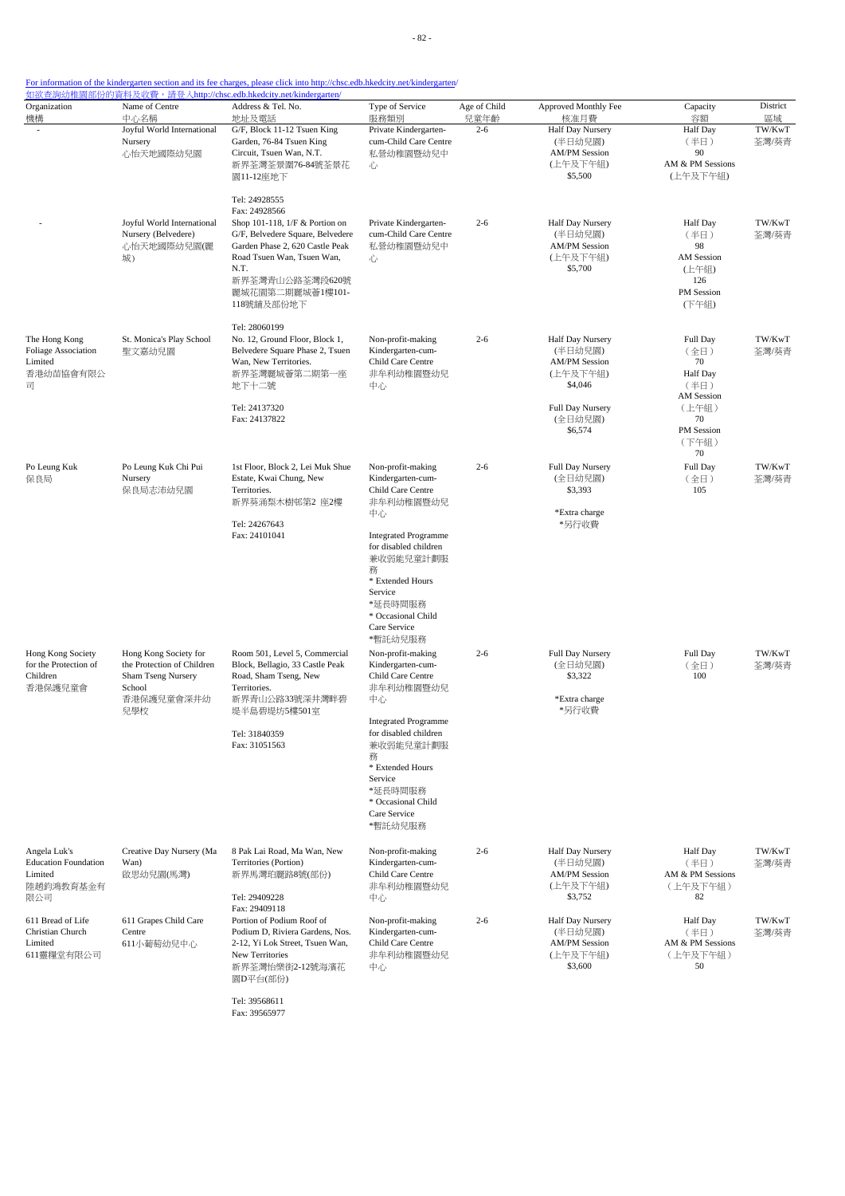For information of the kindergarten section and its fee charges, please click into http://chsc.edb.hkedcity.net/kindergarten/
如欲查詢幼稚園部份的資料及收費，請登入http://chsc.edb.hkedcity.net/kindergarten/

| Organization 機構 | Name of Centre 中心名稱 | Address & Tel. No. 地址及電話 | Type of Service 服務類別 | Age of Child 兒童年齡 | Approved Monthly Fee 核准月費 | Capacity 容額 | District 區域 |
|---|---|---|---|---|---|---|---|
| - | Joyful World International Nursery 心怡天地國際幼兒園 | G/F, Block 11-12 Tsuen King Garden, 76-84 Tsuen King Circuit, Tsuen Wan, N.T. 新界荃灣荃景圍76-84號荃景花園11-12座地下<br><br>Tel: 24928555<br>Fax: 24928566 | Private Kindergarten-cum-Child Care Centre 私營幼稚園暨幼兒中心 | 2-6 | Half Day Nursery (半日幼兒園) AM/PM Session (上午及下午組) $5,500 | Half Day (半日) 90 AM & PM Sessions (上午及下午組) | TW/KwT 荃灣/葵青 |
| - | Joyful World International Nursery (Belvedere) 心怡天地國際幼兒園(麗城) | Shop 101-118, 1/F & Portion on G/F, Belvedere Square, Belvedere Garden Phase 2, 620 Castle Peak Road Tsuen Wan, Tsuen Wan, N.T. 新界荃灣青山公路荃灣段620號麗城花園第二期麗城薈1樓101-118號舖及部份地下<br><br>Tel: 28060199 | Private Kindergarten-cum-Child Care Centre 私營幼稚園暨幼兒中心 | 2-6 | Half Day Nursery (半日幼兒園) AM/PM Session (上午及下午組) $5,700 | Half Day (半日) 98 AM Session (上午組) 126 PM Session (下午組) | TW/KwT 荃灣/葵青 |
| The Hong Kong Foliage Association Limited 香港幼苗協會有限公司 | St. Monica's Play School 聖文嘉幼兒園 | No. 12, Ground Floor, Block 1, Belvedere Square Phase 2, Tsuen Wan, New Territories. 新界荃灣麗城薈第二期第一座地下十二號<br><br>Tel: 24137320<br>Fax: 24137822 | Non-profit-making Kindergarten-cum-Child Care Centre 非牟利幼稚園暨幼兒中心 | 2-6 | Half Day Nursery (半日幼兒園) AM/PM Session (上午及下午組) $4,046<br><br>Full Day Nursery (全日幼兒園) $6,574 | Full Day (全日) 70 Half Day (半日) AM Session (上午組) 70 PM Session (下午組) 70 | TW/KwT 荃灣/葵青 |
| Po Leung Kuk 保良局 | Po Leung Kuk Chi Pui Nursery 保良局志沛幼兒園 | 1st Floor, Block 2, Lei Muk Shue Estate, Kwai Chung, New Territories. 新界葵涌梨木樹邨第2 座2樓<br><br>Tel: 24267643<br>Fax: 24101041 | Non-profit-making Kindergarten-cum-Child Care Centre 非牟利幼稚園暨幼兒中心<br><br>Integrated Programme for disabled children 兼收弱能兒童計劃服務<br>* Extended Hours Service *延長時間服務<br>* Occasional Child Care Service *暫託幼兒服務 | 2-6 | Full Day Nursery (全日幼兒園) $3,393<br><br>*Extra charge *另行收費 | Full Day (全日) 105 | TW/KwT 荃灣/葵青 |
| Hong Kong Society for the Protection of Children 香港保護兒童會 | Hong Kong Society for the Protection of Children Sham Tseng Nursery School 香港保護兒童會深井幼兒學校 | Room 501, Level 5, Commercial Block, Bellagio, 33 Castle Peak Road, Sham Tseng, New Territories. 新界青山公路33號深井灣畔碧堤半島碧堤坊5樓501室<br><br>Tel: 31840359<br>Fax: 31051563 | Non-profit-making Kindergarten-cum-Child Care Centre 非牟利幼稚園暨幼兒中心<br><br>Integrated Programme for disabled children 兼收弱能兒童計劃服務<br>* Extended Hours Service *延長時間服務<br>* Occasional Child Care Service *暫託幼兒服務 | 2-6 | Full Day Nursery (全日幼兒園) $3,322<br><br>*Extra charge *另行收費 | Full Day (全日) 100 | TW/KwT 荃灣/葵青 |
| Angela Luk's Education Foundation Limited 陸趙鈞鴻教育基金有限公司 | Creative Day Nursery (Ma Wan) 啟思幼兒園(馬灣) | 8 Pak Lai Road, Ma Wan, New Territories (Portion) 新界馬灣珀麗路8號(部份)<br><br>Tel: 29409228<br>Fax: 29409118 | Non-profit-making Kindergarten-cum-Child Care Centre 非牟利幼稚園暨幼兒中心 | 2-6 | Half Day Nursery (半日幼兒園) AM/PM Session (上午及下午組) $3,752 | Half Day (半日) AM & PM Sessions (上午及下午組) 82 | TW/KwT 荃灣/葵青 |
| 611 Bread of Life Christian Church Limited 611靈糧堂有限公司 | 611 Grapes Child Care Centre 611小葡萄幼兒中心 | Portion of Podium Roof of Podium D, Riviera Gardens, Nos. 2-12, Yi Lok Street, Tsuen Wan, New Territories 新界荃灣怡樂街2-12號海濱花園D平台(部份)<br><br>Tel: 39568611<br>Fax: 39565977 | Non-profit-making Kindergarten-cum-Child Care Centre 非牟利幼稚園暨幼兒中心 | 2-6 | Half Day Nursery (半日幼兒園) AM/PM Session (上午及下午組) $3,600 | Half Day (半日) AM & PM Sessions (上午及下午組) 50 | TW/KwT 荃灣/葵青 |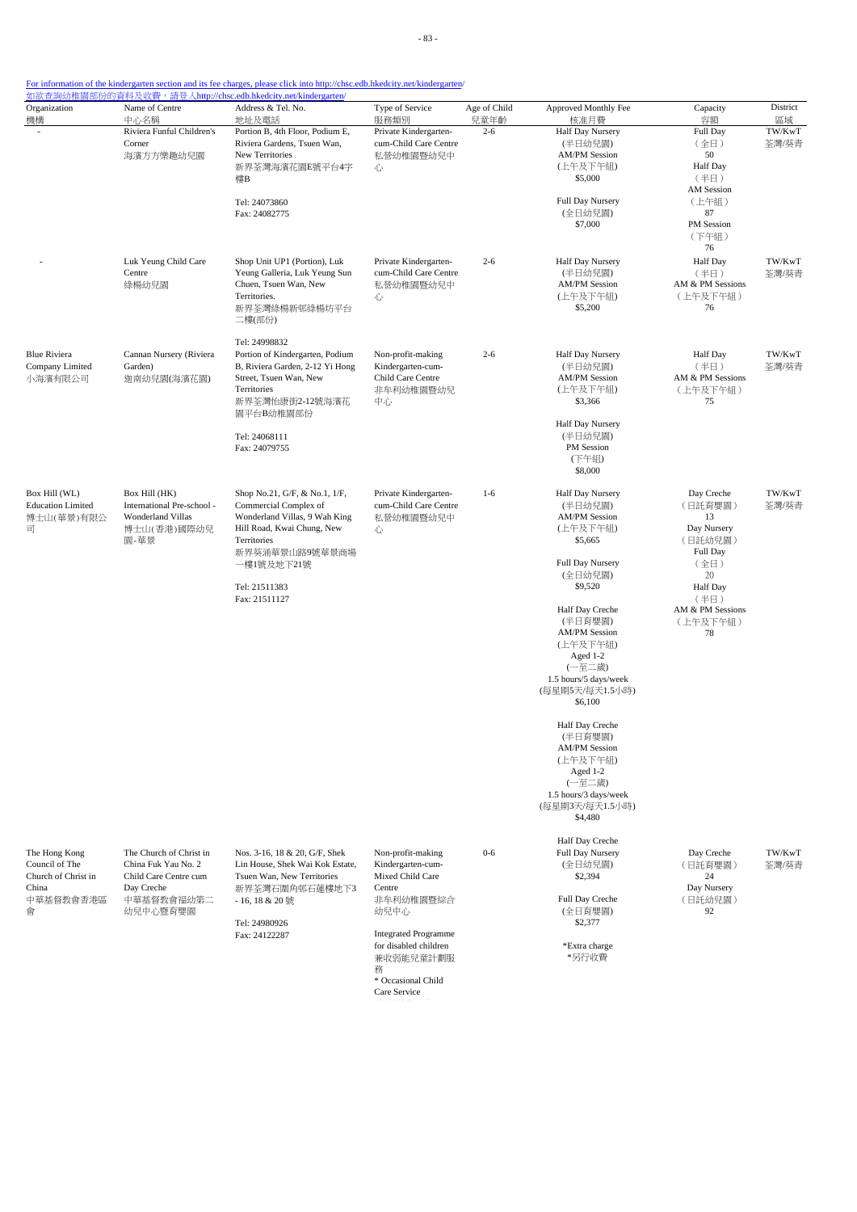For information of the kindergarten section and its fee charges, please click into http://chsc.edb.hkedcity.net/kindergarten/
如欲查詢幼稚園部份的資料及收費，請登入http://chsc.edb.hkedcity.net/kindergarten/

| Organization 機構 | Name of Centre 中心名稱 | Address & Tel. No. 地址及電話 | Type of Service 服務類別 | Age of Child 兒童年齡 | Approved Monthly Fee 核准月費 | Capacity 容額 | District 區域 |
|---|---|---|---|---|---|---|---|
| - | Riviera Funful Children's Corner 海濱方方樂趣幼兒園 | Portion B, 4th Floor, Podium E, Riviera Gardens, Tsuen Wan, New Territories 新界荃灣海濱花園E號平台4字樓B<br>Tel: 24073860<br>Fax: 24082775 | Private Kindergarten-cum-Child Care Centre 私營幼稚園暨幼兒中心 | 2-6 | Half Day Nursery (半日幼兒園) AM/PM Session (上午及下午組) $5,000<br>Full Day Nursery (全日幼兒園) $7,000 | Full Day （全日） 50<br>Half Day （半日） AM Session （上午組） 87<br>PM Session （下午組） 76 | TW/KwT 荃灣/葵青 |
| - | Luk Yeung Child Care Centre 綠楊幼兒園 | Shop Unit UP1 (Portion), Luk Yeung Galleria, Luk Yeung Sun Chuen, Tsuen Wan, New Territories. 新界荃灣綠楊新邨綠楊坊平台二樓(部份)<br>Tel: 24998832 | Private Kindergarten-cum-Child Care Centre 私營幼稚園暨幼兒中心 | 2-6 | Half Day Nursery (半日幼兒園) AM/PM Session (上午及下午組) $5,200 | Half Day （半日） AM & PM Sessions （上午及下午組） 76 | TW/KwT 荃灣/葵青 |
| Blue Riviera Company Limited 小海濱有限公司 | Cannan Nursery (Riviera Garden) 迦南幼兒園(海濱花園) | Portion of Kindergarten, Podium B, Riviera Garden, 2-12 Yi Hong Street, Tsuen Wan, New Territories 新界荃灣怡康街2-12號海濱花園平台B幼稚園部份<br>Tel: 24068111<br>Fax: 24079755 | Non-profit-making Kindergarten-cum-Child Care Centre 非牟利幼稚園暨幼兒中心 | 2-6 | Half Day Nursery (半日幼兒園) AM/PM Session (上午及下午組) $3,366<br>Half Day Nursery (半日幼兒園) PM Session (下午組) $8,000 | Half Day （半日） AM & PM Sessions （上午及下午組） 75 | TW/KwT 荃灣/葵青 |
| Box Hill (WL) Education Limited 博士山(華景)有限公司 | Box Hill (HK) International Pre-school - Wonderland Villas 博士山(香港)國際幼兒園-華景 | Shop No.21, G/F, & No.1, 1/F, Commercial Complex of Wonderland Villas, 9 Wah King Hill Road, Kwai Chung, New Territories 新界葵涌華景山路9號華景商場一樓1號及地下21號<br>Tel: 21511383<br>Fax: 21511127 | Private Kindergarten-cum-Child Care Centre 私營幼稚園暨幼兒中心 | 1-6 | Half Day Nursery (半日幼兒園) AM/PM Session (上午及下午組) $5,665<br>Full Day Nursery (全日幼兒園) $9,520<br>Half Day Creche (半日育嬰園) AM/PM Session (上午及下午組) Aged 1-2 (一至二歲) 1.5 hours/5 days/week (每星期5天/每天1.5小時) $6,100<br>Half Day Creche (半日育嬰園) AM/PM Session (上午及下午組) Aged 1-2 (一至二歲) 1.5 hours/3 days/week (每星期3天/每天1.5小時) $4,480 | Day Creche （日託育嬰園） 13<br>Day Nursery （日託幼兒園） Full Day （全日） 20<br>Half Day （半日） AM & PM Sessions （上午及下午組） 78 | TW/KwT 荃灣/葵青 |
| The Hong Kong Council of The Church of Christ in China 中華基督教會香港區會 | The Church of Christ in China Fuk Yau No. 2 Child Care Centre cum Day Creche 中華基督教會福幼第二幼兒中心暨育嬰園 | Nos. 3-16, 18 & 20, G/F, Shek Lin House, Shek Wai Kok Estate, Tsuen Wan, New Territories 新界荃灣石圍角邨石蓮樓地下3 - 16, 18 & 20 號<br>Tel: 24980926<br>Fax: 24122287 | Non-profit-making Kindergarten-cum-Mixed Child Care Centre 非牟利幼稚園暨綜合幼兒中心<br>Integrated Programme for disabled children 兼收弱能兒童計劃服務<br>* Occasional Child Care Service | 0-6 | Half Day Creche<br>Full Day Nursery (全日幼兒園) $2,394<br>Full Day Creche (全日育嬰園) $2,377<br>*Extra charge *另行收費 | Day Creche （日託育嬰園） 24<br>Day Nursery （日託幼兒園） 92 | TW/KwT 荃灣/葵青 |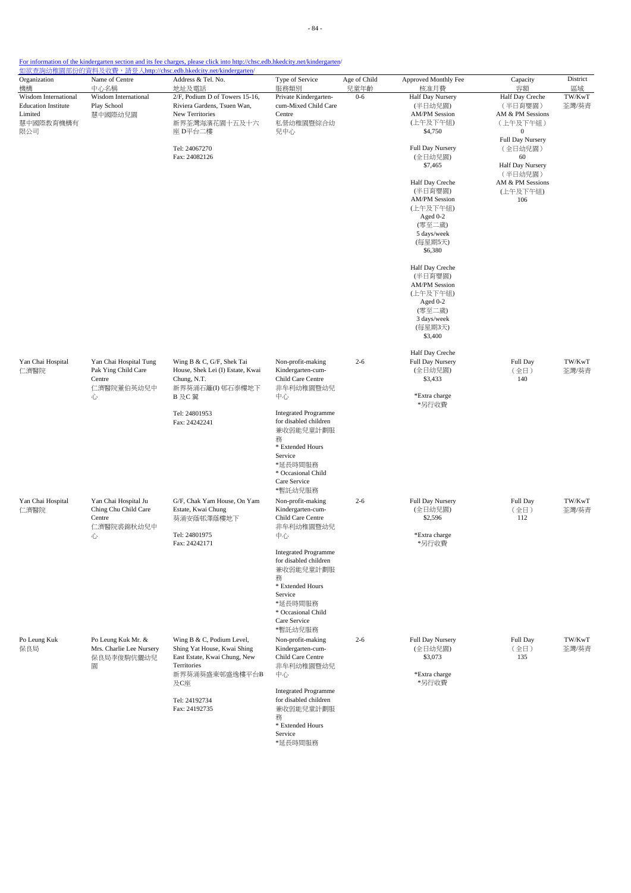For information of the kindergarten section and its fee charges, please click into http://chsc.edb.hkedcity.net/kindergarten/
如欲查詢幼稚園部份的資料及收費，請登入http://chsc.edb.hkedcity.net/kindergarten/

| Organization 機構 | Name of Centre 中心名稱 | Address & Tel. No. 地址及電話 | Type of Service 服務類別 | Age of Child 兒童年齡 | Approved Monthly Fee 核准月費 | Capacity 容額 | District 區域 |
|---|---|---|---|---|---|---|---|
| Wisdom International Education Institute Limited 慧中國際教育機構有限公司 | Wisdom International Play School 慧中國際幼兒園 | 2/F, Podium D of Towers 15-16, Riviera Gardens, Tsuen Wan, New Territories 新界荃灣海濱花園十五及十六座 D平台二樓<br><br>Tel: 24067270<br>Fax: 24082126 | Private Kindergarten-cum-Mixed Child Care Centre 私營幼稚園暨綜合幼兒中心 | 0-6 | Half Day Nursery (半日幼兒園) AM/PM Session (上午及下午組) $4,750<br><br>Full Day Nursery (全日幼兒園) $7,465<br><br>Half Day Creche (半日育嬰園) AM/PM Session (上午及下午組) Aged 0-2 (零至二歲) 5 days/week (每星期5天) $6,380<br><br>Half Day Creche (半日育嬰園) AM/PM Session (上午及下午組) Aged 0-2 (零至二歲) 3 days/week (每星期3天) $3,400 | Half Day Creche (半日育嬰園) AM & PM Sessions (上午及下午組) 0<br>Full Day Nursery (全日幼兒園) 60<br>Half Day Nursery (半日幼兒園) AM & PM Sessions (上午及下午組) 106 | TW/KwT 荃灣/葵青 |
| Yan Chai Hospital 仁濟醫院 | Yan Chai Hospital Tung Pak Ying Child Care Centre 仁濟醫院董伯英幼兒中心 | Wing B & C, G/F, Shek Tai House, Shek Lei (I) Estate, Kwai Chung, N.T. 新界葵涌石籬(I)邨石泰樓地下B 及C 翼<br><br>Tel: 24801953<br>Fax: 24242241 | Non-profit-making Kindergarten-cum-Child Care Centre 非牟利幼稚園暨幼兒中心<br><br>Integrated Programme for disabled children 兼收弱能兒童計劃服務<br>* Extended Hours Service *延長時間服務<br>* Occasional Child Care Service *暫託幼兒服務 | 2-6 | Half Day Creche<br>Full Day Nursery (全日幼兒園) $3,433<br><br>*Extra charge *另行收費 | Full Day (全日) 140 | TW/KwT 荃灣/葵青 |
| Yan Chai Hospital 仁濟醫院 | Yan Chai Hospital Ju Ching Chu Child Care Centre 仁濟醫院裘錦秋幼兒中心 | G/F, Chak Yam House, On Yam Estate, Kwai Chung 葵涌安蔭邨澤蔭樓地下<br><br>Tel: 24801975<br>Fax: 24242171 | Non-profit-making Kindergarten-cum-Child Care Centre 非牟利幼稚園暨幼兒中心<br><br>Integrated Programme for disabled children 兼收弱能兒童計劃服務<br>* Extended Hours Service *延長時間服務<br>* Occasional Child Care Service *暫託幼兒服務 | 2-6 | Full Day Nursery (全日幼兒園) $2,596<br><br>*Extra charge *另行收費 | Full Day (全日) 112 | TW/KwT 荃灣/葵青 |
| Po Leung Kuk 保良局 | Po Leung Kuk Mr. & Mrs. Charlie Lee Nursery 保良局李俊駒伉儷幼兒園 | Wing B & C, Podium Level, Shing Yat House, Kwai Shing East Estate, Kwai Chung, New Territories 新界葵涌葵盛東邨盛逸樓平台B及C座<br><br>Tel: 24192734<br>Fax: 24192735 | Non-profit-making Kindergarten-cum-Child Care Centre 非牟利幼稚園暨幼兒中心<br><br>Integrated Programme for disabled children 兼收弱能兒童計劃服務<br>* Extended Hours Service *延長時間服務 | 2-6 | Full Day Nursery (全日幼兒園) $3,073<br><br>*Extra charge *另行收費 | Full Day (全日) 135 | TW/KwT 荃灣/葵青 |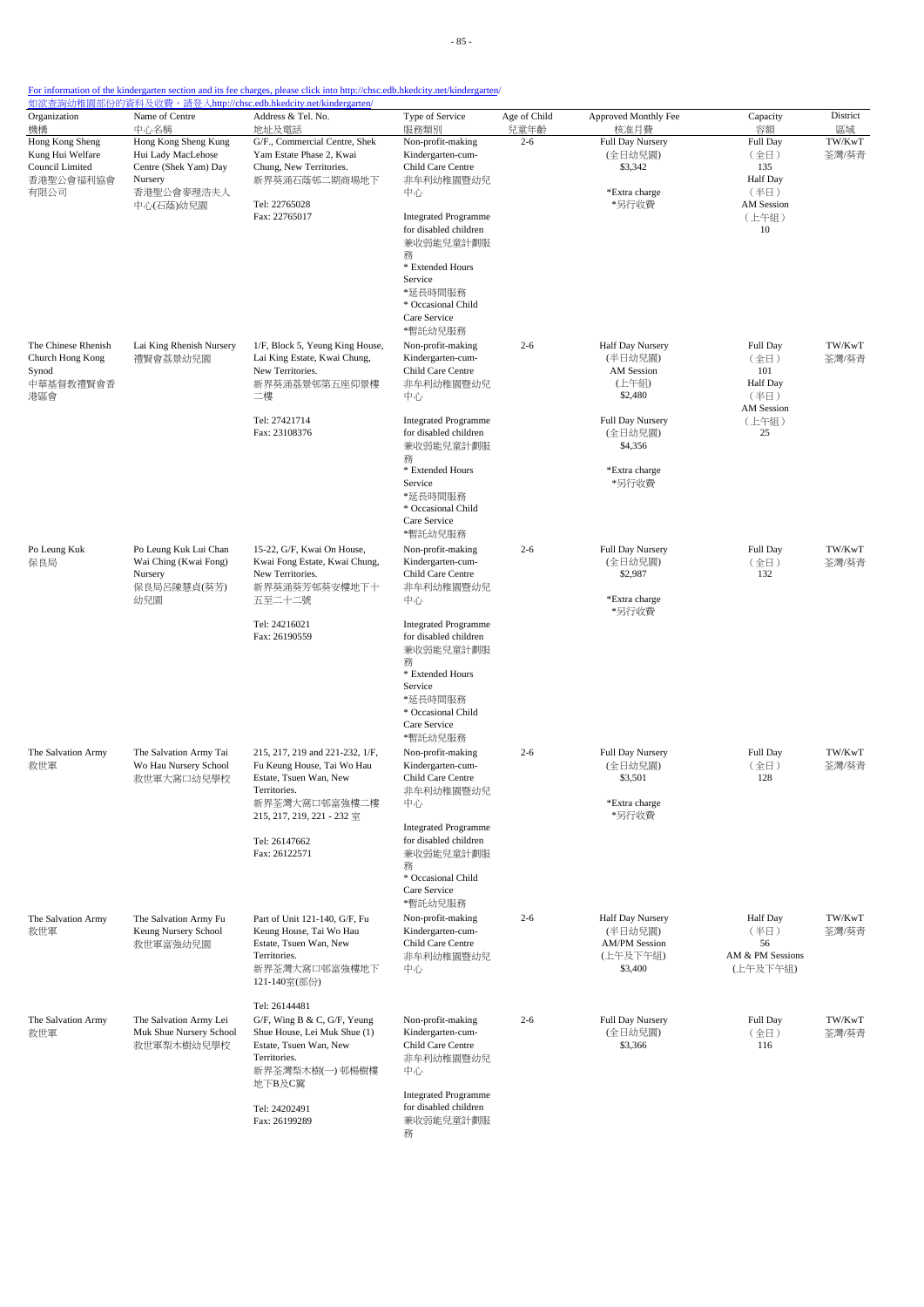For information of the kindergarten section and its fee charges, please click into http://chsc.edb.hkedcity.net/kindergarten/
如欲查詢幼稚園部份的資料及收費，請登入http://chsc.edb.hkedcity.net/kindergarten/

| Organization 機構 | Name of Centre 中心名稱 | Address & Tel. No. 地址及電話 | Type of Service 服務類別 | Age of Child 兒童年齡 | Approved Monthly Fee 核准月費 | Capacity 容額 | District 區域 |
|---|---|---|---|---|---|---|---|
| Hong Kong Sheng Kung Hui Welfare Council Limited 香港聖公會福利協會有限公司 | Hong Kong Sheng Kung Hui Lady MacLehose Centre (Shek Yam) Day Nursery 香港聖公會麥理浩夫人中心(石蔭)幼兒園 | G/F., Commercial Centre, Shek Yam Estate Phase 2, Kwai Chung, New Territories. 新界葵涌石蔭邨二期商場地下<br><br>Tel: 22765028<br>Fax: 22765017 | Non-profit-making Kindergarten-cum-Child Care Centre 非牟利幼稚園暨幼兒中心<br><br>Integrated Programme for disabled children 兼收弱能兒童計劃服務<br>* Extended Hours Service *延長時間服務<br>* Occasional Child Care Service *暫託幼兒服務 | 2-6 | Full Day Nursery (全日幼兒園) $3,342<br><br>*Extra charge *另行收費 | Full Day (全日) 135<br>Half Day (半日) AM Session (上午組) 10 | TW/KwT 荃灣/葵青 |
| The Chinese Rhenish Church Hong Kong Synod 中華基督教禮賢會香港區會 | Lai King Rhenish Nursery 禮賢會荔景幼兒園 | 1/F, Block 5, Yeung King House, Lai King Estate, Kwai Chung, New Territories. 新界葵涌荔景邨第五座仰景樓二樓<br><br>Tel: 27421714<br>Fax: 23108376 | Non-profit-making Kindergarten-cum-Child Care Centre 非牟利幼稚園暨幼兒中心<br><br>Integrated Programme for disabled children 兼收弱能兒童計劃服務<br>* Extended Hours Service *延長時間服務<br>* Occasional Child Care Service *暫託幼兒服務 | 2-6 | Half Day Nursery (半日幼兒園) AM Session (上午組) $2,480<br><br>Full Day Nursery (全日幼兒園) $4,356<br><br>*Extra charge *另行收費 | Full Day (全日) 101<br>Half Day (半日) AM Session (上午組) 25 | TW/KwT 荃灣/葵青 |
| Po Leung Kuk 保良局 | Po Leung Kuk Lui Chan Wai Ching (Kwai Fong) Nursery 保良局呂陳慧貞(葵芳)幼兒園 | 15-22, G/F, Kwai On House, Kwai Fong Estate, Kwai Chung, New Territories. 新界葵涌葵芳邨葵安樓地下十五至二十二號<br><br>Tel: 24216021<br>Fax: 26190559 | Non-profit-making Kindergarten-cum-Child Care Centre 非牟利幼稚園暨幼兒中心<br><br>Integrated Programme for disabled children 兼收弱能兒童計劃服務<br>* Extended Hours Service *延長時間服務<br>* Occasional Child Care Service *暫託幼兒服務 | 2-6 | Full Day Nursery (全日幼兒園) $2,987<br><br>*Extra charge *另行收費 | Full Day (全日) 132 | TW/KwT 荃灣/葵青 |
| The Salvation Army 救世軍 | The Salvation Army Tai Wo Hau Nursery School 救世軍大窩口幼兒學校 | 215, 217, 219 and 221-232, 1/F, Fu Keung House, Tai Wo Hau Estate, Tsuen Wan, New Territories. 新界荃灣大窩口邨富強樓二樓215, 217, 219, 221 - 232 室<br><br>Tel: 26147662<br>Fax: 26122571 | Non-profit-making Kindergarten-cum-Child Care Centre 非牟利幼稚園暨幼兒中心<br><br>Integrated Programme for disabled children 兼收弱能兒童計劃服務<br>* Occasional Child Care Service *暫託幼兒服務 | 2-6 | Full Day Nursery (全日幼兒園) $3,501<br><br>*Extra charge *另行收費 | Full Day (全日) 128 | TW/KwT 荃灣/葵青 |
| The Salvation Army 救世軍 | The Salvation Army Fu Keung Nursery School 救世軍富強幼兒園 | Part of Unit 121-140, G/F, Fu Keung House, Tai Wo Hau Estate, Tsuen Wan, New Territories. 新界荃灣大窩口邨富強樓地下121-140室(部份)<br><br>Tel: 26144481 | Non-profit-making Kindergarten-cum-Child Care Centre 非牟利幼稚園暨幼兒中心 | 2-6 | Half Day Nursery (半日幼兒園) AM/PM Session (上午及下午組) $3,400 | Half Day (半日) 56 AM & PM Sessions (上午及下午組) | TW/KwT 荃灣/葵青 |
| The Salvation Army 救世軍 | The Salvation Army Lei Muk Shue Nursery School 救世軍梨木樹幼兒學校 | G/F, Wing B & C, G/F, Yeung Shue House, Lei Muk Shue (1) Estate, Tsuen Wan, New Territories. 新界荃灣梨木樹(一)邨楊樹樓地下B及C翼<br><br>Tel: 24202491<br>Fax: 26199289 | Non-profit-making Kindergarten-cum-Child Care Centre 非牟利幼稚園暨幼兒中心<br><br>Integrated Programme for disabled children 兼收弱能兒童計劃服務 | 2-6 | Full Day Nursery (全日幼兒園) $3,366 | Full Day (全日) 116 | TW/KwT 荃灣/葵青 |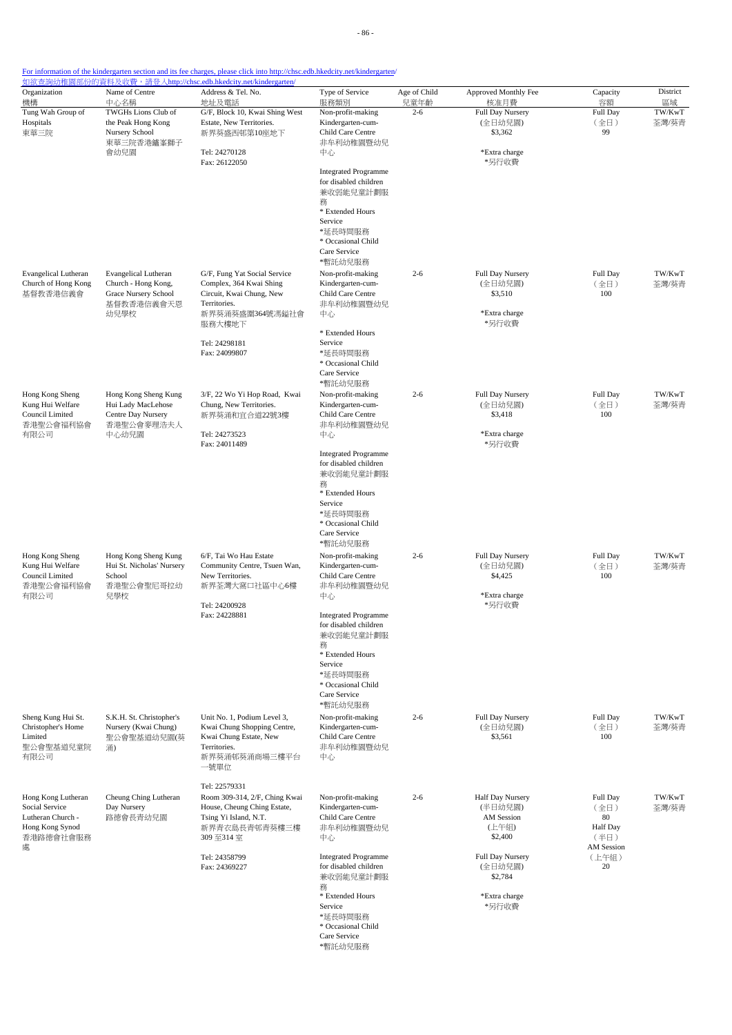For information of the kindergarten section and its fee charges, please click into http://chsc.edb.hkedcity.net/kindergarten/
如欲查詢幼稚園部份的資料及收費，請登入http://chsc.edb.hkedcity.net/kindergarten/

| Organization 機構 | Name of Centre 中心名稱 | Address & Tel. No. 地址及電話 | Type of Service 服務類別 | Age of Child 兒童年齡 | Approved Monthly Fee 核准月費 | Capacity 容額 | District 區域 |
|---|---|---|---|---|---|---|---|
| Tung Wah Group of Hospitals 東華三院 | TWGHs Lions Club of the Peak Hong Kong Nursery School 東華三院香港纜峯獅子會幼兒園 | G/F, Block 10, Kwai Shing West Estate, New Territories. 新界葵盛西邨第10座地下 Tel: 24270128 Fax: 26122050 | Non-profit-making Kindergarten-cum-Child Care Centre 非牟利幼稚園暨幼兒中心 Integrated Programme for disabled children 兼收弱能兒童計劃服務 * Extended Hours Service *延長時間服務 * Occasional Child Care Service *暫託幼兒服務 | 2-6 | Full Day Nursery (全日幼兒園) $3,362 *Extra charge *另行收費 | Full Day (全日) 99 | TW/KwT 荃灣/葵青 |
| Evangelical Lutheran Church of Hong Kong 基督教香港信義會 | Evangelical Lutheran Church - Hong Kong, Grace Nursery School 基督教香港信義會天恩幼兒學校 | G/F, Fung Yat Social Service Complex, 364 Kwai Shing Circuit, Kwai Chung, New Territories. 新界葵涌葵盛圍364號馮鎰社會服務大樓地下 Tel: 24298181 Fax: 24099807 | Non-profit-making Kindergarten-cum-Child Care Centre 非牟利幼稚園暨幼兒中心 * Extended Hours Service *延長時間服務 * Occasional Child Care Service *暫託幼兒服務 | 2-6 | Full Day Nursery (全日幼兒園) $3,510 *Extra charge *另行收費 | Full Day (全日) 100 | TW/KwT 荃灣/葵青 |
| Hong Kong Sheng Kung Hui Welfare Council Limited 香港聖公會福利協會有限公司 | Hong Kong Sheng Kung Hui Lady MacLehose Centre Day Nursery 香港聖公會麥理浩夫人中心幼兒園 | 3/F, 22 Wo Yi Hop Road, Kwai Chung, New Territories. 新界葵涌和宜合道22號3樓 Tel: 24273523 Fax: 24011489 | Non-profit-making Kindergarten-cum-Child Care Centre 非牟利幼稚園暨幼兒中心 Integrated Programme for disabled children 兼收弱能兒童計劃服務 * Extended Hours Service *延長時間服務 * Occasional Child Care Service *暫託幼兒服務 | 2-6 | Full Day Nursery (全日幼兒園) $3,418 *Extra charge *另行收費 | Full Day (全日) 100 | TW/KwT 荃灣/葵青 |
| Hong Kong Sheng Kung Hui Welfare Council Limited 香港聖公會福利協會有限公司 | Hong Kong Sheng Kung Hui St. Nicholas' Nursery School 香港聖公會聖尼哥拉幼兒學校 | 6/F, Tai Wo Hau Estate Community Centre, Tsuen Wan, New Territories. 新界荃灣大窩口社區中心6樓 Tel: 24200928 Fax: 24228881 | Non-profit-making Kindergarten-cum-Child Care Centre 非牟利幼稚園暨幼兒中心 Integrated Programme for disabled children 兼收弱能兒童計劃服務 * Extended Hours Service *延長時間服務 * Occasional Child Care Service *暫託幼兒服務 | 2-6 | Full Day Nursery (全日幼兒園) $4,425 *Extra charge *另行收費 | Full Day (全日) 100 | TW/KwT 荃灣/葵青 |
| Sheng Kung Hui St. Christopher's Home Limited 聖公會聖基道兒童院有限公司 | S.K.H. St. Christopher's Nursery (Kwai Chung) 聖公會聖基道幼兒園(葵涌) | Unit No. 1, Podium Level 3, Kwai Chung Shopping Centre, Kwai Chung Estate, New Territories. 新界葵涌邨葵涌商場三樓平台一號單位 Tel: 22579331 | Non-profit-making Kindergarten-cum-Child Care Centre 非牟利幼稚園暨幼兒中心 | 2-6 | Full Day Nursery (全日幼兒園) $3,561 | Full Day (全日) 100 | TW/KwT 荃灣/葵青 |
| Hong Kong Lutheran Social Service Lutheran Church - Hong Kong Synod 香港路德會社會服務處 | Cheung Ching Lutheran Day Nursery 路德會長青幼兒園 | Room 309-314, 2/F, Ching Kwai House, Cheung Ching Estate, Tsing Yi Island, N.T. 新界青衣島長青邨青葵樓三樓309 至314 室 Tel: 24358799 Fax: 24369227 | Non-profit-making Kindergarten-cum-Child Care Centre 非牟利幼稚園暨幼兒中心 Integrated Programme for disabled children 兼收弱能兒童計劃服務 * Extended Hours Service *延長時間服務 * Occasional Child Care Service *暫託幼兒服務 | 2-6 | Half Day Nursery (半日幼兒園) AM Session (上午組) $2,400 Full Day Nursery (全日幼兒園) $2,784 *Extra charge *另行收費 | Full Day (全日) 80 Half Day (半日) AM Session (上午組) 20 | TW/KwT 荃灣/葵青 |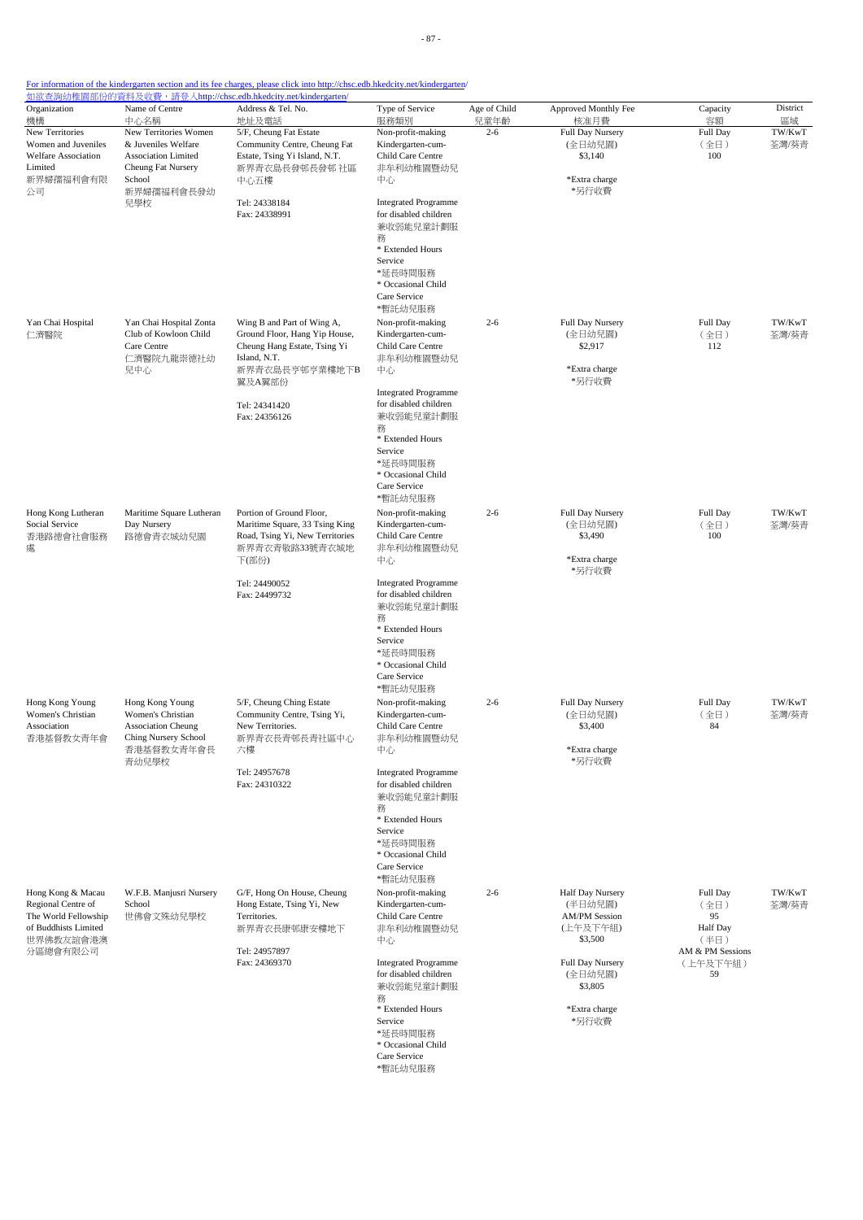[For information of the kindergarten section and its fee charges, please click into http://chsc.edb.hkedcity.net/kindergarten/](http://chsc.edb.hkedcity.net/kindergarten/)
[如欲查詢幼稚園部份的資料及收費，請登入http://chsc.edb.hkedcity.net/kindergarten/](http://chsc.edb.hkedcity.net/kindergarten/)

| Organization 機構 | Name of Centre 中心名稱 | Address & Tel. No. 地址及電話 | Type of Service 服務類別 | Age of Child 兒童年齡 | Approved Monthly Fee 核准月費 | Capacity 容額 | District 區域 |
|---|---|---|---|---|---|---|---|
| New Territories Women and Juveniles Welfare Association Limited 新界婦孺福利會有限公司 | New Territories Women & Juveniles Welfare Association Limited Cheung Fat Nursery School 新界婦孺福利會長發幼兒學校 | 5/F, Cheung Fat Estate Community Centre, Cheung Fat Estate, Tsing Yi Island, N.T. 新界青衣島長發邨長發邨 社區中心五樓<br>Tel: 24338184<br>Fax: 24338991 | Non-profit-making Kindergarten-cum-Child Care Centre 非牟利幼稚園暨幼兒中心<br>Integrated Programme for disabled children 兼收弱能兒童計劃服務<br>* Extended Hours Service *延長時間服務<br>* Occasional Child Care Service *暫託幼兒服務 | 2-6 | Full Day Nursery (全日幼兒園) $3,140<br>*Extra charge *另行收費 | Full Day (全日) 100 | TW/KwT 荃灣/葵青 |
| Yan Chai Hospital 仁濟醫院 | Yan Chai Hospital Zonta Club of Kowloon Child Care Centre 仁濟醫院九龍崇德社幼兒中心 | Wing B and Part of Wing A, Ground Floor, Hang Yip House, Cheung Hang Estate, Tsing Yi Island, N.T. 新界青衣島長亨邨亨業樓地下B翼及A翼部份<br>Tel: 24341420<br>Fax: 24356126 | Non-profit-making Kindergarten-cum-Child Care Centre 非牟利幼稚園暨幼兒中心<br>Integrated Programme for disabled children 兼收弱能兒童計劃服務<br>* Extended Hours Service *延長時間服務<br>* Occasional Child Care Service *暫託幼兒服務 | 2-6 | Full Day Nursery (全日幼兒園) $2,917<br>*Extra charge *另行收費 | Full Day (全日) 112 | TW/KwT 荃灣/葵青 |
| Hong Kong Lutheran Social Service 香港路德會社會服務處 | Maritime Square Lutheran Day Nursery 路德會青衣城幼兒園 | Portion of Ground Floor, Maritime Square, 33 Tsing King Road, Tsing Yi, New Territories 新界青衣青敬路33號青衣城地下(部份)<br>Tel: 24490052<br>Fax: 24499732 | Non-profit-making Kindergarten-cum-Child Care Centre 非牟利幼稚園暨幼兒中心<br>Integrated Programme for disabled children 兼收弱能兒童計劃服務<br>* Extended Hours Service *延長時間服務<br>* Occasional Child Care Service *暫託幼兒服務 | 2-6 | Full Day Nursery (全日幼兒園) $3,490<br>*Extra charge *另行收費 | Full Day (全日) 100 | TW/KwT 荃灣/葵青 |
| Hong Kong Young Women's Christian Association 香港基督教女青年會 | Hong Kong Young Women's Christian Association Cheung Ching Nursery School 香港基督教女青年會長青幼兒學校 | 5/F, Cheung Ching Estate Community Centre, Tsing Yi, New Territories. 新界青衣長青邨長青社區中心六樓<br>Tel: 24957678<br>Fax: 24310322 | Non-profit-making Kindergarten-cum-Child Care Centre 非牟利幼稚園暨幼兒中心<br>Integrated Programme for disabled children 兼收弱能兒童計劃服務<br>* Extended Hours Service *延長時間服務<br>* Occasional Child Care Service *暫託幼兒服務 | 2-6 | Full Day Nursery (全日幼兒園) $3,400<br>*Extra charge *另行收費 | Full Day (全日) 84 | TW/KwT 荃灣/葵青 |
| Hong Kong & Macau Regional Centre of The World Fellowship of Buddhists Limited 世界佛教友誼會港澳分區總會有限公司 | W.F.B. Manjusri Nursery School 世佛會文殊幼兒學校 | G/F, Hong On House, Cheung Hong Estate, Tsing Yi, New Territories. 新界青衣長康邨康安樓地下<br>Tel: 24957897<br>Fax: 24369370 | Non-profit-making Kindergarten-cum-Child Care Centre 非牟利幼稚園暨幼兒中心<br>Integrated Programme for disabled children 兼收弱能兒童計劃服務<br>* Extended Hours Service *延長時間服務<br>* Occasional Child Care Service *暫託幼兒服務 | 2-6 | Half Day Nursery (半日幼兒園) AM/PM Session (上午及下午組) $3,500<br>Full Day Nursery (全日幼兒園) $3,805<br>*Extra charge *另行收費 | Full Day (全日) 95<br>Half Day (半日) AM & PM Sessions (上午及下午組) 59 | TW/KwT 荃灣/葵青 |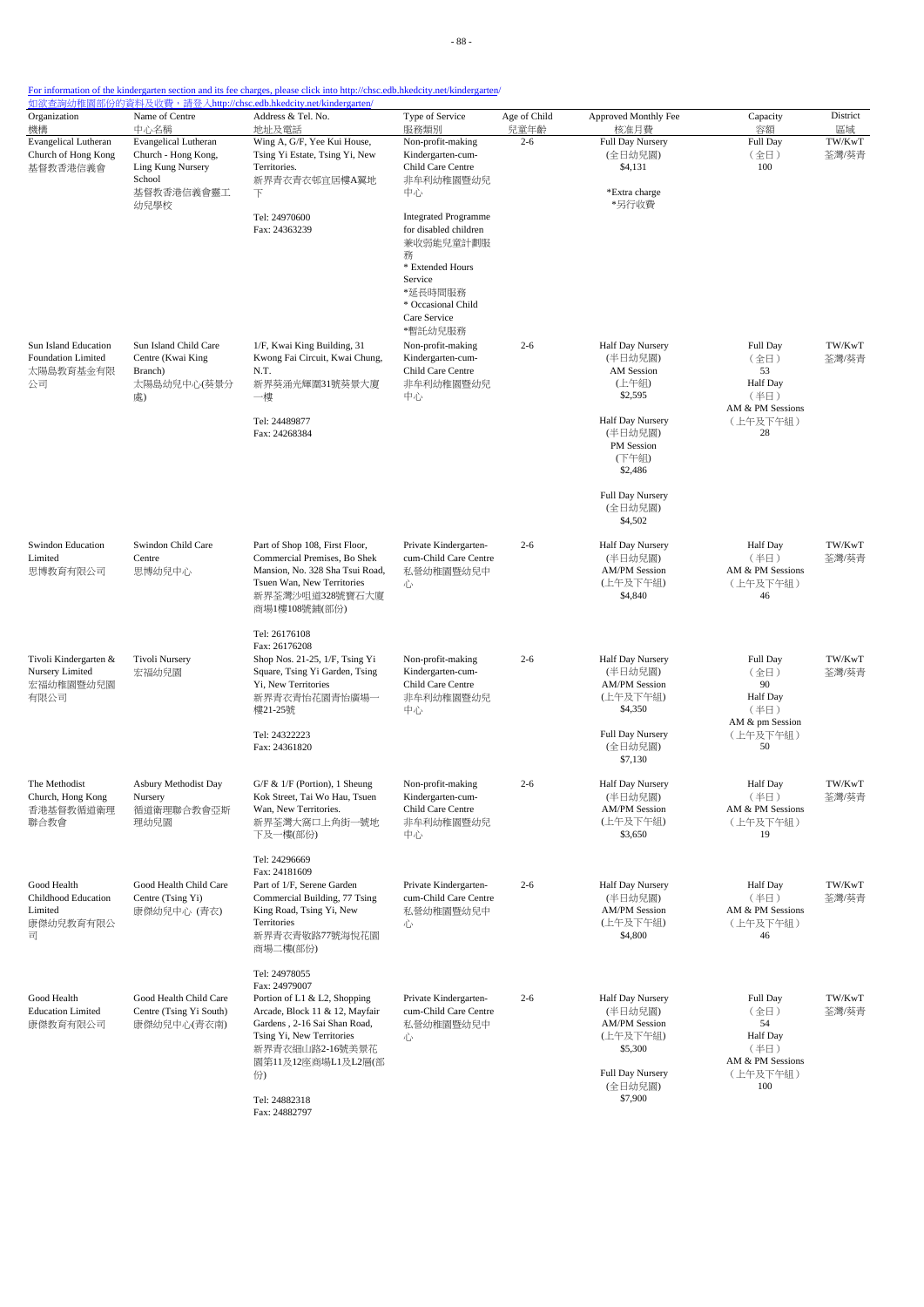For information of the kindergarten section and its fee charges, please click into http://chsc.edb.hkedcity.net/kindergarten/
如欲查詢幼稚園部份的資料及收費，請登入http://chsc.edb.hkedcity.net/kindergarten/

| Organization 機構 | Name of Centre 中心名稱 | Address & Tel. No. 地址及電話 | Type of Service 服務類別 | Age of Child 兒童年齡 | Approved Monthly Fee 核准月費 | Capacity 容額 | District 區域 |
|---|---|---|---|---|---|---|---|
| Evangelical Lutheran Church of Hong Kong 基督教香港信義會 | Evangelical Lutheran Church - Hong Kong, Ling Kung Nursery School 基督教香港信義會靈工幼兒學校 | Wing A, G/F, Yee Kui House, Tsing Yi Estate, Tsing Yi, New Territories. 新界青衣青衣邨宜居樓A翼地下<br>Tel: 24970600<br>Fax: 24363239 | Non-profit-making Kindergarten-cum-Child Care Centre 非牟利幼稚園暨幼兒中心<br>Integrated Programme for disabled children 兼收弱能兒童計劃服務<br>* Extended Hours Service *延長時間服務<br>* Occasional Child Care Service *暫託幼兒服務 | 2-6 | Full Day Nursery (全日幼兒園) $4,131<br>*Extra charge *另行收費 | Full Day (全日) 100 | TW/KwT 荃灣/葵青 |
| Sun Island Education Foundation Limited 太陽島教育基金有限公司 | Sun Island Child Care Centre (Kwai King Branch) 太陽島幼兒中心(葵景分處) | 1/F, Kwai King Building, 31 Kwong Fai Circuit, Kwai Chung, N.T. 新界葵涌光輝圍31號葵景大廈一樓<br>Tel: 24489877<br>Fax: 24268384 | Non-profit-making Kindergarten-cum-Child Care Centre 非牟利幼稚園暨幼兒中心 | 2-6 | Half Day Nursery (半日幼兒園) AM Session (上午組) $2,595<br>Half Day Nursery (半日幼兒園) PM Session (下午組) $2,486<br>Full Day Nursery (全日幼兒園) $4,502 | Full Day (全日) 53<br>Half Day (半日) AM & PM Sessions (上午及下午組) 28 | TW/KwT 荃灣/葵青 |
| Swindon Education Limited 思博教育有限公司 | Swindon Child Care Centre 思博幼兒中心 | Part of Shop 108, First Floor, Commercial Premises, Bo Shek Mansion, No. 328 Sha Tsui Road, Tsuen Wan, New Territories 新界荃灣沙咀道328號寶石大廈商場1樓108號鋪(部份)<br>Tel: 26176108<br>Fax: 26176208 | Private Kindergarten-cum-Child Care Centre 私營幼稚園暨幼兒中心 | 2-6 | Half Day Nursery (半日幼兒園) AM/PM Session (上午及下午組) $4,840 | Half Day (半日) AM & PM Sessions (上午及下午組) 46 | TW/KwT 荃灣/葵青 |
| Tivoli Kindergarten & Nursery Limited 宏福幼稚園暨幼兒園有限公司 | Tivoli Nursery 宏福幼兒園 | Shop Nos. 21-25, 1/F, Tsing Yi Square, Tsing Yi Garden, Tsing Yi, New Territories 新界青衣青怡花園青怡廣場一樓21-25號<br>Tel: 24322223<br>Fax: 24361820 | Non-profit-making Kindergarten-cum-Child Care Centre 非牟利幼稚園暨幼兒中心 | 2-6 | Half Day Nursery (半日幼兒園) AM/PM Session (上午及下午組) $4,350<br>Full Day Nursery (全日幼兒園) $7,130 | Full Day (全日) 90<br>Half Day (半日) AM & pm Session (上午及下午組) 50 | TW/KwT 荃灣/葵青 |
| The Methodist Church, Hong Kong 香港基督教循道衛理聯合教會 | Asbury Methodist Day Nursery 循道衛理聯合教會亞斯理幼兒園 | G/F & 1/F (Portion), 1 Sheung Kok Street, Tai Wo Hau, Tsuen Wan, New Territories. 新界荃灣大窩口上角街一號地下及一樓(部份)<br>Tel: 24296669<br>Fax: 24181609 | Non-profit-making Kindergarten-cum-Child Care Centre 非牟利幼稚園暨幼兒中心 | 2-6 | Half Day Nursery (半日幼兒園) AM/PM Session (上午及下午組) $3,650 | Half Day (半日) AM & PM Sessions (上午及下午組) 19 | TW/KwT 荃灣/葵青 |
| Good Health Childhood Education Limited 康傑幼兒教育有限公司 | Good Health Child Care Centre (Tsing Yi) 康傑幼兒中心 (青衣) | Part of 1/F, Serene Garden Commercial Building, 77 Tsing King Road, Tsing Yi, New Territories 新界青衣青敬路77號海悅花園商場二樓(部份)<br>Tel: 24978055<br>Fax: 24979007 | Private Kindergarten-cum-Child Care Centre 私營幼稚園暨幼兒中心 | 2-6 | Half Day Nursery (半日幼兒園) AM/PM Session (上午及下午組) $4,800 | Half Day (半日) AM & PM Sessions (上午及下午組) 46 | TW/KwT 荃灣/葵青 |
| Good Health Education Limited 康傑教育有限公司 | Good Health Child Care Centre (Tsing Yi South) 康傑幼兒中心(青衣南) | Portion of L1 & L2, Shopping Arcade, Block 11 & 12, Mayfair Gardens , 2-16 Sai Shan Road, Tsing Yi, New Territories 新界青衣細山路2-16號美景花園第11及12座商場L1及L2層(部份)<br>Tel: 24882318<br>Fax: 24882797 | Private Kindergarten-cum-Child Care Centre 私營幼稚園暨幼兒中心 | 2-6 | Half Day Nursery (半日幼兒園) AM/PM Session (上午及下午組) $5,300<br>Full Day Nursery (全日幼兒園) $7,900 | Full Day (全日) 54<br>Half Day (半日) AM & PM Sessions (上午及下午組) 100 | TW/KwT 荃灣/葵青 |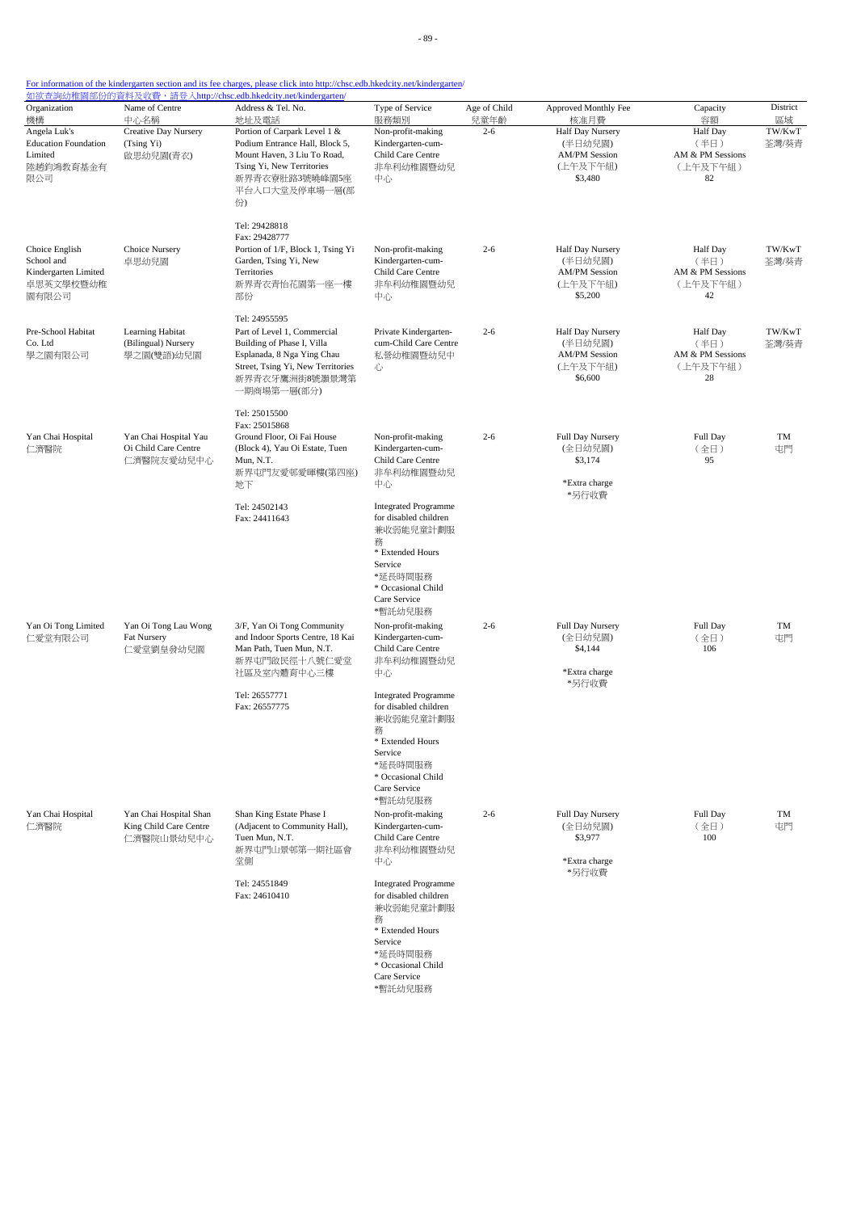For information of the kindergarten section and its fee charges, please click into http://chsc.edb.hkedcity.net/kindergarten/
如欲查詢幼稚園部份的資料及收費，請登入http://chsc.edb.hkedcity.net/kindergarten/

| Organization 機構 | Name of Centre 中心名稱 | Address & Tel. No. 地址及電話 | Type of Service 服務類別 | Age of Child 兒童年齡 | Approved Monthly Fee 核准月費 | Capacity 容額 | District 區域 |
|---|---|---|---|---|---|---|---|
| Angela Luk's Education Foundation Limited 陸趙鈞鴻教育基金有限公司 | Creative Day Nursery (Tsing Yi) 啟思幼兒園(青衣) | Portion of Carpark Level 1 & Podium Entrance Hall, Block 5, Mount Haven, 3 Liu To Road, Tsing Yi, New Territories 新界青衣寮肚路3號曉峰園5座平台入口大堂及停車場一層(部份) Tel: 29428818 Fax: 29428777 | Non-profit-making Kindergarten-cum-Child Care Centre 非牟利幼稚園暨幼兒中心 | 2-6 | Half Day Nursery (半日幼兒園) AM/PM Session (上午及下午組) $3,480 | Half Day (半日) AM & PM Sessions (上午及下午組) 82 | TW/KwT 荃灣/葵青 |
| Choice English School and Kindergarten Limited 卓思英文學校暨幼稚園有限公司 | Choice Nursery 卓思幼兒園 | Portion of 1/F, Block 1, Tsing Yi Garden, Tsing Yi, New Territories 新界青衣青怡花園第一座一樓部份 Tel: 24955595 | Non-profit-making Kindergarten-cum-Child Care Centre 非牟利幼稚園暨幼兒中心 | 2-6 | Half Day Nursery (半日幼兒園) AM/PM Session (上午及下午組) $5,200 | Half Day (半日) AM & PM Sessions (上午及下午組) 42 | TW/KwT 荃灣/葵青 |
| Pre-School Habitat Co. Ltd 學之園有限公司 | Learning Habitat (Bilingual) Nursery 學之園(雙語)幼兒園 | Part of Level 1, Commercial Building of Phase I, Villa Esplanada, 8 Nga Ying Chau Street, Tsing Yi, New Territories 新界青衣牙鷹洲街8號灝景灣第一期商場第一層(部分) Tel: 25015500 Fax: 25015868 | Private Kindergarten-cum-Child Care Centre 私營幼稚園暨幼兒中心 | 2-6 | Half Day Nursery (半日幼兒園) AM/PM Session (上午及下午組) $6,600 | Half Day (半日) AM & PM Sessions (上午及下午組) 28 | TW/KwT 荃灣/葵青 |
| Yan Chai Hospital 仁濟醫院 | Yan Chai Hospital Yau Oi Child Care Centre 仁濟醫院友愛幼兒中心 | Ground Floor, Oi Fai House (Block 4), Yau Oi Estate, Tuen Mun, N.T. 新界屯門友愛邨愛暉樓(第四座)地下 Tel: 24502143 Fax: 24411643 | Non-profit-making Kindergarten-cum-Child Care Centre 非牟利幼稚園暨幼兒中心 Integrated Programme for disabled children 兼收弱能兒童計劃服務 * Extended Hours Service *延長時間服務 * Occasional Child Care Service *暫託幼兒服務 | 2-6 | Full Day Nursery (全日幼兒園) $3,174 *Extra charge *另行收費 | Full Day (全日) 95 | TM 屯門 |
| Yan Oi Tong Limited 仁愛堂有限公司 | Yan Oi Tong Lau Wong Fat Nursery 仁愛堂劉皇發幼兒園 | 3/F, Yan Oi Tong Community and Indoor Sports Centre, 18 Kai Man Path, Tuen Mun, N.T. 新界屯門啟民徑十八號仁愛堂社區及室內體育中心三樓 Tel: 26557771 Fax: 26557775 | Non-profit-making Kindergarten-cum-Child Care Centre 非牟利幼稚園暨幼兒中心 Integrated Programme for disabled children 兼收弱能兒童計劃服務 * Extended Hours Service *延長時間服務 * Occasional Child Care Service *暫託幼兒服務 | 2-6 | Full Day Nursery (全日幼兒園) $4,144 *Extra charge *另行收費 | Full Day (全日) 106 | TM 屯門 |
| Yan Chai Hospital 仁濟醫院 | Yan Chai Hospital Shan King Child Care Centre 仁濟醫院山景幼兒中心 | Shan King Estate Phase I (Adjacent to Community Hall), Tuen Mun, N.T. 新界屯門山景邨第一期社區會堂側 Tel: 24551849 Fax: 24610410 | Non-profit-making Kindergarten-cum-Child Care Centre 非牟利幼稚園暨幼兒中心 Integrated Programme for disabled children 兼收弱能兒童計劃服務 * Extended Hours Service *延長時間服務 * Occasional Child Care Service *暫託幼兒服務 | 2-6 | Full Day Nursery (全日幼兒園) $3,977 *Extra charge *另行收費 | Full Day (全日) 100 | TM 屯門 |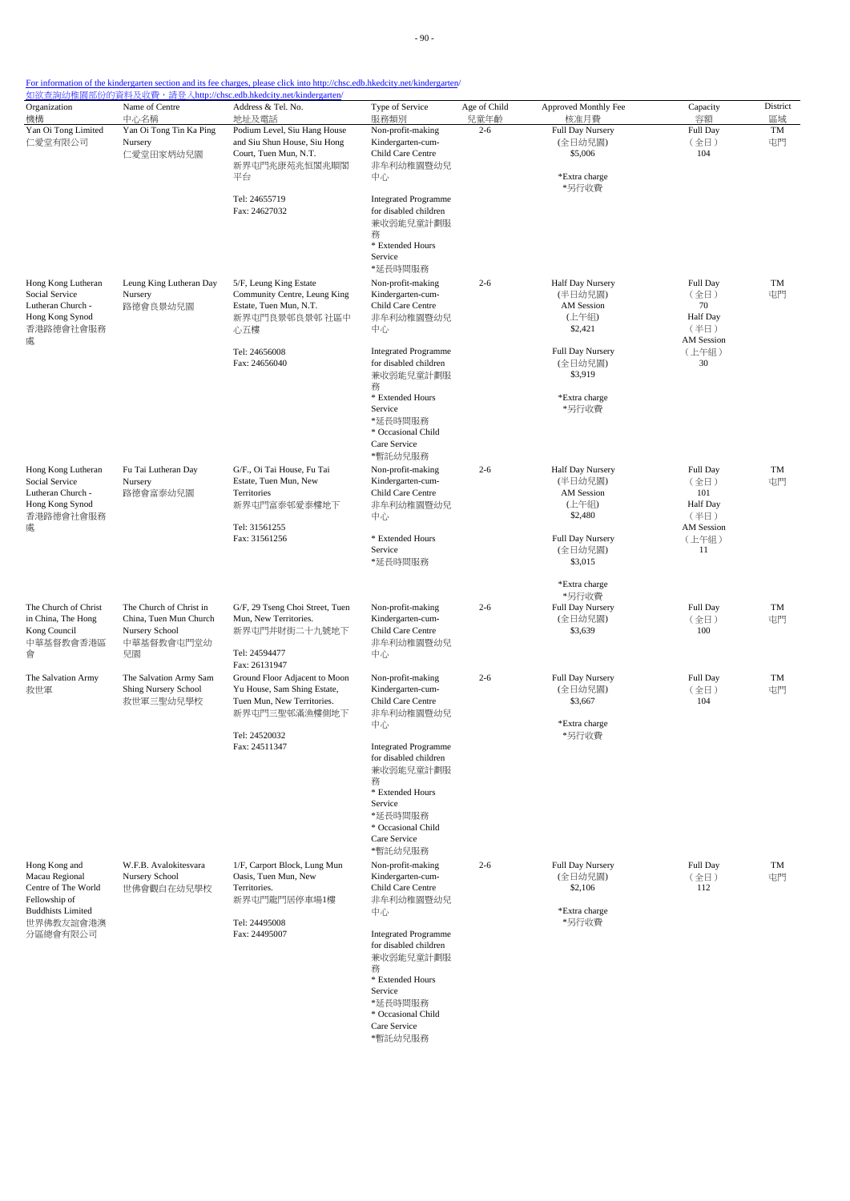For information of the kindergarten section and its fee charges, please click into http://chsc.edb.hkedcity.net/kindergarten/
如欲查詢幼稚園部份的資料及收費，請登入http://chsc.edb.hkedcity.net/kindergarten/

| Organization 機構 | Name of Centre 中心名稱 | Address & Tel. No. 地址及電話 | Type of Service 服務類別 | Age of Child 兒童年齡 | Approved Monthly Fee 核准月費 | Capacity 容額 | District 區域 |
|---|---|---|---|---|---|---|---|
| Yan Oi Tong Limited 仁愛堂有限公司 | Yan Oi Tong Tin Ka Ping Nursery 仁愛堂田家炳幼兒園 | Podium Level, Siu Hang House and Siu Shun House, Siu Hong Court, Tuen Mun, N.T. 新界屯門兆康苑兆恒閣兆順閣平台<br>Tel: 24655719<br>Fax: 24627032 | Non-profit-making Kindergarten-cum-Child Care Centre 非牟利幼稚園暨幼兒中心<br>Integrated Programme for disabled children 兼收弱能兒童計劃服務<br>* Extended Hours Service *延長時間服務 | 2-6 | Full Day Nursery (全日幼兒園) $5,006<br>*Extra charge *另行收費 | Full Day (全日) 104 | TM 屯門 |
| Hong Kong Lutheran Social Service Lutheran Church - Hong Kong Synod 香港路德會社會服務處 | Leung King Lutheran Day Nursery 路德會良景幼兒園 | 5/F, Leung King Estate Community Centre, Leung King Estate, Tuen Mun, N.T. 新界屯門良景邨良景邨 社區中心五樓<br>Tel: 24656008<br>Fax: 24656040 | Non-profit-making Kindergarten-cum-Child Care Centre 非牟利幼稚園暨幼兒中心<br>Integrated Programme for disabled children 兼收弱能兒童計劃服務<br>* Extended Hours Service *延長時間服務<br>* Occasional Child Care Service *暫託幼兒服務 | 2-6 | Half Day Nursery (半日幼兒園) AM Session (上午組) $2,421<br>Full Day Nursery (全日幼兒園) $3,919<br>*Extra charge *另行收費 | Full Day (全日) 70<br>Half Day (半日) AM Session (上午組) 30 | TM 屯門 |
| Hong Kong Lutheran Social Service Lutheran Church - Hong Kong Synod 香港路德會社會服務處 | Fu Tai Lutheran Day Nursery 路德會富泰幼兒園 | G/F., Oi Tai House, Fu Tai Estate, Tuen Mun, New Territories 新界屯門富泰邨愛泰樓地下<br>Tel: 31561255<br>Fax: 31561256 | Non-profit-making Kindergarten-cum-Child Care Centre 非牟利幼稚園暨幼兒中心<br>* Extended Hours Service *延長時間服務 | 2-6 | Half Day Nursery (半日幼兒園) AM Session (上午組) $2,480<br>Full Day Nursery (全日幼兒園) $3,015<br>*Extra charge *另行收費 | Full Day (全日) 101<br>Half Day (半日) AM Session (上午組) 11 | TM 屯門 |
| The Church of Christ in China, The Hong Kong Council 中華基督教會香港區會 | The Church of Christ in China, Tuen Mun Church Nursery School 中華基督教會屯門堂幼兒園 | G/F, 29 Tseng Choi Street, Tuen Mun, New Territories. 新界屯門井財街二十九號地下<br>Tel: 24594477<br>Fax: 26131947 | Non-profit-making Kindergarten-cum-Child Care Centre 非牟利幼稚園暨幼兒中心 | 2-6 | Full Day Nursery (全日幼兒園) $3,639 | Full Day (全日) 100 | TM 屯門 |
| The Salvation Army 救世軍 | The Salvation Army Sam Shing Nursery School 救世軍三聖幼兒學校 | Ground Floor Adjacent to Moon Yu House, Sam Shing Estate, Tuen Mun, New Territories. 新界屯門三聖邨滿漁樓側地下<br>Tel: 24520032<br>Fax: 24511347 | Non-profit-making Kindergarten-cum-Child Care Centre 非牟利幼稚園暨幼兒中心<br>Integrated Programme for disabled children 兼收弱能兒童計劃服務<br>* Extended Hours Service *延長時間服務<br>* Occasional Child Care Service *暫託幼兒服務 | 2-6 | Full Day Nursery (全日幼兒園) $3,667<br>*Extra charge *另行收費 | Full Day (全日) 104 | TM 屯門 |
| Hong Kong and Macau Regional Centre of The World Fellowship of Buddhists Limited 世界佛教友誼會港澳分區總會有限公司 | W.F.B. Avalokitesvara Nursery School 世佛會觀自在幼兒學校 | 1/F, Carport Block, Lung Mun Oasis, Tuen Mun, New Territories. 新界屯門龍門居停車場1樓<br>Tel: 24495008<br>Fax: 24495007 | Non-profit-making Kindergarten-cum-Child Care Centre 非牟利幼稚園暨幼兒中心<br>Integrated Programme for disabled children 兼收弱能兒童計劃服務<br>* Extended Hours Service *延長時間服務<br>* Occasional Child Care Service *暫託幼兒服務 | 2-6 | Full Day Nursery (全日幼兒園) $2,106<br>*Extra charge *另行收費 | Full Day (全日) 112 | TM 屯門 |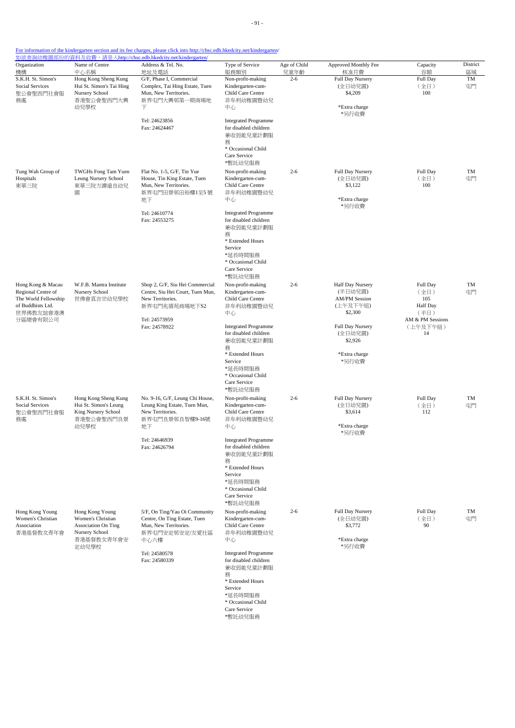For information of the kindergarten section and its fee charges, please click into http://chsc.edb.hkedcity.net/kindergarten/
如欲查詢幼稚園部份的資料及收費，請登入http://chsc.edb.hkedcity.net/kindergarten/

| Organization 機構 | Name of Centre 中心名稱 | Address & Tel. No. 地址及電話 | Type of Service 服務類別 | Age of Child 兒童年齡 | Approved Monthly Fee 核准月費 | Capacity 容額 | District 區域 |
|---|---|---|---|---|---|---|---|
| S.K.H. St. Simon's Social Services 聖公會聖西門社會服務處 | Hong Kong Sheng Kung Hui St. Simon's Tai Hing Nursery School 香港聖公會聖西門大興幼兒學校 | G/F, Phase I, Commercial Complex, Tai Hing Estate, Tuen Mun, New Territories. 新界屯門大興邨第一期商場地下<br><br>Tel: 24623856<br>Fax: 24624467 | Non-profit-making Kindergarten-cum-Child Care Centre 非牟利幼稚園暨幼兒中心<br><br>Integrated Programme for disabled children 兼收弱能兒童計劃服務<br>* Occasional Child Care Service *暫託幼兒服務 | 2-6 | Full Day Nursery (全日幼兒園) $4,209<br><br>*Extra charge *另行收費 | Full Day (全日) 100 | TM 屯門 |
| Tung Wah Group of Hospitals 東華三院 | TWGHs Fong Tam Yuen Leung Nursery School 東華三院方譚遠良幼兒園 | Flat No. 1-5, G/F, Tin Yue House, Tuen Tin King Estate, Tuen Mun, New Territories. 新界屯門田景邨田裕樓1至5號地下<br><br>Tel: 24610774<br>Fax: 24553275 | Non-profit-making Kindergarten-cum-Child Care Centre 非牟利幼稚園暨幼兒中心<br><br>Integrated Programme for disabled children 兼收弱能兒童計劃服務<br>* Extended Hours Service *延長時間服務<br>* Occasional Child Care Service *暫託幼兒服務 | 2-6 | Full Day Nursery (全日幼兒園) $3,122<br><br>*Extra charge *另行收費 | Full Day (全日) 100 | TM 屯門 |
| Hong Kong & Macau Regional Centre of The World Fellowship of Buddhists Ltd. 世界佛教友誼會港澳分區總會有限公司 | W.F.B. Mantra Institute Nursery School 世佛會真言宗幼兒學校 | Shop 2, G/F, Siu Hei Commercial Centre, Siu Hei Court, Tuen Mun, New Territories. 新界屯門兆禧苑商場地下S2<br><br>Tel: 24573959<br>Fax: 24578922 | Non-profit-making Kindergarten-cum-Child Care Centre 非牟利幼稚園暨幼兒中心<br><br>Integrated Programme for disabled children 兼收弱能兒童計劃服務<br>* Extended Hours Service *延長時間服務<br>* Occasional Child Care Service *暫託幼兒服務 | 2-6 | Half Day Nursery (半日幼兒園) AM/PM Session (上午及下午組) $2,300<br><br>Full Day Nursery (全日幼兒園) $2,926<br><br>*Extra charge *另行收費 | Full Day (全日) 105<br>Half Day (半日) AM & PM Sessions (上午及下午組) 14 | TM 屯門 |
| S.K.H. St. Simon's Social Services 聖公會聖西門社會服務處 | Hong Kong Sheng Kung Hui St. Simon's Leung King Nursery School 香港聖公會聖西門良景幼兒學校 | No. 9-16, G/F, Leung Chi House, Leung King Estate, Tuen Mun, New Territories. 新界屯門良景邨良智樓9-16號地下<br><br>Tel: 24646939<br>Fax: 24626794 | Non-profit-making Kindergarten-cum-Child Care Centre 非牟利幼稚園暨幼兒中心<br><br>Integrated Programme for disabled children 兼收弱能兒童計劃服務<br>* Extended Hours Service *延長時間服務<br>* Occasional Child Care Service *暫託幼兒服務 | 2-6 | Full Day Nursery (全日幼兒園) $3,614<br><br>*Extra charge *另行收費 | Full Day (全日) 112 | TM 屯門 |
| Hong Kong Young Women's Christian Association 香港基督教女青年會 | Hong Kong Young Women's Christian Association On Ting Nursery School 香港基督教女青年會安定幼兒學校 | 5/F, On Ting/Yau Oi Community Centre, On Ting Estate, Tuen Mun, New Territories. 新界屯門安定邨安定/友愛社區中心六樓<br><br>Tel: 24580578<br>Fax: 24580339 | Non-profit-making Kindergarten-cum-Child Care Centre 非牟利幼稚園暨幼兒中心<br><br>Integrated Programme for disabled children 兼收弱能兒童計劃服務<br>* Extended Hours Service *延長時間服務<br>* Occasional Child Care Service *暫託幼兒服務 | 2-6 | Full Day Nursery (全日幼兒園) $3,772<br><br>*Extra charge *另行收費 | Full Day (全日) 90 | TM 屯門 |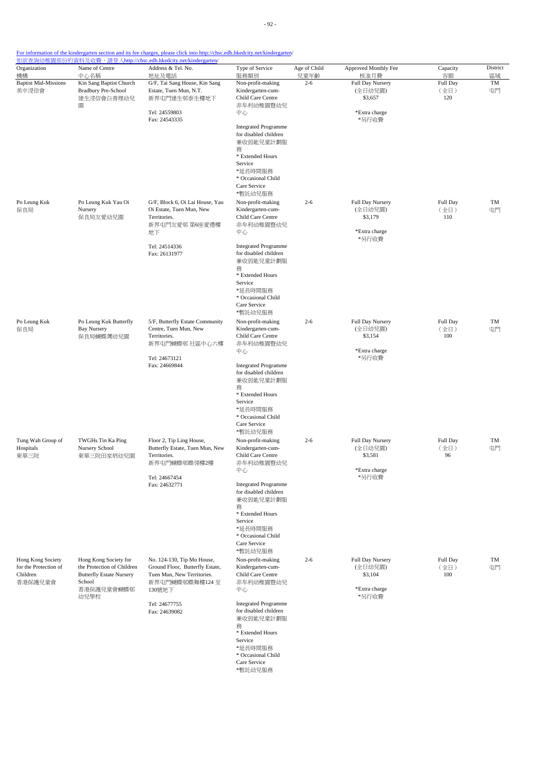For information of the kindergarten section and its fee charges, please click into http://chsc.edb.hkedcity.net/kindergarten/
如欲查詢幼稚園部份的資料及收費，請登入http://chsc.edb.hkedcity.net/kindergarten/

| Organization 機構 | Name of Centre 中心名稱 | Address & Tel. No. 地址及電話 | Type of Service 服務類別 | Age of Child 兒童年齡 | Approved Monthly Fee 核准月費 | Capacity 容額 | District 區域 |
|---|---|---|---|---|---|---|---|
| Baptist Mid-Missions 美中浸信會 | Kin Sang Baptist Church Bradbury Pre-School 建生浸信會白普理幼兒園 | G/F, Tai Sang House, Kin Sang Estate, Tuen Mun, N.T. 新界屯門建生邨泰生樓地下<br><br>Tel: 24559803<br>Fax: 24543335 | Non-profit-making Kindergarten-cum-Child Care Centre 非牟利幼稚園暨幼兒中心<br><br>Integrated Programme for disabled children 兼收弱能兒童計劃服務<br>* Extended Hours Service *延長時間服務<br>* Occasional Child Care Service *暫託幼兒服務 | 2-6 | Full Day Nursery (全日幼兒園) $3,657<br><br>*Extra charge *另行收費 | Full Day (全日) 120 | TM 屯門 |
| Po Leung Kuk 保良局 | Po Leung Kuk Yau Oi Nursery 保良局友愛幼兒園 | G/F, Block 6, Oi Lai House, Yau Oi Estate, Tuen Mun, New Territories. 新界屯門友愛邨 第6座愛禮樓地下<br><br>Tel: 24514336<br>Fax: 26131977 | Non-profit-making Kindergarten-cum-Child Care Centre 非牟利幼稚園暨幼兒中心<br><br>Integrated Programme for disabled children 兼收弱能兒童計劃服務<br>* Extended Hours Service *延長時間服務<br>* Occasional Child Care Service *暫託幼兒服務 | 2-6 | Full Day Nursery (全日幼兒園) $3,179<br><br>*Extra charge *另行收費 | Full Day (全日) 110 | TM 屯門 |
| Po Leung Kuk 保良局 | Po Leung Kuk Butterfly Bay Nursery 保良局蝴蝶灣幼兒園 | 5/F, Butterfly Estate Community Centre, Tuen Mun, New Territories. 新界屯門蝴蝶邨 社區中心六樓<br><br>Tel: 24673121<br>Fax: 24669844 | Non-profit-making Kindergarten-cum-Child Care Centre 非牟利幼稚園暨幼兒中心<br><br>Integrated Programme for disabled children 兼收弱能兒童計劃服務<br>* Extended Hours Service *延長時間服務<br>* Occasional Child Care Service *暫託幼兒服務 | 2-6 | Full Day Nursery (全日幼兒園) $3,154<br><br>*Extra charge *另行收費 | Full Day (全日) 100 | TM 屯門 |
| Tung Wah Group of Hospitals 東華三院 | TWGHs Tin Ka Ping Nursery School 東華三院田家炳幼兒園 | Floor 2, Tip Ling House, Butterfly Estate, Tuen Mun, New Territories. 新界屯門蝴蝶邨蝶翎樓2樓<br><br>Tel: 24667454<br>Fax: 24632771 | Non-profit-making Kindergarten-cum-Child Care Centre 非牟利幼稚園暨幼兒中心<br><br>Integrated Programme for disabled children 兼收弱能兒童計劃服務<br>* Extended Hours Service *延長時間服務<br>* Occasional Child Care Service *暫託幼兒服務 | 2-6 | Full Day Nursery (全日幼兒園) $3,581<br><br>*Extra charge *另行收費 | Full Day (全日) 96 | TM 屯門 |
| Hong Kong Society for the Protection of Children 香港保護兒童會 | Hong Kong Society for the Protection of Children Butterfly Estate Nursery School 香港保護兒童會蝴蝶邨幼兒學校 | No. 124-130, Tip Mo House, Ground Floor, Butterfly Estate, Tuen Mun, New Territories. 新界屯門蝴蝶邨蝶舞樓124 至130號地下<br><br>Tel: 24677755<br>Fax: 24639082 | Non-profit-making Kindergarten-cum-Child Care Centre 非牟利幼稚園暨幼兒中心<br><br>Integrated Programme for disabled children 兼收弱能兒童計劃服務<br>* Extended Hours Service *延長時間服務<br>* Occasional Child Care Service *暫託幼兒服務 | 2-6 | Full Day Nursery (全日幼兒園) $3,104<br><br>*Extra charge *另行收費 | Full Day (全日) 100 | TM 屯門 |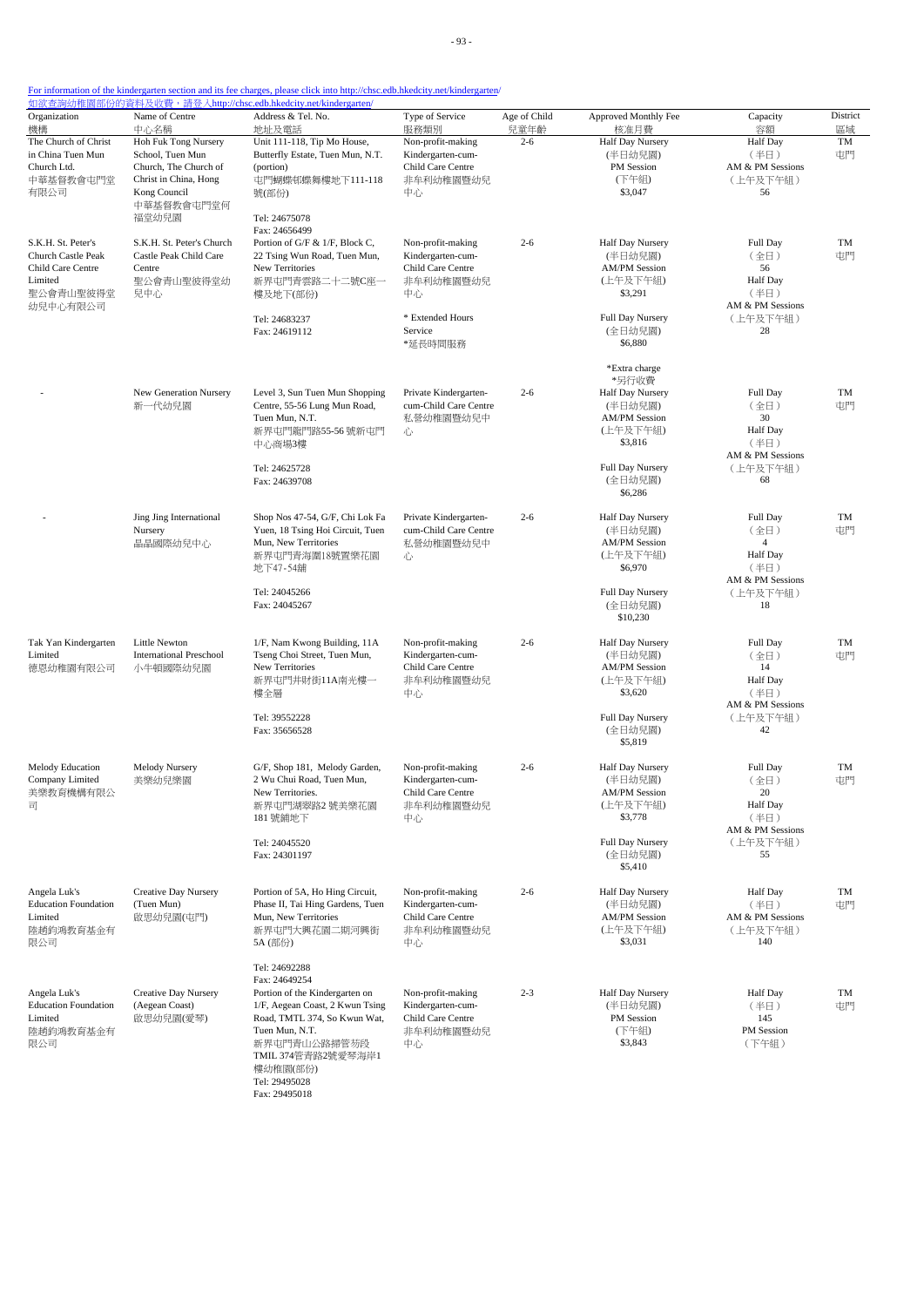For information of the kindergarten section and its fee charges, please click into http://chsc.edb.hkedcity.net/kindergarten/
如欲查詢幼稚園部份的資料及收費，請登入http://chsc.edb.hkedcity.net/kindergarten/

| Organization 機構 | Name of Centre 中心名稱 | Address & Tel. No. 地址及電話 | Type of Service 服務類別 | Age of Child 兒童年齡 | Approved Monthly Fee 核准月費 | Capacity 容額 | District 區域 |
|---|---|---|---|---|---|---|---|
| The Church of Christ in China Tuen Mun Church Ltd. 中華基督教會屯門堂有限公司 | Hoh Fuk Tong Nursery School, Tuen Mun Church, The Church of Christ in China, Hong Kong Council 中華基督教會屯門堂何福堂幼兒園 | Unit 111-118, Tip Mo House, Butterfly Estate, Tuen Mun, N.T. (portion) 屯門蝴蝶邨蝶舞樓地下111-118號(部份) Tel: 24675078 Fax: 24656499 | Non-profit-making Kindergarten-cum-Child Care Centre 非牟利幼稚園暨幼兒中心 | 2-6 | Half Day Nursery (半日幼兒園) PM Session (下午組) $3,047 | Half Day AM & PM Sessions (上午及下午組) 56 | TM 屯門 |
| S.K.H. St. Peter's Church Castle Peak Child Care Centre Limited 聖公會青山聖彼得堂幼兒中心有限公司 | S.K.H. St. Peter's Church Castle Peak Child Care Centre 聖公會青山聖彼得堂幼兒中心 | Portion of G/F & 1/F, Block C, 22 Tsing Wun Road, Tuen Mun, New Territories 新界屯門青雲路二十二號C座一樓及地下(部份) Tel: 24683237 Fax: 24619112 | Non-profit-making Kindergarten-cum-Child Care Centre 非牟利幼稚園暨幼兒中心 * Extended Hours Service *延長時間服務 | 2-6 | Half Day Nursery (半日幼兒園) AM/PM Session (上午及下午組) $3,291 Full Day Nursery (全日幼兒園) $6,880 *Extra charge *另行收費 | Full Day (全日) 56 Half Day (半日) AM & PM Sessions (上午及下午組) 28 | TM 屯門 |
| - | New Generation Nursery 新一代幼兒園 | Level 3, Sun Tuen Mun Shopping Centre, 55-56 Lung Mun Road, Tuen Mun, N.T. 新界屯門龍門路55-56 號新屯門中心商場3樓 Tel: 24625728 Fax: 24639708 | Private Kindergarten-cum-Child Care Centre 私營幼稚園暨幼兒中心 | 2-6 | Half Day Nursery (半日幼兒園) AM/PM Session (上午及下午組) $3,816 Full Day Nursery (全日幼兒園) $6,286 | Full Day (全日) 30 Half Day (半日) AM & PM Sessions (上午及下午組) 68 | TM 屯門 |
| - | Jing Jing International Nursery 晶晶國際幼兒中心 | Shop Nos 47-54, G/F, Chi Lok Fa Yuen, 18 Tsing Hoi Circuit, Tuen Mun, New Territories 新界屯門青海圍18號置樂花園地下47-54舖 Tel: 24045266 Fax: 24045267 | Private Kindergarten-cum-Child Care Centre 私營幼稚園暨幼兒中心 | 2-6 | Half Day Nursery (半日幼兒園) AM/PM Session (上午及下午組) $6,970 Full Day Nursery (全日幼兒園) $10,230 | Full Day (全日) 4 Half Day (半日) AM & PM Sessions (上午及下午組) 18 | TM 屯門 |
| Tak Yan Kindergarten Limited 德恩幼稚園有限公司 | Little Newton International Preschool 小牛頓國際幼兒園 | 1/F, Nam Kwong Building, 11A Tseng Choi Street, Tuen Mun, New Territories 新界屯門井財街11A南光樓一樓全層 Tel: 39552228 Fax: 35656528 | Non-profit-making Kindergarten-cum-Child Care Centre 非牟利幼稚園暨幼兒中心 | 2-6 | Half Day Nursery (半日幼兒園) AM/PM Session (上午及下午組) $3,620 Full Day Nursery (全日幼兒園) $5,819 | Full Day (全日) 14 Half Day (半日) AM & PM Sessions (上午及下午組) 42 | TM 屯門 |
| Melody Education Company Limited 美樂教育機構有限公司 | Melody Nursery 美樂幼兒園 | G/F, Shop 181, Melody Garden, 2 Wu Chui Road, Tuen Mun, New Territories. 新界屯門湖翠路2 號美樂花園181 號舖地下 Tel: 24045520 Fax: 24301197 | Non-profit-making Kindergarten-cum-Child Care Centre 非牟利幼稚園暨幼兒中心 | 2-6 | Half Day Nursery (半日幼兒園) AM/PM Session (上午及下午組) $3,778 Full Day Nursery (全日幼兒園) $5,410 | Full Day (全日) 20 Half Day (半日) AM & PM Sessions (上午及下午組) 55 | TM 屯門 |
| Angela Luk's Education Foundation Limited 陸趙鈞鴻教育基金有限公司 | Creative Day Nursery (Tuen Mun) 啟思幼兒園(屯門) | Portion of 5A, Ho Hing Circuit, Phase II, Tai Hing Gardens, Tuen Mun, New Territories 新界屯門大興花園二期河興街5A (部份) Tel: 24692288 Fax: 24649254 | Non-profit-making Kindergarten-cum-Child Care Centre 非牟利幼稚園暨幼兒中心 | 2-6 | Half Day Nursery (半日幼兒園) AM/PM Session (上午及下午組) $3,031 | Half Day (半日) AM & PM Sessions (上午及下午組) 140 | TM 屯門 |
| Angela Luk's Education Foundation Limited 陸趙鈞鴻教育基金有限公司 | Creative Day Nursery (Aegean Coast) 啟思幼兒園(愛琴) | Portion of the Kindergarten on 1/F, Aegean Coast, 2 Kwun Tsing Road, TMTL 374, So Kwun Wat, Tuen Mun, N.T. 新界屯門青山公路掃管笏段TMIL 374管青路2號愛琴海岸1樓幼稚園(部份) Tel: 29495028 Fax: 29495018 | Non-profit-making Kindergarten-cum-Child Care Centre 非牟利幼稚園暨幼兒中心 | 2-3 | Half Day Nursery (半日幼兒園) PM Session (下午組) $3,843 | Half Day (半日) 145 PM Session (下午組) | TM 屯門 |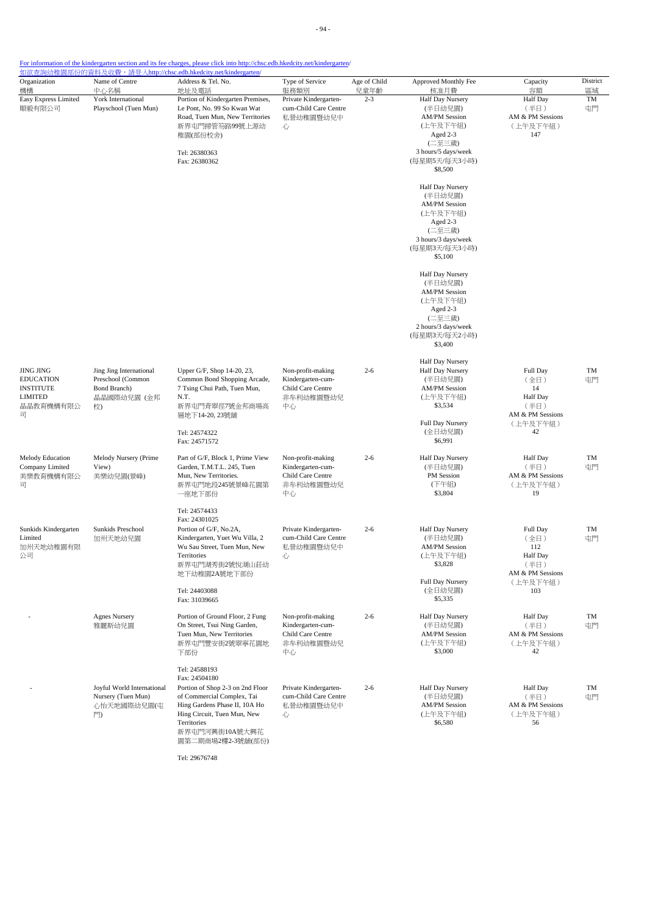[For information of the kindergarten section and its fee charges, please click into http://chsc.edb.hkedcity.net/kindergarten/](http://chsc.edb.hkedcity.net/kindergarten/)
[如欲查詢幼稚園部份的資料及收費，請登入http://chsc.edb.hkedcity.net/kindergarten/](http://chsc.edb.hkedcity.net/kindergarten/)

| Organization 機構 | Name of Centre 中心名稱 | Address & Tel. No. 地址及電話 | Type of Service 服務類別 | Age of Child 兒童年齡 | Approved Monthly Fee 核准月費 | Capacity 容額 | District 區域 |
|---|---|---|---|---|---|---|---|
| Easy Express Limited 順毅有限公司 | York International Playschool (Tuen Mun) | Portion of Kindergarten Premises, Le Pont, No. 99 So Kwan Wat Road, Tuen Mun, New Territories 新界屯門掃管笏路99號上源幼稚園(部份校舍)<br>Tel: 26380363<br>Fax: 26380362 | Private Kindergarten-cum-Child Care Centre 私營幼稚園暨幼兒中心 | 2-3 | Half Day Nursery (半日幼兒園) AM/PM Session (上午及下午組) Aged 2-3 (二至三歲) 3 hours/5 days/week (每星期5天/每天3小時) $8,500<br>Half Day Nursery (半日幼兒園) AM/PM Session (上午及下午組) Aged 2-3 (二至三歲) 3 hours/3 days/week (每星期3天/每天3小時) $5,100<br>Half Day Nursery (半日幼兒園) AM/PM Session (上午及下午組) Aged 2-3 (二至三歲) 2 hours/3 days/week (每星期3天/每天2小時) $3,400 | Half Day AM & PM Sessions (上午及下午組) 147 | TM 屯門 |
| JING JING EDUCATION INSTITUTE LIMITED 晶晶教育機構有限公司 | Jing Jing International Preschool (Common Bond Branch) 晶晶國際幼兒園 (金邦校) | Upper G/F, Shop 14-20, 23, Common Bond Shopping Arcade, 7 Tsing Chui Path, Tuen Mun, N.T. 新界屯門青翠徑7號金邦商場高層地下14-20, 23號舖<br>Tel: 24574322<br>Fax: 24571572 | Non-profit-making Kindergarten-cum-Child Care Centre 非牟利幼稚園暨幼兒中心 | 2-6 | Half Day Nursery<br>Half Day Nursery (半日幼兒園) AM/PM Session (上午及下午組) $3,534<br>Full Day Nursery (全日幼兒園) $6,991 | Full Day (全日) 14<br>Half Day (半日) AM & PM Sessions (上午及下午組) 42 | TM 屯門 |
| Melody Education Company Limited 美樂教育機構有限公司 | Melody Nursery (Prime View) 美樂幼兒園(景峰) | Part of G/F, Block 1, Prime View Garden, T.M.T.L. 245, Tuen Mun, New Territories. 新界屯門地段245號景峰花園第一座地下部份<br>Tel: 24574433<br>Fax: 24301025 | Non-profit-making Kindergarten-cum-Child Care Centre 非牟利幼稚園暨幼兒中心 | 2-6 | Half Day Nursery (半日幼兒園) PM Session (下午組) $3,804 | Half Day AM & PM Sessions (上午及下午組) 19 | TM 屯門 |
| Sunkids Kindergarten Limited 加州天地幼稚園有限公司 | Sunkids Preschool 加州天地幼兒園 | Portion of G/F, No.2A, Kindergarten, Yuet Wu Villa, 2 Wu Sau Street, Tuen Mun, New Territories 新界屯門湖秀街2號悅湖山莊幼地下幼稚園2A號地下部份<br>Tel: 24403088<br>Fax: 31039665 | Private Kindergarten-cum-Child Care Centre 私營幼稚園暨幼兒中心 | 2-6 | Half Day Nursery (半日幼兒園) AM/PM Session (上午及下午組) $3,828<br>Full Day Nursery (全日幼兒園) $5,335 | Full Day (全日) 112<br>Half Day (半日) AM & PM Sessions (上午及下午組) 103 | TM 屯門 |
| - | Agnes Nursery 雅麗斯幼兒園 | Portion of Ground Floor, 2 Fung On Street, Tsui Ning Garden, Tuen Mun, New Territories 新界屯門豐安街2號翠寧花園地下部份<br>Tel: 24588193<br>Fax: 24504180 | Non-profit-making Kindergarten-cum-Child Care Centre 非牟利幼稚園暨幼兒中心 | 2-6 | Half Day Nursery (半日幼兒園) AM/PM Session (上午及下午組) $3,000 | Half Day (半日) AM & PM Sessions (上午及下午組) 42 | TM 屯門 |
| - | Joyful World International Nursery (Tuen Mun) 心怡天地國際幼兒園(屯門) | Portion of Shop 2-3 on 2nd Floor of Commercial Complex, Tai Hing Gardens Phase II, 10A Ho Hing Circuit, Tuen Mun, New Territories 新界屯門河興街10A號大興花園第二期商場2樓2-3號舖(部份)<br>Tel: 29676748 | Private Kindergarten-cum-Child Care Centre 私營幼稚園暨幼兒中心 | 2-6 | Half Day Nursery (半日幼兒園) AM/PM Session (上午及下午組) $6,580 | Half Day (半日) AM & PM Sessions (上午及下午組) 56 | TM 屯門 |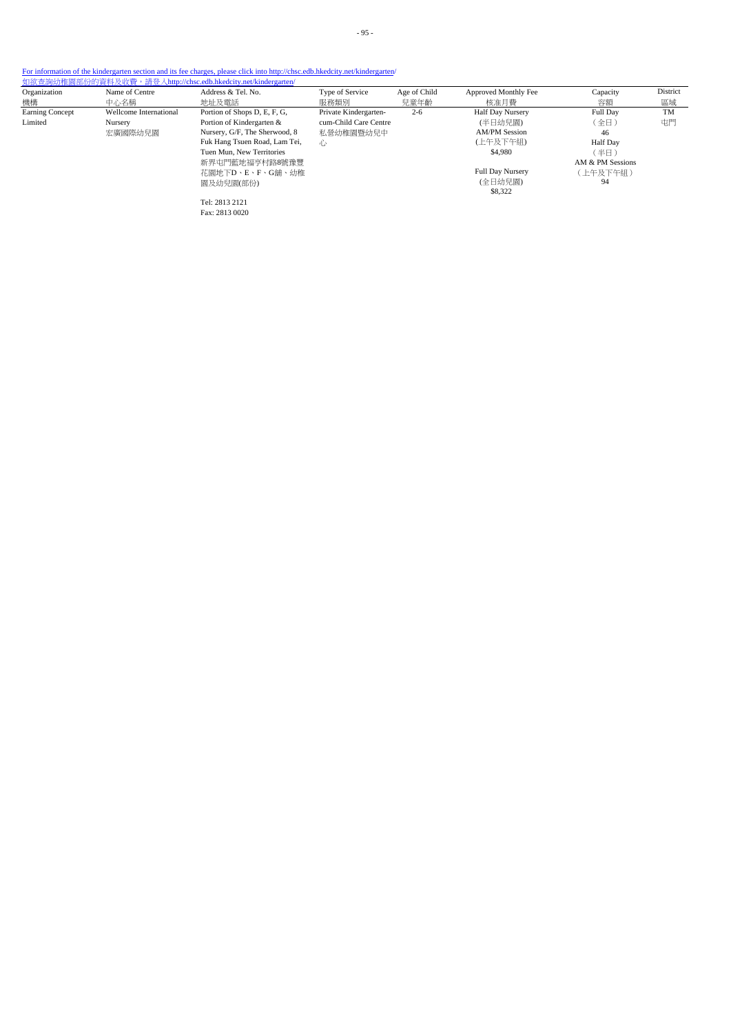For information of the kindergarten section and its fee charges, please click into http://chsc.edb.hkedcity.net/kindergarten/
如欲查詢幼稚園部份的資料及收費，請登入http://chsc.edb.hkedcity.net/kindergarten/

| Organization 機構 | Name of Centre 中心名稱 | Address & Tel. No. 地址及電話 | Type of Service 服務類別 | Age of Child 兒童年齡 | Approved Monthly Fee 核准月費 | Capacity 容額 | District 區域 |
|---|---|---|---|---|---|---|---|
| Earning Concept Limited | Wellcome International Nursery 宏廣國際幼兒園 | Portion of Shops D, E, F, G, Portion of Kindergarten & Nursery, G/F, The Sherwood, 8 Fuk Hang Tsuen Road, Lam Tei, Tuen Mun, New Territories 新界屯門藍地福亨村路8號豫豐花園地下D、E、F、G舖、幼稚園及幼兒園(部份) Tel: 2813 2121 Fax: 2813 0020 | Private Kindergarten-cum-Child Care Centre 私營幼稚園暨幼兒中心 | 2-6 | Half Day Nursery (半日幼兒園) AM/PM Session (上午及下午組) $4,980 Full Day Nursery (全日幼兒園) $8,322 | Full Day （全日） 46 Half Day （半日） AM & PM Sessions （上午及下午組） 94 | TM 屯門 |